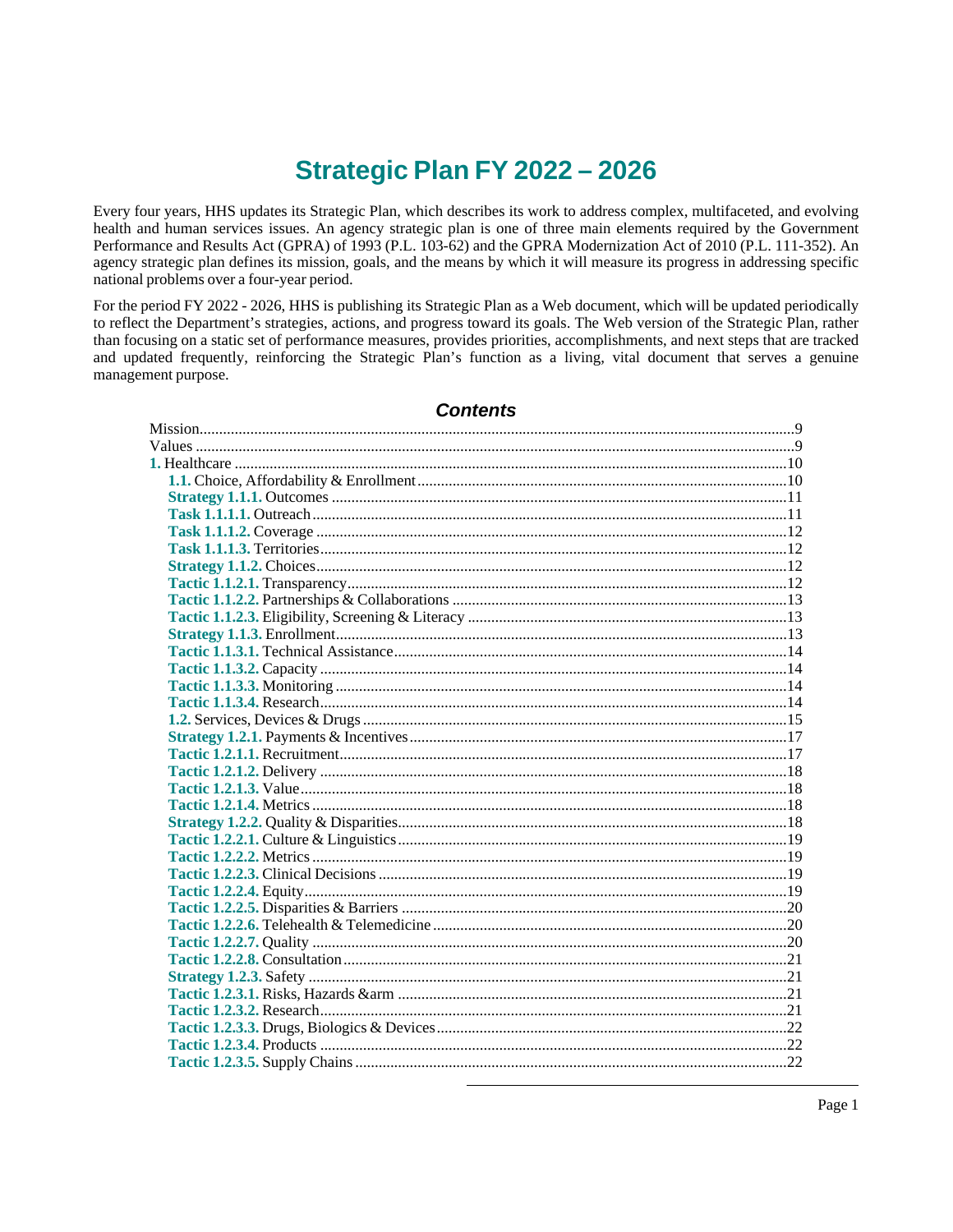# Strategic Plan FY 2022 – 2026

Every four years, HHS updates its Strategic Plan, which describes its work to address complex, multifaceted, and evolving health and human services issues. An agency strategic plan is one of three main elements required by the Government Performance and Results Act (GPRA) of 1993 (P.L. 103-62) and the GPRA Modernization Act of 2010 (P.L. 111-352). An agency strategic plan defines its mission, goals, and the means by which it will measure its progress in addressing specific national problems over a four-year period.

For the period FY 2022 - 2026, HHS is publishing its Strategic Plan as a Web document, which will be updated periodically to reflect the Department's strategies, actions, and progress toward its goals. The Web version of the Strategic Plan, rather than focusing on a static set of performance measures, provides priorities, accomplishments, and next steps that are tracked and updated frequently, reinforcing the Strategic Plan's function as a living, vital document that serves a genuine management purpose.

## *Contents*

- Mission....9
- Values....9
- **1.** Healthcare....10
  - **1.1.** Choice, Affordability & Enrollment....10
  - **Strategy 1.1.1.** Outcomes....11
  - **Task 1.1.1.1.** Outreach....11
  - **Task 1.1.1.2.** Coverage....12
  - **Task 1.1.1.3.** Territories....12
  - **Strategy 1.1.2.** Choices....12
  - **Tactic 1.1.2.1.** Transparency....12
  - **Tactic 1.1.2.2.** Partnerships & Collaborations....13
  - **Tactic 1.1.2.3.** Eligibility, Screening & Literacy....13
  - **Strategy 1.1.3.** Enrollment....13
  - **Tactic 1.1.3.1.** Technical Assistance....14
  - **Tactic 1.1.3.2.** Capacity....14
  - **Tactic 1.1.3.3.** Monitoring....14
  - **Tactic 1.1.3.4.** Research....14
  - **1.2.** Services, Devices & Drugs....15
  - **Strategy 1.2.1.** Payments & Incentives....17
  - **Tactic 1.2.1.1.** Recruitment....17
  - **Tactic 1.2.1.2.** Delivery....18
  - **Tactic 1.2.1.3.** Value....18
  - **Tactic 1.2.1.4.** Metrics....18
  - **Strategy 1.2.2.** Quality & Disparities....18
  - **Tactic 1.2.2.1.** Culture & Linguistics....19
  - **Tactic 1.2.2.2.** Metrics....19
  - **Tactic 1.2.2.3.** Clinical Decisions....19
  - **Tactic 1.2.2.4.** Equity....19
  - **Tactic 1.2.2.5.** Disparities & Barriers....20
  - **Tactic 1.2.2.6.** Telehealth & Telemedicine....20
  - **Tactic 1.2.2.7.** Quality....20
  - **Tactic 1.2.2.8.** Consultation....21
  - **Strategy 1.2.3.** Safety....21
  - **Tactic 1.2.3.1.** Risks, Hazards &arm....21
  - **Tactic 1.2.3.2.** Research....21
  - **Tactic 1.2.3.3.** Drugs, Biologics & Devices....22
  - **Tactic 1.2.3.4.** Products....22
  - **Tactic 1.2.3.5.** Supply Chains....22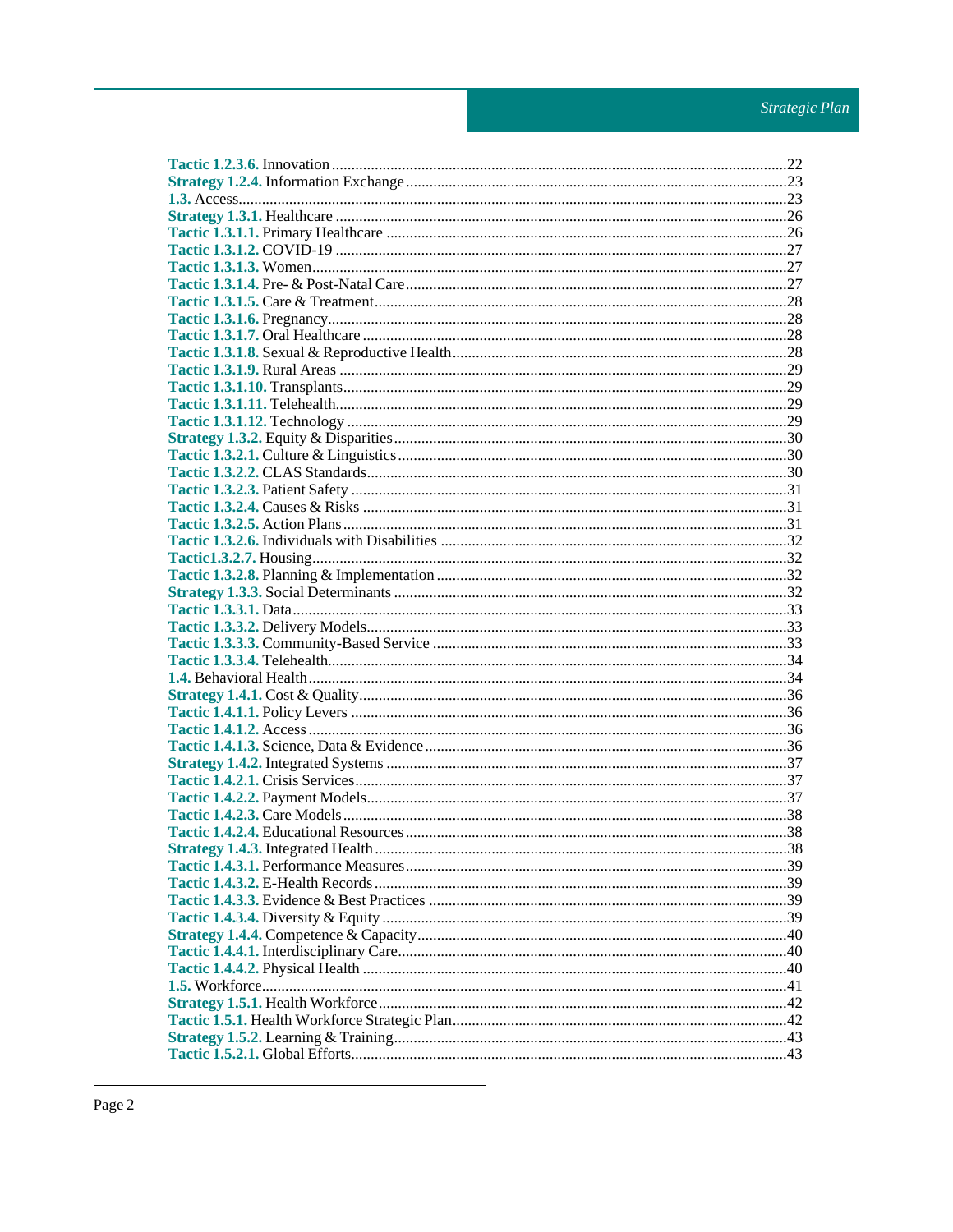**Tactic 1.2.3.6.** Innovation ....................................................................................................22
**Strategy 1.2.4.** Information Exchange .................................................................................23
**1.3.** Access...........................................................................................................................23
**Strategy 1.3.1.** Healthcare ....................................................................................................26
**Tactic 1.3.1.1.** Primary Healthcare .......................................................................................26
**Tactic 1.3.1.2.** COVID-19 .....................................................................................................27
**Tactic 1.3.1.3.** Women..........................................................................................................27
**Tactic 1.3.1.4.** Pre- & Post-Natal Care..................................................................................27
**Tactic 1.3.1.5.** Care & Treatment..........................................................................................28
**Tactic 1.3.1.6.** Pregnancy......................................................................................................28
**Tactic 1.3.1.7.** Oral Healthcare .............................................................................................28
**Tactic 1.3.1.8.** Sexual & Reproductive Health......................................................................28
**Tactic 1.3.1.9.** Rural Areas ...................................................................................................29
**Tactic 1.3.1.10.** Transplants..................................................................................................29
**Tactic 1.3.1.11.** Telehealth....................................................................................................29
**Tactic 1.3.1.12.** Technology .................................................................................................29
**Strategy 1.3.2.** Equity & Disparities......................................................................................30
**Tactic 1.3.2.1.** Culture & Linguistics....................................................................................30
**Tactic 1.3.2.2.** CLAS Standards............................................................................................30
**Tactic 1.3.2.3.** Patient Safety ................................................................................................31
**Tactic 1.3.2.4.** Causes & Risks .............................................................................................31
**Tactic 1.3.2.5.** Action Plans..................................................................................................31
**Tactic 1.3.2.6.** Individuals with Disabilities .........................................................................32
**Tactic1.3.2.7.** Housing..........................................................................................................32
**Tactic 1.3.2.8.** Planning & Implementation ..........................................................................32
**Strategy 1.3.3.** Social Determinants .....................................................................................32
**Tactic 1.3.3.1.** Data...............................................................................................................33
**Tactic 1.3.3.2.** Delivery Models............................................................................................33
**Tactic 1.3.3.3.** Community-Based Service ...........................................................................33
**Tactic 1.3.3.4.** Telehealth......................................................................................................34
**1.4.** Behavioral Health...........................................................................................................34
**Strategy 1.4.1.** Cost & Quality..............................................................................................36
**Tactic 1.4.1.1.** Policy Levers ................................................................................................36
**Tactic 1.4.1.2.** Access ...........................................................................................................36
**Tactic 1.4.1.3.** Science, Data & Evidence .............................................................................36
**Strategy 1.4.2.** Integrated Systems .......................................................................................37
**Tactic 1.4.2.1.** Crisis Services...............................................................................................37
**Tactic 1.4.2.2.** Payment Models............................................................................................37
**Tactic 1.4.2.3.** Care Models..................................................................................................38
**Tactic 1.4.2.4.** Educational Resources..................................................................................38
**Strategy 1.4.3.** Integrated Health ..........................................................................................38
**Tactic 1.4.3.1.** Performance Measures..................................................................................39
**Tactic 1.4.3.2.** E-Health Records..........................................................................................39
**Tactic 1.4.3.3.** Evidence & Best Practices ............................................................................39
**Tactic 1.4.3.4.** Diversity & Equity ........................................................................................39
**Strategy 1.4.4.** Competence & Capacity...............................................................................40
**Tactic 1.4.4.1.** Interdisciplinary Care....................................................................................40
**Tactic 1.4.4.2.** Physical Health .............................................................................................40
**1.5.** Workforce.......................................................................................................................41
**Strategy 1.5.1.** Health Workforce .........................................................................................42
**Tactic 1.5.1.** Health Workforce Strategic Plan.....................................................................42
**Strategy 1.5.2.** Learning & Training.....................................................................................43
**Tactic 1.5.2.1.** Global Efforts................................................................................................43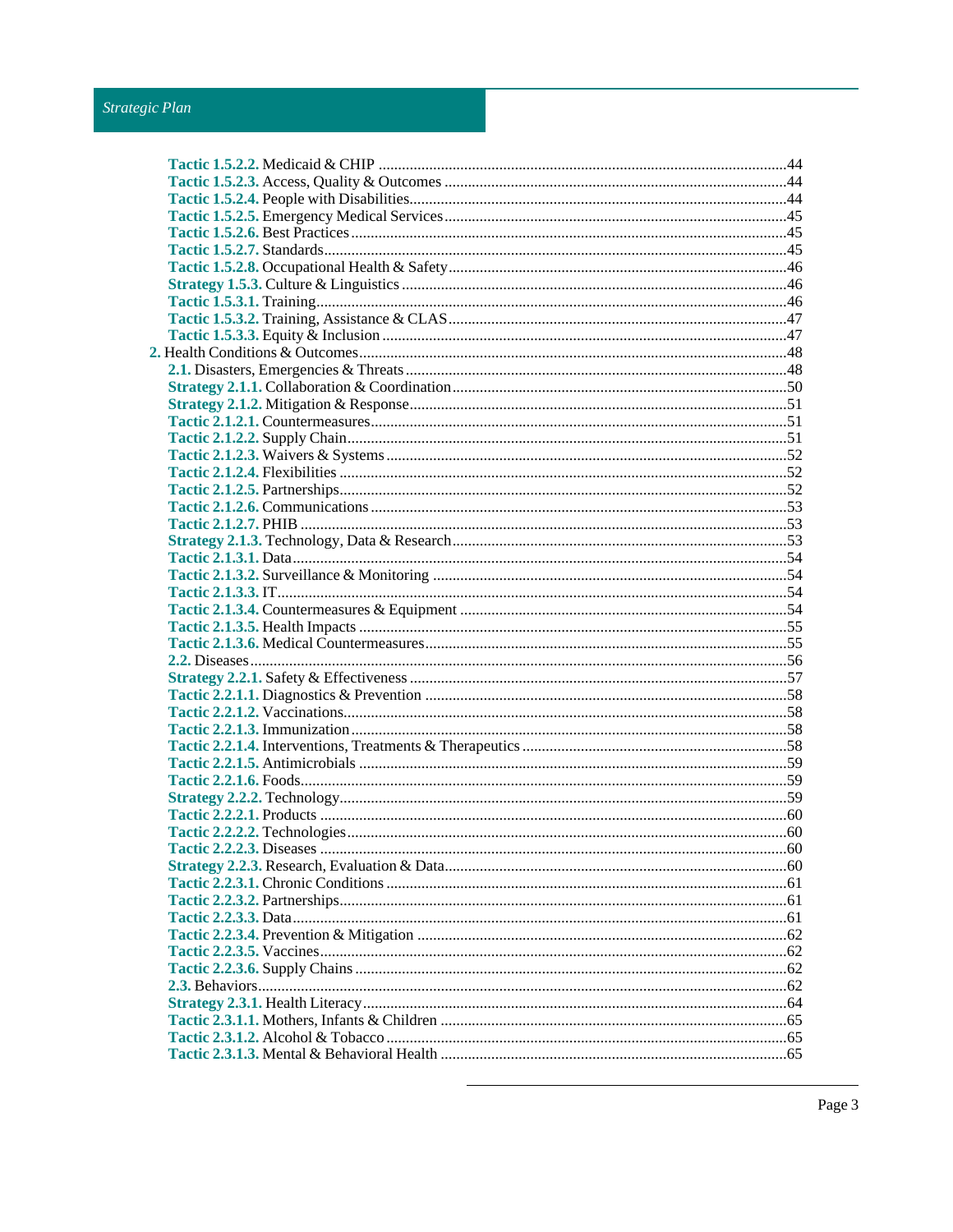**Tactic 1.5.2.2.** Medicaid & CHIP ....................................................................................44
**Tactic 1.5.2.3.** Access, Quality & Outcomes .....................................................................44
**Tactic 1.5.2.4.** People with Disabilities...............................................................................44
**Tactic 1.5.2.5.** Emergency Medical Services .....................................................................45
**Tactic 1.5.2.6.** Best Practices .............................................................................................45
**Tactic 1.5.2.7.** Standards.....................................................................................................45
**Tactic 1.5.2.8.** Occupational Health & Safety .....................................................................46
**Strategy 1.5.3.** Culture & Linguistics ...................................................................................46
**Tactic 1.5.3.1.** Training.......................................................................................................46
**Tactic 1.5.3.2.** Training, Assistance & CLAS .....................................................................47
**Tactic 1.5.3.3.** Equity & Inclusion ......................................................................................47
**2.** Health Conditions & Outcomes...........................................................................................48
**2.1.** Disasters, Emergencies & Threats ...................................................................................48
**Strategy 2.1.1.** Collaboration & Coordination .....................................................................50
**Strategy 2.1.2.** Mitigation & Response.................................................................................51
**Tactic 2.1.2.1.** Countermeasures..........................................................................................51
**Tactic 2.1.2.2.** Supply Chain................................................................................................51
**Tactic 2.1.2.3.** Waivers & Systems ......................................................................................52
**Tactic 2.1.2.4.** Flexibilities ..................................................................................................52
**Tactic 2.1.2.5.** Partnerships..................................................................................................52
**Tactic 2.1.2.6.** Communications ..........................................................................................53
**Tactic 2.1.2.7.** PHIB ............................................................................................................53
**Strategy 2.1.3.** Technology, Data & Research......................................................................53
**Tactic 2.1.3.1.** Data..............................................................................................................54
**Tactic 2.1.3.2.** Surveillance & Monitoring ..........................................................................54
**Tactic 2.1.3.3.** IT..................................................................................................................54
**Tactic 2.1.3.4.** Countermeasures & Equipment ...................................................................54
**Tactic 2.1.3.5.** Health Impacts .............................................................................................55
**Tactic 2.1.3.6.** Medical Countermeasures............................................................................55
**2.2.** Diseases .........................................................................................................................56
**Strategy 2.2.1.** Safety & Effectiveness .................................................................................57
**Tactic 2.2.1.1.** Diagnostics & Prevention ............................................................................58
**Tactic 2.2.1.2.** Vaccinations.................................................................................................58
**Tactic 2.2.1.3.** Immunization...............................................................................................58
**Tactic 2.2.1.4.** Interventions, Treatments & Therapeutics ...................................................58
**Tactic 2.2.1.5.** Antimicrobials .............................................................................................59
**Tactic 2.2.1.6.** Foods............................................................................................................59
**Strategy 2.2.2.** Technology...................................................................................................59
**Tactic 2.2.2.1.** Products .......................................................................................................60
**Tactic 2.2.2.2.** Technologies................................................................................................60
**Tactic 2.2.2.3.** Diseases .......................................................................................................60
**Strategy 2.2.3.** Research, Evaluation & Data.......................................................................60
**Tactic 2.2.3.1.** Chronic Conditions ......................................................................................61
**Tactic 2.2.3.2.** Partnerships..................................................................................................61
**Tactic 2.2.3.3.** Data..............................................................................................................61
**Tactic 2.2.3.4.** Prevention & Mitigation ..............................................................................62
**Tactic 2.2.3.5.** Vaccines.......................................................................................................62
**Tactic 2.2.3.6.** Supply Chains ..............................................................................................62
**2.3.** Behaviors.......................................................................................................................62
**Strategy 2.3.1.** Health Literacy............................................................................................64
**Tactic 2.3.1.1.** Mothers, Infants & Children ........................................................................65
**Tactic 2.3.1.2.** Alcohol & Tobacco .....................................................................................65
**Tactic 2.3.1.3.** Mental & Behavioral Health ........................................................................65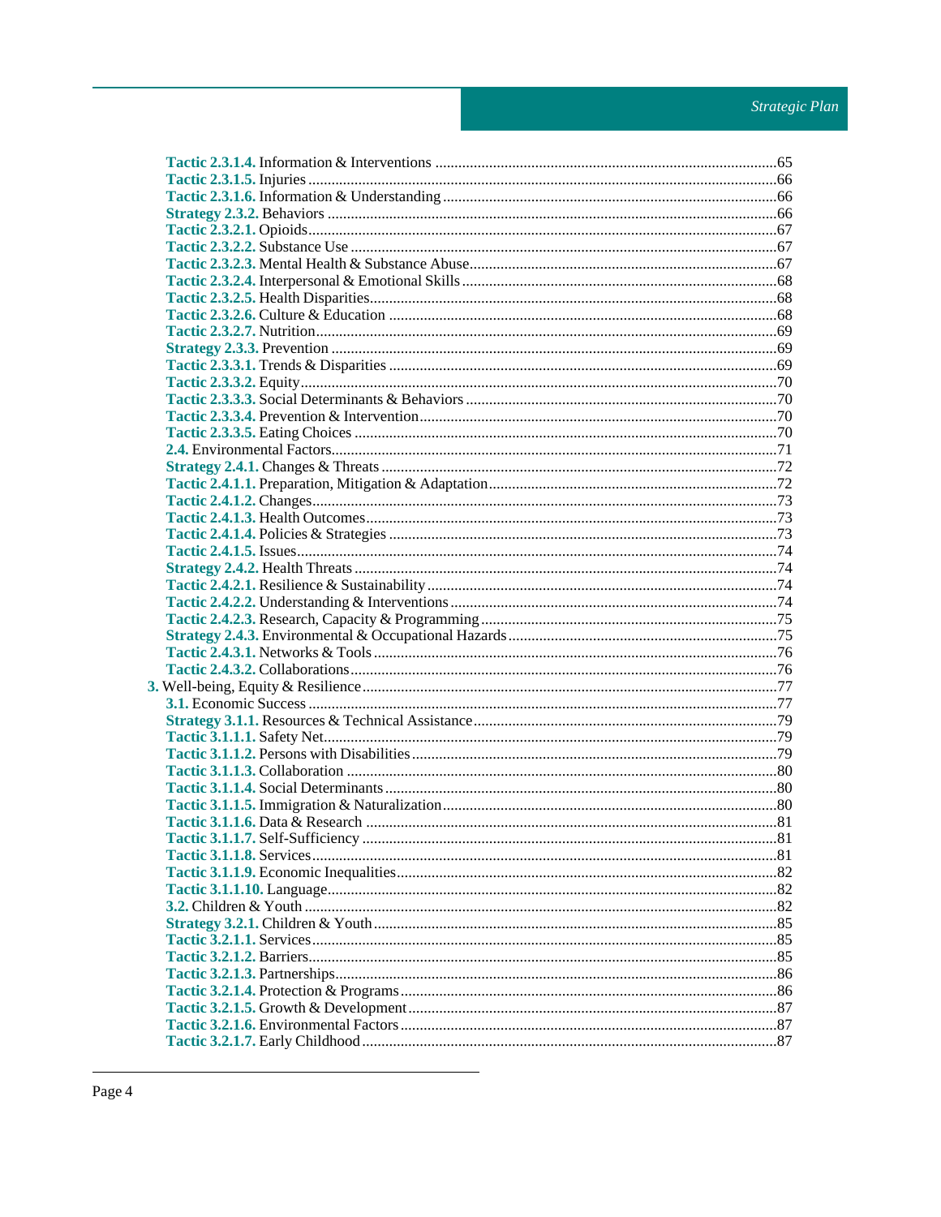**Tactic 2.3.1.4.** Information & Interventions ........................................................................65
**Tactic 2.3.1.5.** Injuries ........................................................................................................66
**Tactic 2.3.1.6.** Information & Understanding ......................................................................66
**Strategy 2.3.2.** Behaviors ....................................................................................................66
**Tactic 2.3.2.1.** Opioids .........................................................................................................67
**Tactic 2.3.2.2.** Substance Use ..............................................................................................67
**Tactic 2.3.2.3.** Mental Health & Substance Abuse ................................................................67
**Tactic 2.3.2.4.** Interpersonal & Emotional Skills ..................................................................68
**Tactic 2.3.2.5.** Health Disparities .........................................................................................68
**Tactic 2.3.2.6.** Culture & Education .....................................................................................68
**Tactic 2.3.2.7.** Nutrition .......................................................................................................69
**Strategy 2.3.3.** Prevention ....................................................................................................69
**Tactic 2.3.3.1.** Trends & Disparities .....................................................................................69
**Tactic 2.3.3.2.** Equity ...........................................................................................................70
**Tactic 2.3.3.3.** Social Determinants & Behaviors .................................................................70
**Tactic 2.3.3.4.** Prevention & Intervention .............................................................................70
**Tactic 2.3.3.5.** Eating Choices ..............................................................................................70
**2.4.** Environmental Factors ...................................................................................................71
**Strategy 2.4.1.** Changes & Threats .......................................................................................72
**Tactic 2.4.1.1.** Preparation, Mitigation & Adaptation ...........................................................72
**Tactic 2.4.1.2.** Changes ........................................................................................................73
**Tactic 2.4.1.3.** Health Outcomes ..........................................................................................73
**Tactic 2.4.1.4.** Policies & Strategies .....................................................................................73
**Tactic 2.4.1.5.** Issues ............................................................................................................74
**Strategy 2.4.2.** Health Threats .............................................................................................74
**Tactic 2.4.2.1.** Resilience & Sustainability ...........................................................................74
**Tactic 2.4.2.2.** Understanding & Interventions .....................................................................74
**Tactic 2.4.2.3.** Research, Capacity & Programming .............................................................75
**Strategy 2.4.3.** Environmental & Occupational Hazards ......................................................75
**Tactic 2.4.3.1.** Networks & Tools ..........................................................................................76
**Tactic 2.4.3.2.** Collaborations ...............................................................................................76
**3.** Well-being, Equity & Resilience ............................................................................................77
**3.1.** Economic Success .........................................................................................................77
**Strategy 3.1.1.** Resources & Technical Assistance ..............................................................79
**Tactic 3.1.1.1.** Safety Net .....................................................................................................79
**Tactic 3.1.1.2.** Persons with Disabilities ...............................................................................79
**Tactic 3.1.1.3.** Collaboration ...............................................................................................80
**Tactic 3.1.1.4.** Social Determinants .....................................................................................80
**Tactic 3.1.1.5.** Immigration & Naturalization ......................................................................80
**Tactic 3.1.1.6.** Data & Research ..........................................................................................81
**Tactic 3.1.1.7.** Self-Sufficiency ............................................................................................81
**Tactic 3.1.1.8.** Services ........................................................................................................81
**Tactic 3.1.1.9.** Economic Inequalities ..................................................................................82
**Tactic 3.1.1.10.** Language ...................................................................................................82
**3.2.** Children & Youth ...........................................................................................................82
**Strategy 3.2.1.** Children & Youth ........................................................................................85
**Tactic 3.2.1.1.** Services ........................................................................................................85
**Tactic 3.2.1.2.** Barriers .........................................................................................................85
**Tactic 3.2.1.3.** Partnerships ..................................................................................................86
**Tactic 3.2.1.4.** Protection & Programs .................................................................................86
**Tactic 3.2.1.5.** Growth & Development ...............................................................................87
**Tactic 3.2.1.6.** Environmental Factors .................................................................................87
**Tactic 3.2.1.7.** Early Childhood ...........................................................................................87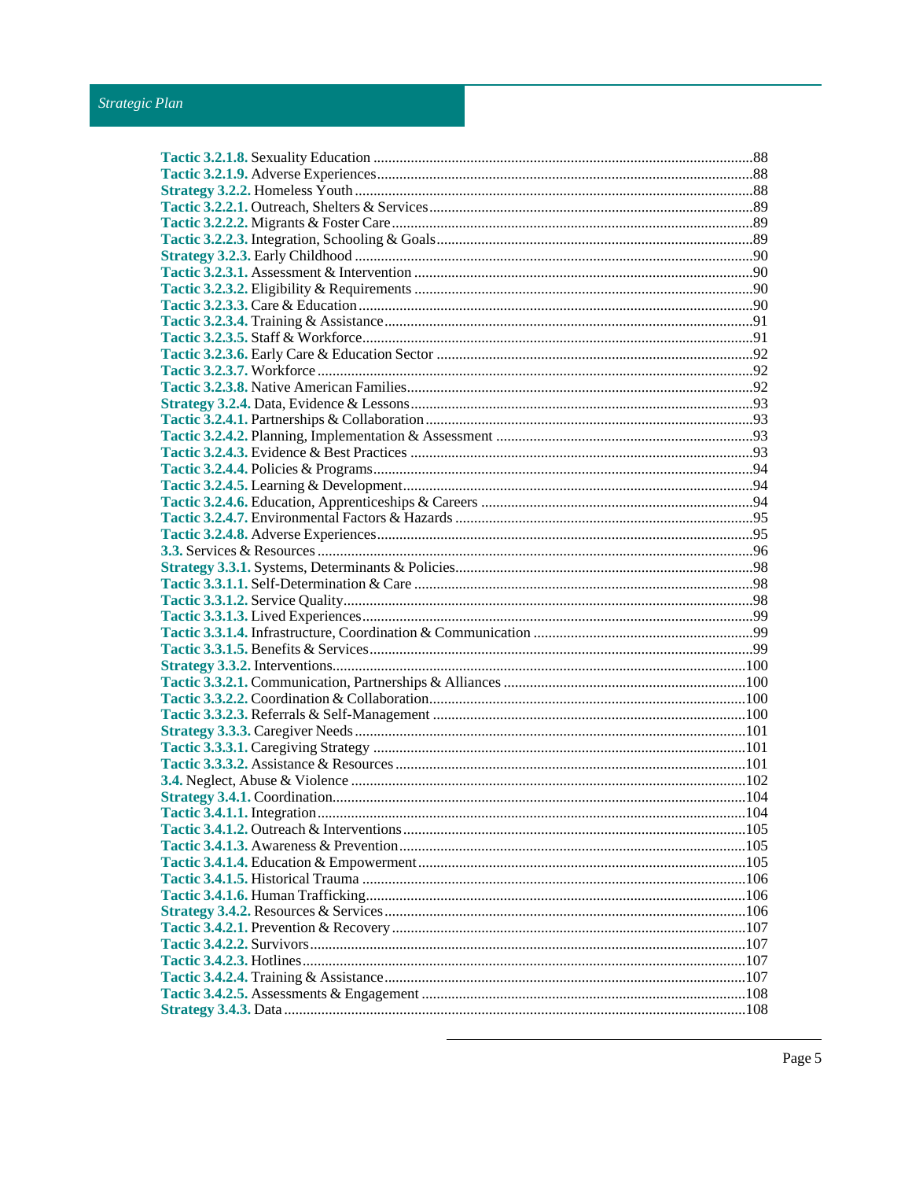**Tactic 3.2.1.8.** Sexuality Education ....................................................................................88
**Tactic 3.2.1.9.** Adverse Experiences....................................................................................88
**Strategy 3.2.2.** Homeless Youth .........................................................................................88
**Tactic 3.2.2.1.** Outreach, Shelters & Services.....................................................................89
**Tactic 3.2.2.2.** Migrants & Foster Care................................................................................89
**Tactic 3.2.2.3.** Integration, Schooling & Goals....................................................................89
**Strategy 3.2.3.** Early Childhood .........................................................................................90
**Tactic 3.2.3.1.** Assessment & Intervention .........................................................................90
**Tactic 3.2.3.2.** Eligibility & Requirements .........................................................................90
**Tactic 3.2.3.3.** Care & Education........................................................................................90
**Tactic 3.2.3.4.** Training & Assistance.................................................................................91
**Tactic 3.2.3.5.** Staff & Workforce.......................................................................................91
**Tactic 3.2.3.6.** Early Care & Education Sector ...................................................................92
**Tactic 3.2.3.7.** Workforce ....................................................................................................92
**Tactic 3.2.3.8.** Native American Families............................................................................92
**Strategy 3.2.4.** Data, Evidence & Lessons...........................................................................93
**Tactic 3.2.4.1.** Partnerships & Collaboration......................................................................93
**Tactic 3.2.4.2.** Planning, Implementation & Assessment ....................................................93
**Tactic 3.2.4.3.** Evidence & Best Practices ...........................................................................93
**Tactic 3.2.4.4.** Policies & Programs....................................................................................94
**Tactic 3.2.4.5.** Learning & Development.............................................................................94
**Tactic 3.2.4.6.** Education, Apprenticeships & Careers ........................................................94
**Tactic 3.2.4.7.** Environmental Factors & Hazards ...............................................................95
**Tactic 3.2.4.8.** Adverse Experiences....................................................................................95
**3.3.** Services & Resources ...................................................................................................96
**Strategy 3.3.1.** Systems, Determinants & Policies...............................................................98
**Tactic 3.3.1.1.** Self-Determination & Care ..........................................................................98
**Tactic 3.3.1.2.** Service Quality.............................................................................................98
**Tactic 3.3.1.3.** Lived Experiences........................................................................................99
**Tactic 3.3.1.4.** Infrastructure, Coordination & Communication ..........................................99
**Tactic 3.3.1.5.** Benefits & Services......................................................................................99
**Strategy 3.3.2.** Interventions...............................................................................................100
**Tactic 3.3.2.1.** Communication, Partnerships & Alliances ................................................100
**Tactic 3.3.2.2.** Coordination & Collaboration....................................................................100
**Tactic 3.3.2.3.** Referrals & Self-Management ...................................................................100
**Strategy 3.3.3.** Caregiver Needs .......................................................................................101
**Tactic 3.3.3.1.** Caregiving Strategy ...................................................................................101
**Tactic 3.3.3.2.** Assistance & Resources .............................................................................101
**3.4.** Neglect, Abuse & Violence ........................................................................................102
**Strategy 3.4.1.** Coordination...............................................................................................104
**Tactic 3.4.1.1.** Integration..................................................................................................104
**Tactic 3.4.1.2.** Outreach & Interventions...........................................................................105
**Tactic 3.4.1.3.** Awareness & Prevention............................................................................105
**Tactic 3.4.1.4.** Education & Empowerment.......................................................................105
**Tactic 3.4.1.5.** Historical Trauma ......................................................................................106
**Tactic 3.4.1.6.** Human Trafficking.....................................................................................106
**Strategy 3.4.2.** Resources & Services ................................................................................106
**Tactic 3.4.2.1.** Prevention & Recovery ..............................................................................107
**Tactic 3.4.2.2.** Survivors....................................................................................................107
**Tactic 3.4.2.3.** Hotlines......................................................................................................107
**Tactic 3.4.2.4.** Training & Assistance................................................................................107
**Tactic 3.4.2.5.** Assessments & Engagement ......................................................................108
**Strategy 3.4.3.** Data ..........................................................................................................108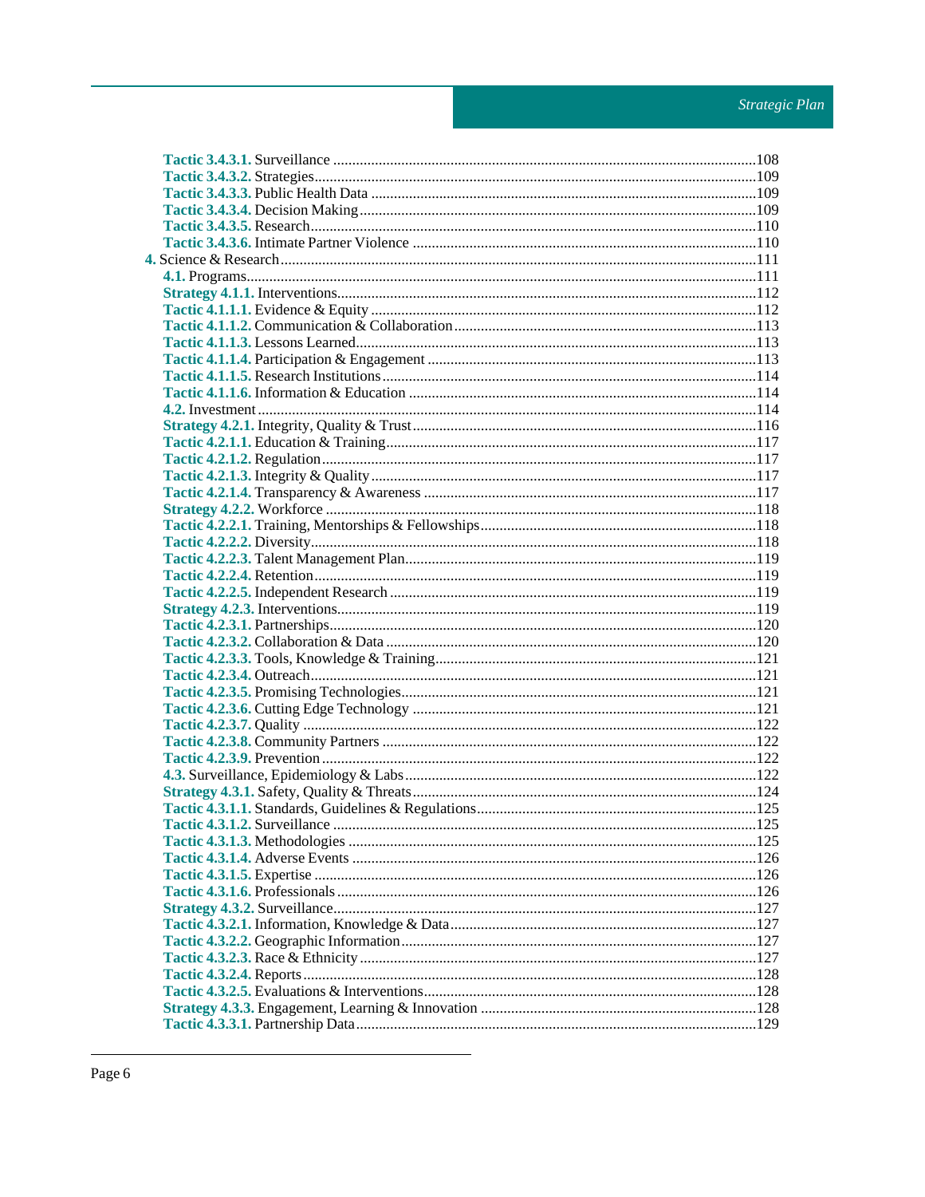Tactic 3.4.3.1. Surveillance ....................................................................................................108
Tactic 3.4.3.2. Strategies..........................................................................................................109
Tactic 3.4.3.3. Public Health Data ..........................................................................................109
Tactic 3.4.3.4. Decision Making ..............................................................................................109
Tactic 3.4.3.5. Research...........................................................................................................110
Tactic 3.4.3.6. Intimate Partner Violence ...............................................................................110
4. Science & Research ..................................................................................................................111
4.1. Programs.............................................................................................................................111
Strategy 4.1.1. Interventions.....................................................................................................112
Tactic 4.1.1.1. Evidence & Equity ..........................................................................................112
Tactic 4.1.1.2. Communication & Collaboration ....................................................................113
Tactic 4.1.1.3. Lessons Learned..............................................................................................113
Tactic 4.1.1.4. Participation & Engagement ...........................................................................113
Tactic 4.1.1.5. Research Institutions ......................................................................................114
Tactic 4.1.1.6. Information & Education ...............................................................................114
4.2. Investment ..........................................................................................................................114
Strategy 4.2.1. Integrity, Quality & Trust ................................................................................116
Tactic 4.2.1.1. Education & Training......................................................................................117
Tactic 4.2.1.2. Regulation.......................................................................................................117
Tactic 4.2.1.3. Integrity & Quality ..........................................................................................117
Tactic 4.2.1.4. Transparency & Awareness .............................................................................117
Strategy 4.2.2. Workforce .......................................................................................................118
Tactic 4.2.2.1. Training, Mentorships & Fellowships..............................................................118
Tactic 4.2.2.2. Diversity...........................................................................................................118
Tactic 4.2.2.3. Talent Management Plan..................................................................................119
Tactic 4.2.2.4. Retention..........................................................................................................119
Tactic 4.2.2.5. Independent Research .....................................................................................119
Strategy 4.2.3. Interventions.....................................................................................................119
Tactic 4.2.3.1. Partnerships......................................................................................................120
Tactic 4.2.3.2. Collaboration & Data ......................................................................................120
Tactic 4.2.3.3. Tools, Knowledge & Training..........................................................................121
Tactic 4.2.3.4. Outreach...........................................................................................................121
Tactic 4.2.3.5. Promising Technologies...................................................................................121
Tactic 4.2.3.6. Cutting Edge Technology ...............................................................................121
Tactic 4.2.3.7. Quality .............................................................................................................122
Tactic 4.2.3.8. Community Partners .......................................................................................122
Tactic 4.2.3.9. Prevention ........................................................................................................122
4.3. Surveillance, Epidemiology & Labs..................................................................................122
Strategy 4.3.1. Safety, Quality & Threats................................................................................124
Tactic 4.3.1.1. Standards, Guidelines & Regulations...............................................................125
Tactic 4.3.1.2. Surveillance ....................................................................................................125
Tactic 4.3.1.3. Methodologies ................................................................................................125
Tactic 4.3.1.4. Adverse Events ...............................................................................................126
Tactic 4.3.1.5. Expertise .........................................................................................................126
Tactic 4.3.1.6. Professionals ....................................................................................................126
Strategy 4.3.2. Surveillance.......................................................................................................127
Tactic 4.3.2.1. Information, Knowledge & Data......................................................................127
Tactic 4.3.2.2. Geographic Information....................................................................................127
Tactic 4.3.2.3. Race & Ethnicity..............................................................................................127
Tactic 4.3.2.4. Reports.............................................................................................................128
Tactic 4.3.2.5. Evaluations & Interventions.............................................................................128
Strategy 4.3.3. Engagement, Learning & Innovation ..............................................................128
Tactic 4.3.3.1. Partnership Data...............................................................................................129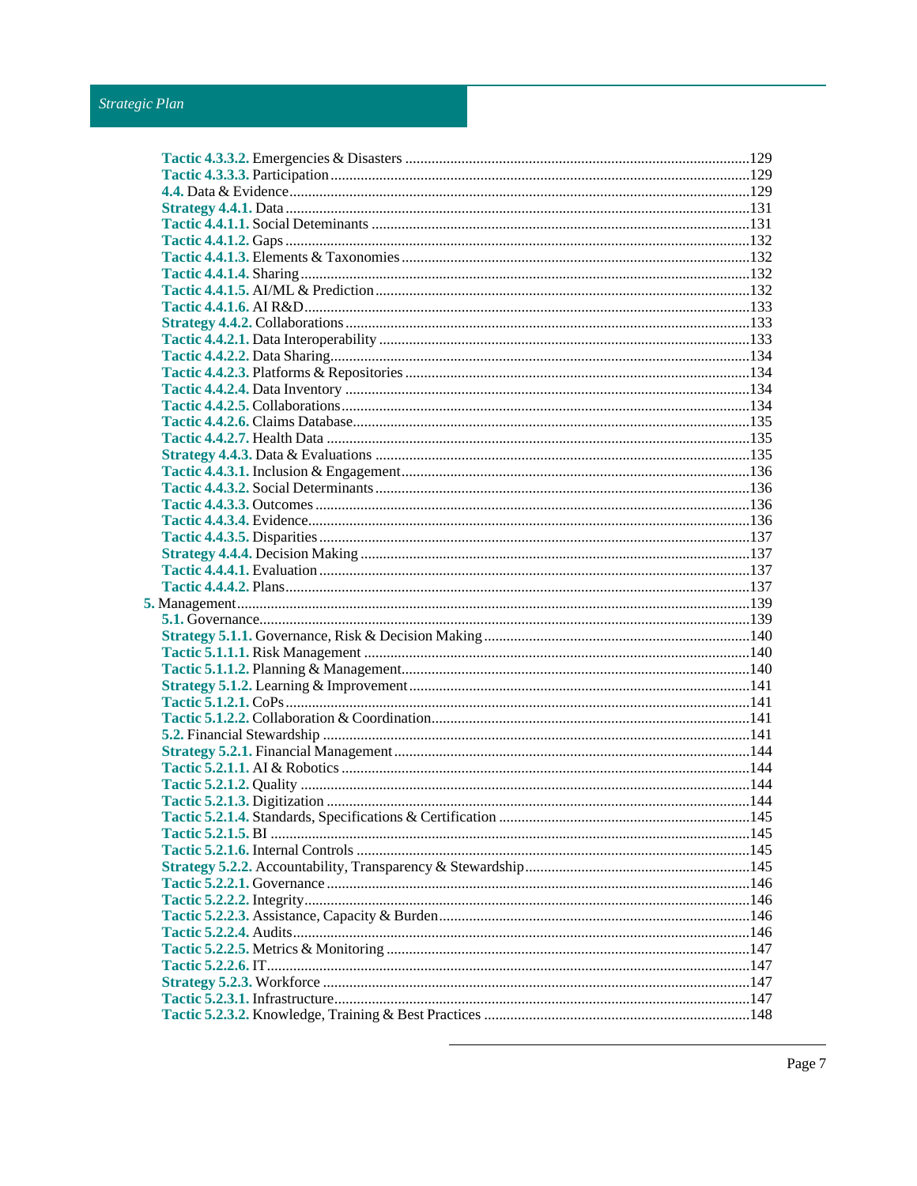Tactic 4.3.3.2. Emergencies & Disasters ....129
Tactic 4.3.3.3. Participation ....129
4.4. Data & Evidence ....129
Strategy 4.4.1. Data ....131
Tactic 4.4.1.1. Social Deteminants ....131
Tactic 4.4.1.2. Gaps ....132
Tactic 4.4.1.3. Elements & Taxonomies ....132
Tactic 4.4.1.4. Sharing ....132
Tactic 4.4.1.5. AI/ML & Prediction ....132
Tactic 4.4.1.6. AI R&D ....133
Strategy 4.4.2. Collaborations ....133
Tactic 4.4.2.1. Data Interoperability ....133
Tactic 4.4.2.2. Data Sharing ....134
Tactic 4.4.2.3. Platforms & Repositories ....134
Tactic 4.4.2.4. Data Inventory ....134
Tactic 4.4.2.5. Collaborations ....134
Tactic 4.4.2.6. Claims Database ....135
Tactic 4.4.2.7. Health Data ....135
Strategy 4.4.3. Data & Evaluations ....135
Tactic 4.4.3.1. Inclusion & Engagement ....136
Tactic 4.4.3.2. Social Determinants ....136
Tactic 4.4.3.3. Outcomes ....136
Tactic 4.4.3.4. Evidence ....136
Tactic 4.4.3.5. Disparities ....137
Strategy 4.4.4. Decision Making ....137
Tactic 4.4.4.1. Evaluation ....137
Tactic 4.4.4.2. Plans ....137
5. Management ....139
5.1. Governance ....139
Strategy 5.1.1. Governance, Risk & Decision Making ....140
Tactic 5.1.1.1. Risk Management ....140
Tactic 5.1.1.2. Planning & Management ....140
Strategy 5.1.2. Learning & Improvement ....141
Tactic 5.1.2.1. CoPs ....141
Tactic 5.1.2.2. Collaboration & Coordination ....141
5.2. Financial Stewardship ....141
Strategy 5.2.1. Financial Management ....144
Tactic 5.2.1.1. AI & Robotics ....144
Tactic 5.2.1.2. Quality ....144
Tactic 5.2.1.3. Digitization ....144
Tactic 5.2.1.4. Standards, Specifications & Certification ....145
Tactic 5.2.1.5. BI ....145
Tactic 5.2.1.6. Internal Controls ....145
Strategy 5.2.2. Accountability, Transparency & Stewardship ....145
Tactic 5.2.2.1. Governance ....146
Tactic 5.2.2.2. Integrity ....146
Tactic 5.2.2.3. Assistance, Capacity & Burden ....146
Tactic 5.2.2.4. Audits ....146
Tactic 5.2.2.5. Metrics & Monitoring ....147
Tactic 5.2.2.6. IT ....147
Strategy 5.2.3. Workforce ....147
Tactic 5.2.3.1. Infrastructure ....147
Tactic 5.2.3.2. Knowledge, Training & Best Practices ....148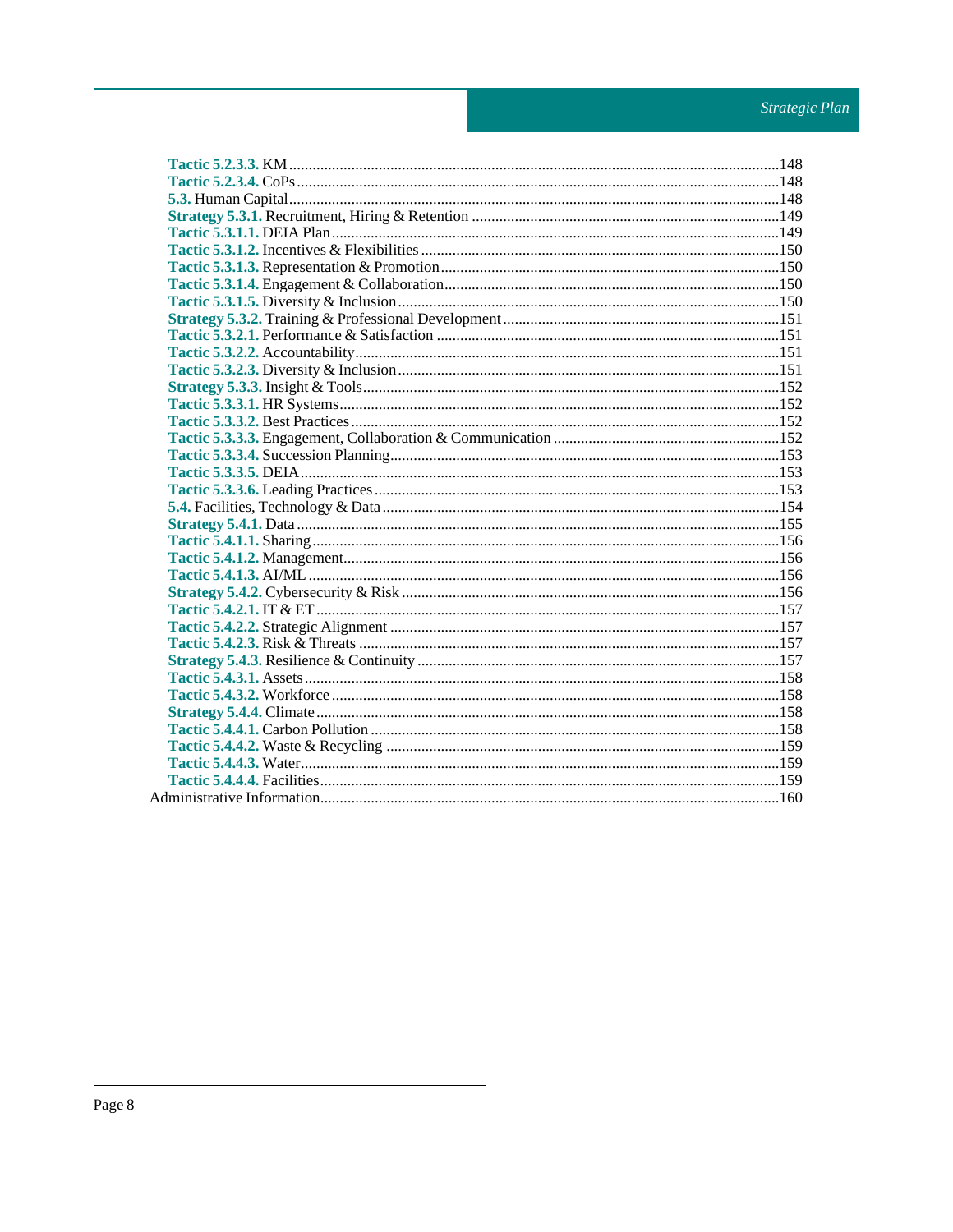Tactic 5.2.3.3. KM ....................................................................................................................148
Tactic 5.2.3.4. CoPs ..................................................................................................................148
5.3. Human Capital ....................................................................................................................148
Strategy 5.3.1. Recruitment, Hiring & Retention ......................................................................149
Tactic 5.3.1.1. DEIA Plan ..........................................................................................................149
Tactic 5.3.1.2. Incentives & Flexibilities ...................................................................................150
Tactic 5.3.1.3. Representation & Promotion ..............................................................................150
Tactic 5.3.1.4. Engagement & Collaboration.............................................................................150
Tactic 5.3.1.5. Diversity & Inclusion .........................................................................................150
Strategy 5.3.2. Training & Professional Development ...............................................................151
Tactic 5.3.2.1. Performance & Satisfaction ...............................................................................151
Tactic 5.3.2.2. Accountability....................................................................................................151
Tactic 5.3.2.3. Diversity & Inclusion .........................................................................................151
Strategy 5.3.3. Insight & Tools..................................................................................................152
Tactic 5.3.3.1. HR Systems........................................................................................................152
Tactic 5.3.3.2. Best Practices.....................................................................................................152
Tactic 5.3.3.3. Engagement, Collaboration & Communication ..................................................152
Tactic 5.3.3.4. Succession Planning...........................................................................................153
Tactic 5.3.3.5. DEIA ..................................................................................................................153
Tactic 5.3.3.6. Leading Practices ...............................................................................................153
5.4. Facilities, Technology & Data .............................................................................................154
Strategy 5.4.1. Data ...................................................................................................................155
Tactic 5.4.1.1. Sharing ...............................................................................................................156
Tactic 5.4.1.2. Management.......................................................................................................156
Tactic 5.4.1.3. AI/ML ................................................................................................................156
Strategy 5.4.2. Cybersecurity & Risk ........................................................................................156
Tactic 5.4.2.1. IT & ET ..............................................................................................................157
Tactic 5.4.2.2. Strategic Alignment ...........................................................................................157
Tactic 5.4.2.3. Risk & Threats ...................................................................................................157
Strategy 5.4.3. Resilience & Continuity ....................................................................................157
Tactic 5.4.3.1. Assets ................................................................................................................158
Tactic 5.4.3.2. Workforce ..........................................................................................................158
Strategy 5.4.4. Climate ..............................................................................................................158
Tactic 5.4.4.1. Carbon Pollution ...............................................................................................158
Tactic 5.4.4.2. Waste & Recycling ............................................................................................159
Tactic 5.4.4.3. Water..................................................................................................................159
Tactic 5.4.4.4. Facilities.............................................................................................................159
Administrative Information.............................................................................................................160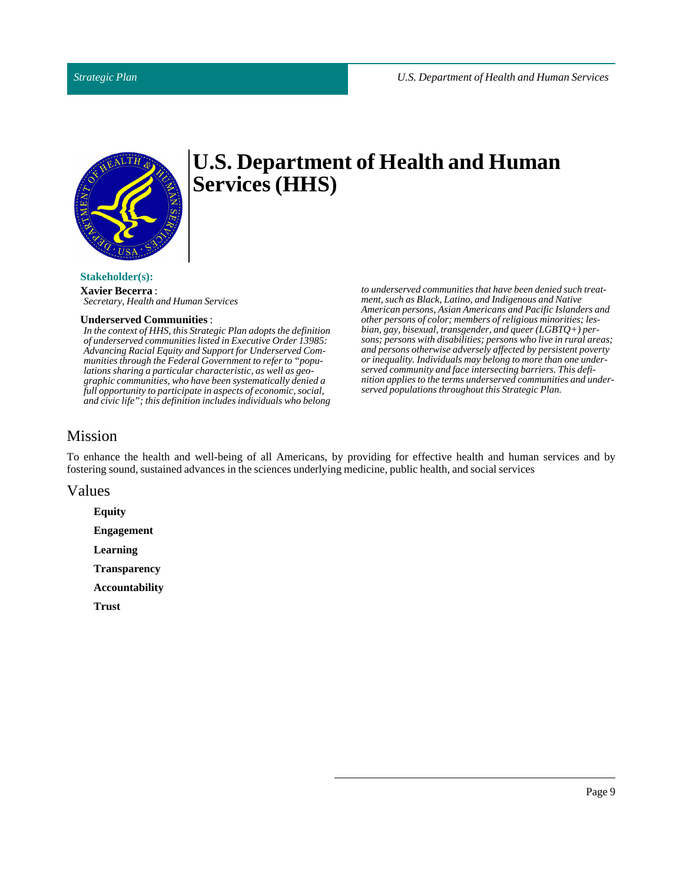# U.S. Department of Health and Human Services (HHS)

**Stakeholder(s):**

**Xavier Becerra** :
*Secretary, Health and Human Services*

**Underserved Communities** :
*In the context of HHS, this Strategic Plan adopts the definition of underserved communities listed in Executive Order 13985: Advancing Racial Equity and Support for Underserved Communities through the Federal Government to refer to "populations sharing a particular characteristic, as well as geographic communities, who have been systematically denied a full opportunity to participate in aspects of economic, social, and civic life"; this definition includes individuals who belong to underserved communities that have been denied such treatment, such as Black, Latino, and Indigenous and Native American persons, Asian Americans and Pacific Islanders and other persons of color; members of religious minorities; lesbian, gay, bisexual, transgender, and queer (LGBTQ+) persons; persons with disabilities; persons who live in rural areas; and persons otherwise adversely affected by persistent poverty or inequality. Individuals may belong to more than one underserved community and face intersecting barriers. This definition applies to the terms underserved communities and underserved populations throughout this Strategic Plan.*

## Mission

To enhance the health and well-being of all Americans, by providing for effective health and human services and by fostering sound, sustained advances in the sciences underlying medicine, public health, and social services

## Values

**Equity**

**Engagement**

**Learning**

**Transparency**

**Accountability**

**Trust**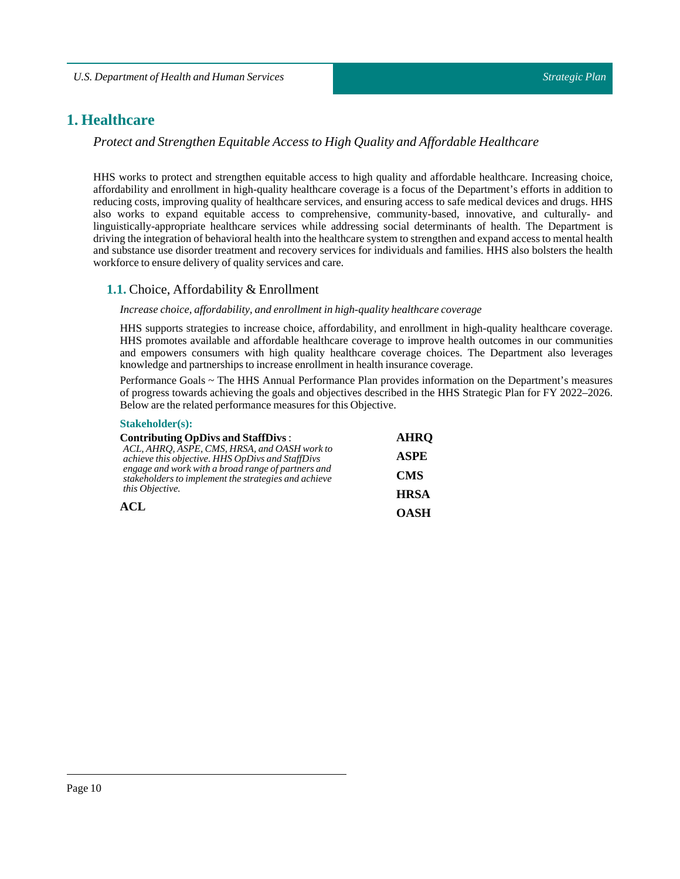# 1. Healthcare

*Protect and Strengthen Equitable Access to High Quality and Affordable Healthcare*

HHS works to protect and strengthen equitable access to high quality and affordable healthcare. Increasing choice, affordability and enrollment in high-quality healthcare coverage is a focus of the Department's efforts in addition to reducing costs, improving quality of healthcare services, and ensuring access to safe medical devices and drugs. HHS also works to expand equitable access to comprehensive, community-based, innovative, and culturally- and linguistically-appropriate healthcare services while addressing social determinants of health. The Department is driving the integration of behavioral health into the healthcare system to strengthen and expand access to mental health and substance use disorder treatment and recovery services for individuals and families. HHS also bolsters the health workforce to ensure delivery of quality services and care.

## 1.1. Choice, Affordability & Enrollment

*Increase choice, affordability, and enrollment in high-quality healthcare coverage*

HHS supports strategies to increase choice, affordability, and enrollment in high-quality healthcare coverage. HHS promotes available and affordable healthcare coverage to improve health outcomes in our communities and empowers consumers with high quality healthcare coverage choices. The Department also leverages knowledge and partnerships to increase enrollment in health insurance coverage.

Performance Goals ~ The HHS Annual Performance Plan provides information on the Department's measures of progress towards achieving the goals and objectives described in the HHS Strategic Plan for FY 2022–2026. Below are the related performance measures for this Objective.

**Stakeholder(s):**

**Contributing OpDivs and StaffDivs** :
*ACL, AHRQ, ASPE, CMS, HRSA, and OASH work to achieve this objective. HHS OpDivs and StaffDivs engage and work with a broad range of partners and stakeholders to implement the strategies and achieve this Objective.*

**ACL**

**AHRQ**

**ASPE**

**CMS**

**HRSA**

**OASH**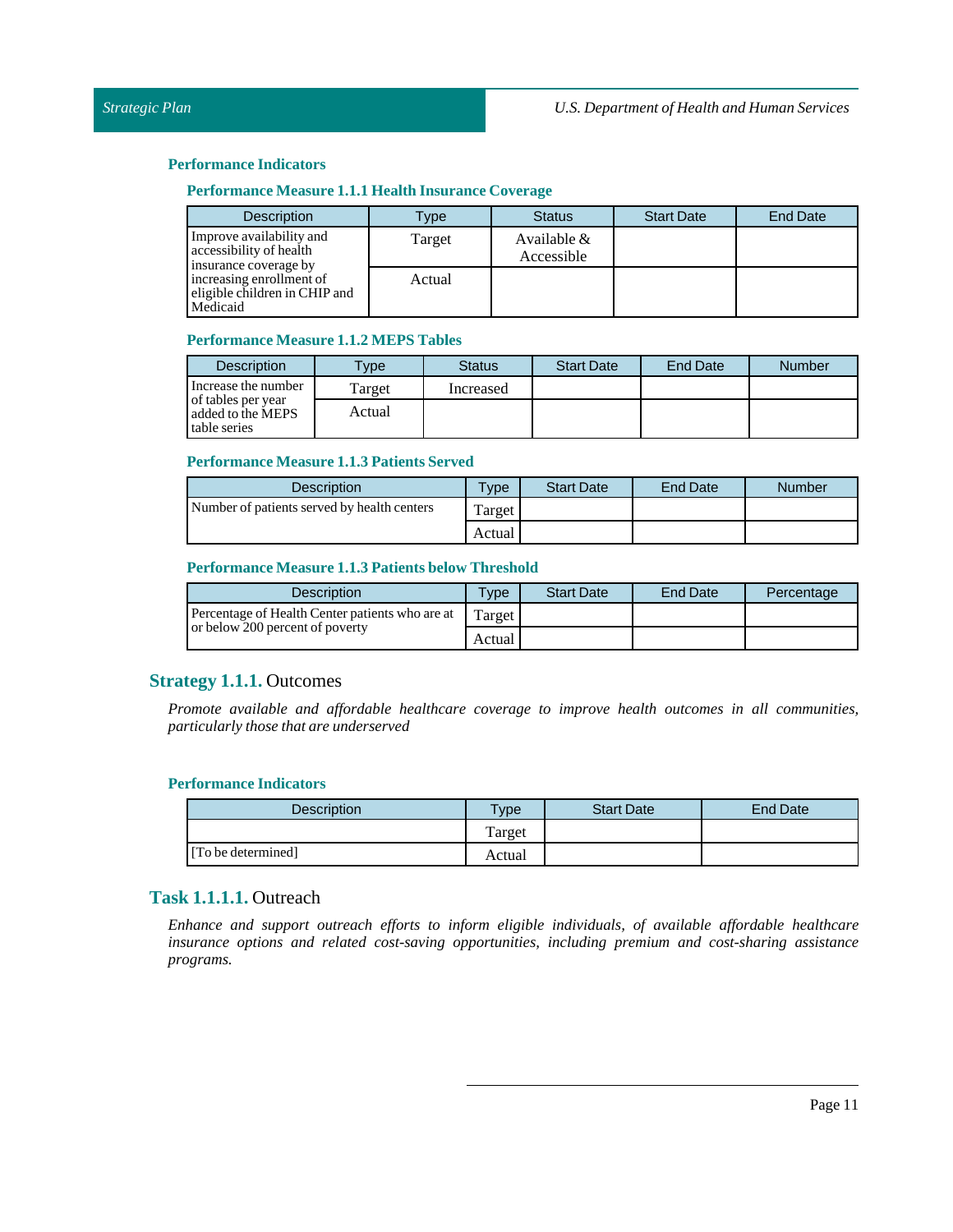#### Performance Indicators

##### Performance Measure 1.1.1 Health Insurance Coverage

| Description | Type | Status | Start Date | End Date |
|---|---|---|---|---|
| Improve availability and accessibility of health insurance coverage by increasing enrollment of eligible children in CHIP and Medicaid | Target | Available & Accessible | | |
| | Actual | | | |

##### Performance Measure 1.1.2 MEPS Tables

| Description | Type | Status | Start Date | End Date | Number |
|---|---|---|---|---|---|
| Increase the number of tables per year added to the MEPS table series | Target | Increased | | | |
| | Actual | | | | |

##### Performance Measure 1.1.3 Patients Served

| Description | Type | Start Date | End Date | Number |
|---|---|---|---|---|
| Number of patients served by health centers | Target | | | |
| | Actual | | | |

##### Performance Measure 1.1.3 Patients below Threshold

| Description | Type | Start Date | End Date | Percentage |
|---|---|---|---|---|
| Percentage of Health Center patients who are at or below 200 percent of poverty | Target | | | |
| | Actual | | | |

### Strategy 1.1.1. Outcomes

*Promote available and affordable healthcare coverage to improve health outcomes in all communities, particularly those that are underserved*

#### Performance Indicators

| Description | Type | Start Date | End Date |
|---|---|---|---|
| | Target | | |
| [To be determined] | Actual | | |

### Task 1.1.1.1. Outreach

*Enhance and support outreach efforts to inform eligible individuals, of available affordable healthcare insurance options and related cost-saving opportunities, including premium and cost-sharing assistance programs.*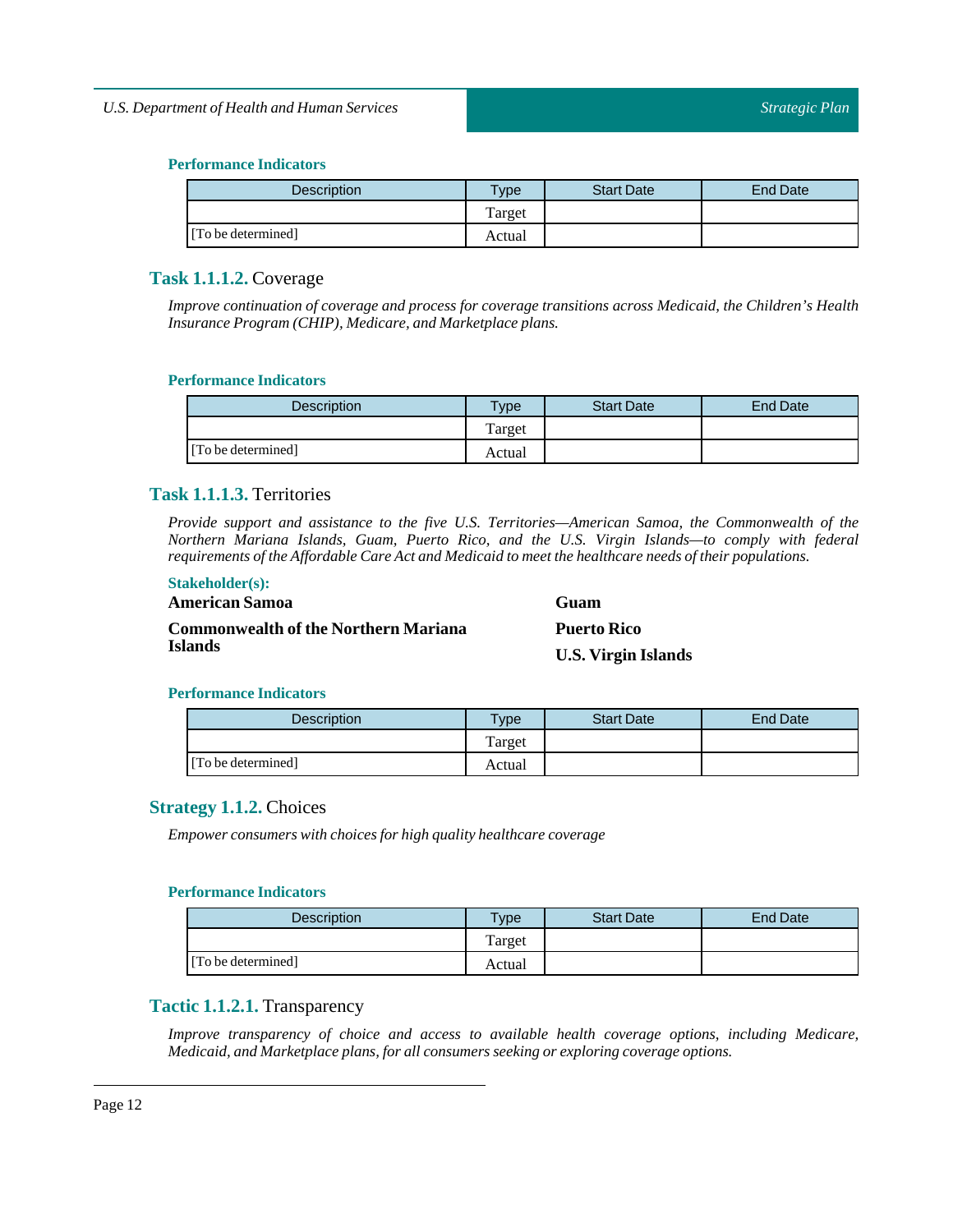#### Performance Indicators

| Description | Type | Start Date | End Date |
| --- | --- | --- | --- |
| | Target | | |
| [To be determined] | Actual | | |

### **Task 1.1.1.2.** Coverage

*Improve continuation of coverage and process for coverage transitions across Medicaid, the Children's Health Insurance Program (CHIP), Medicare, and Marketplace plans.*

#### Performance Indicators

| Description | Type | Start Date | End Date |
| --- | --- | --- | --- |
| | Target | | |
| [To be determined] | Actual | | |

### **Task 1.1.1.3.** Territories

*Provide support and assistance to the five U.S. Territories—American Samoa, the Commonwealth of the Northern Mariana Islands, Guam, Puerto Rico, and the U.S. Virgin Islands—to comply with federal requirements of the Affordable Care Act and Medicaid to meet the healthcare needs of their populations.*

#### Stakeholder(s):

**American Samoa**

**Commonwealth of the Northern Mariana Islands**

**Guam**

**Puerto Rico**

**U.S. Virgin Islands**

#### Performance Indicators

| Description | Type | Start Date | End Date |
| --- | --- | --- | --- |
| | Target | | |
| [To be determined] | Actual | | |

## **Strategy 1.1.2.** Choices

*Empower consumers with choices for high quality healthcare coverage*

#### Performance Indicators

| Description | Type | Start Date | End Date |
| --- | --- | --- | --- |
| | Target | | |
| [To be determined] | Actual | | |

### **Tactic 1.1.2.1.** Transparency

*Improve transparency of choice and access to available health coverage options, including Medicare, Medicaid, and Marketplace plans, for all consumers seeking or exploring coverage options.*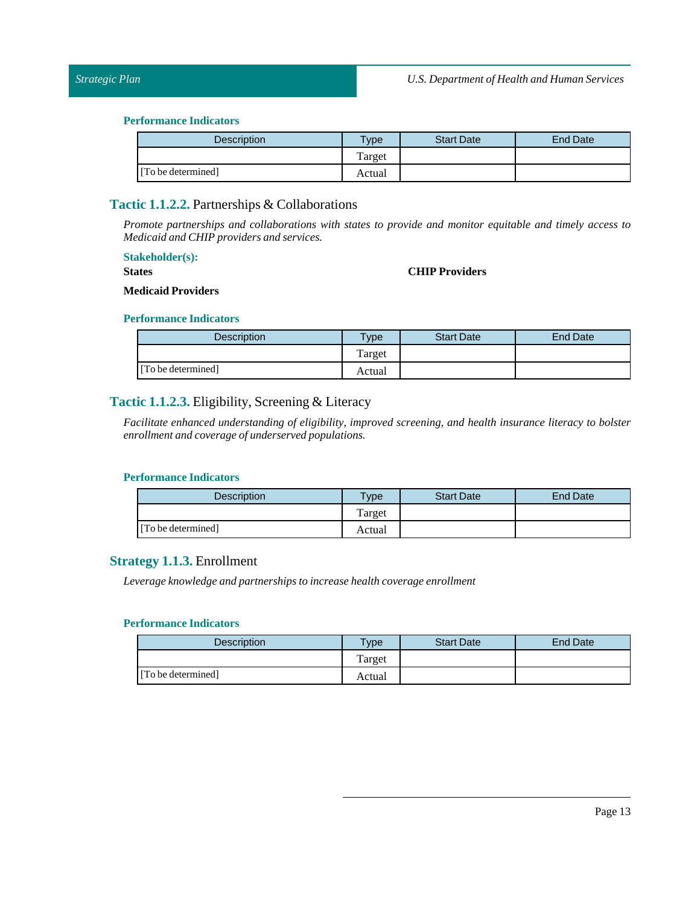#### Performance Indicators

| Description | Type | Start Date | End Date |
|---|---|---|---|
| [To be determined] | Target | | |
| | Actual | | |

### Tactic 1.1.2.2. Partnerships & Collaborations

*Promote partnerships and collaborations with states to provide and monitor equitable and timely access to Medicaid and CHIP providers and services.*

#### Stakeholder(s):

**States**

**CHIP Providers**

**Medicaid Providers**

#### Performance Indicators

| Description | Type | Start Date | End Date |
|---|---|---|---|
| [To be determined] | Target | | |
| | Actual | | |

### Tactic 1.1.2.3. Eligibility, Screening & Literacy

*Facilitate enhanced understanding of eligibility, improved screening, and health insurance literacy to bolster enrollment and coverage of underserved populations.*

#### Performance Indicators

| Description | Type | Start Date | End Date |
|---|---|---|---|
| [To be determined] | Target | | |
| | Actual | | |

## Strategy 1.1.3. Enrollment

*Leverage knowledge and partnerships to increase health coverage enrollment*

#### Performance Indicators

| Description | Type | Start Date | End Date |
|---|---|---|---|
| [To be determined] | Target | | |
| | Actual | | |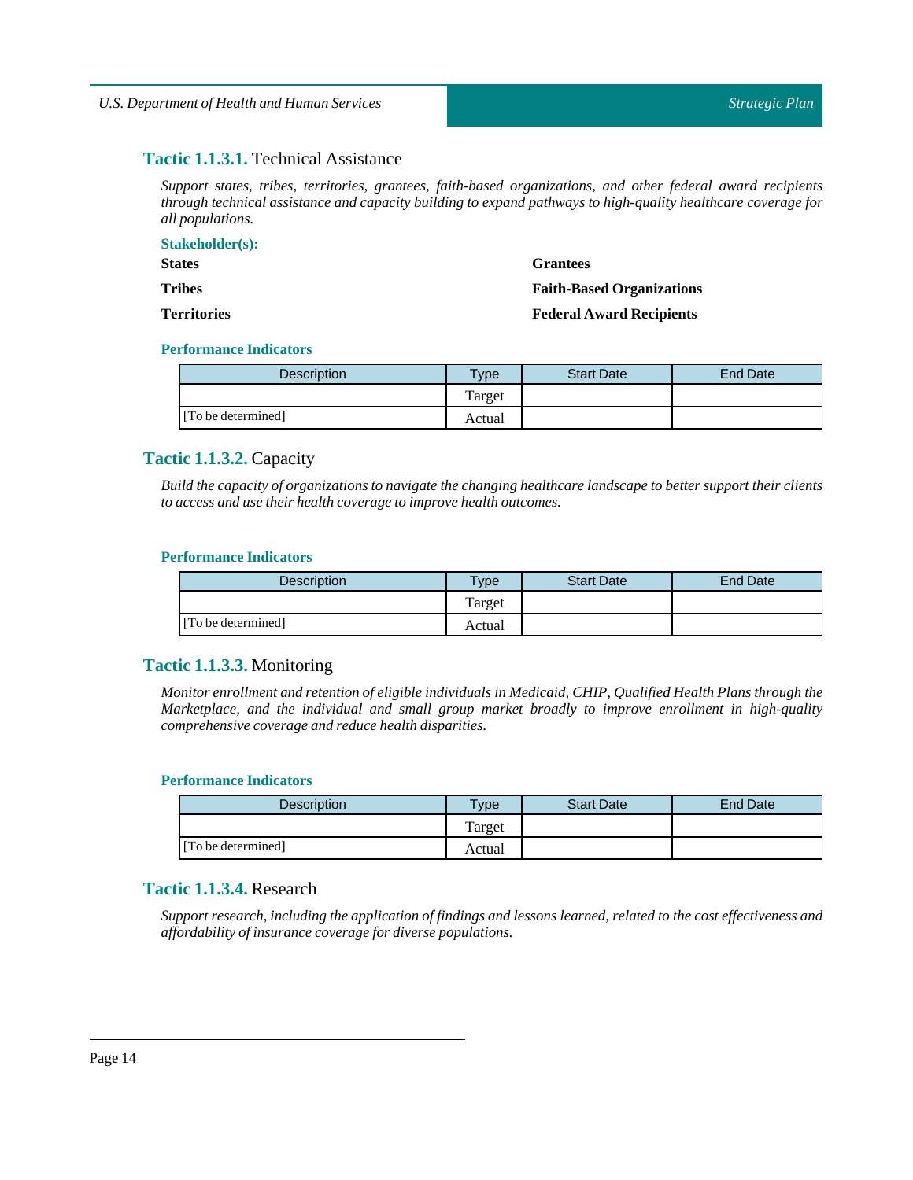### **Tactic 1.1.3.1.** Technical Assistance

*Support states, tribes, territories, grantees, faith-based organizations, and other federal award recipients through technical assistance and capacity building to expand pathways to high-quality healthcare coverage for all populations.*

**Stakeholder(s):**

**States**

**Tribes**

**Territories**

**Grantees**

**Faith-Based Organizations**

**Federal Award Recipients**

**Performance Indicators**

| Description | Type | Start Date | End Date |
| --- | --- | --- | --- |
| [To be determined] | Target | | |
| | Actual | | |

### **Tactic 1.1.3.2.** Capacity

*Build the capacity of organizations to navigate the changing healthcare landscape to better support their clients to access and use their health coverage to improve health outcomes.*

**Performance Indicators**

| Description | Type | Start Date | End Date |
| --- | --- | --- | --- |
| [To be determined] | Target | | |
| | Actual | | |

### **Tactic 1.1.3.3.** Monitoring

*Monitor enrollment and retention of eligible individuals in Medicaid, CHIP, Qualified Health Plans through the Marketplace, and the individual and small group market broadly to improve enrollment in high-quality comprehensive coverage and reduce health disparities.*

**Performance Indicators**

| Description | Type | Start Date | End Date |
| --- | --- | --- | --- |
| [To be determined] | Target | | |
| | Actual | | |

### **Tactic 1.1.3.4.** Research

*Support research, including the application of findings and lessons learned, related to the cost effectiveness and affordability of insurance coverage for diverse populations.*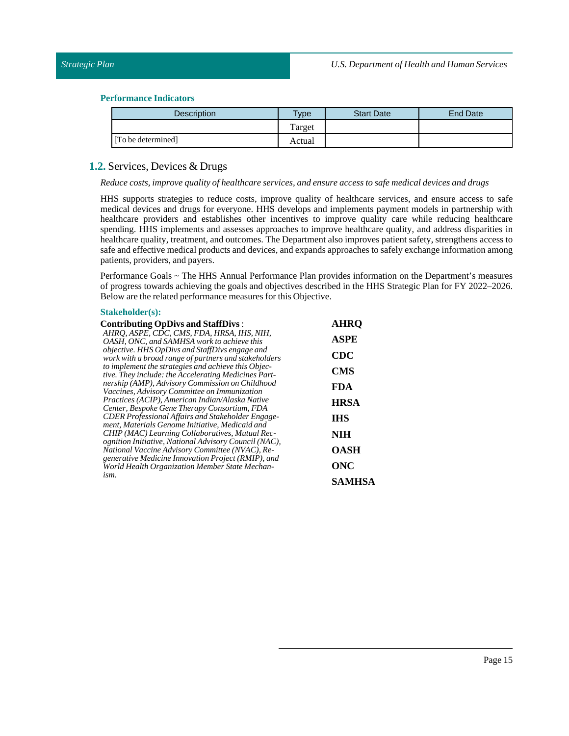### Performance Indicators

| Description | Type | Start Date | End Date |
|---|---|---|---|
| | Target | | |
| [To be determined] | Actual | | |

## 1.2. Services, Devices & Drugs

*Reduce costs, improve quality of healthcare services, and ensure access to safe medical devices and drugs*

HHS supports strategies to reduce costs, improve quality of healthcare services, and ensure access to safe medical devices and drugs for everyone. HHS develops and implements payment models in partnership with healthcare providers and establishes other incentives to improve quality care while reducing healthcare spending. HHS implements and assesses approaches to improve healthcare quality, and address disparities in healthcare quality, treatment, and outcomes. The Department also improves patient safety, strengthens access to safe and effective medical products and devices, and expands approaches to safely exchange information among patients, providers, and payers.

Performance Goals ~ The HHS Annual Performance Plan provides information on the Department's measures of progress towards achieving the goals and objectives described in the HHS Strategic Plan for FY 2022–2026. Below are the related performance measures for this Objective.

### Stakeholder(s):

**Contributing OpDivs and StaffDivs** :

*AHRQ, ASPE, CDC, CMS, FDA, HRSA, IHS, NIH, OASH, ONC, and SAMHSA work to achieve this objective. HHS OpDivs and StaffDivs engage and work with a broad range of partners and stakeholders to implement the strategies and achieve this Objective. They include: the Accelerating Medicines Partnership (AMP), Advisory Commission on Childhood Vaccines, Advisory Committee on Immunization Practices (ACIP), American Indian/Alaska Native Center, Bespoke Gene Therapy Consortium, FDA CDER Professional Affairs and Stakeholder Engagement, Materials Genome Initiative, Medicaid and CHIP (MAC) Learning Collaboratives, Mutual Recognition Initiative, National Advisory Council (NAC), National Vaccine Advisory Committee (NVAC), Regenerative Medicine Innovation Project (RMIP), and World Health Organization Member State Mechanism.*

**AHRQ**

**ASPE**

**CDC**

**CMS**

**FDA**

**HRSA**

**IHS**

**NIH**

**OASH**

**ONC**

**SAMHSA**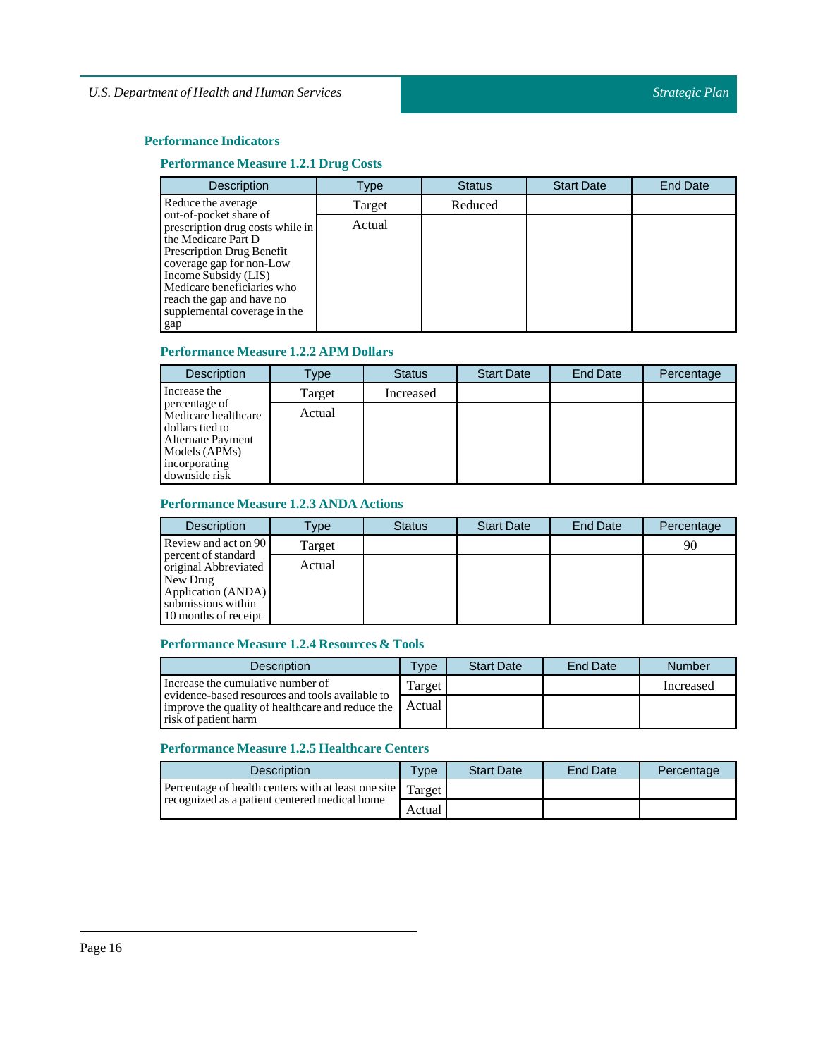## Performance Indicators

### Performance Measure 1.2.1 Drug Costs

| Description | Type | Status | Start Date | End Date |
|---|---|---|---|---|
| Reduce the average out-of-pocket share of prescription drug costs while in the Medicare Part D Prescription Drug Benefit coverage gap for non-Low Income Subsidy (LIS) Medicare beneficiaries who reach the gap and have no supplemental coverage in the gap | Target | Reduced | | |
| | Actual | | | |

### Performance Measure 1.2.2 APM Dollars

| Description | Type | Status | Start Date | End Date | Percentage |
|---|---|---|---|---|---|
| Increase the percentage of Medicare healthcare dollars tied to Alternate Payment Models (APMs) incorporating downside risk | Target | Increased | | | |
| | Actual | | | | |

### Performance Measure 1.2.3 ANDA Actions

| Description | Type | Status | Start Date | End Date | Percentage |
|---|---|---|---|---|---|
| Review and act on 90 percent of standard original Abbreviated New Drug Application (ANDA) submissions within 10 months of receipt | Target | | | | 90 |
| | Actual | | | | |

### Performance Measure 1.2.4 Resources & Tools

| Description | Type | Start Date | End Date | Number |
|---|---|---|---|---|
| Increase the cumulative number of evidence-based resources and tools available to improve the quality of healthcare and reduce the risk of patient harm | Target | | | Increased |
| | Actual | | | |

### Performance Measure 1.2.5 Healthcare Centers

| Description | Type | Start Date | End Date | Percentage |
|---|---|---|---|---|
| Percentage of health centers with at least one site recognized as a patient centered medical home | Target | | | |
| | Actual | | | |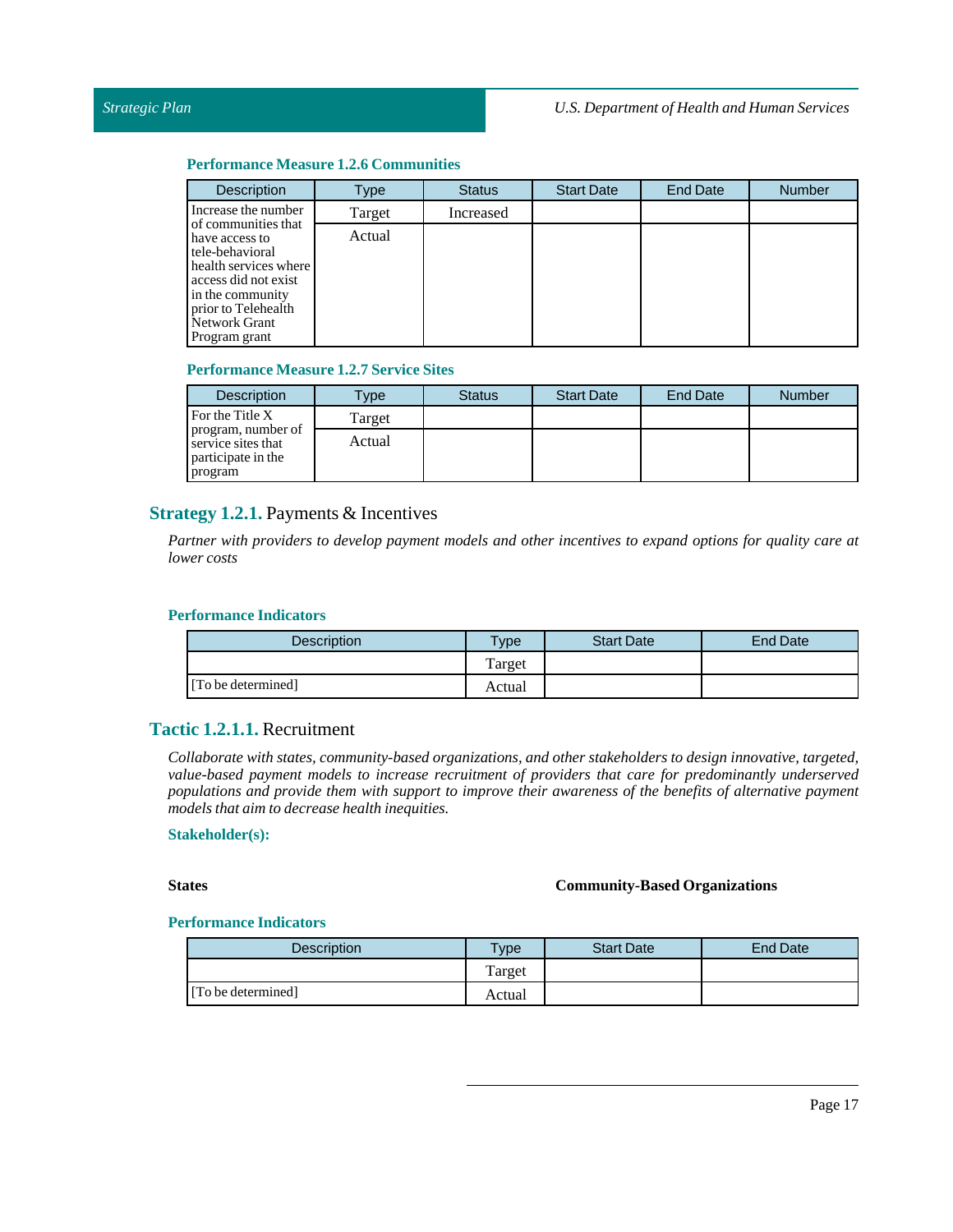#### Performance Measure 1.2.6 Communities

| Description | Type | Status | Start Date | End Date | Number |
|---|---|---|---|---|---|
| Increase the number of communities that have access to tele-behavioral health services where access did not exist in the community prior to Telehealth Network Grant Program grant | Target | Increased | | | |
| | Actual | | | | |

#### Performance Measure 1.2.7 Service Sites

| Description | Type | Status | Start Date | End Date | Number |
|---|---|---|---|---|---|
| For the Title X program, number of service sites that participate in the program | Target | | | | |
| | Actual | | | | |

### Strategy 1.2.1. Payments & Incentives

*Partner with providers to develop payment models and other incentives to expand options for quality care at lower costs*

#### Performance Indicators

| Description | Type | Start Date | End Date |
|---|---|---|---|
| | Target | | |
| [To be determined] | Actual | | |

### Tactic 1.2.1.1. Recruitment

*Collaborate with states, community-based organizations, and other stakeholders to design innovative, targeted, value-based payment models to increase recruitment of providers that care for predominantly underserved populations and provide them with support to improve their awareness of the benefits of alternative payment models that aim to decrease health inequities.*

#### Stakeholder(s):

**States**

**Community-Based Organizations**

#### Performance Indicators

| Description | Type | Start Date | End Date |
|---|---|---|---|
| | Target | | |
| [To be determined] | Actual | | |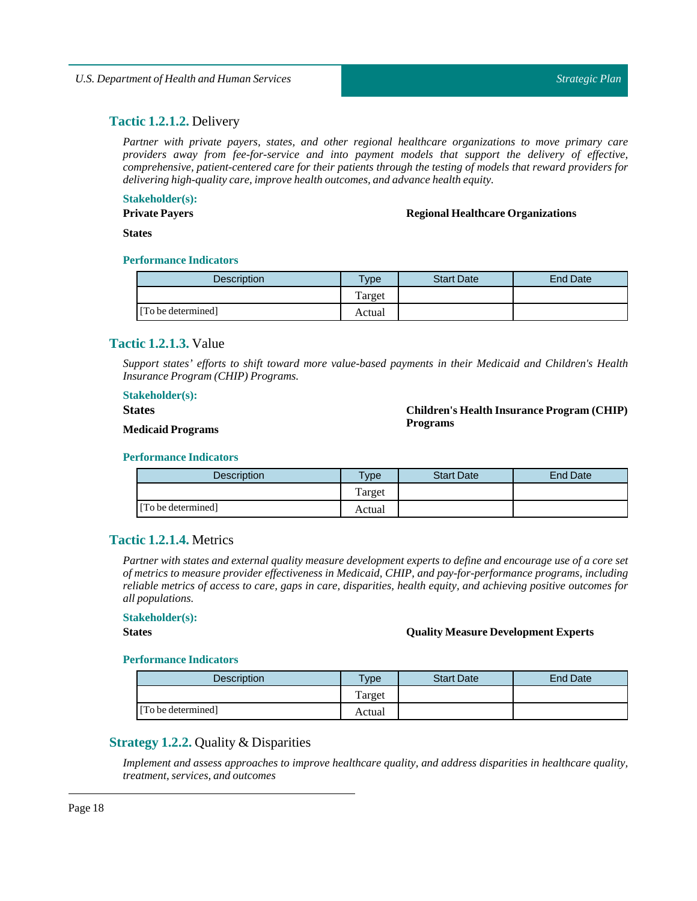### Tactic 1.2.1.2. Delivery

*Partner with private payers, states, and other regional healthcare organizations to move primary care providers away from fee-for-service and into payment models that support the delivery of effective, comprehensive, patient-centered care for their patients through the testing of models that reward providers for delivering high-quality care, improve health outcomes, and advance health equity.*

**Stakeholder(s):**

**Private Payers**

**Regional Healthcare Organizations**

**States**

**Performance Indicators**

| Description | Type | Start Date | End Date |
|---|---|---|---|
| | Target | | |
| [To be determined] | Actual | | |

### Tactic 1.2.1.3. Value

*Support states' efforts to shift toward more value-based payments in their Medicaid and Children's Health Insurance Program (CHIP) Programs.*

**Stakeholder(s):**

**States**

**Children's Health Insurance Program (CHIP) Programs**

**Medicaid Programs**

**Performance Indicators**

| Description | Type | Start Date | End Date |
|---|---|---|---|
| | Target | | |
| [To be determined] | Actual | | |

### Tactic 1.2.1.4. Metrics

*Partner with states and external quality measure development experts to define and encourage use of a core set of metrics to measure provider effectiveness in Medicaid, CHIP, and pay-for-performance programs, including reliable metrics of access to care, gaps in care, disparities, health equity, and achieving positive outcomes for all populations.*

**Stakeholder(s):**

**States**

**Quality Measure Development Experts**

**Performance Indicators**

| Description | Type | Start Date | End Date |
|---|---|---|---|
| | Target | | |
| [To be determined] | Actual | | |

## Strategy 1.2.2. Quality & Disparities

*Implement and assess approaches to improve healthcare quality, and address disparities in healthcare quality, treatment, services, and outcomes*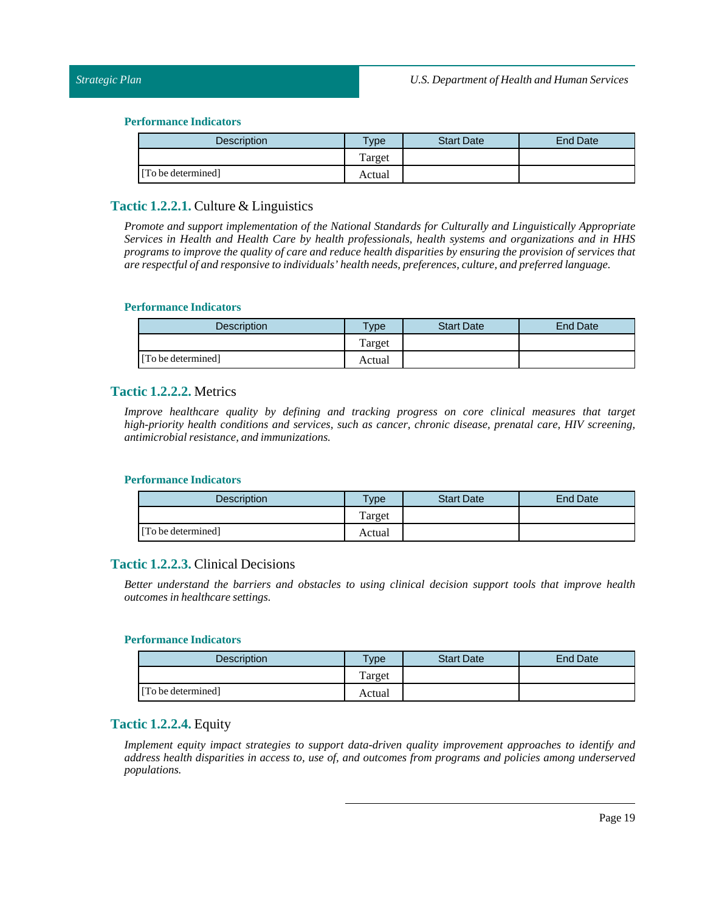#### Performance Indicators

| Description | Type | Start Date | End Date |
|---|---|---|---|
| | Target | | |
| [To be determined] | Actual | | |

### Tactic 1.2.2.1. Culture & Linguistics

*Promote and support implementation of the National Standards for Culturally and Linguistically Appropriate Services in Health and Health Care by health professionals, health systems and organizations and in HHS programs to improve the quality of care and reduce health disparities by ensuring the provision of services that are respectful of and responsive to individuals' health needs, preferences, culture, and preferred language.*

#### Performance Indicators

| Description | Type | Start Date | End Date |
|---|---|---|---|
| | Target | | |
| [To be determined] | Actual | | |

### Tactic 1.2.2.2. Metrics

*Improve healthcare quality by defining and tracking progress on core clinical measures that target high-priority health conditions and services, such as cancer, chronic disease, prenatal care, HIV screening, antimicrobial resistance, and immunizations.*

#### Performance Indicators

| Description | Type | Start Date | End Date |
|---|---|---|---|
| | Target | | |
| [To be determined] | Actual | | |

### Tactic 1.2.2.3. Clinical Decisions

*Better understand the barriers and obstacles to using clinical decision support tools that improve health outcomes in healthcare settings.*

#### Performance Indicators

| Description | Type | Start Date | End Date |
|---|---|---|---|
| | Target | | |
| [To be determined] | Actual | | |

### Tactic 1.2.2.4. Equity

*Implement equity impact strategies to support data-driven quality improvement approaches to identify and address health disparities in access to, use of, and outcomes from programs and policies among underserved populations.*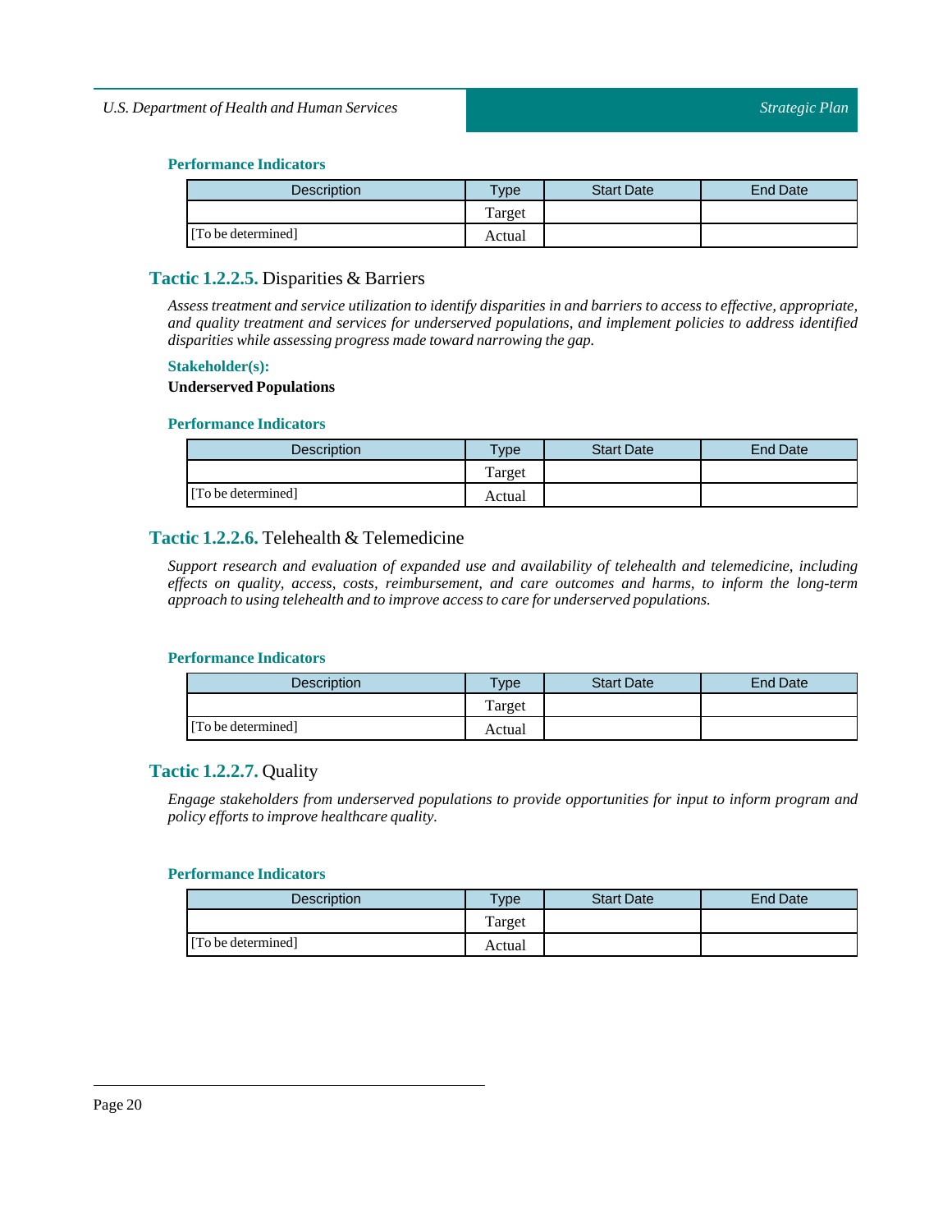#### Performance Indicators

| Description | Type | Start Date | End Date |
|---|---|---|---|
| | Target | | |
| [To be determined] | Actual | | |

### Tactic 1.2.2.5. Disparities & Barriers

*Assess treatment and service utilization to identify disparities in and barriers to access to effective, appropriate, and quality treatment and services for underserved populations, and implement policies to address identified disparities while assessing progress made toward narrowing the gap.*

#### Stakeholder(s):

**Underserved Populations**

#### Performance Indicators

| Description | Type | Start Date | End Date |
|---|---|---|---|
| | Target | | |
| [To be determined] | Actual | | |

### Tactic 1.2.2.6. Telehealth & Telemedicine

*Support research and evaluation of expanded use and availability of telehealth and telemedicine, including effects on quality, access, costs, reimbursement, and care outcomes and harms, to inform the long-term approach to using telehealth and to improve access to care for underserved populations.*

#### Performance Indicators

| Description | Type | Start Date | End Date |
|---|---|---|---|
| | Target | | |
| [To be determined] | Actual | | |

### Tactic 1.2.2.7. Quality

*Engage stakeholders from underserved populations to provide opportunities for input to inform program and policy efforts to improve healthcare quality.*

#### Performance Indicators

| Description | Type | Start Date | End Date |
|---|---|---|---|
| | Target | | |
| [To be determined] | Actual | | |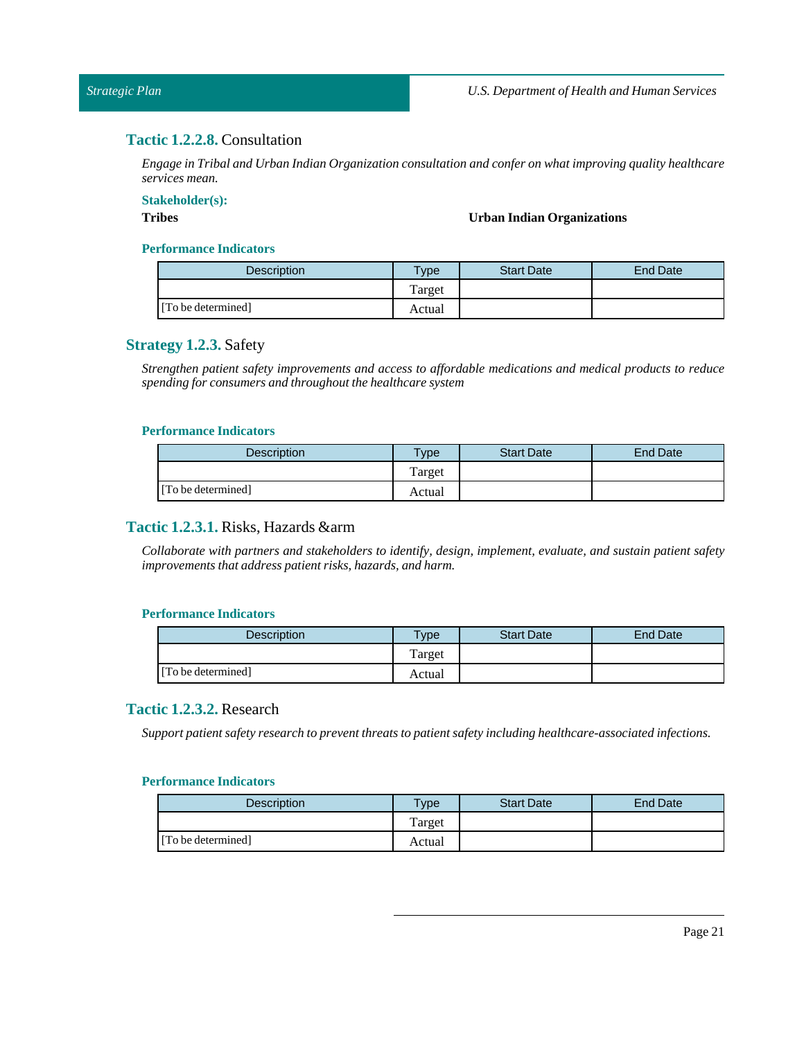### Tactic 1.2.2.8. Consultation

*Engage in Tribal and Urban Indian Organization consultation and confer on what improving quality healthcare services mean.*

**Stakeholder(s):**

**Tribes**

**Urban Indian Organizations**

**Performance Indicators**

| Description | Type | Start Date | End Date |
|---|---|---|---|
| | Target | | |
| [To be determined] | Actual | | |

## Strategy 1.2.3. Safety

*Strengthen patient safety improvements and access to affordable medications and medical products to reduce spending for consumers and throughout the healthcare system*

**Performance Indicators**

| Description | Type | Start Date | End Date |
|---|---|---|---|
| | Target | | |
| [To be determined] | Actual | | |

### Tactic 1.2.3.1. Risks, Hazards &arm

*Collaborate with partners and stakeholders to identify, design, implement, evaluate, and sustain patient safety improvements that address patient risks, hazards, and harm.*

**Performance Indicators**

| Description | Type | Start Date | End Date |
|---|---|---|---|
| | Target | | |
| [To be determined] | Actual | | |

### Tactic 1.2.3.2. Research

*Support patient safety research to prevent threats to patient safety including healthcare-associated infections.*

**Performance Indicators**

| Description | Type | Start Date | End Date |
|---|---|---|---|
| | Target | | |
| [To be determined] | Actual | | |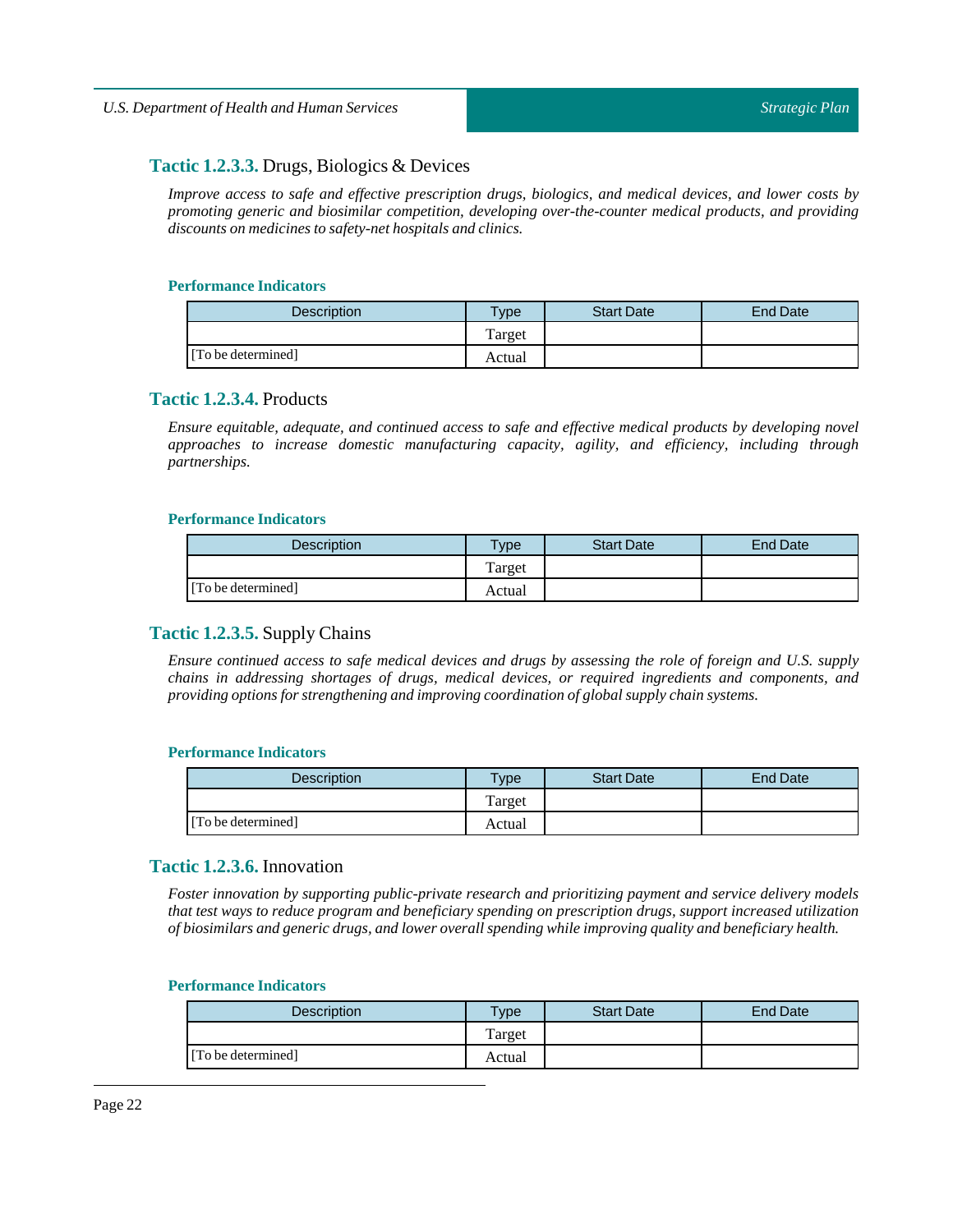### **Tactic 1.2.3.3.** Drugs, Biologics & Devices

*Improve access to safe and effective prescription drugs, biologics, and medical devices, and lower costs by promoting generic and biosimilar competition, developing over-the-counter medical products, and providing discounts on medicines to safety-net hospitals and clinics.*

#### Performance Indicators

| Description | Type | Start Date | End Date |
|---|---|---|---|
| [To be determined] | Target | | |
| | Actual | | |

### **Tactic 1.2.3.4.** Products

*Ensure equitable, adequate, and continued access to safe and effective medical products by developing novel approaches to increase domestic manufacturing capacity, agility, and efficiency, including through partnerships.*

#### Performance Indicators

| Description | Type | Start Date | End Date |
|---|---|---|---|
| [To be determined] | Target | | |
| | Actual | | |

### **Tactic 1.2.3.5.** Supply Chains

*Ensure continued access to safe medical devices and drugs by assessing the role of foreign and U.S. supply chains in addressing shortages of drugs, medical devices, or required ingredients and components, and providing options for strengthening and improving coordination of global supply chain systems.*

#### Performance Indicators

| Description | Type | Start Date | End Date |
|---|---|---|---|
| [To be determined] | Target | | |
| | Actual | | |

### **Tactic 1.2.3.6.** Innovation

*Foster innovation by supporting public-private research and prioritizing payment and service delivery models that test ways to reduce program and beneficiary spending on prescription drugs, support increased utilization of biosimilars and generic drugs, and lower overall spending while improving quality and beneficiary health.*

#### Performance Indicators

| Description | Type | Start Date | End Date |
|---|---|---|---|
| [To be determined] | Target | | |
| | Actual | | |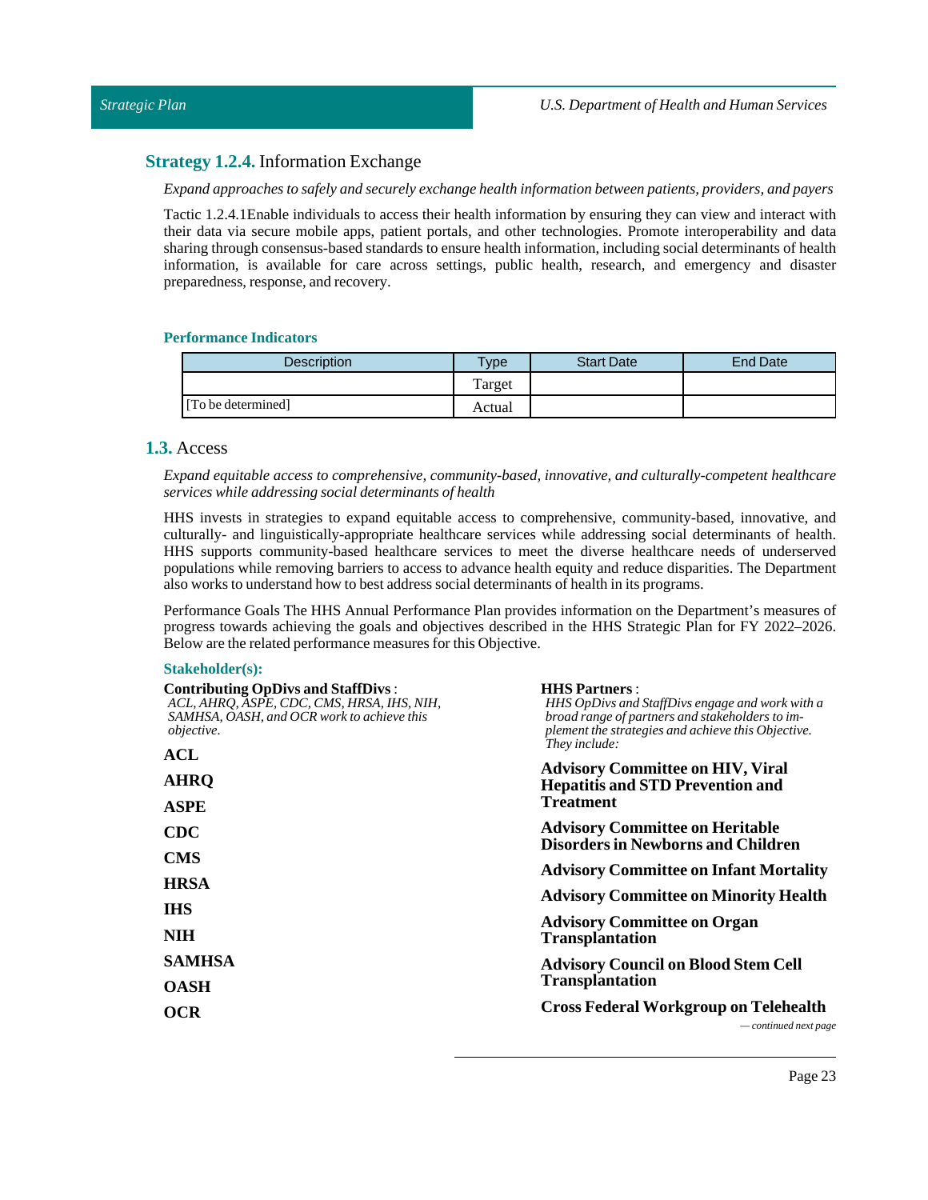### **Strategy 1.2.4.** Information Exchange

*Expand approaches to safely and securely exchange health information between patients, providers, and payers*

Tactic 1.2.4.1Enable individuals to access their health information by ensuring they can view and interact with their data via secure mobile apps, patient portals, and other technologies. Promote interoperability and data sharing through consensus-based standards to ensure health information, including social determinants of health information, is available for care across settings, public health, research, and emergency and disaster preparedness, response, and recovery.

#### Performance Indicators

| Description | Type | Start Date | End Date |
|---|---|---|---|
| | Target | | |
| [To be determined] | Actual | | |

## **1.3.** Access

*Expand equitable access to comprehensive, community-based, innovative, and culturally-competent healthcare services while addressing social determinants of health*

HHS invests in strategies to expand equitable access to comprehensive, community-based, innovative, and culturally- and linguistically-appropriate healthcare services while addressing social determinants of health. HHS supports community-based healthcare services to meet the diverse healthcare needs of underserved populations while removing barriers to access to advance health equity and reduce disparities. The Department also works to understand how to best address social determinants of health in its programs.

Performance Goals The HHS Annual Performance Plan provides information on the Department's measures of progress towards achieving the goals and objectives described in the HHS Strategic Plan for FY 2022–2026. Below are the related performance measures for this Objective.

**Stakeholder(s):**

**Contributing OpDivs and StaffDivs** :
*ACL, AHRQ, ASPE, CDC, CMS, HRSA, IHS, NIH, SAMHSA, OASH, and OCR work to achieve this objective.*

**ACL**

**AHRQ**

**ASPE**

**CDC**

**CMS**

**HRSA**

**IHS**

**NIH**

**SAMHSA**

**OASH**

**OCR**

**HHS Partners** :
*HHS OpDivs and StaffDivs engage and work with a broad range of partners and stakeholders to implement the strategies and achieve this Objective. They include:*

**Advisory Committee on HIV, Viral Hepatitis and STD Prevention and Treatment**

**Advisory Committee on Heritable Disorders in Newborns and Children**

**Advisory Committee on Infant Mortality**

**Advisory Committee on Minority Health**

**Advisory Committee on Organ Transplantation**

**Advisory Council on Blood Stem Cell Transplantation**

**Cross Federal Workgroup on Telehealth**

*— continued next page*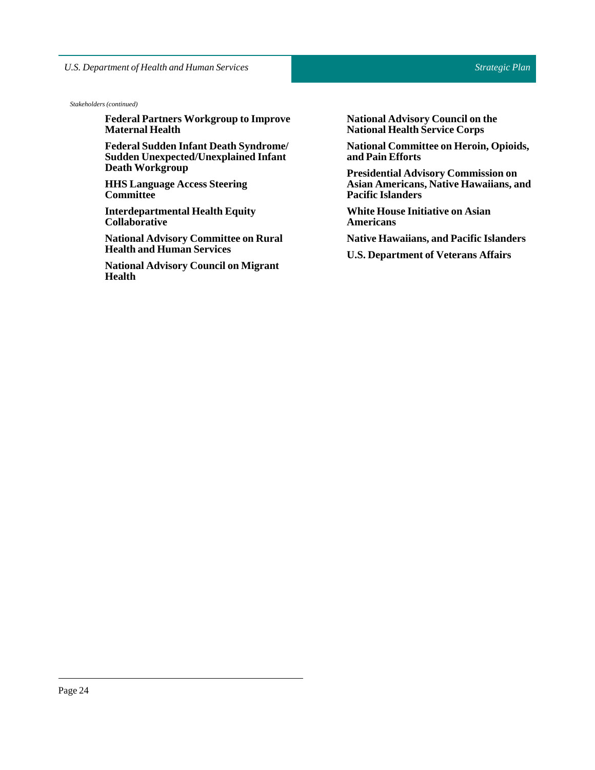*Stakeholders (continued)*

**Federal Partners Workgroup to Improve Maternal Health**

**Federal Sudden Infant Death Syndrome/ Sudden Unexpected/Unexplained Infant Death Workgroup**

**HHS Language Access Steering Committee**

**Interdepartmental Health Equity Collaborative**

**National Advisory Committee on Rural Health and Human Services**

**National Advisory Council on Migrant Health**

**National Advisory Council on the National Health Service Corps**

**National Committee on Heroin, Opioids, and Pain Efforts**

**Presidential Advisory Commission on Asian Americans, Native Hawaiians, and Pacific Islanders**

**White House Initiative on Asian Americans**

**Native Hawaiians, and Pacific Islanders**

**U.S. Department of Veterans Affairs**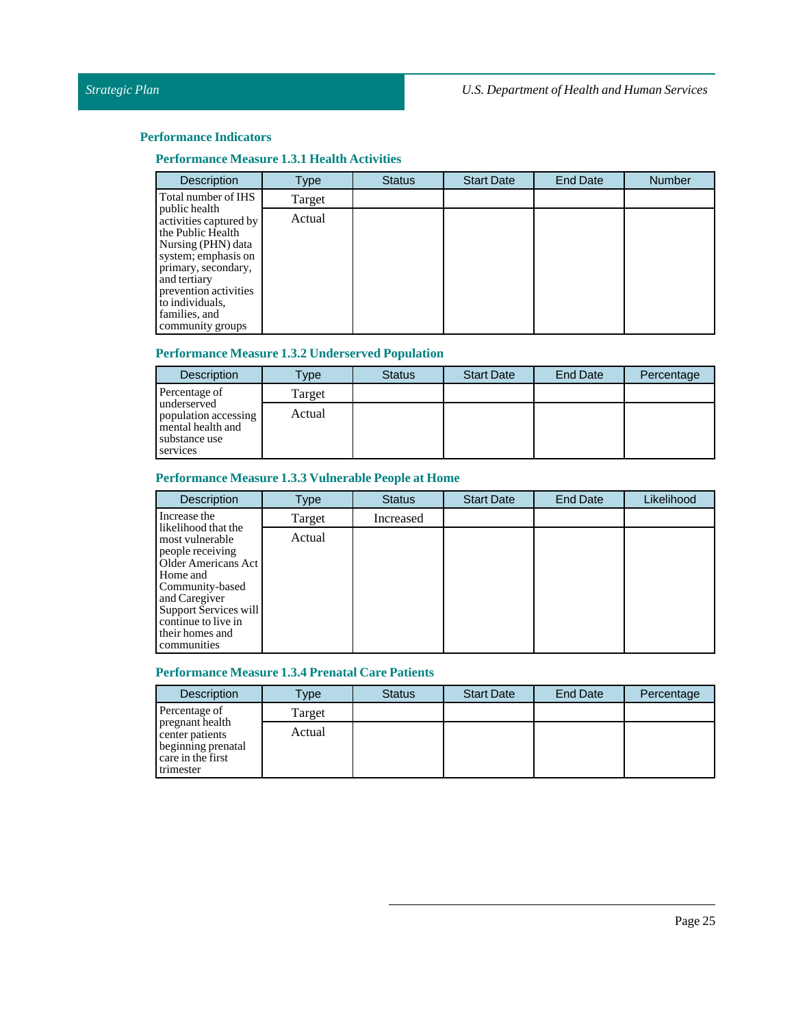## Performance Indicators

### Performance Measure 1.3.1 Health Activities

| Description | Type | Status | Start Date | End Date | Number |
|---|---|---|---|---|---|
| Total number of IHS public health activities captured by the Public Health Nursing (PHN) data system; emphasis on primary, secondary, and tertiary prevention activities to individuals, families, and community groups | Target | | | | |
| | Actual | | | | |

### Performance Measure 1.3.2 Underserved Population

| Description | Type | Status | Start Date | End Date | Percentage |
|---|---|---|---|---|---|
| Percentage of underserved population accessing mental health and substance use services | Target | | | | |
| | Actual | | | | |

### Performance Measure 1.3.3 Vulnerable People at Home

| Description | Type | Status | Start Date | End Date | Likelihood |
|---|---|---|---|---|---|
| Increase the likelihood that the most vulnerable people receiving Older Americans Act Home and Community-based and Caregiver Support Services will continue to live in their homes and communities | Target | Increased | | | |
| | Actual | | | | |

### Performance Measure 1.3.4 Prenatal Care Patients

| Description | Type | Status | Start Date | End Date | Percentage |
|---|---|---|---|---|---|
| Percentage of pregnant health center patients beginning prenatal care in the first trimester | Target | | | | |
| | Actual | | | | |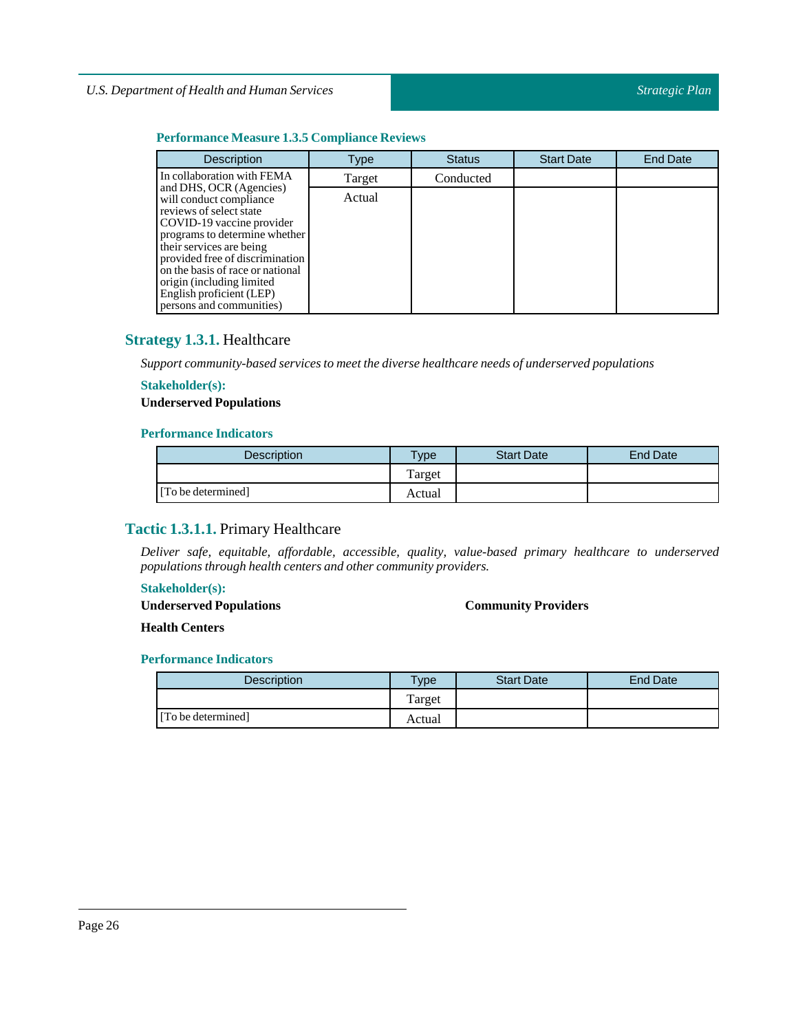#### Performance Measure 1.3.5 Compliance Reviews

| Description | Type | Status | Start Date | End Date |
|---|---|---|---|---|
| In collaboration with FEMA and DHS, OCR (Agencies) will conduct compliance reviews of select state COVID-19 vaccine provider programs to determine whether their services are being provided free of discrimination on the basis of race or national origin (including limited English proficient (LEP) persons and communities) | Target | Conducted | | |
| | Actual | | | |

## Strategy 1.3.1. Healthcare

*Support community-based services to meet the diverse healthcare needs of underserved populations*

#### Stakeholder(s):

**Underserved Populations**

#### Performance Indicators

| Description | Type | Start Date | End Date |
|---|---|---|---|
| | Target | | |
| [To be determined] | Actual | | |

### Tactic 1.3.1.1. Primary Healthcare

*Deliver safe, equitable, affordable, accessible, quality, value-based primary healthcare to underserved populations through health centers and other community providers.*

#### Stakeholder(s):

**Underserved Populations**

**Community Providers**

**Health Centers**

#### Performance Indicators

| Description | Type | Start Date | End Date |
|---|---|---|---|
| | Target | | |
| [To be determined] | Actual | | |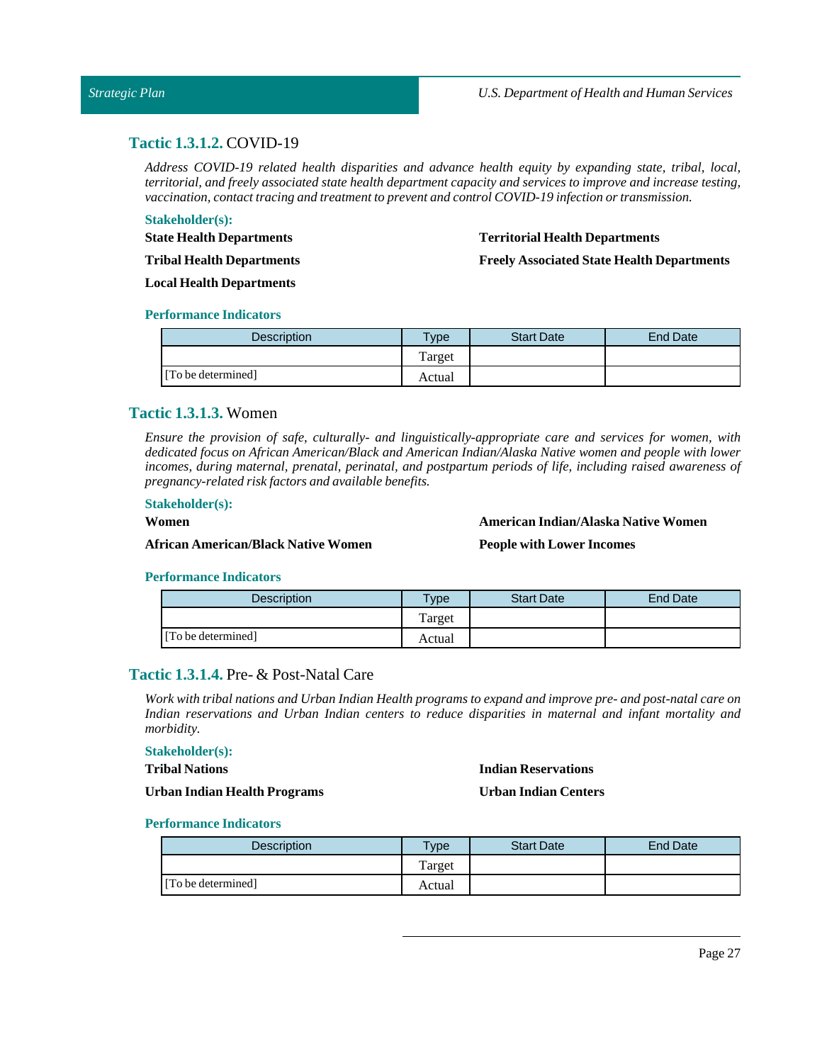### **Tactic 1.3.1.2.** COVID-19

*Address COVID-19 related health disparities and advance health equity by expanding state, tribal, local, territorial, and freely associated state health department capacity and services to improve and increase testing, vaccination, contact tracing and treatment to prevent and control COVID-19 infection or transmission.*

**Stakeholder(s):**

**State Health Departments**

**Tribal Health Departments**

**Local Health Departments**

**Territorial Health Departments**

**Freely Associated State Health Departments**

**Performance Indicators**

| Description | Type | Start Date | End Date |
|---|---|---|---|
| | Target | | |
| [To be determined] | Actual | | |

### **Tactic 1.3.1.3.** Women

*Ensure the provision of safe, culturally- and linguistically-appropriate care and services for women, with dedicated focus on African American/Black and American Indian/Alaska Native women and people with lower incomes, during maternal, prenatal, perinatal, and postpartum periods of life, including raised awareness of pregnancy-related risk factors and available benefits.*

**Stakeholder(s):**

**Women**

**African American/Black Native Women**

**American Indian/Alaska Native Women**

**People with Lower Incomes**

**Performance Indicators**

| Description | Type | Start Date | End Date |
|---|---|---|---|
| | Target | | |
| [To be determined] | Actual | | |

### **Tactic 1.3.1.4.** Pre- & Post-Natal Care

*Work with tribal nations and Urban Indian Health programs to expand and improve pre- and post-natal care on Indian reservations and Urban Indian centers to reduce disparities in maternal and infant mortality and morbidity.*

**Stakeholder(s):**

**Tribal Nations**

**Urban Indian Health Programs**

**Indian Reservations**

**Urban Indian Centers**

**Performance Indicators**

| Description | Type | Start Date | End Date |
|---|---|---|---|
| | Target | | |
| [To be determined] | Actual | | |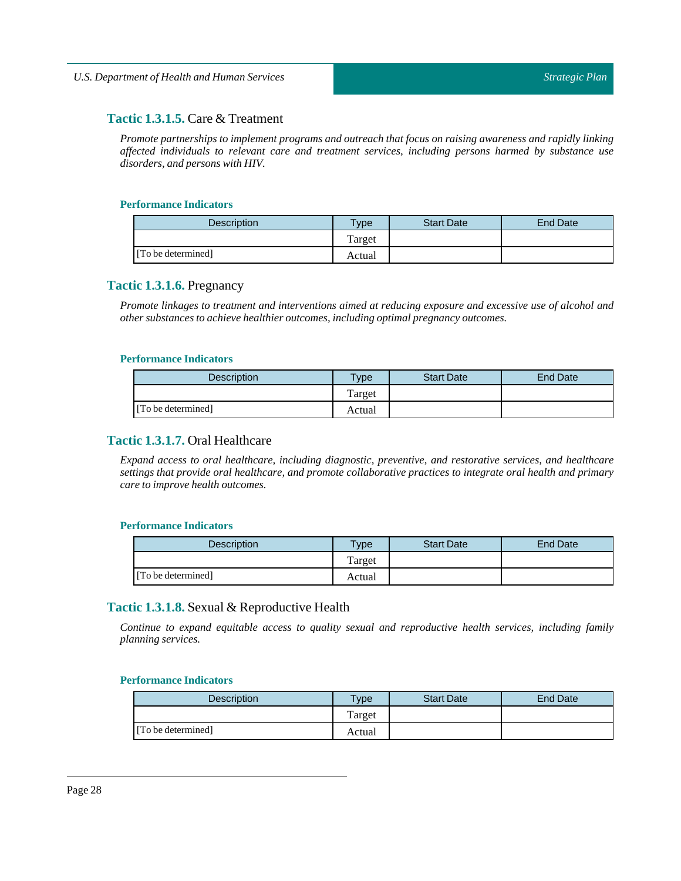### **Tactic 1.3.1.5.** Care & Treatment

*Promote partnerships to implement programs and outreach that focus on raising awareness and rapidly linking affected individuals to relevant care and treatment services, including persons harmed by substance use disorders, and persons with HIV.*

#### Performance Indicators

| Description | Type | Start Date | End Date |
|---|---|---|---|
| | Target | | |
| [To be determined] | Actual | | |

### **Tactic 1.3.1.6.** Pregnancy

*Promote linkages to treatment and interventions aimed at reducing exposure and excessive use of alcohol and other substances to achieve healthier outcomes, including optimal pregnancy outcomes.*

#### Performance Indicators

| Description | Type | Start Date | End Date |
|---|---|---|---|
| | Target | | |
| [To be determined] | Actual | | |

### **Tactic 1.3.1.7.** Oral Healthcare

*Expand access to oral healthcare, including diagnostic, preventive, and restorative services, and healthcare settings that provide oral healthcare, and promote collaborative practices to integrate oral health and primary care to improve health outcomes.*

#### Performance Indicators

| Description | Type | Start Date | End Date |
|---|---|---|---|
| | Target | | |
| [To be determined] | Actual | | |

### **Tactic 1.3.1.8.** Sexual & Reproductive Health

*Continue to expand equitable access to quality sexual and reproductive health services, including family planning services.*

#### Performance Indicators

| Description | Type | Start Date | End Date |
|---|---|---|---|
| | Target | | |
| [To be determined] | Actual | | |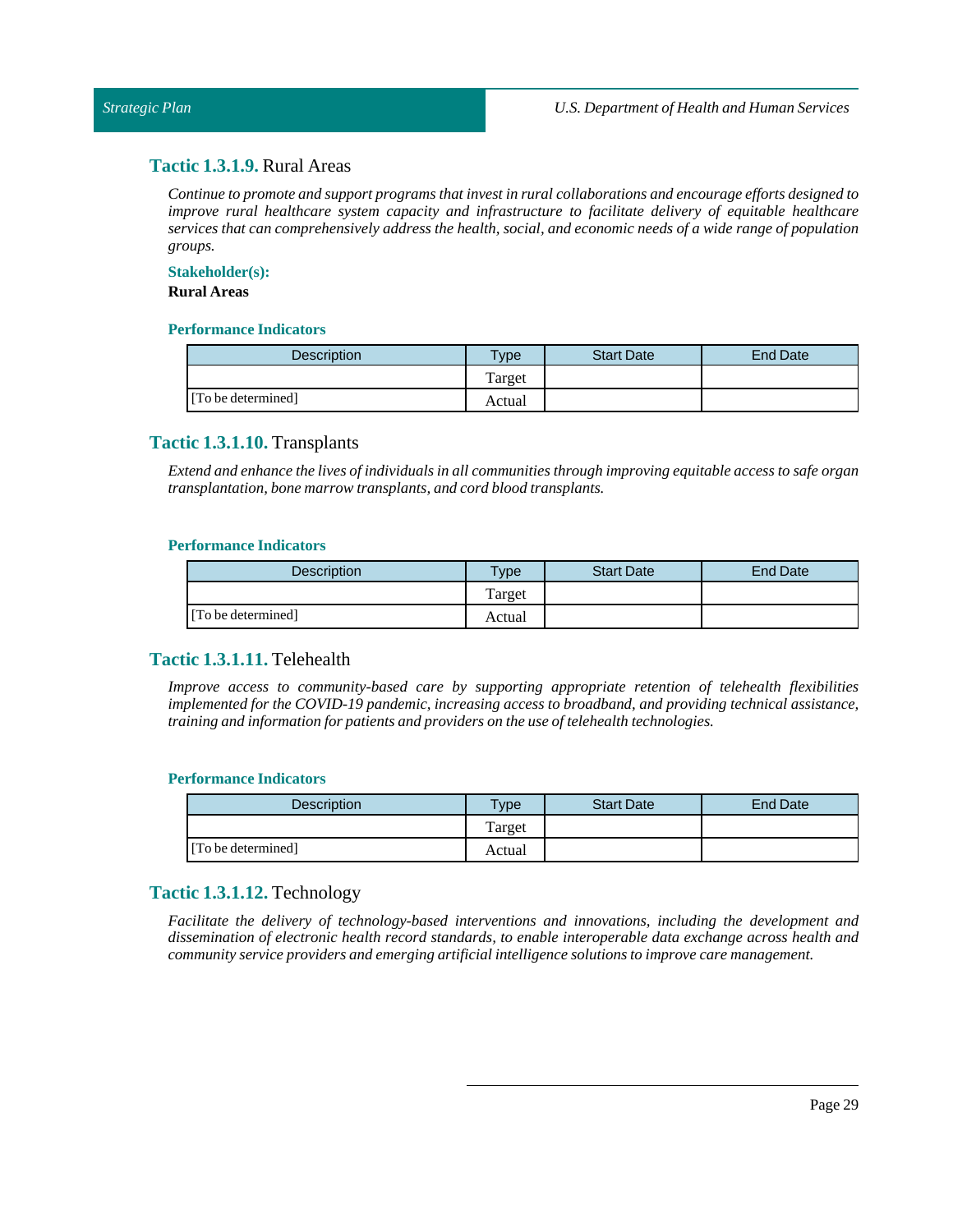### **Tactic 1.3.1.9.** Rural Areas

*Continue to promote and support programs that invest in rural collaborations and encourage efforts designed to improve rural healthcare system capacity and infrastructure to facilitate delivery of equitable healthcare services that can comprehensively address the health, social, and economic needs of a wide range of population groups.*

**Stakeholder(s):**

**Rural Areas**

**Performance Indicators**

| Description | Type | Start Date | End Date |
|---|---|---|---|
| | Target | | |
| [To be determined] | Actual | | |

### **Tactic 1.3.1.10.** Transplants

*Extend and enhance the lives of individuals in all communities through improving equitable access to safe organ transplantation, bone marrow transplants, and cord blood transplants.*

**Performance Indicators**

| Description | Type | Start Date | End Date |
|---|---|---|---|
| | Target | | |
| [To be determined] | Actual | | |

### **Tactic 1.3.1.11.** Telehealth

*Improve access to community-based care by supporting appropriate retention of telehealth flexibilities implemented for the COVID-19 pandemic, increasing access to broadband, and providing technical assistance, training and information for patients and providers on the use of telehealth technologies.*

**Performance Indicators**

| Description | Type | Start Date | End Date |
|---|---|---|---|
| | Target | | |
| [To be determined] | Actual | | |

### **Tactic 1.3.1.12.** Technology

*Facilitate the delivery of technology-based interventions and innovations, including the development and dissemination of electronic health record standards, to enable interoperable data exchange across health and community service providers and emerging artificial intelligence solutions to improve care management.*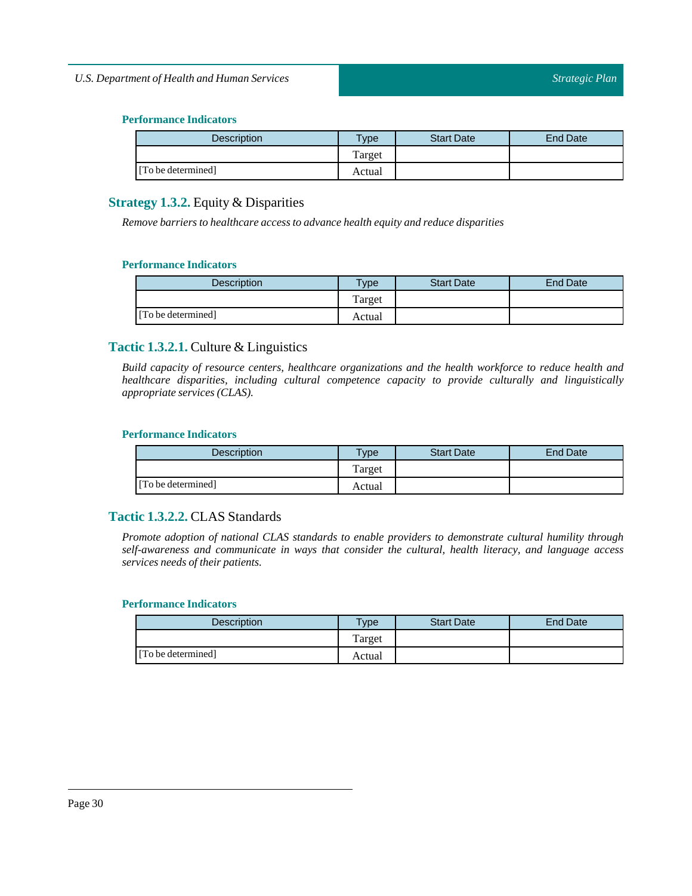#### Performance Indicators

| Description | Type | Start Date | End Date |
|---|---|---|---|
| [To be determined] | Target | | |
| | Actual | | |

### **Strategy 1.3.2.** Equity & Disparities

*Remove barriers to healthcare access to advance health equity and reduce disparities*

#### Performance Indicators

| Description | Type | Start Date | End Date |
|---|---|---|---|
| [To be determined] | Target | | |
| | Actual | | |

### **Tactic 1.3.2.1.** Culture & Linguistics

*Build capacity of resource centers, healthcare organizations and the health workforce to reduce health and healthcare disparities, including cultural competence capacity to provide culturally and linguistically appropriate services (CLAS).*

#### Performance Indicators

| Description | Type | Start Date | End Date |
|---|---|---|---|
| [To be determined] | Target | | |
| | Actual | | |

### **Tactic 1.3.2.2.** CLAS Standards

*Promote adoption of national CLAS standards to enable providers to demonstrate cultural humility through self-awareness and communicate in ways that consider the cultural, health literacy, and language access services needs of their patients.*

#### Performance Indicators

| Description | Type | Start Date | End Date |
|---|---|---|---|
| [To be determined] | Target | | |
| | Actual | | |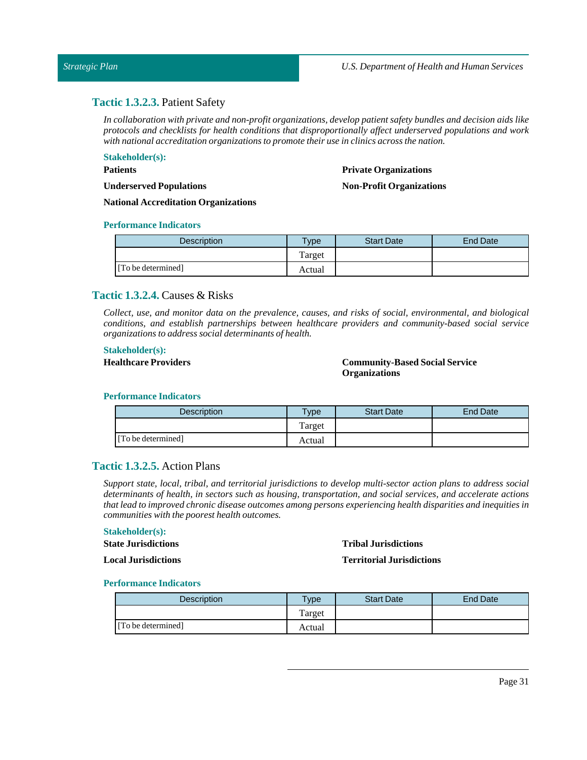### **Tactic 1.3.2.3.** Patient Safety

*In collaboration with private and non-profit organizations, develop patient safety bundles and decision aids like protocols and checklists for health conditions that disproportionally affect underserved populations and work with national accreditation organizations to promote their use in clinics across the nation.*

**Stakeholder(s):**

**Patients**

**Underserved Populations**

**National Accreditation Organizations**

**Private Organizations**

**Non-Profit Organizations**

**Performance Indicators**

| Description | Type | Start Date | End Date |
|---|---|---|---|
| [To be determined] | Target | | |
| | Actual | | |

### **Tactic 1.3.2.4.** Causes & Risks

*Collect, use, and monitor data on the prevalence, causes, and risks of social, environmental, and biological conditions, and establish partnerships between healthcare providers and community-based social service organizations to address social determinants of health.*

**Stakeholder(s):**

**Healthcare Providers**

**Community-Based Social Service Organizations**

**Performance Indicators**

| Description | Type | Start Date | End Date |
|---|---|---|---|
| [To be determined] | Target | | |
| | Actual | | |

### **Tactic 1.3.2.5.** Action Plans

*Support state, local, tribal, and territorial jurisdictions to develop multi-sector action plans to address social determinants of health, in sectors such as housing, transportation, and social services, and accelerate actions that lead to improved chronic disease outcomes among persons experiencing health disparities and inequities in communities with the poorest health outcomes.*

**Stakeholder(s):**

**State Jurisdictions**

**Local Jurisdictions**

**Tribal Jurisdictions**

**Territorial Jurisdictions**

**Performance Indicators**

| Description | Type | Start Date | End Date |
|---|---|---|---|
| [To be determined] | Target | | |
| | Actual | | |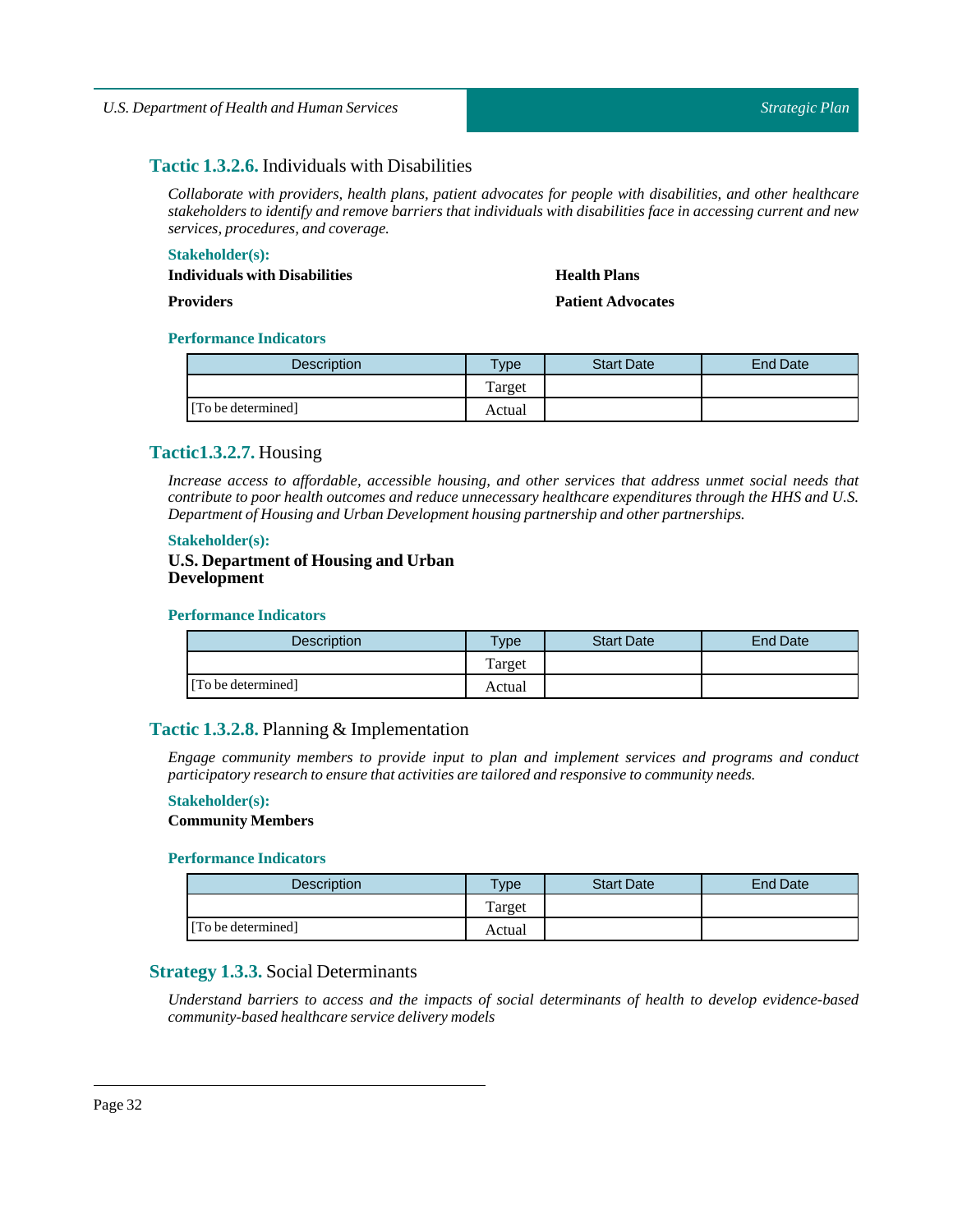### Tactic 1.3.2.6. Individuals with Disabilities

*Collaborate with providers, health plans, patient advocates for people with disabilities, and other healthcare stakeholders to identify and remove barriers that individuals with disabilities face in accessing current and new services, procedures, and coverage.*

**Stakeholder(s):**

**Individuals with Disabilities**

**Health Plans**

**Providers**

**Patient Advocates**

**Performance Indicators**

| Description | Type | Start Date | End Date |
|---|---|---|---|
| [To be determined] | Target | | |
| | Actual | | |

### Tactic1.3.2.7. Housing

*Increase access to affordable, accessible housing, and other services that address unmet social needs that contribute to poor health outcomes and reduce unnecessary healthcare expenditures through the HHS and U.S. Department of Housing and Urban Development housing partnership and other partnerships.*

**Stakeholder(s):**

**U.S. Department of Housing and Urban Development**

**Performance Indicators**

| Description | Type | Start Date | End Date |
|---|---|---|---|
| [To be determined] | Target | | |
| | Actual | | |

### Tactic 1.3.2.8. Planning & Implementation

*Engage community members to provide input to plan and implement services and programs and conduct participatory research to ensure that activities are tailored and responsive to community needs.*

**Stakeholder(s):**

**Community Members**

**Performance Indicators**

| Description | Type | Start Date | End Date |
|---|---|---|---|
| [To be determined] | Target | | |
| | Actual | | |

## Strategy 1.3.3. Social Determinants

*Understand barriers to access and the impacts of social determinants of health to develop evidence-based community-based healthcare service delivery models*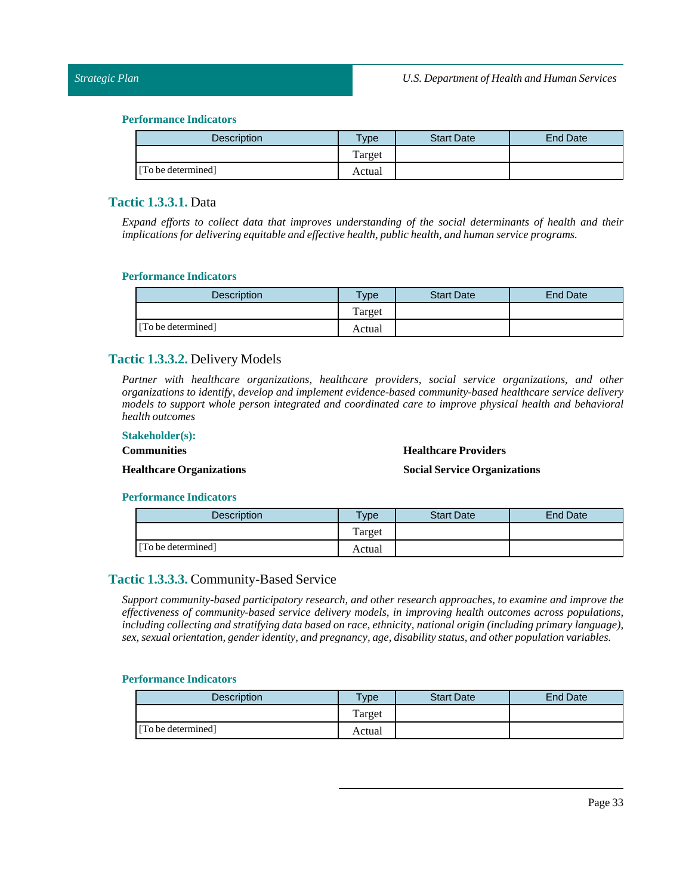#### Performance Indicators

| Description | Type | Start Date | End Date |
|---|---|---|---|
| | Target | | |
| [To be determined] | Actual | | |

### Tactic 1.3.3.1. Data

*Expand efforts to collect data that improves understanding of the social determinants of health and their implications for delivering equitable and effective health, public health, and human service programs.*

#### Performance Indicators

| Description | Type | Start Date | End Date |
|---|---|---|---|
| | Target | | |
| [To be determined] | Actual | | |

### Tactic 1.3.3.2. Delivery Models

*Partner with healthcare organizations, healthcare providers, social service organizations, and other organizations to identify, develop and implement evidence-based community-based healthcare service delivery models to support whole person integrated and coordinated care to improve physical health and behavioral health outcomes*

#### Stakeholder(s):

**Communities**

**Healthcare Providers**

**Healthcare Organizations**

**Social Service Organizations**

#### Performance Indicators

| Description | Type | Start Date | End Date |
|---|---|---|---|
| | Target | | |
| [To be determined] | Actual | | |

### Tactic 1.3.3.3. Community-Based Service

*Support community-based participatory research, and other research approaches, to examine and improve the effectiveness of community-based service delivery models, in improving health outcomes across populations, including collecting and stratifying data based on race, ethnicity, national origin (including primary language), sex, sexual orientation, gender identity, and pregnancy, age, disability status, and other population variables.*

#### Performance Indicators

| Description | Type | Start Date | End Date |
|---|---|---|---|
| | Target | | |
| [To be determined] | Actual | | |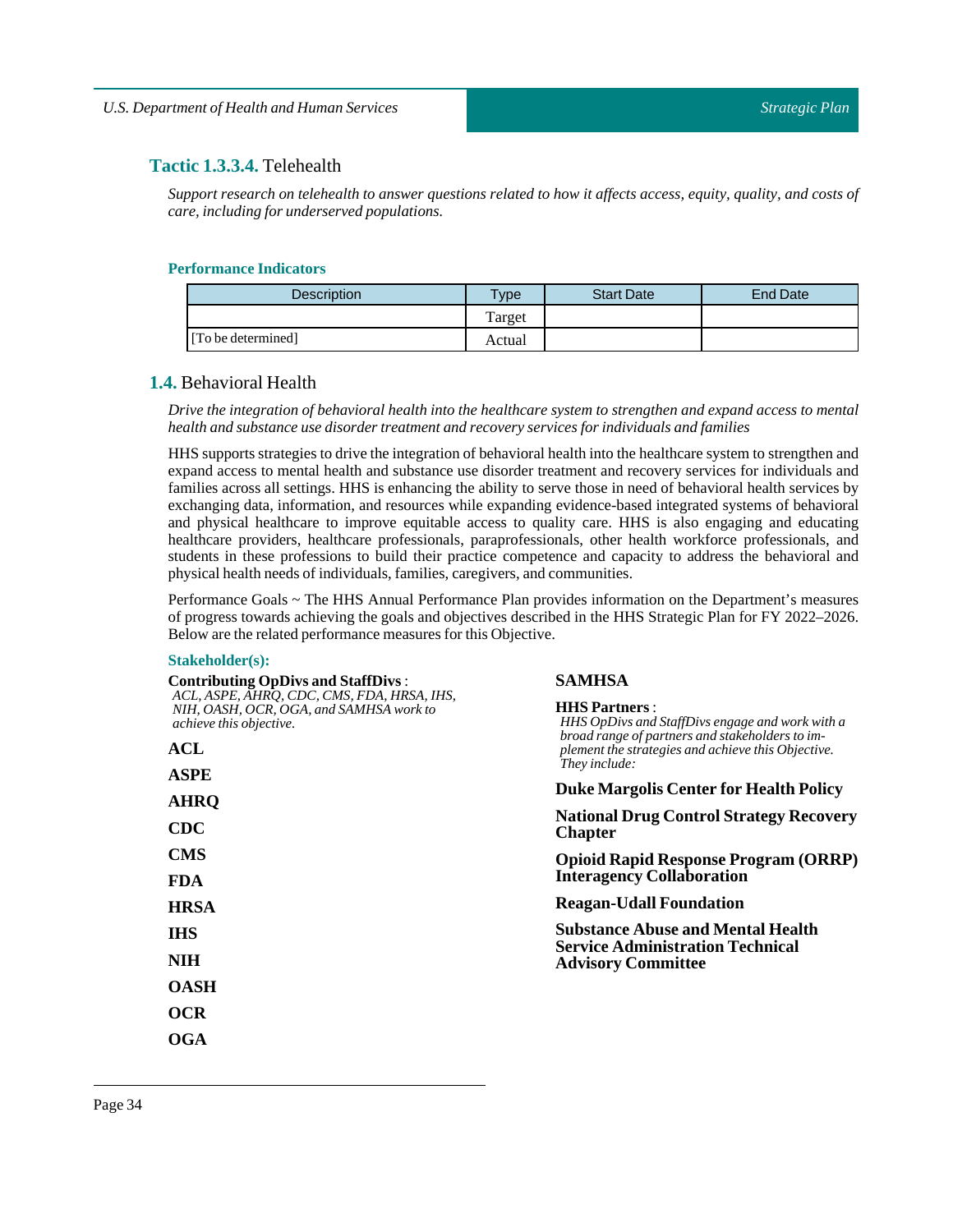### Tactic 1.3.3.4. Telehealth

*Support research on telehealth to answer questions related to how it affects access, equity, quality, and costs of care, including for underserved populations.*

**Performance Indicators**

| Description | Type | Start Date | End Date |
|---|---|---|---|
| | Target | | |
| [To be determined] | Actual | | |

## 1.4. Behavioral Health

*Drive the integration of behavioral health into the healthcare system to strengthen and expand access to mental health and substance use disorder treatment and recovery services for individuals and families*

HHS supports strategies to drive the integration of behavioral health into the healthcare system to strengthen and expand access to mental health and substance use disorder treatment and recovery services for individuals and families across all settings. HHS is enhancing the ability to serve those in need of behavioral health services by exchanging data, information, and resources while expanding evidence-based integrated systems of behavioral and physical healthcare to improve equitable access to quality care. HHS is also engaging and educating healthcare providers, healthcare professionals, paraprofessionals, other health workforce professionals, and students in these professions to build their practice competence and capacity to address the behavioral and physical health needs of individuals, families, caregivers, and communities.

Performance Goals ~ The HHS Annual Performance Plan provides information on the Department's measures of progress towards achieving the goals and objectives described in the HHS Strategic Plan for FY 2022–2026. Below are the related performance measures for this Objective.

**Stakeholder(s):**

**Contributing OpDivs and StaffDivs** :
*ACL, ASPE, AHRQ, CDC, CMS, FDA, HRSA, IHS, NIH, OASH, OCR, OGA, and SAMHSA work to achieve this objective.*

**ACL**

**ASPE**

**AHRQ**

**CDC**

**CMS**

**FDA**

**HRSA**

**IHS**

**NIH**

**OASH**

**OCR**

**OGA**

**SAMHSA**

**HHS Partners** :
*HHS OpDivs and StaffDivs engage and work with a broad range of partners and stakeholders to implement the strategies and achieve this Objective. They include:*

**Duke Margolis Center for Health Policy**

**National Drug Control Strategy Recovery Chapter**

**Opioid Rapid Response Program (ORRP) Interagency Collaboration**

**Reagan-Udall Foundation**

**Substance Abuse and Mental Health Service Administration Technical Advisory Committee**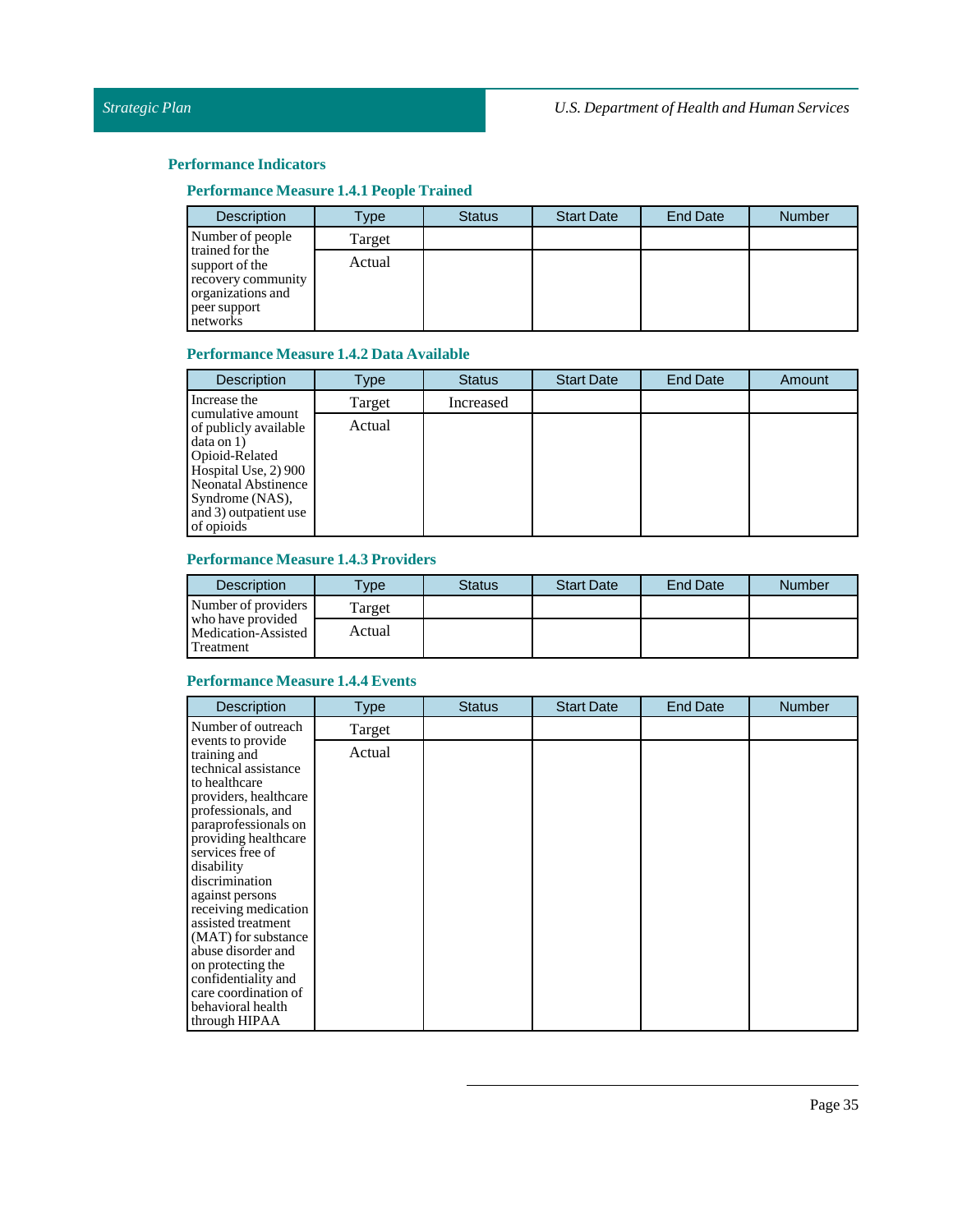## Performance Indicators

### Performance Measure 1.4.1 People Trained

| Description | Type | Status | Start Date | End Date | Number |
|---|---|---|---|---|---|
| Number of people trained for the support of the recovery community organizations and peer support networks | Target | | | | |
| | Actual | | | | |

### Performance Measure 1.4.2 Data Available

| Description | Type | Status | Start Date | End Date | Amount |
|---|---|---|---|---|---|
| Increase the cumulative amount of publicly available data on 1) Opioid-Related Hospital Use, 2) 900 Neonatal Abstinence Syndrome (NAS), and 3) outpatient use of opioids | Target | Increased | | | |
| | Actual | | | | |

### Performance Measure 1.4.3 Providers

| Description | Type | Status | Start Date | End Date | Number |
|---|---|---|---|---|---|
| Number of providers who have provided Medication-Assisted Treatment | Target | | | | |
| | Actual | | | | |

### Performance Measure 1.4.4 Events

| Description | Type | Status | Start Date | End Date | Number |
|---|---|---|---|---|---|
| Number of outreach events to provide training and technical assistance to healthcare providers, healthcare professionals, and paraprofessionals on providing healthcare services free of disability discrimination against persons receiving medication assisted treatment (MAT) for substance abuse disorder and on protecting the confidentiality and care coordination of behavioral health through HIPAA | Target | | | | |
| | Actual | | | | |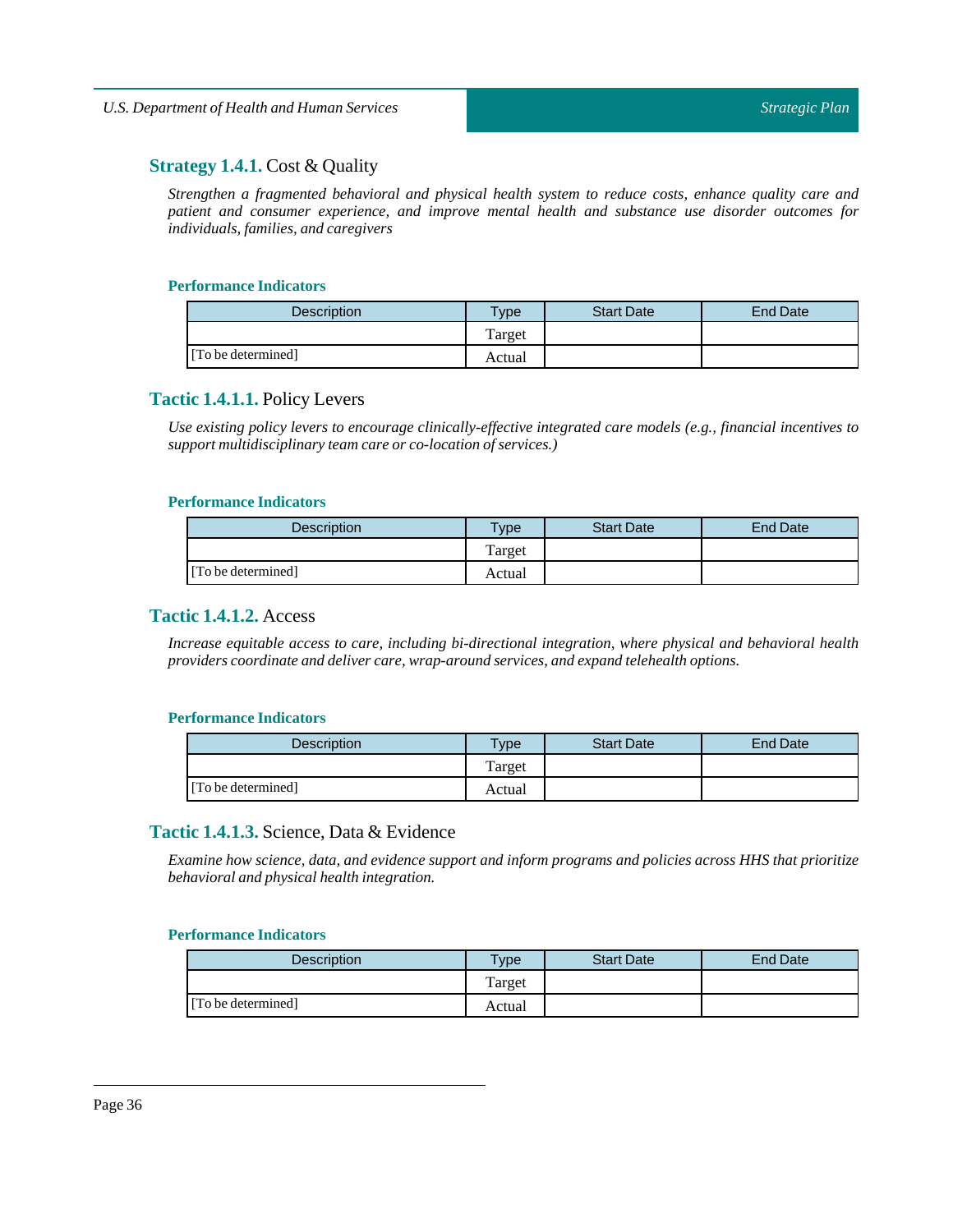## **Strategy 1.4.1.** Cost & Quality

*Strengthen a fragmented behavioral and physical health system to reduce costs, enhance quality care and patient and consumer experience, and improve mental health and substance use disorder outcomes for individuals, families, and caregivers*

#### Performance Indicators

| Description | Type | Start Date | End Date |
|---|---|---|---|
| | Target | | |
| [To be determined] | Actual | | |

### **Tactic 1.4.1.1.** Policy Levers

*Use existing policy levers to encourage clinically-effective integrated care models (e.g., financial incentives to support multidisciplinary team care or co-location of services.)*

#### Performance Indicators

| Description | Type | Start Date | End Date |
|---|---|---|---|
| | Target | | |
| [To be determined] | Actual | | |

### **Tactic 1.4.1.2.** Access

*Increase equitable access to care, including bi-directional integration, where physical and behavioral health providers coordinate and deliver care, wrap-around services, and expand telehealth options.*

#### Performance Indicators

| Description | Type | Start Date | End Date |
|---|---|---|---|
| | Target | | |
| [To be determined] | Actual | | |

### **Tactic 1.4.1.3.** Science, Data & Evidence

*Examine how science, data, and evidence support and inform programs and policies across HHS that prioritize behavioral and physical health integration.*

#### Performance Indicators

| Description | Type | Start Date | End Date |
|---|---|---|---|
| | Target | | |
| [To be determined] | Actual | | |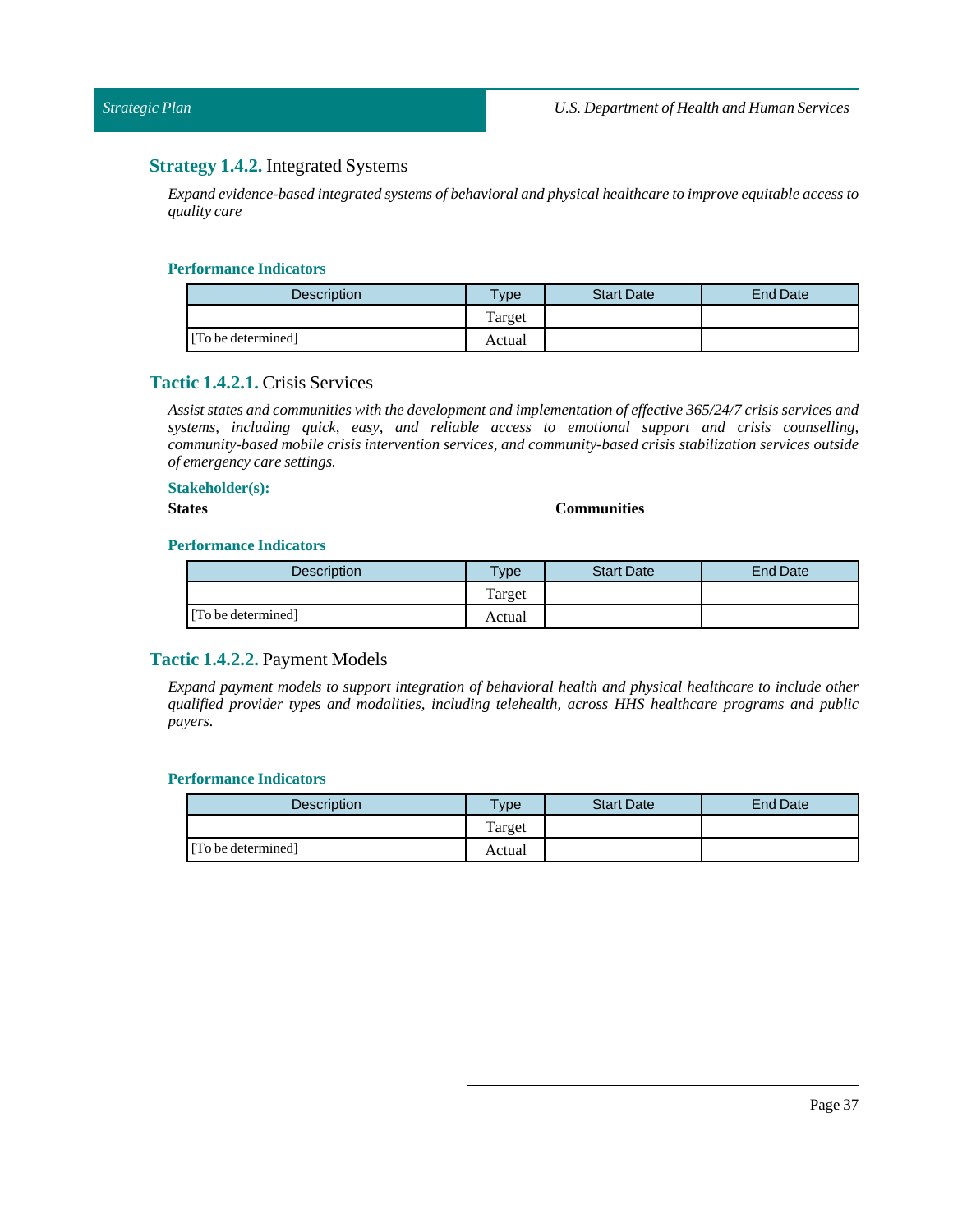### **Strategy 1.4.2.** Integrated Systems

*Expand evidence-based integrated systems of behavioral and physical healthcare to improve equitable access to quality care*

#### Performance Indicators

| Description | Type | Start Date | End Date |
|---|---|---|---|
| | Target | | |
| [To be determined] | Actual | | |

### **Tactic 1.4.2.1.** Crisis Services

*Assist states and communities with the development and implementation of effective 365/24/7 crisis services and systems, including quick, easy, and reliable access to emotional support and crisis counselling, community-based mobile crisis intervention services, and community-based crisis stabilization services outside of emergency care settings.*

#### Stakeholder(s):

**States**

**Communities**

#### Performance Indicators

| Description | Type | Start Date | End Date |
|---|---|---|---|
| | Target | | |
| [To be determined] | Actual | | |

### **Tactic 1.4.2.2.** Payment Models

*Expand payment models to support integration of behavioral health and physical healthcare to include other qualified provider types and modalities, including telehealth, across HHS healthcare programs and public payers.*

#### Performance Indicators

| Description | Type | Start Date | End Date |
|---|---|---|---|
| | Target | | |
| [To be determined] | Actual | | |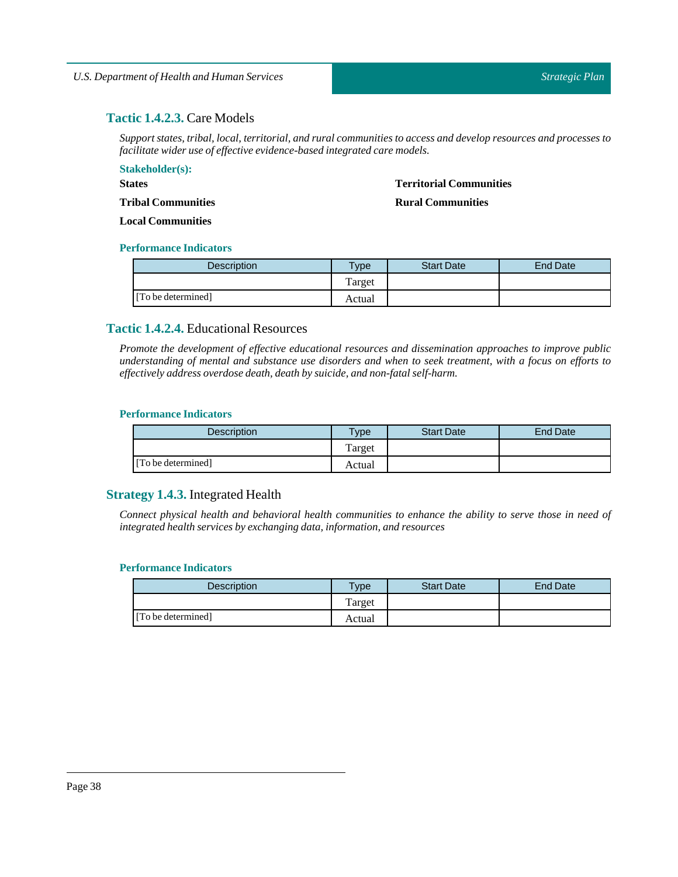### **Tactic 1.4.2.3.** Care Models

*Support states, tribal, local, territorial, and rural communities to access and develop resources and processes to facilitate wider use of effective evidence-based integrated care models.*

**Stakeholder(s):**

**States**

**Tribal Communities**

**Local Communities**

**Territorial Communities**

**Rural Communities**

**Performance Indicators**

| Description | Type | Start Date | End Date |
|---|---|---|---|
| | Target | | |
| [To be determined] | Actual | | |

### **Tactic 1.4.2.4.** Educational Resources

*Promote the development of effective educational resources and dissemination approaches to improve public understanding of mental and substance use disorders and when to seek treatment, with a focus on efforts to effectively address overdose death, death by suicide, and non-fatal self-harm.*

**Performance Indicators**

| Description | Type | Start Date | End Date |
|---|---|---|---|
| | Target | | |
| [To be determined] | Actual | | |

### **Strategy 1.4.3.** Integrated Health

*Connect physical health and behavioral health communities to enhance the ability to serve those in need of integrated health services by exchanging data, information, and resources*

**Performance Indicators**

| Description | Type | Start Date | End Date |
|---|---|---|---|
| | Target | | |
| [To be determined] | Actual | | |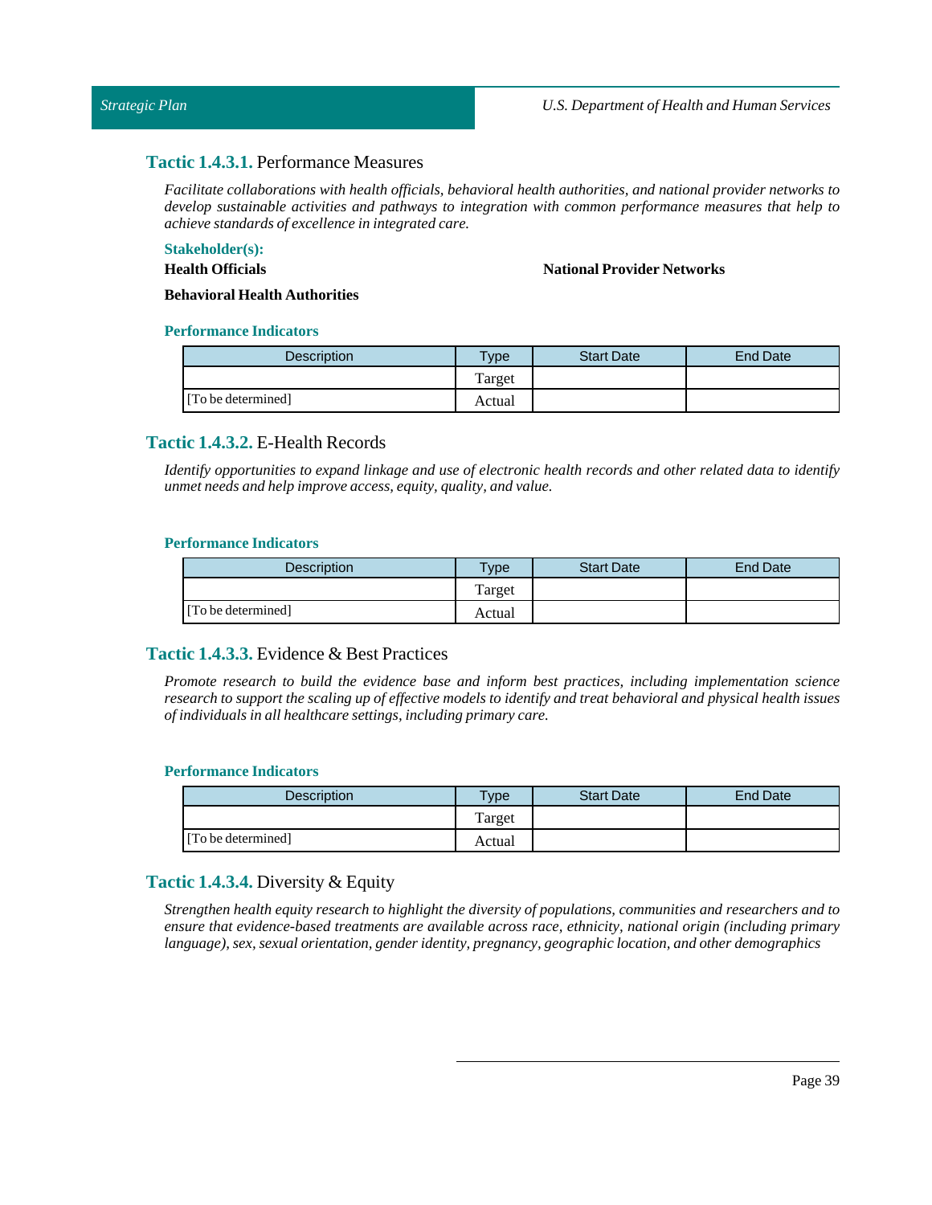### **Tactic 1.4.3.1.** Performance Measures

*Facilitate collaborations with health officials, behavioral health authorities, and national provider networks to develop sustainable activities and pathways to integration with common performance measures that help to achieve standards of excellence in integrated care.*

**Stakeholder(s):**

**Health Officials**

**National Provider Networks**

**Behavioral Health Authorities**

**Performance Indicators**

| Description | Type | Start Date | End Date |
|---|---|---|---|
| | Target | | |
| [To be determined] | Actual | | |

### **Tactic 1.4.3.2.** E-Health Records

*Identify opportunities to expand linkage and use of electronic health records and other related data to identify unmet needs and help improve access, equity, quality, and value.*

**Performance Indicators**

| Description | Type | Start Date | End Date |
|---|---|---|---|
| | Target | | |
| [To be determined] | Actual | | |

### **Tactic 1.4.3.3.** Evidence & Best Practices

*Promote research to build the evidence base and inform best practices, including implementation science research to support the scaling up of effective models to identify and treat behavioral and physical health issues of individuals in all healthcare settings, including primary care.*

**Performance Indicators**

| Description | Type | Start Date | End Date |
|---|---|---|---|
| | Target | | |
| [To be determined] | Actual | | |

### **Tactic 1.4.3.4.** Diversity & Equity

*Strengthen health equity research to highlight the diversity of populations, communities and researchers and to ensure that evidence-based treatments are available across race, ethnicity, national origin (including primary language), sex, sexual orientation, gender identity, pregnancy, geographic location, and other demographics*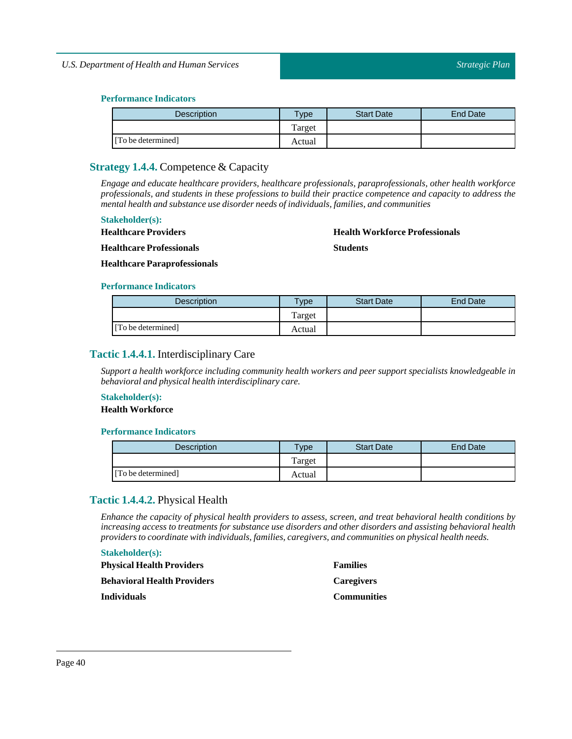#### Performance Indicators

| Description | Type | Start Date | End Date |
|---|---|---|---|
| | Target | | |
| [To be determined] | Actual | | |

### Strategy 1.4.4. Competence & Capacity

*Engage and educate healthcare providers, healthcare professionals, paraprofessionals, other health workforce professionals, and students in these professions to build their practice competence and capacity to address the mental health and substance use disorder needs of individuals, families, and communities*

#### Stakeholder(s):

**Healthcare Providers**

**Healthcare Professionals**

**Healthcare Paraprofessionals**

**Health Workforce Professionals**

**Students**

#### Performance Indicators

| Description | Type | Start Date | End Date |
|---|---|---|---|
| | Target | | |
| [To be determined] | Actual | | |

### Tactic 1.4.4.1. Interdisciplinary Care

*Support a health workforce including community health workers and peer support specialists knowledgeable in behavioral and physical health interdisciplinary care.*

#### Stakeholder(s):

**Health Workforce**

#### Performance Indicators

| Description | Type | Start Date | End Date |
|---|---|---|---|
| | Target | | |
| [To be determined] | Actual | | |

### Tactic 1.4.4.2. Physical Health

*Enhance the capacity of physical health providers to assess, screen, and treat behavioral health conditions by increasing access to treatments for substance use disorders and other disorders and assisting behavioral health providers to coordinate with individuals, families, caregivers, and communities on physical health needs.*

#### Stakeholder(s):

**Physical Health Providers**

**Behavioral Health Providers**

**Individuals**

**Families**

**Caregivers**

**Communities**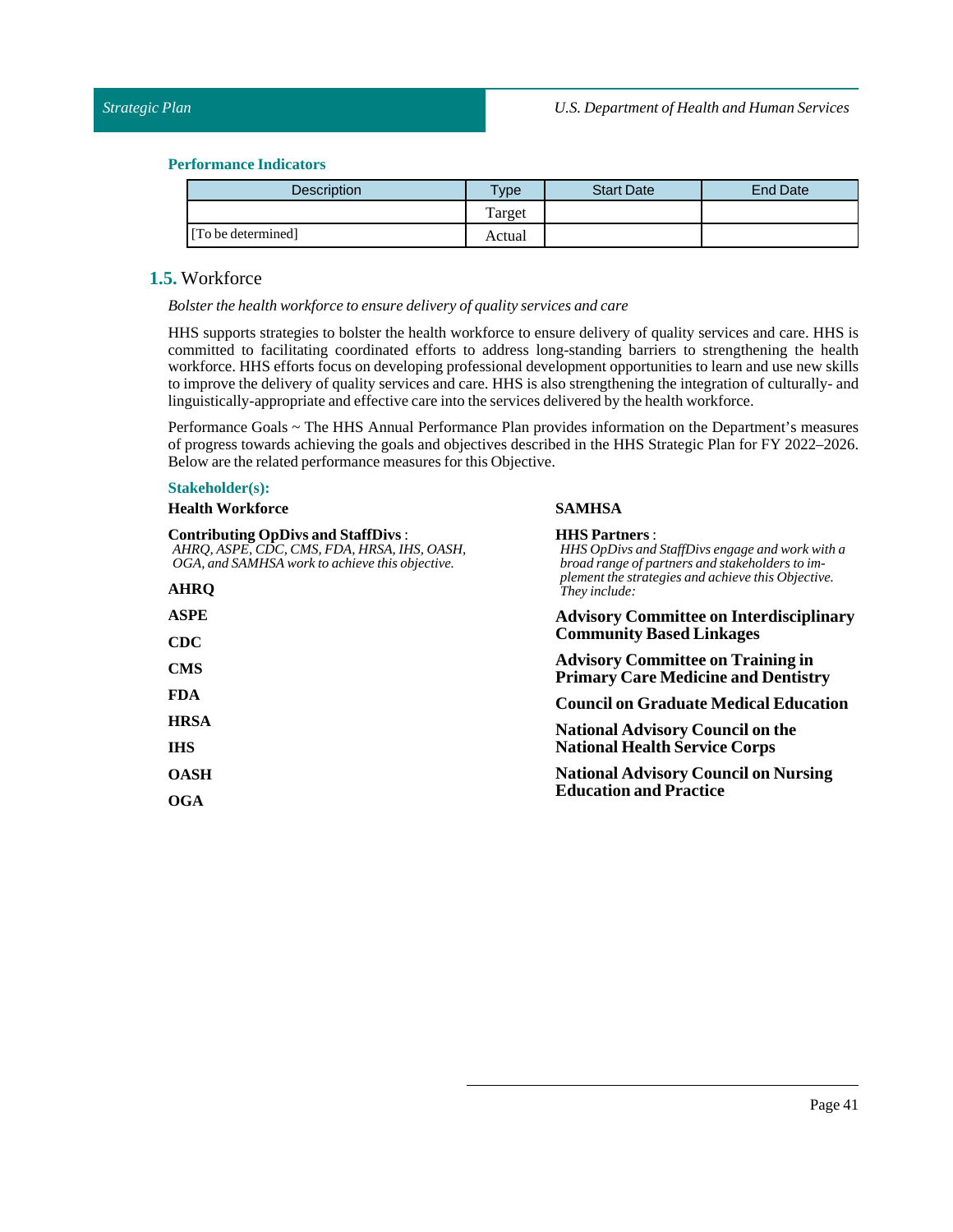**Performance Indicators**

| Description | Type | Start Date | End Date |
|---|---|---|---|
| | Target | | |
| [To be determined] | Actual | | |

## 1.5. Workforce

*Bolster the health workforce to ensure delivery of quality services and care*

HHS supports strategies to bolster the health workforce to ensure delivery of quality services and care. HHS is committed to facilitating coordinated efforts to address long-standing barriers to strengthening the health workforce. HHS efforts focus on developing professional development opportunities to learn and use new skills to improve the delivery of quality services and care. HHS is also strengthening the integration of culturally- and linguistically-appropriate and effective care into the services delivered by the health workforce.

Performance Goals ~ The HHS Annual Performance Plan provides information on the Department's measures of progress towards achieving the goals and objectives described in the HHS Strategic Plan for FY 2022–2026. Below are the related performance measures for this Objective.

**Stakeholder(s):**

**Health Workforce**

**Contributing OpDivs and StaffDivs** :
*AHRQ, ASPE, CDC, CMS, FDA, HRSA, IHS, OASH, OGA, and SAMHSA work to achieve this objective.*

**AHRQ**

**ASPE**

**CDC**

**CMS**

**FDA**

**HRSA**

**IHS**

**OASH**

**OGA**

**SAMHSA**

**HHS Partners** :
*HHS OpDivs and StaffDivs engage and work with a broad range of partners and stakeholders to implement the strategies and achieve this Objective. They include:*

**Advisory Committee on Interdisciplinary Community Based Linkages**

**Advisory Committee on Training in Primary Care Medicine and Dentistry**

**Council on Graduate Medical Education**

**National Advisory Council on the National Health Service Corps**

**National Advisory Council on Nursing Education and Practice**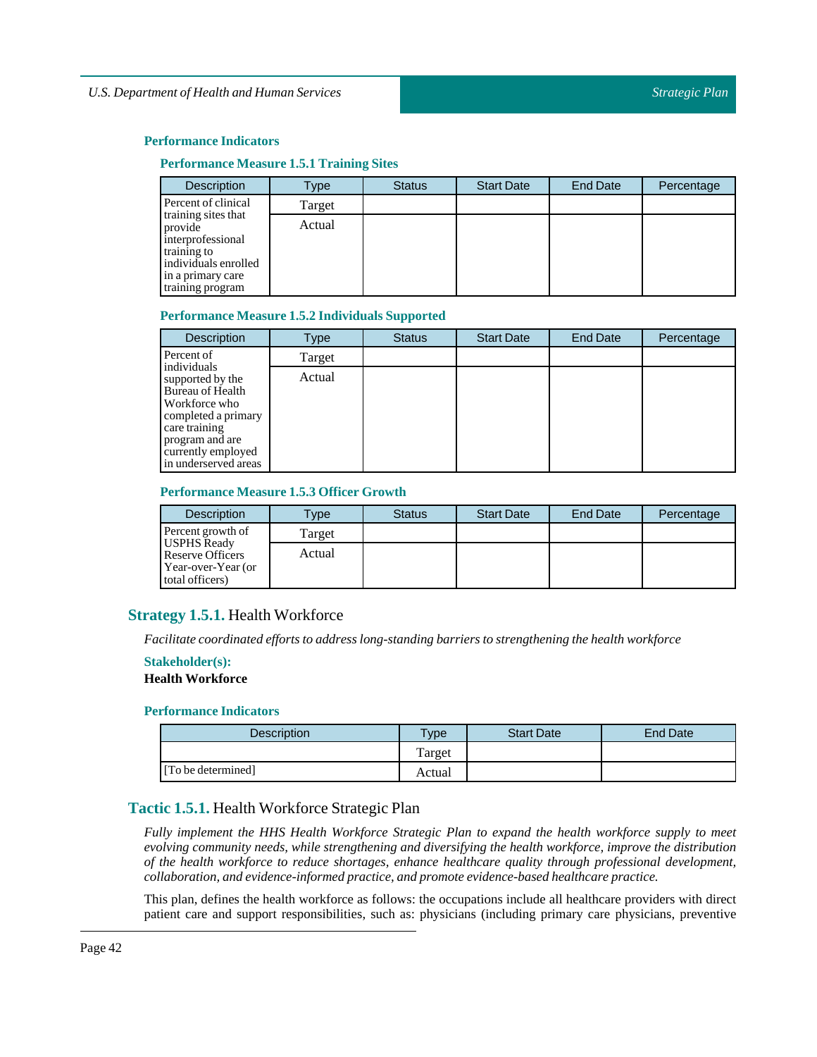### Performance Indicators

#### Performance Measure 1.5.1 Training Sites

| Description | Type | Status | Start Date | End Date | Percentage |
|---|---|---|---|---|---|
| Percent of clinical training sites that provide interprofessional training to individuals enrolled in a primary care training program | Target | | | | |
| | Actual | | | | |

#### Performance Measure 1.5.2 Individuals Supported

| Description | Type | Status | Start Date | End Date | Percentage |
|---|---|---|---|---|---|
| Percent of individuals supported by the Bureau of Health Workforce who completed a primary care training program and are currently employed in underserved areas | Target | | | | |
| | Actual | | | | |

#### Performance Measure 1.5.3 Officer Growth

| Description | Type | Status | Start Date | End Date | Percentage |
|---|---|---|---|---|---|
| Percent growth of USPHS Ready Reserve Officers Year-over-Year (or total officers) | Target | | | | |
| | Actual | | | | |

## Strategy 1.5.1. Health Workforce

*Facilitate coordinated efforts to address long-standing barriers to strengthening the health workforce*

**Stakeholder(s):**

**Health Workforce**

### Performance Indicators

| Description | Type | Start Date | End Date |
|---|---|---|---|
| | Target | | |
| [To be determined] | Actual | | |

## Tactic 1.5.1. Health Workforce Strategic Plan

*Fully implement the HHS Health Workforce Strategic Plan to expand the health workforce supply to meet evolving community needs, while strengthening and diversifying the health workforce, improve the distribution of the health workforce to reduce shortages, enhance healthcare quality through professional development, collaboration, and evidence-informed practice, and promote evidence-based healthcare practice.*

This plan, defines the health workforce as follows: the occupations include all healthcare providers with direct patient care and support responsibilities, such as: physicians (including primary care physicians, preventive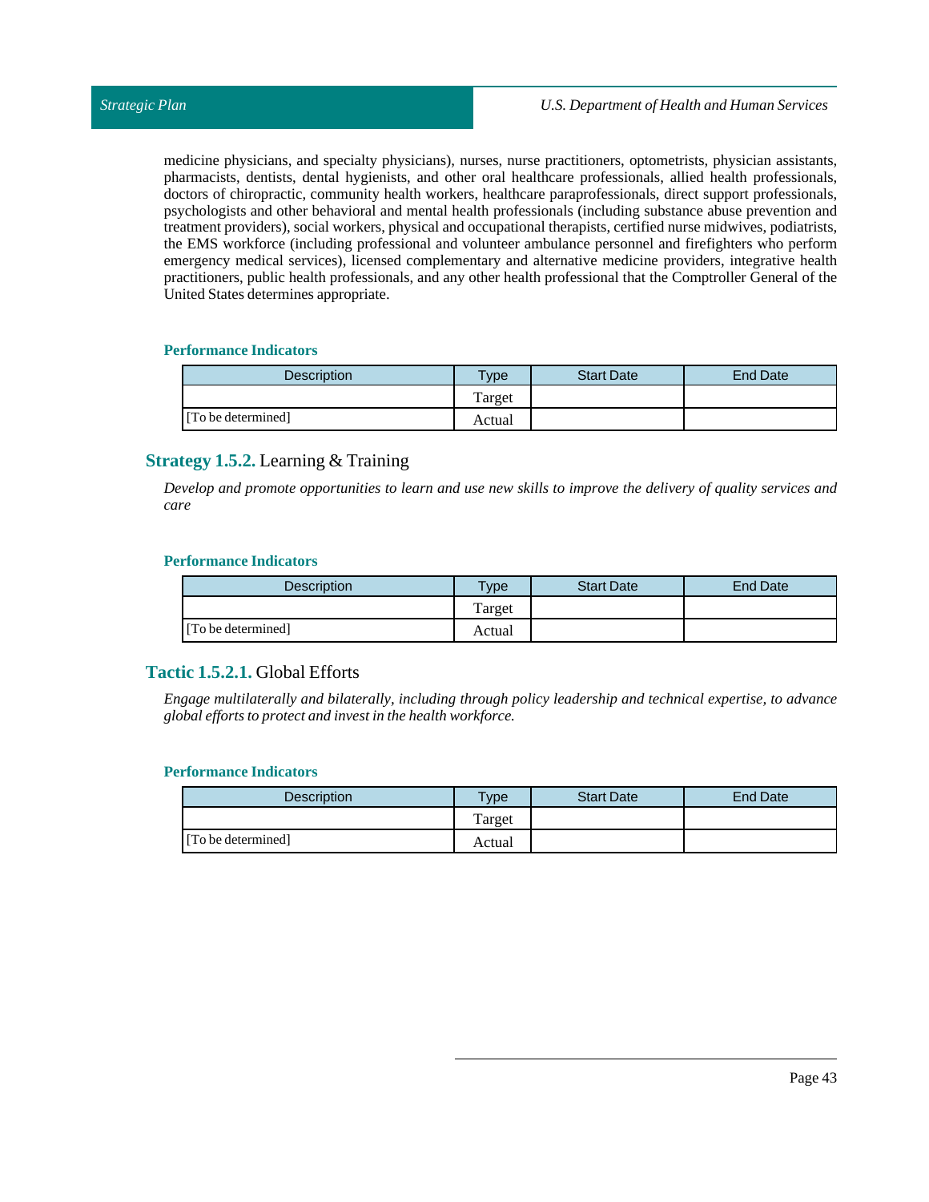medicine physicians, and specialty physicians), nurses, nurse practitioners, optometrists, physician assistants, pharmacists, dentists, dental hygienists, and other oral healthcare professionals, allied health professionals, doctors of chiropractic, community health workers, healthcare paraprofessionals, direct support professionals, psychologists and other behavioral and mental health professionals (including substance abuse prevention and treatment providers), social workers, physical and occupational therapists, certified nurse midwives, podiatrists, the EMS workforce (including professional and volunteer ambulance personnel and firefighters who perform emergency medical services), licensed complementary and alternative medicine providers, integrative health practitioners, public health professionals, and any other health professional that the Comptroller General of the United States determines appropriate.

#### Performance Indicators

| Description | Type | Start Date | End Date |
|---|---|---|---|
| | Target | | |
| [To be determined] | Actual | | |

### **Strategy 1.5.2.** Learning & Training

*Develop and promote opportunities to learn and use new skills to improve the delivery of quality services and care*

#### Performance Indicators

| Description | Type | Start Date | End Date |
|---|---|---|---|
| | Target | | |
| [To be determined] | Actual | | |

### **Tactic 1.5.2.1.** Global Efforts

*Engage multilaterally and bilaterally, including through policy leadership and technical expertise, to advance global efforts to protect and invest in the health workforce.*

#### Performance Indicators

| Description | Type | Start Date | End Date |
|---|---|---|---|
| | Target | | |
| [To be determined] | Actual | | |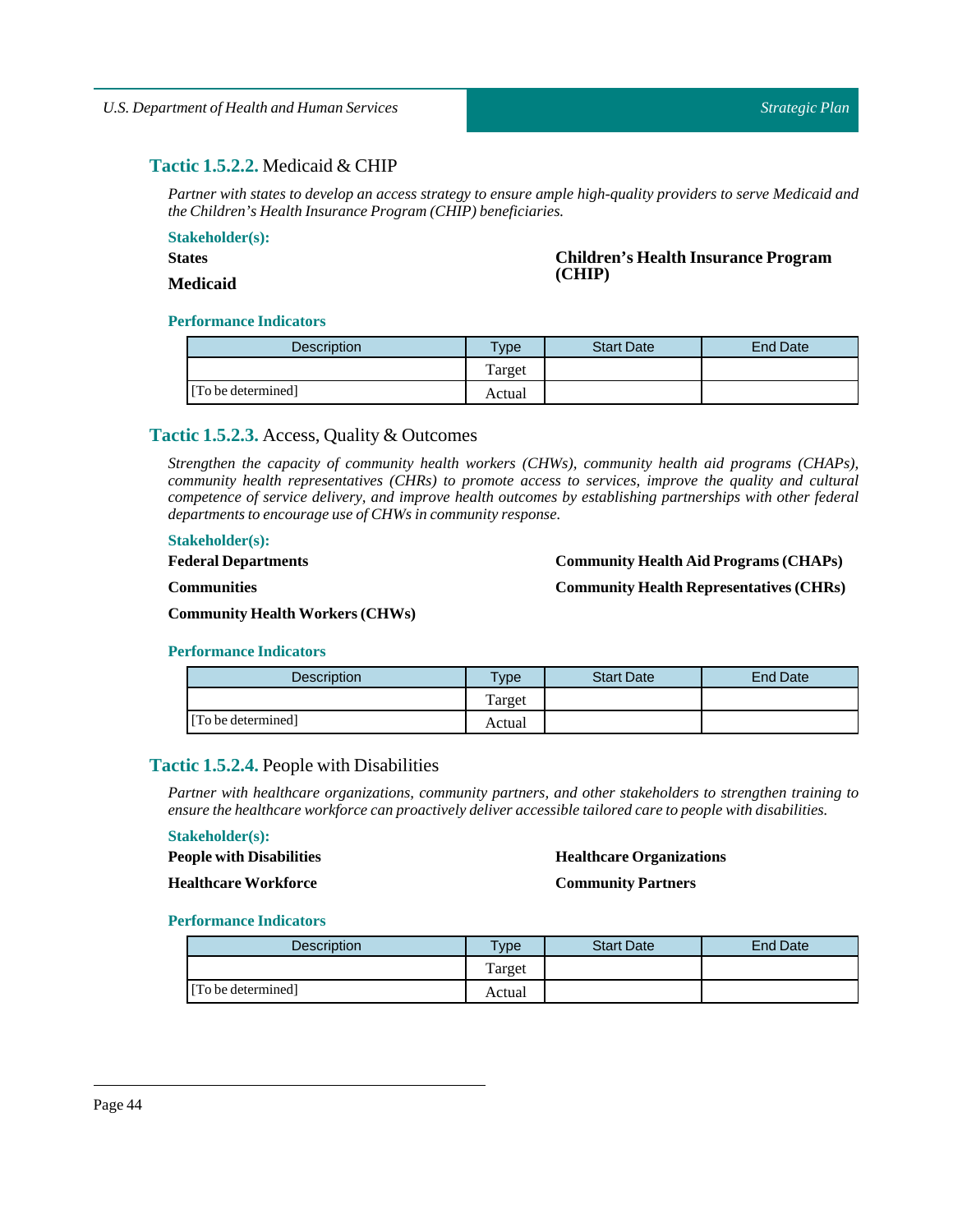### **Tactic 1.5.2.2.** Medicaid & CHIP

*Partner with states to develop an access strategy to ensure ample high-quality providers to serve Medicaid and the Children's Health Insurance Program (CHIP) beneficiaries.*

**Stakeholder(s):**

**States**

**Medicaid**

**Children's Health Insurance Program (CHIP)**

**Performance Indicators**

| Description | Type | Start Date | End Date |
|---|---|---|---|
| [To be determined] | Target | | |
| | Actual | | |

### **Tactic 1.5.2.3.** Access, Quality & Outcomes

*Strengthen the capacity of community health workers (CHWs), community health aid programs (CHAPs), community health representatives (CHRs) to promote access to services, improve the quality and cultural competence of service delivery, and improve health outcomes by establishing partnerships with other federal departments to encourage use of CHWs in community response.*

**Stakeholder(s):**

**Federal Departments**

**Communities**

**Community Health Workers (CHWs)**

**Community Health Aid Programs (CHAPs)**

**Community Health Representatives (CHRs)**

**Performance Indicators**

| Description | Type | Start Date | End Date |
|---|---|---|---|
| [To be determined] | Target | | |
| | Actual | | |

### **Tactic 1.5.2.4.** People with Disabilities

*Partner with healthcare organizations, community partners, and other stakeholders to strengthen training to ensure the healthcare workforce can proactively deliver accessible tailored care to people with disabilities.*

**Stakeholder(s):**

**People with Disabilities**

**Healthcare Workforce**

**Healthcare Organizations**

**Community Partners**

**Performance Indicators**

| Description | Type | Start Date | End Date |
|---|---|---|---|
| [To be determined] | Target | | |
| | Actual | | |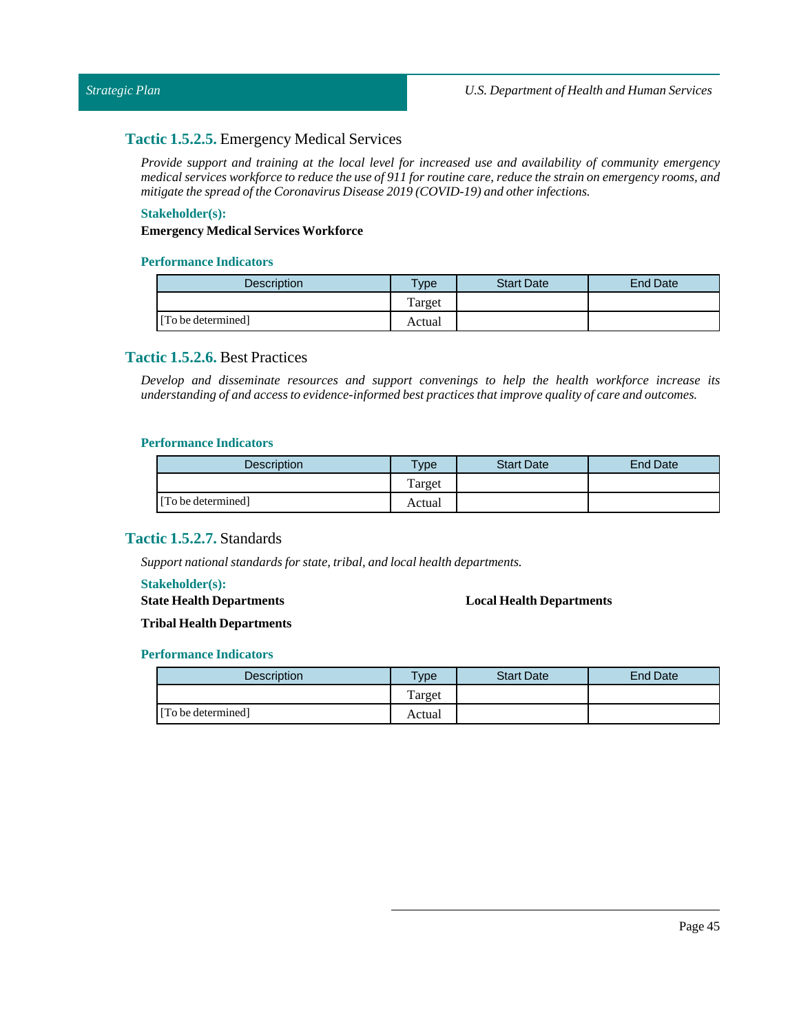### **Tactic 1.5.2.5.** Emergency Medical Services

*Provide support and training at the local level for increased use and availability of community emergency medical services workforce to reduce the use of 911 for routine care, reduce the strain on emergency rooms, and mitigate the spread of the Coronavirus Disease 2019 (COVID-19) and other infections.*

**Stakeholder(s):**

**Emergency Medical Services Workforce**

**Performance Indicators**

| Description | Type | Start Date | End Date |
|---|---|---|---|
| [To be determined] | Target | | |
| | Actual | | |

### **Tactic 1.5.2.6.** Best Practices

*Develop and disseminate resources and support convenings to help the health workforce increase its understanding of and access to evidence-informed best practices that improve quality of care and outcomes.*

**Performance Indicators**

| Description | Type | Start Date | End Date |
|---|---|---|---|
| [To be determined] | Target | | |
| | Actual | | |

### **Tactic 1.5.2.7.** Standards

*Support national standards for state, tribal, and local health departments.*

**Stakeholder(s):**

**State Health Departments**

**Local Health Departments**

**Tribal Health Departments**

**Performance Indicators**

| Description | Type | Start Date | End Date |
|---|---|---|---|
| [To be determined] | Target | | |
| | Actual | | |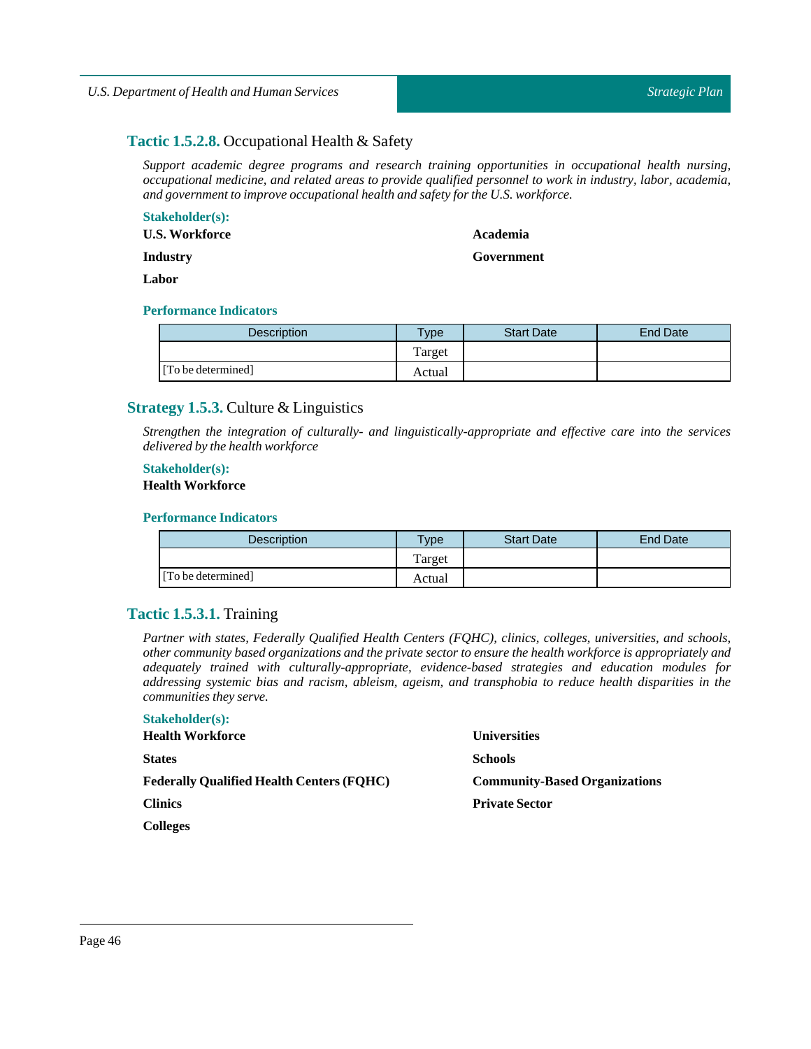### **Tactic 1.5.2.8.** Occupational Health & Safety

*Support academic degree programs and research training opportunities in occupational health nursing, occupational medicine, and related areas to provide qualified personnel to work in industry, labor, academia, and government to improve occupational health and safety for the U.S. workforce.*

**Stakeholder(s):**

**U.S. Workforce**

**Industry**

**Labor**

**Academia**

**Government**

**Performance Indicators**

| Description | Type | Start Date | End Date |
|---|---|---|---|
| | Target | | |
| [To be determined] | Actual | | |

## **Strategy 1.5.3.** Culture & Linguistics

*Strengthen the integration of culturally- and linguistically-appropriate and effective care into the services delivered by the health workforce*

**Stakeholder(s):**

**Health Workforce**

**Performance Indicators**

| Description | Type | Start Date | End Date |
|---|---|---|---|
| | Target | | |
| [To be determined] | Actual | | |

### **Tactic 1.5.3.1.** Training

*Partner with states, Federally Qualified Health Centers (FQHC), clinics, colleges, universities, and schools, other community based organizations and the private sector to ensure the health workforce is appropriately and adequately trained with culturally-appropriate, evidence-based strategies and education modules for addressing systemic bias and racism, ableism, ageism, and transphobia to reduce health disparities in the communities they serve.*

**Stakeholder(s):**

**Health Workforce**

**States**

**Federally Qualified Health Centers (FQHC)**

**Clinics**

**Colleges**

**Universities**

**Schools**

**Community-Based Organizations**

**Private Sector**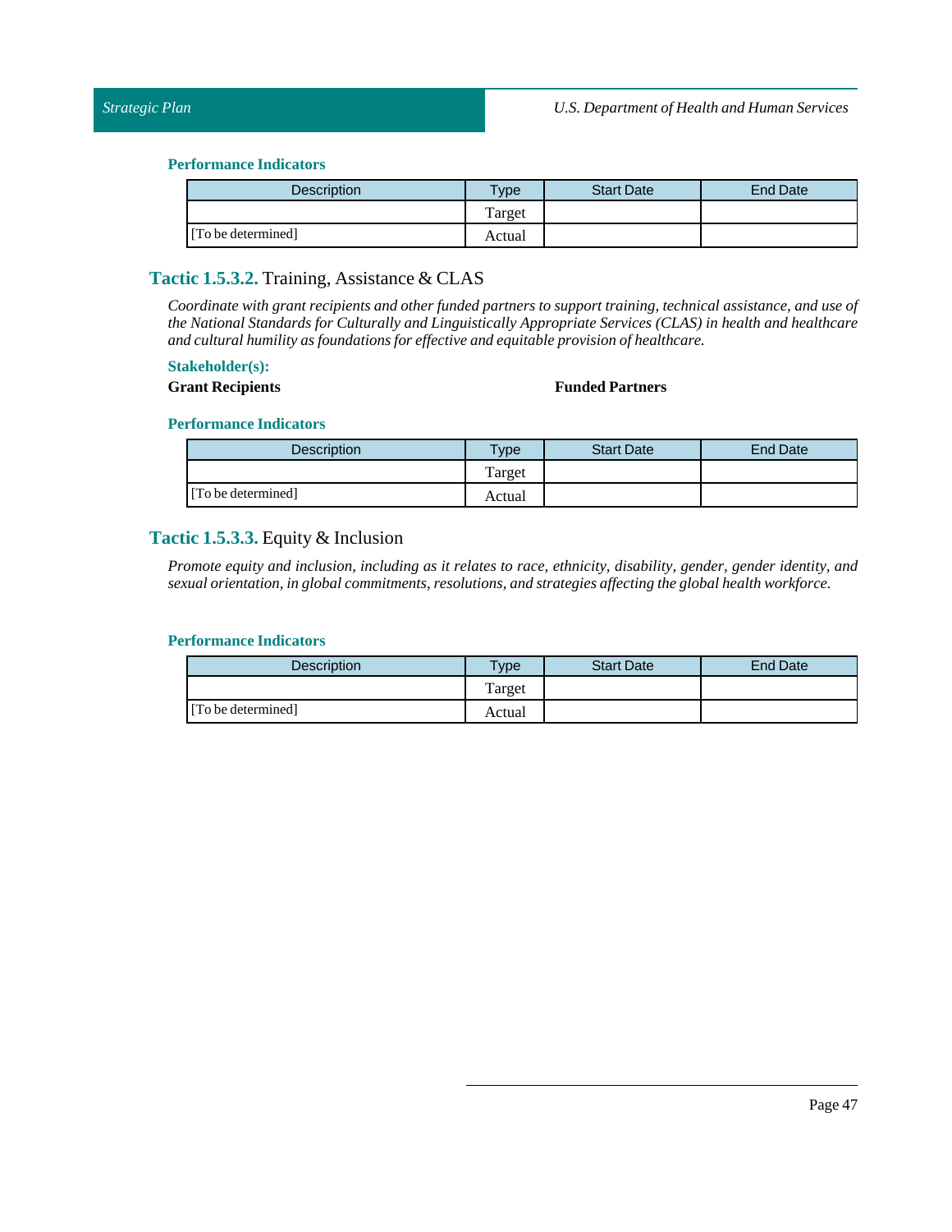#### Performance Indicators

| Description | Type | Start Date | End Date |
|---|---|---|---|
| | Target | | |
| [To be determined] | Actual | | |

### Tactic 1.5.3.2. Training, Assistance & CLAS

*Coordinate with grant recipients and other funded partners to support training, technical assistance, and use of the National Standards for Culturally and Linguistically Appropriate Services (CLAS) in health and healthcare and cultural humility as foundations for effective and equitable provision of healthcare.*

#### Stakeholder(s):

**Grant Recipients**

**Funded Partners**

#### Performance Indicators

| Description | Type | Start Date | End Date |
|---|---|---|---|
| | Target | | |
| [To be determined] | Actual | | |

### Tactic 1.5.3.3. Equity & Inclusion

*Promote equity and inclusion, including as it relates to race, ethnicity, disability, gender, gender identity, and sexual orientation, in global commitments, resolutions, and strategies affecting the global health workforce.*

#### Performance Indicators

| Description | Type | Start Date | End Date |
|---|---|---|---|
| | Target | | |
| [To be determined] | Actual | | |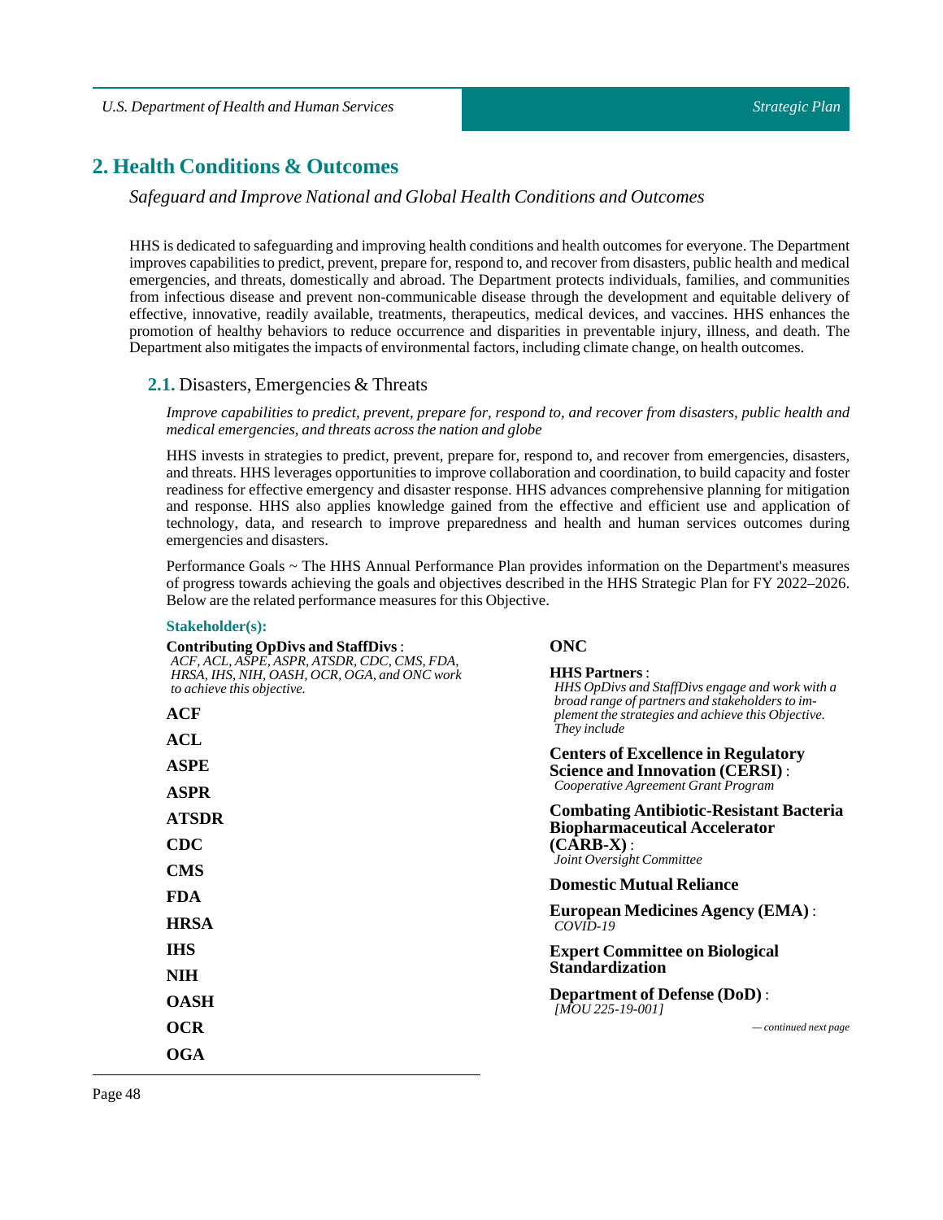# 2. Health Conditions & Outcomes

*Safeguard and Improve National and Global Health Conditions and Outcomes*

HHS is dedicated to safeguarding and improving health conditions and health outcomes for everyone. The Department improves capabilities to predict, prevent, prepare for, respond to, and recover from disasters, public health and medical emergencies, and threats, domestically and abroad. The Department protects individuals, families, and communities from infectious disease and prevent non-communicable disease through the development and equitable delivery of effective, innovative, readily available, treatments, therapeutics, medical devices, and vaccines. HHS enhances the promotion of healthy behaviors to reduce occurrence and disparities in preventable injury, illness, and death. The Department also mitigates the impacts of environmental factors, including climate change, on health outcomes.

## 2.1. Disasters, Emergencies & Threats

*Improve capabilities to predict, prevent, prepare for, respond to, and recover from disasters, public health and medical emergencies, and threats across the nation and globe*

HHS invests in strategies to predict, prevent, prepare for, respond to, and recover from emergencies, disasters, and threats. HHS leverages opportunities to improve collaboration and coordination, to build capacity and foster readiness for effective emergency and disaster response. HHS advances comprehensive planning for mitigation and response. HHS also applies knowledge gained from the effective and efficient use and application of technology, data, and research to improve preparedness and health and human services outcomes during emergencies and disasters.

Performance Goals ~ The HHS Annual Performance Plan provides information on the Department's measures of progress towards achieving the goals and objectives described in the HHS Strategic Plan for FY 2022–2026. Below are the related performance measures for this Objective.

**Stakeholder(s):**

**Contributing OpDivs and StaffDivs** :
*ACF, ACL, ASPE, ASPR, ATSDR, CDC, CMS, FDA, HRSA, IHS, NIH, OASH, OCR, OGA, and ONC work to achieve this objective.*

**ACF**

**ACL**

**ASPE**

**ASPR**

**ATSDR**

**CDC**

**CMS**

**FDA**

**HRSA**

**IHS**

**NIH**

**OASH**

**OCR**

**OGA**

**ONC**

**HHS Partners** :
*HHS OpDivs and StaffDivs engage and work with a broad range of partners and stakeholders to implement the strategies and achieve this Objective. They include*

**Centers of Excellence in Regulatory Science and Innovation (CERSI)** :
*Cooperative Agreement Grant Program*

**Combating Antibiotic-Resistant Bacteria Biopharmaceutical Accelerator (CARB-X)** :
*Joint Oversight Committee*

**Domestic Mutual Reliance**

**European Medicines Agency (EMA)** :
*COVID-19*

**Expert Committee on Biological Standardization**

**Department of Defense (DoD)** :
*[MOU 225-19-001]*

*— continued next page*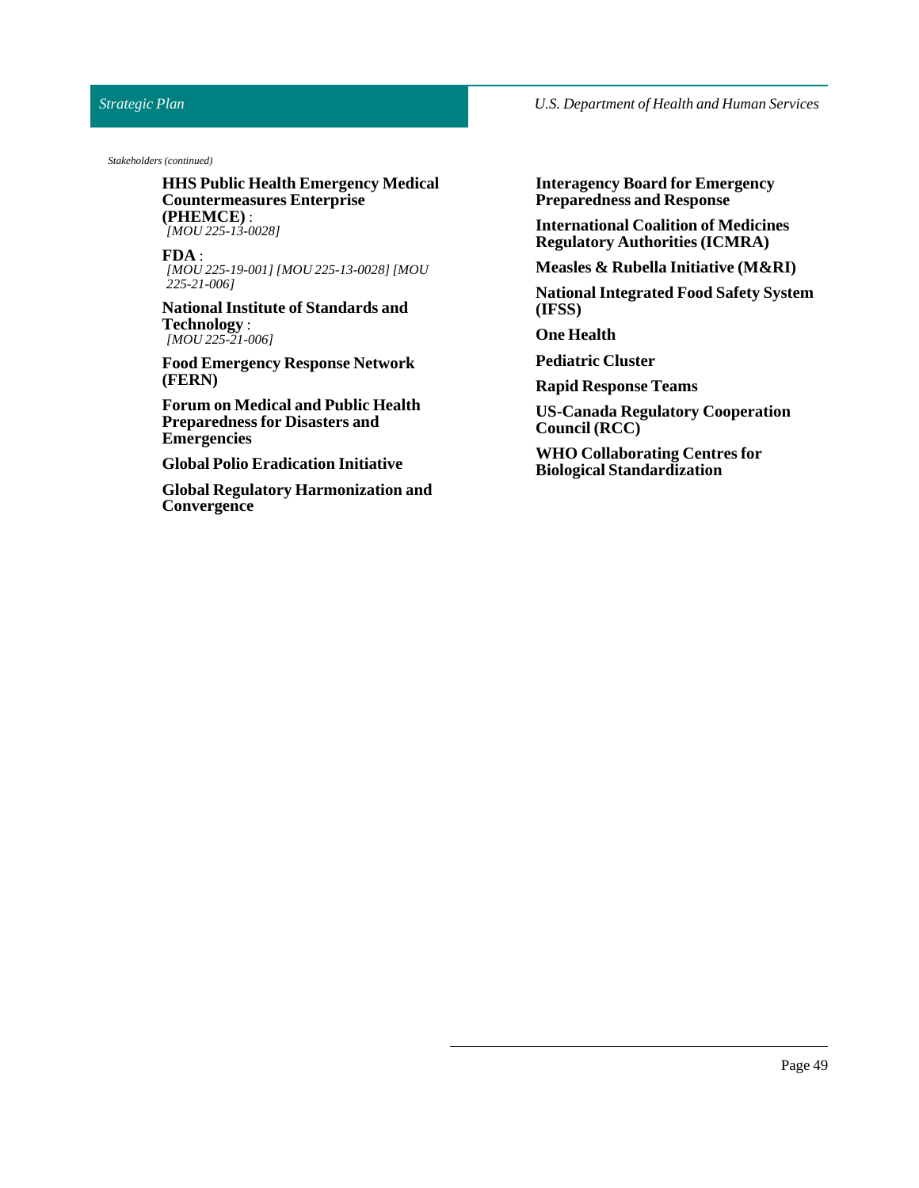*Stakeholders (continued)*

**HHS Public Health Emergency Medical Countermeasures Enterprise (PHEMCE)** :
*[MOU 225-13-0028]*

**FDA** :
*[MOU 225-19-001] [MOU 225-13-0028] [MOU 225-21-006]*

**National Institute of Standards and Technology** :
*[MOU 225-21-006]*

**Food Emergency Response Network (FERN)**

**Forum on Medical and Public Health Preparedness for Disasters and Emergencies**

**Global Polio Eradication Initiative**

**Global Regulatory Harmonization and Convergence**

**Interagency Board for Emergency Preparedness and Response**

**International Coalition of Medicines Regulatory Authorities (ICMRA)**

**Measles & Rubella Initiative (M&RI)**

**National Integrated Food Safety System (IFSS)**

**One Health**

**Pediatric Cluster**

**Rapid Response Teams**

**US-Canada Regulatory Cooperation Council (RCC)**

**WHO Collaborating Centres for Biological Standardization**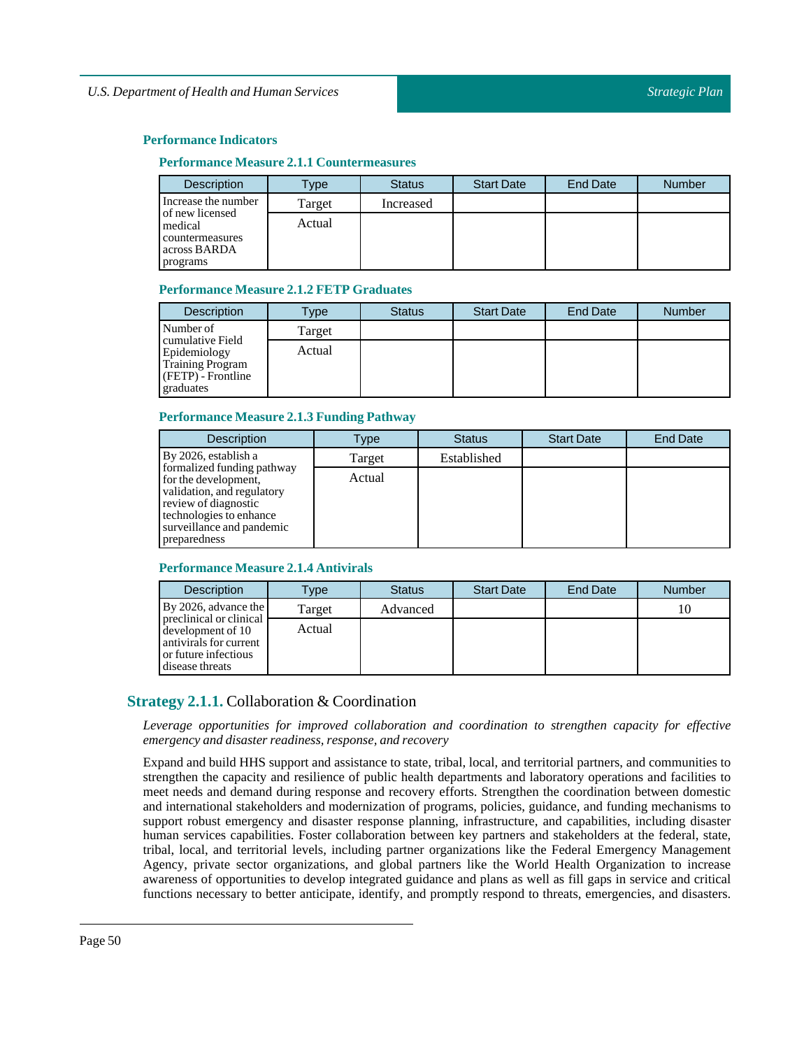### Performance Indicators

#### Performance Measure 2.1.1 Countermeasures

| Description | Type | Status | Start Date | End Date | Number |
|---|---|---|---|---|---|
| Increase the number of new licensed medical countermeasures across BARDA programs | Target | Increased | | | |
| | Actual | | | | |

#### Performance Measure 2.1.2 FETP Graduates

| Description | Type | Status | Start Date | End Date | Number |
|---|---|---|---|---|---|
| Number of cumulative Field Epidemiology Training Program (FETP) - Frontline graduates | Target | | | | |
| | Actual | | | | |

#### Performance Measure 2.1.3 Funding Pathway

| Description | Type | Status | Start Date | End Date |
|---|---|---|---|---|
| By 2026, establish a formalized funding pathway for the development, validation, and regulatory review of diagnostic technologies to enhance surveillance and pandemic preparedness | Target | Established | | |
| | Actual | | | |

#### Performance Measure 2.1.4 Antivirals

| Description | Type | Status | Start Date | End Date | Number |
|---|---|---|---|---|---|
| By 2026, advance the preclinical or clinical development of 10 antivirals for current or future infectious disease threats | Target | Advanced | | | 10 |
| | Actual | | | | |

## Strategy 2.1.1. Collaboration & Coordination

*Leverage opportunities for improved collaboration and coordination to strengthen capacity for effective emergency and disaster readiness, response, and recovery*

Expand and build HHS support and assistance to state, tribal, local, and territorial partners, and communities to strengthen the capacity and resilience of public health departments and laboratory operations and facilities to meet needs and demand during response and recovery efforts. Strengthen the coordination between domestic and international stakeholders and modernization of programs, policies, guidance, and funding mechanisms to support robust emergency and disaster response planning, infrastructure, and capabilities, including disaster human services capabilities. Foster collaboration between key partners and stakeholders at the federal, state, tribal, local, and territorial levels, including partner organizations like the Federal Emergency Management Agency, private sector organizations, and global partners like the World Health Organization to increase awareness of opportunities to develop integrated guidance and plans as well as fill gaps in service and critical functions necessary to better anticipate, identify, and promptly respond to threats, emergencies, and disasters.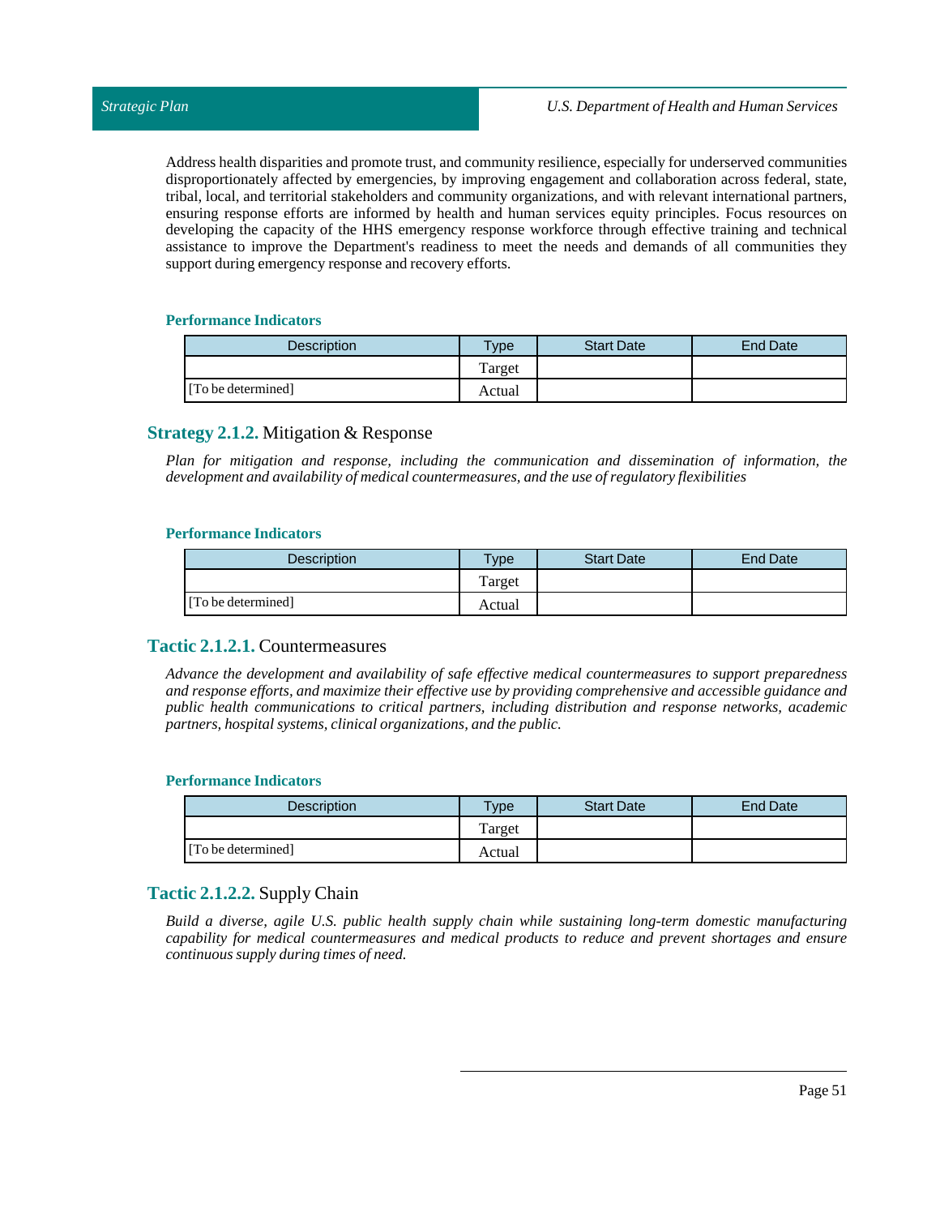Address health disparities and promote trust, and community resilience, especially for underserved communities disproportionately affected by emergencies, by improving engagement and collaboration across federal, state, tribal, local, and territorial stakeholders and community organizations, and with relevant international partners, ensuring response efforts are informed by health and human services equity principles. Focus resources on developing the capacity of the HHS emergency response workforce through effective training and technical assistance to improve the Department's readiness to meet the needs and demands of all communities they support during emergency response and recovery efforts.

#### Performance Indicators

| Description | Type | Start Date | End Date |
|---|---|---|---|
| | Target | | |
| [To be determined] | Actual | | |

## Strategy 2.1.2. Mitigation & Response

*Plan for mitigation and response, including the communication and dissemination of information, the development and availability of medical countermeasures, and the use of regulatory flexibilities*

#### Performance Indicators

| Description | Type | Start Date | End Date |
|---|---|---|---|
| | Target | | |
| [To be determined] | Actual | | |

### Tactic 2.1.2.1. Countermeasures

*Advance the development and availability of safe effective medical countermeasures to support preparedness and response efforts, and maximize their effective use by providing comprehensive and accessible guidance and public health communications to critical partners, including distribution and response networks, academic partners, hospital systems, clinical organizations, and the public.*

#### Performance Indicators

| Description | Type | Start Date | End Date |
|---|---|---|---|
| | Target | | |
| [To be determined] | Actual | | |

### Tactic 2.1.2.2. Supply Chain

*Build a diverse, agile U.S. public health supply chain while sustaining long-term domestic manufacturing capability for medical countermeasures and medical products to reduce and prevent shortages and ensure continuous supply during times of need.*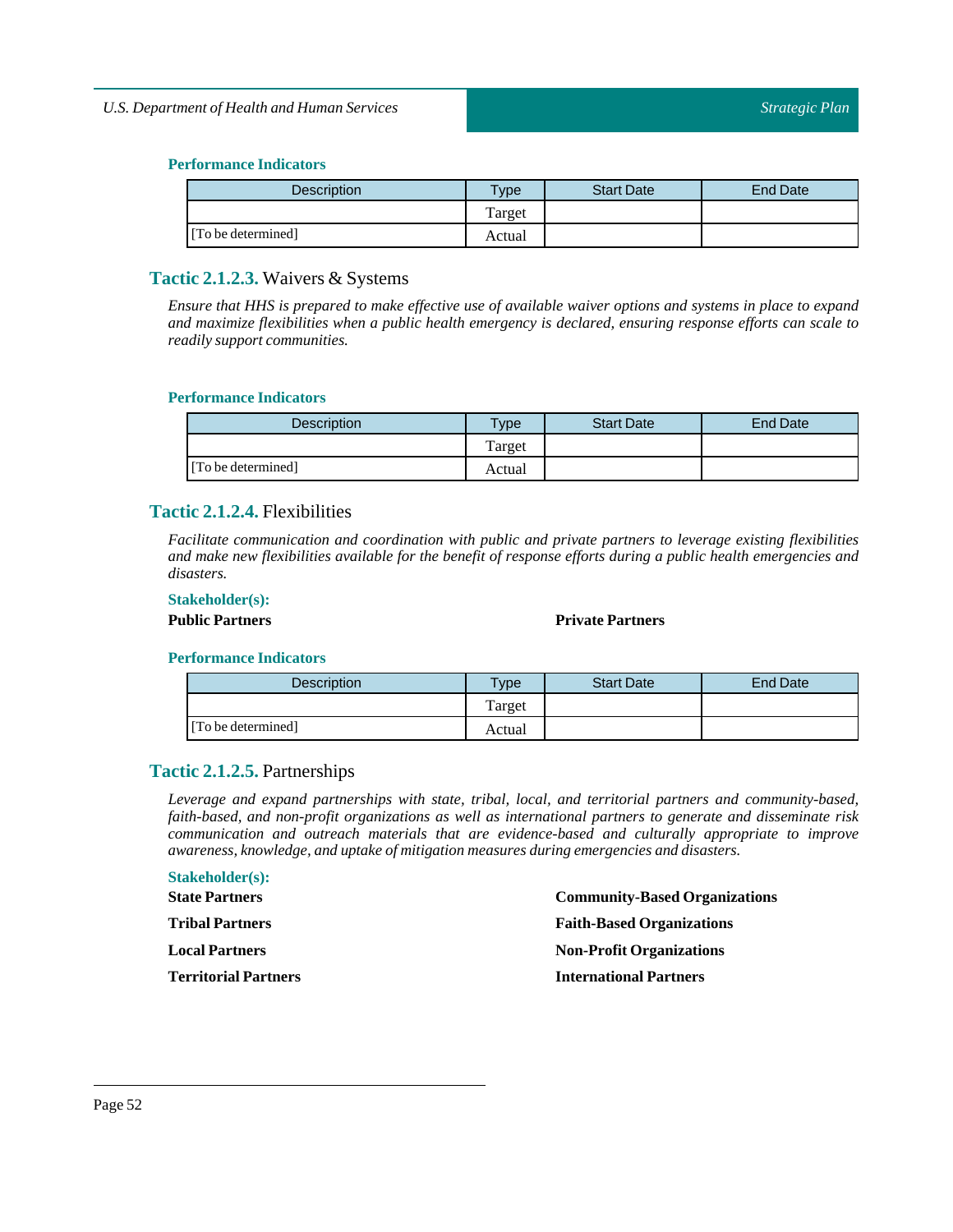#### Performance Indicators

| Description | Type | Start Date | End Date |
|---|---|---|---|
| | Target | | |
| [To be determined] | Actual | | |

### Tactic 2.1.2.3. Waivers & Systems

*Ensure that HHS is prepared to make effective use of available waiver options and systems in place to expand and maximize flexibilities when a public health emergency is declared, ensuring response efforts can scale to readily support communities.*

#### Performance Indicators

| Description | Type | Start Date | End Date |
|---|---|---|---|
| | Target | | |
| [To be determined] | Actual | | |

### Tactic 2.1.2.4. Flexibilities

*Facilitate communication and coordination with public and private partners to leverage existing flexibilities and make new flexibilities available for the benefit of response efforts during a public health emergencies and disasters.*

#### Stakeholder(s):

**Public Partners**

**Private Partners**

#### Performance Indicators

| Description | Type | Start Date | End Date |
|---|---|---|---|
| | Target | | |
| [To be determined] | Actual | | |

### Tactic 2.1.2.5. Partnerships

*Leverage and expand partnerships with state, tribal, local, and territorial partners and community-based, faith-based, and non-profit organizations as well as international partners to generate and disseminate risk communication and outreach materials that are evidence-based and culturally appropriate to improve awareness, knowledge, and uptake of mitigation measures during emergencies and disasters.*

#### Stakeholder(s):

**State Partners**

**Tribal Partners**

**Local Partners**

**Territorial Partners**

**Community-Based Organizations**

**Faith-Based Organizations**

**Non-Profit Organizations**

**International Partners**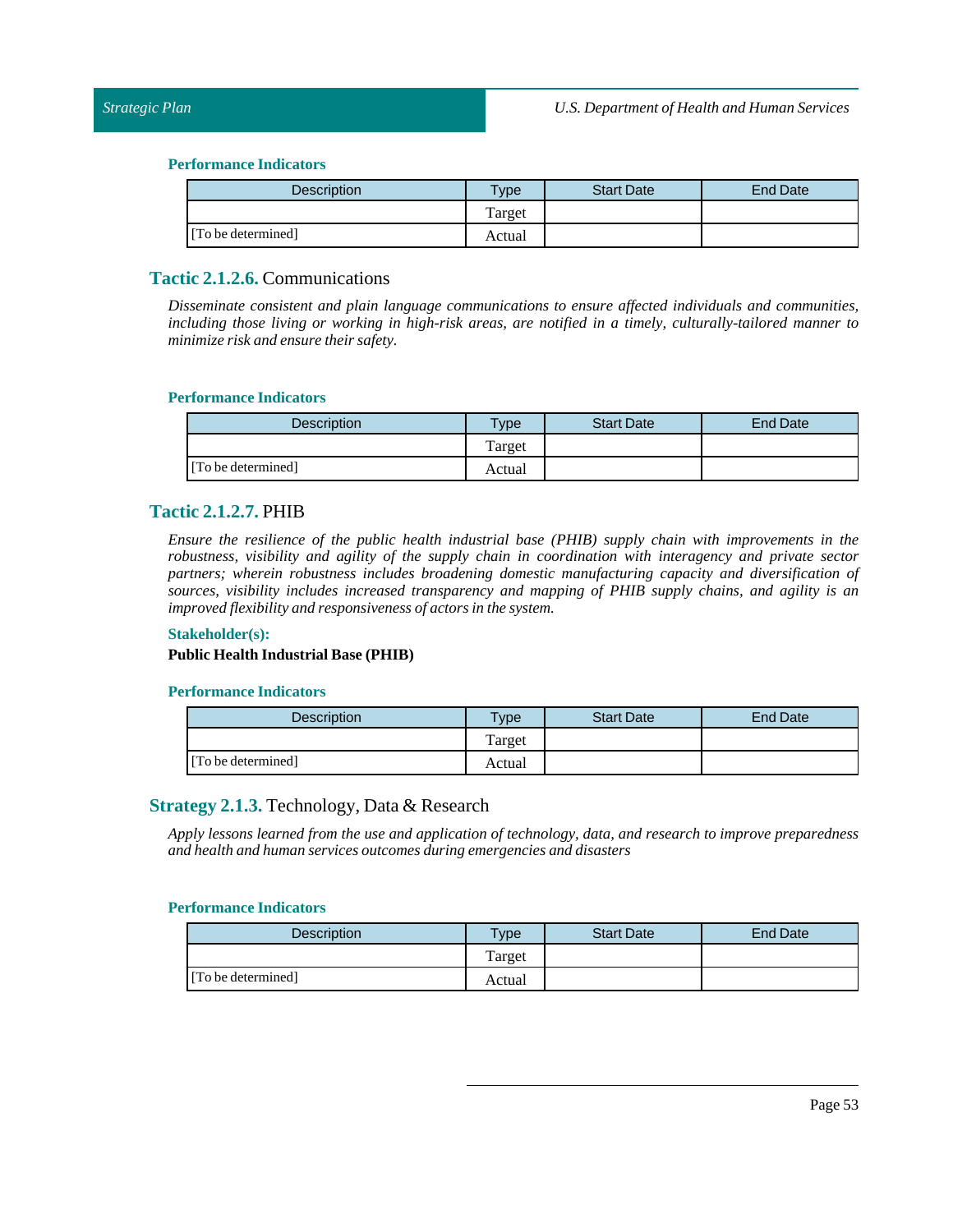#### Performance Indicators

| Description | Type | Start Date | End Date |
|---|---|---|---|
| | Target | | |
| [To be determined] | Actual | | |

### Tactic 2.1.2.6. Communications

*Disseminate consistent and plain language communications to ensure affected individuals and communities, including those living or working in high-risk areas, are notified in a timely, culturally-tailored manner to minimize risk and ensure their safety.*

#### Performance Indicators

| Description | Type | Start Date | End Date |
|---|---|---|---|
| | Target | | |
| [To be determined] | Actual | | |

### Tactic 2.1.2.7. PHIB

*Ensure the resilience of the public health industrial base (PHIB) supply chain with improvements in the robustness, visibility and agility of the supply chain in coordination with interagency and private sector partners; wherein robustness includes broadening domestic manufacturing capacity and diversification of sources, visibility includes increased transparency and mapping of PHIB supply chains, and agility is an improved flexibility and responsiveness of actors in the system.*

#### Stakeholder(s):

**Public Health Industrial Base (PHIB)**

#### Performance Indicators

| Description | Type | Start Date | End Date |
|---|---|---|---|
| | Target | | |
| [To be determined] | Actual | | |

## Strategy 2.1.3. Technology, Data & Research

*Apply lessons learned from the use and application of technology, data, and research to improve preparedness and health and human services outcomes during emergencies and disasters*

#### Performance Indicators

| Description | Type | Start Date | End Date |
|---|---|---|---|
| | Target | | |
| [To be determined] | Actual | | |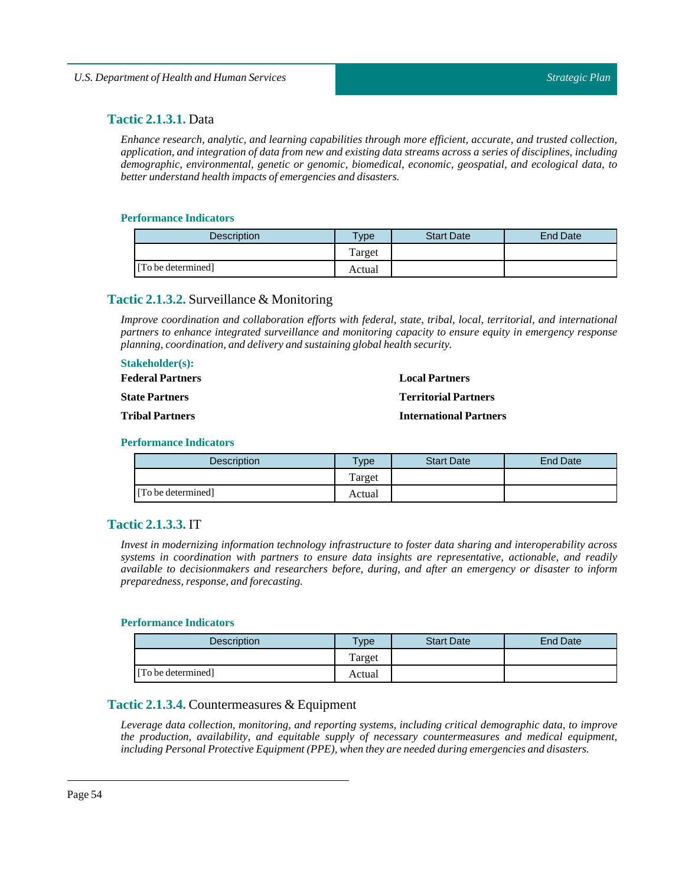### **Tactic 2.1.3.1.** Data

*Enhance research, analytic, and learning capabilities through more efficient, accurate, and trusted collection, application, and integration of data from new and existing data streams across a series of disciplines, including demographic, environmental, genetic or genomic, biomedical, economic, geospatial, and ecological data, to better understand health impacts of emergencies and disasters.*

#### Performance Indicators

| Description | Type | Start Date | End Date |
|---|---|---|---|
| | Target | | |
| [To be determined] | Actual | | |

### **Tactic 2.1.3.2.** Surveillance & Monitoring

*Improve coordination and collaboration efforts with federal, state, tribal, local, territorial, and international partners to enhance integrated surveillance and monitoring capacity to ensure equity in emergency response planning, coordination, and delivery and sustaining global health security.*

#### Stakeholder(s):

**Federal Partners**

**State Partners**

**Tribal Partners**

**Local Partners**

**Territorial Partners**

**International Partners**

#### Performance Indicators

| Description | Type | Start Date | End Date |
|---|---|---|---|
| | Target | | |
| [To be determined] | Actual | | |

### **Tactic 2.1.3.3.** IT

*Invest in modernizing information technology infrastructure to foster data sharing and interoperability across systems in coordination with partners to ensure data insights are representative, actionable, and readily available to decisionmakers and researchers before, during, and after an emergency or disaster to inform preparedness, response, and forecasting.*

#### Performance Indicators

| Description | Type | Start Date | End Date |
|---|---|---|---|
| | Target | | |
| [To be determined] | Actual | | |

### **Tactic 2.1.3.4.** Countermeasures & Equipment

*Leverage data collection, monitoring, and reporting systems, including critical demographic data, to improve the production, availability, and equitable supply of necessary countermeasures and medical equipment, including Personal Protective Equipment (PPE), when they are needed during emergencies and disasters.*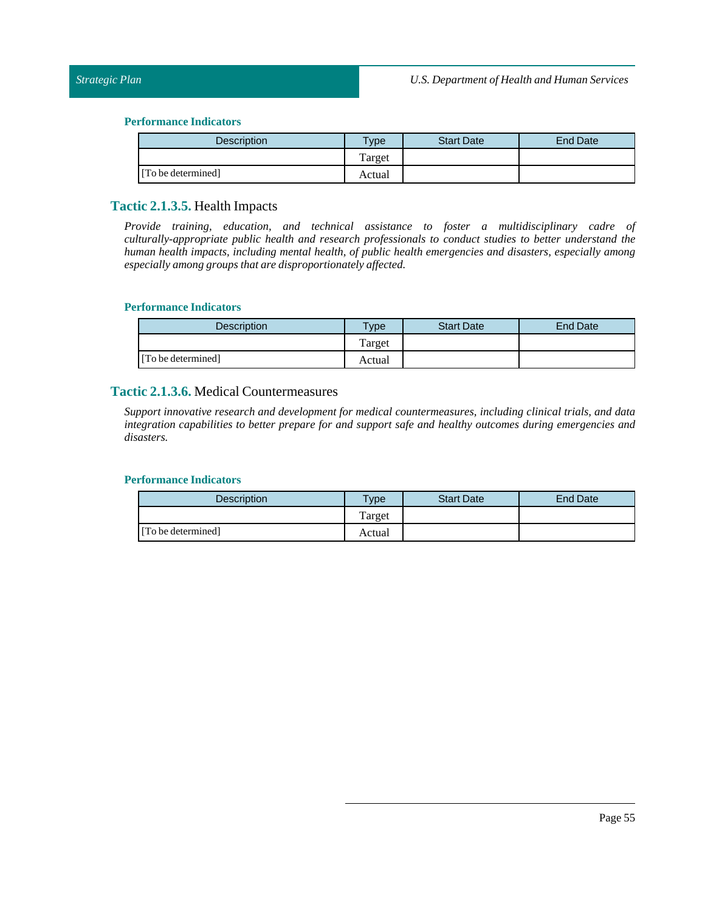#### Performance Indicators

| Description | Type | Start Date | End Date |
|---|---|---|---|
| | Target | | |
| [To be determined] | Actual | | |

### Tactic 2.1.3.5. Health Impacts

*Provide training, education, and technical assistance to foster a multidisciplinary cadre of culturally-appropriate public health and research professionals to conduct studies to better understand the human health impacts, including mental health, of public health emergencies and disasters, especially among especially among groups that are disproportionately affected.*

#### Performance Indicators

| Description | Type | Start Date | End Date |
|---|---|---|---|
| | Target | | |
| [To be determined] | Actual | | |

### Tactic 2.1.3.6. Medical Countermeasures

*Support innovative research and development for medical countermeasures, including clinical trials, and data integration capabilities to better prepare for and support safe and healthy outcomes during emergencies and disasters.*

#### Performance Indicators

| Description | Type | Start Date | End Date |
|---|---|---|---|
| | Target | | |
| [To be determined] | Actual | | |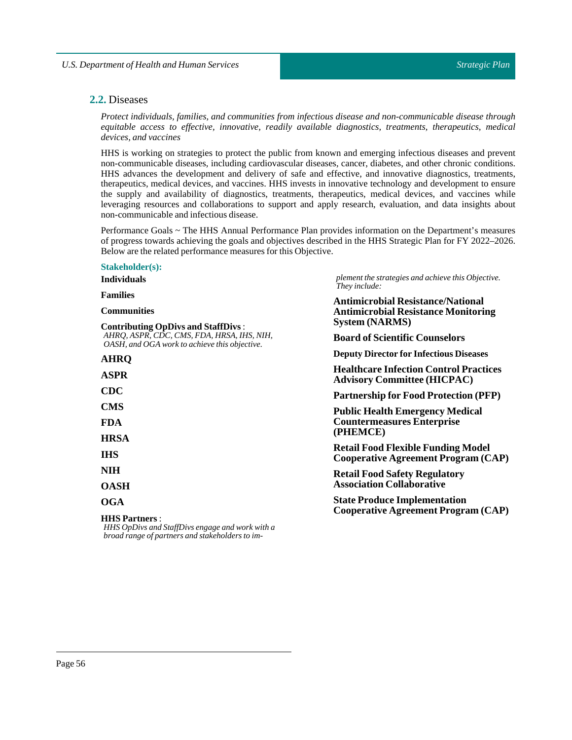## 2.2. Diseases

*Protect individuals, families, and communities from infectious disease and non-communicable disease through equitable access to effective, innovative, readily available diagnostics, treatments, therapeutics, medical devices, and vaccines*

HHS is working on strategies to protect the public from known and emerging infectious diseases and prevent non-communicable diseases, including cardiovascular diseases, cancer, diabetes, and other chronic conditions. HHS advances the development and delivery of safe and effective, and innovative diagnostics, treatments, therapeutics, medical devices, and vaccines. HHS invests in innovative technology and development to ensure the supply and availability of diagnostics, treatments, therapeutics, medical devices, and vaccines while leveraging resources and collaborations to support and apply research, evaluation, and data insights about non-communicable and infectious disease.

Performance Goals ~ The HHS Annual Performance Plan provides information on the Department's measures of progress towards achieving the goals and objectives described in the HHS Strategic Plan for FY 2022–2026. Below are the related performance measures for this Objective.

**Stakeholder(s):**

**Individuals**

**Families**

**Communities**

**Contributing OpDivs and StaffDivs** :
*AHRQ, ASPR, CDC, CMS, FDA, HRSA, IHS, NIH, OASH, and OGA work to achieve this objective.*

**AHRQ**

**ASPR**

**CDC**

**CMS**

**FDA**

**HRSA**

**IHS**

**NIH**

**OASH**

**OGA**

**HHS Partners** :
*HHS OpDivs and StaffDivs engage and work with a broad range of partners and stakeholders to implement the strategies and achieve this Objective. They include:*

**Antimicrobial Resistance/National Antimicrobial Resistance Monitoring System (NARMS)**

**Board of Scientific Counselors**

**Deputy Director for Infectious Diseases**

**Healthcare Infection Control Practices Advisory Committee (HICPAC)**

**Partnership for Food Protection (PFP)**

**Public Health Emergency Medical Countermeasures Enterprise (PHEMCE)**

**Retail Food Flexible Funding Model Cooperative Agreement Program (CAP)**

**Retail Food Safety Regulatory Association Collaborative**

**State Produce Implementation Cooperative Agreement Program (CAP)**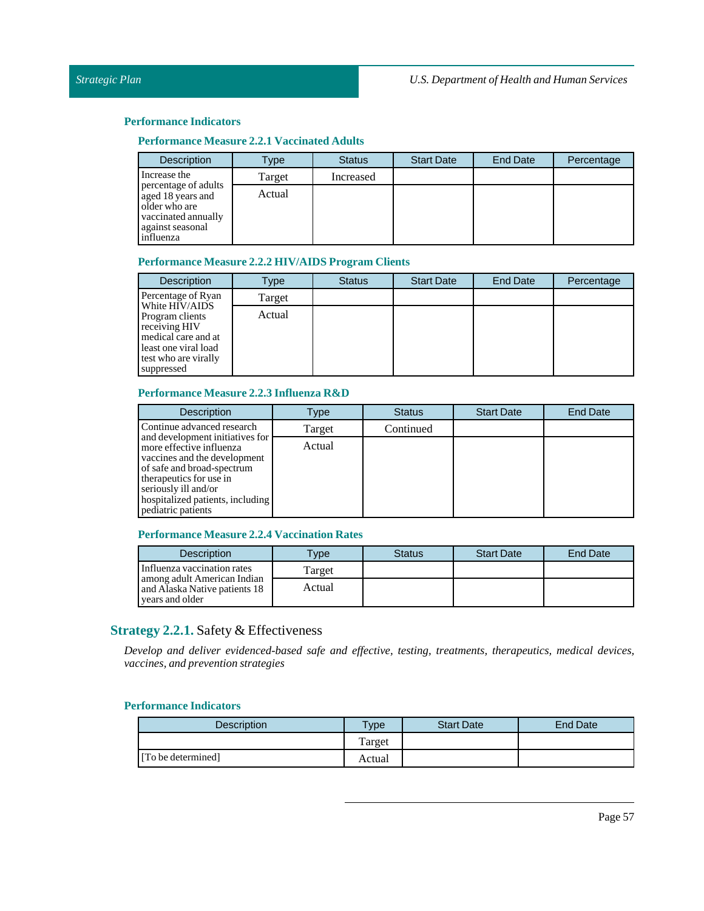### Performance Indicators

#### Performance Measure 2.2.1 Vaccinated Adults

| Description | Type | Status | Start Date | End Date | Percentage |
|---|---|---|---|---|---|
| Increase the percentage of adults aged 18 years and older who are vaccinated annually against seasonal influenza | Target | Increased | | | |
| | Actual | | | | |

#### Performance Measure 2.2.2 HIV/AIDS Program Clients

| Description | Type | Status | Start Date | End Date | Percentage |
|---|---|---|---|---|---|
| Percentage of Ryan White HIV/AIDS Program clients receiving HIV medical care and at least one viral load test who are virally suppressed | Target | | | | |
| | Actual | | | | |

#### Performance Measure 2.2.3 Influenza R&D

| Description | Type | Status | Start Date | End Date |
|---|---|---|---|---|
| Continue advanced research and development initiatives for more effective influenza vaccines and the development of safe and broad-spectrum therapeutics for use in seriously ill and/or hospitalized patients, including pediatric patients | Target | Continued | | |
| | Actual | | | |

#### Performance Measure 2.2.4 Vaccination Rates

| Description | Type | Status | Start Date | End Date |
|---|---|---|---|---|
| Influenza vaccination rates among adult American Indian and Alaska Native patients 18 years and older | Target | | | |
| | Actual | | | |

## Strategy 2.2.1. Safety & Effectiveness

*Develop and deliver evidenced-based safe and effective, testing, treatments, therapeutics, medical devices, vaccines, and prevention strategies*

### Performance Indicators

| Description | Type | Start Date | End Date |
|---|---|---|---|
| | Target | | |
| [To be determined] | Actual | | |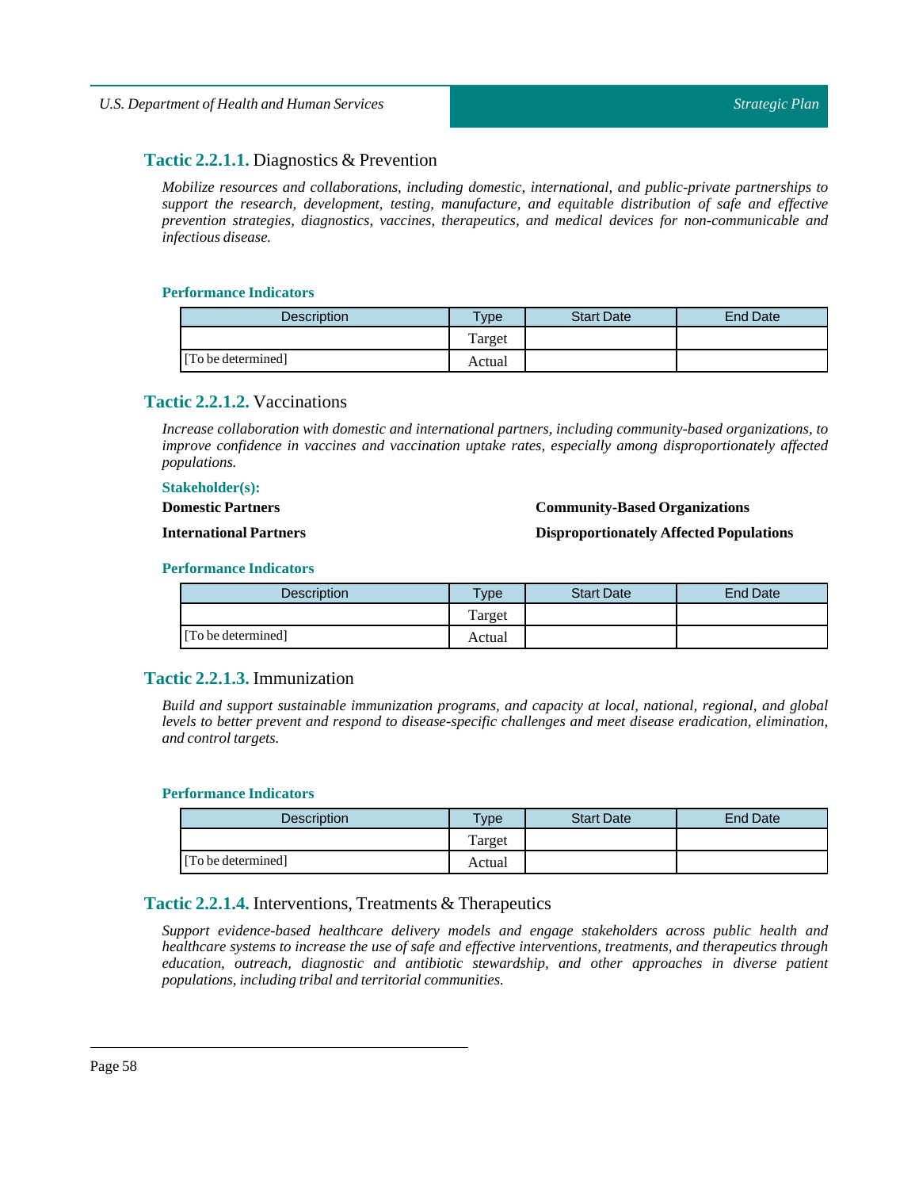### **Tactic 2.2.1.1.** Diagnostics & Prevention

*Mobilize resources and collaborations, including domestic, international, and public-private partnerships to support the research, development, testing, manufacture, and equitable distribution of safe and effective prevention strategies, diagnostics, vaccines, therapeutics, and medical devices for non-communicable and infectious disease.*

#### Performance Indicators

| Description | Type | Start Date | End Date |
|---|---|---|---|
| | Target | | |
| [To be determined] | Actual | | |

### **Tactic 2.2.1.2.** Vaccinations

*Increase collaboration with domestic and international partners, including community-based organizations, to improve confidence in vaccines and vaccination uptake rates, especially among disproportionately affected populations.*

#### Stakeholder(s):

**Domestic Partners**

**Community-Based Organizations**

**International Partners**

**Disproportionately Affected Populations**

#### Performance Indicators

| Description | Type | Start Date | End Date |
|---|---|---|---|
| | Target | | |
| [To be determined] | Actual | | |

### **Tactic 2.2.1.3.** Immunization

*Build and support sustainable immunization programs, and capacity at local, national, regional, and global levels to better prevent and respond to disease-specific challenges and meet disease eradication, elimination, and control targets.*

#### Performance Indicators

| Description | Type | Start Date | End Date |
|---|---|---|---|
| | Target | | |
| [To be determined] | Actual | | |

### **Tactic 2.2.1.4.** Interventions, Treatments & Therapeutics

*Support evidence-based healthcare delivery models and engage stakeholders across public health and healthcare systems to increase the use of safe and effective interventions, treatments, and therapeutics through education, outreach, diagnostic and antibiotic stewardship, and other approaches in diverse patient populations, including tribal and territorial communities.*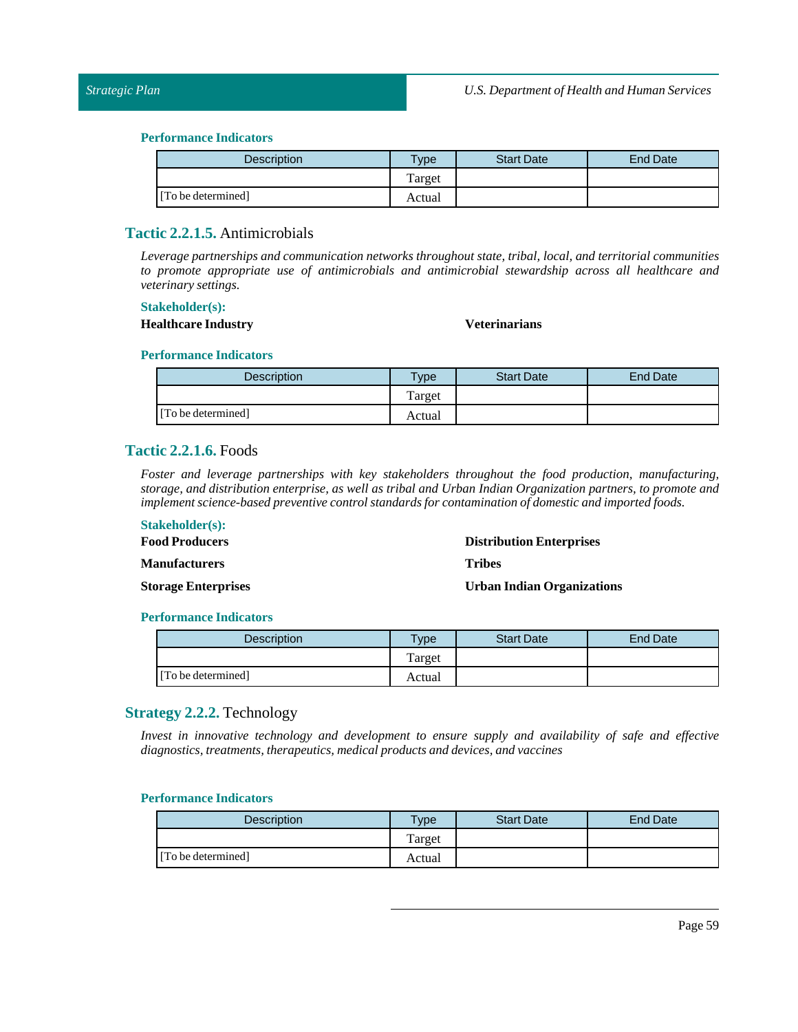#### Performance Indicators

| Description | Type | Start Date | End Date |
|---|---|---|---|
| | Target | | |
| [To be determined] | Actual | | |

### Tactic 2.2.1.5. Antimicrobials

*Leverage partnerships and communication networks throughout state, tribal, local, and territorial communities to promote appropriate use of antimicrobials and antimicrobial stewardship across all healthcare and veterinary settings.*

#### Stakeholder(s):

**Healthcare Industry**

**Veterinarians**

#### Performance Indicators

| Description | Type | Start Date | End Date |
|---|---|---|---|
| | Target | | |
| [To be determined] | Actual | | |

### Tactic 2.2.1.6. Foods

*Foster and leverage partnerships with key stakeholders throughout the food production, manufacturing, storage, and distribution enterprise, as well as tribal and Urban Indian Organization partners, to promote and implement science-based preventive control standards for contamination of domestic and imported foods.*

#### Stakeholder(s):

**Food Producers**

**Manufacturers**

**Storage Enterprises**

**Distribution Enterprises**

**Tribes**

**Urban Indian Organizations**

#### Performance Indicators

| Description | Type | Start Date | End Date |
|---|---|---|---|
| | Target | | |
| [To be determined] | Actual | | |

## Strategy 2.2.2. Technology

*Invest in innovative technology and development to ensure supply and availability of safe and effective diagnostics, treatments, therapeutics, medical products and devices, and vaccines*

#### Performance Indicators

| Description | Type | Start Date | End Date |
|---|---|---|---|
| | Target | | |
| [To be determined] | Actual | | |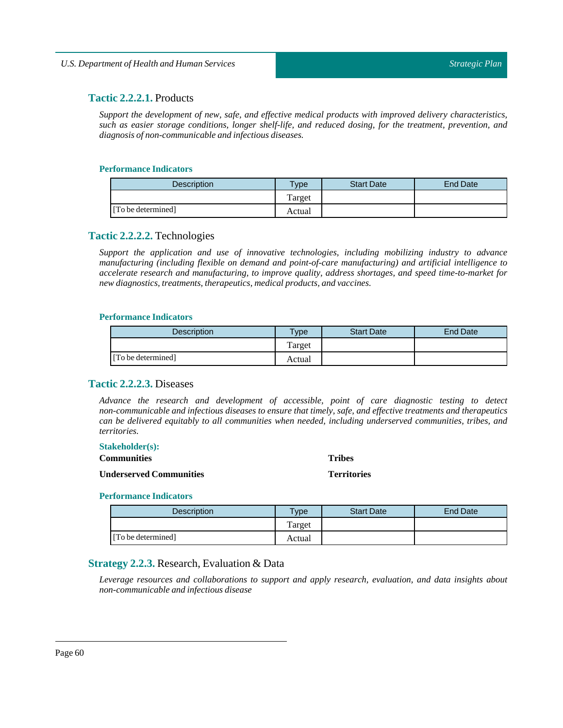### **Tactic 2.2.2.1.** Products

*Support the development of new, safe, and effective medical products with improved delivery characteristics, such as easier storage conditions, longer shelf-life, and reduced dosing, for the treatment, prevention, and diagnosis of non-communicable and infectious diseases.*

#### Performance Indicators

| Description | Type | Start Date | End Date |
|---|---|---|---|
| | Target | | |
| [To be determined] | Actual | | |

### **Tactic 2.2.2.2.** Technologies

*Support the application and use of innovative technologies, including mobilizing industry to advance manufacturing (including flexible on demand and point-of-care manufacturing) and artificial intelligence to accelerate research and manufacturing, to improve quality, address shortages, and speed time-to-market for new diagnostics, treatments, therapeutics, medical products, and vaccines.*

#### Performance Indicators

| Description | Type | Start Date | End Date |
|---|---|---|---|
| | Target | | |
| [To be determined] | Actual | | |

### **Tactic 2.2.2.3.** Diseases

*Advance the research and development of accessible, point of care diagnostic testing to detect non-communicable and infectious diseases to ensure that timely, safe, and effective treatments and therapeutics can be delivered equitably to all communities when needed, including underserved communities, tribes, and territories.*

#### Stakeholder(s):

**Communities**

**Tribes**

**Underserved Communities**

**Territories**

#### Performance Indicators

| Description | Type | Start Date | End Date |
|---|---|---|---|
| | Target | | |
| [To be determined] | Actual | | |

## **Strategy 2.2.3.** Research, Evaluation & Data

*Leverage resources and collaborations to support and apply research, evaluation, and data insights about non-communicable and infectious disease*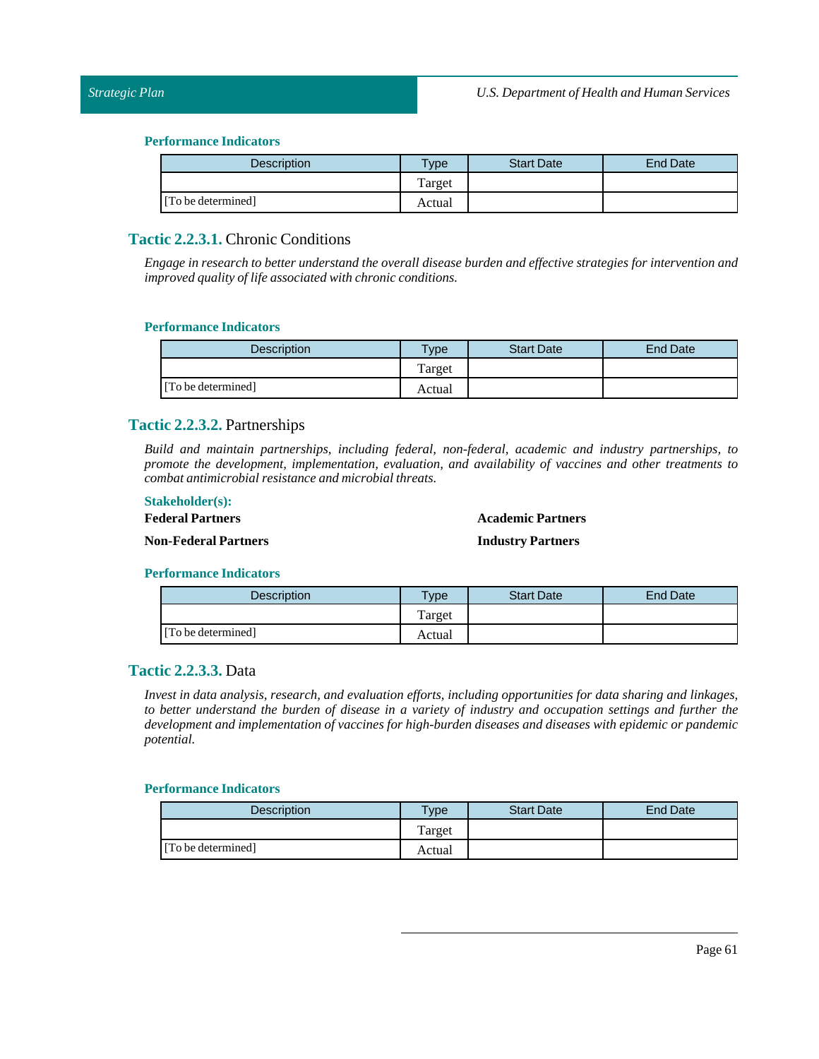#### Performance Indicators

| Description | Type | Start Date | End Date |
|---|---|---|---|
| | Target | | |
| [To be determined] | Actual | | |

### Tactic 2.2.3.1. Chronic Conditions

*Engage in research to better understand the overall disease burden and effective strategies for intervention and improved quality of life associated with chronic conditions.*

#### Performance Indicators

| Description | Type | Start Date | End Date |
|---|---|---|---|
| | Target | | |
| [To be determined] | Actual | | |

### Tactic 2.2.3.2. Partnerships

*Build and maintain partnerships, including federal, non-federal, academic and industry partnerships, to promote the development, implementation, evaluation, and availability of vaccines and other treatments to combat antimicrobial resistance and microbial threats.*

#### Stakeholder(s):

**Federal Partners**

**Non-Federal Partners**

**Academic Partners**

**Industry Partners**

#### Performance Indicators

| Description | Type | Start Date | End Date |
|---|---|---|---|
| | Target | | |
| [To be determined] | Actual | | |

### Tactic 2.2.3.3. Data

*Invest in data analysis, research, and evaluation efforts, including opportunities for data sharing and linkages, to better understand the burden of disease in a variety of industry and occupation settings and further the development and implementation of vaccines for high-burden diseases and diseases with epidemic or pandemic potential.*

#### Performance Indicators

| Description | Type | Start Date | End Date |
|---|---|---|---|
| | Target | | |
| [To be determined] | Actual | | |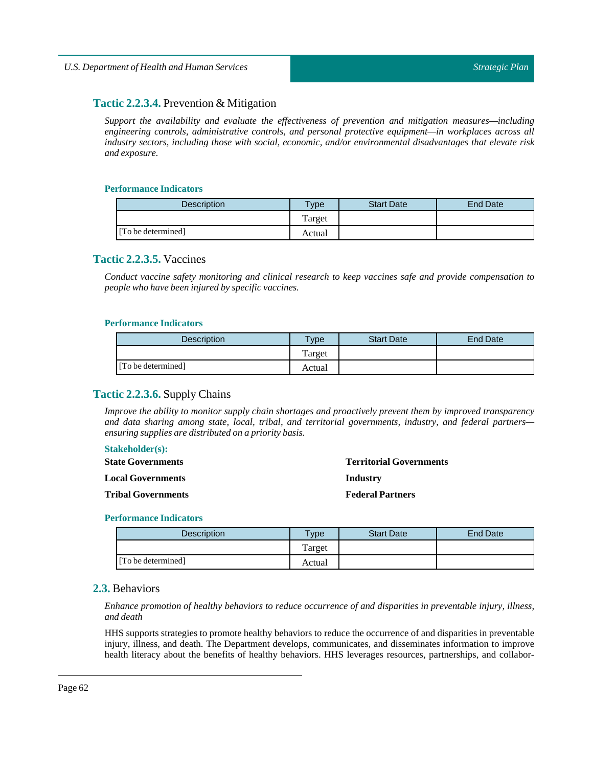### **Tactic 2.2.3.4.** Prevention & Mitigation

*Support the availability and evaluate the effectiveness of prevention and mitigation measures—including engineering controls, administrative controls, and personal protective equipment—in workplaces across all industry sectors, including those with social, economic, and/or environmental disadvantages that elevate risk and exposure.*

**Performance Indicators**

| Description | Type | Start Date | End Date |
| --- | --- | --- | --- |
| | Target | | |
| [To be determined] | Actual | | |

### **Tactic 2.2.3.5.** Vaccines

*Conduct vaccine safety monitoring and clinical research to keep vaccines safe and provide compensation to people who have been injured by specific vaccines.*

**Performance Indicators**

| Description | Type | Start Date | End Date |
| --- | --- | --- | --- |
| | Target | | |
| [To be determined] | Actual | | |

### **Tactic 2.2.3.6.** Supply Chains

*Improve the ability to monitor supply chain shortages and proactively prevent them by improved transparency and data sharing among state, local, tribal, and territorial governments, industry, and federal partners—ensuring supplies are distributed on a priority basis.*

**Stakeholder(s):**

**State Governments**

**Local Governments**

**Tribal Governments**

**Territorial Governments**

**Industry**

**Federal Partners**

**Performance Indicators**

| Description | Type | Start Date | End Date |
| --- | --- | --- | --- |
| | Target | | |
| [To be determined] | Actual | | |

## **2.3.** Behaviors

*Enhance promotion of healthy behaviors to reduce occurrence of and disparities in preventable injury, illness, and death*

HHS supports strategies to promote healthy behaviors to reduce the occurrence of and disparities in preventable injury, illness, and death. The Department develops, communicates, and disseminates information to improve health literacy about the benefits of healthy behaviors. HHS leverages resources, partnerships, and collabor-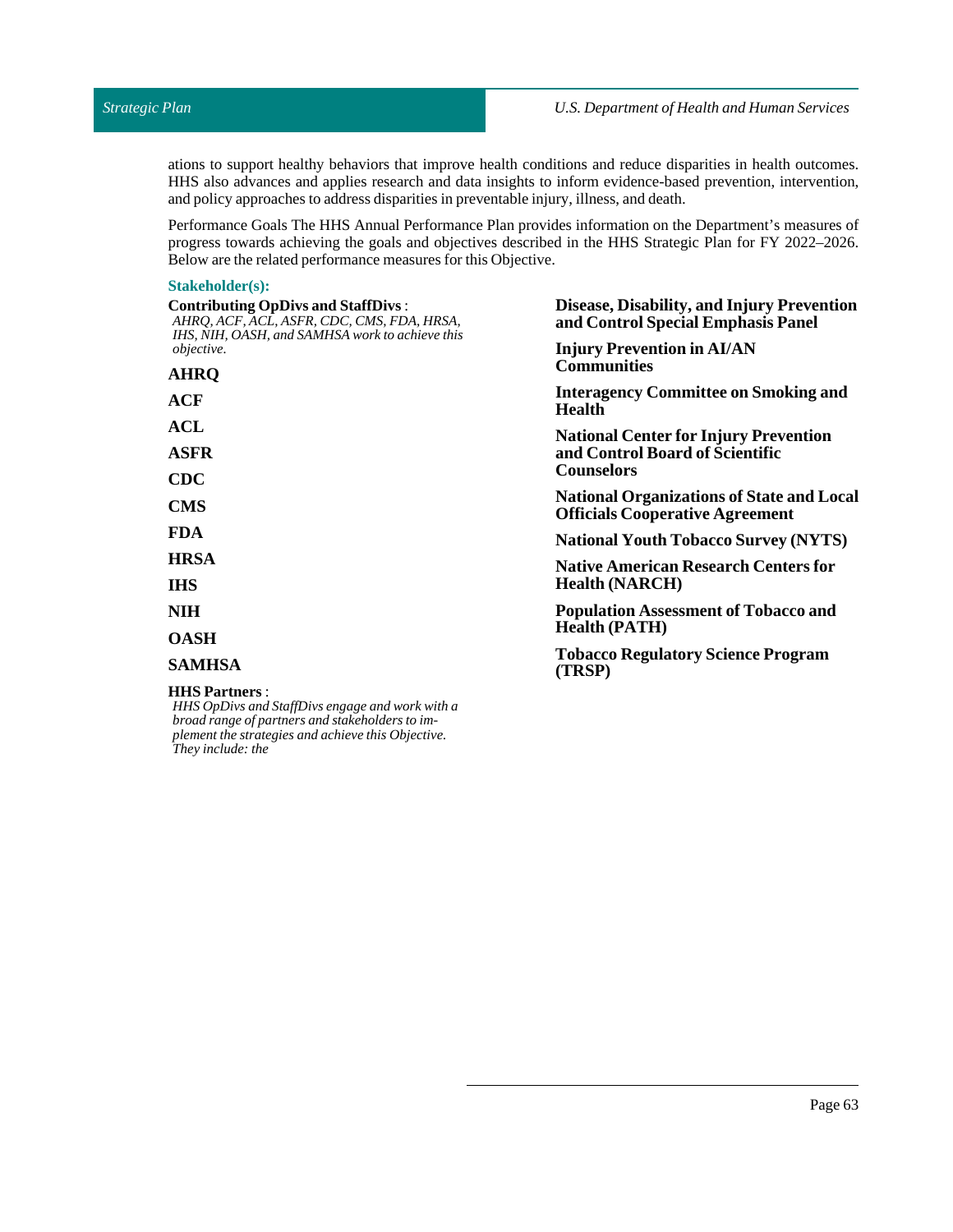ations to support healthy behaviors that improve health conditions and reduce disparities in health outcomes. HHS also advances and applies research and data insights to inform evidence-based prevention, intervention, and policy approaches to address disparities in preventable injury, illness, and death.

Performance Goals The HHS Annual Performance Plan provides information on the Department's measures of progress towards achieving the goals and objectives described in the HHS Strategic Plan for FY 2022–2026. Below are the related performance measures for this Objective.

### Stakeholder(s):

**Contributing OpDivs and StaffDivs** :
*AHRQ, ACF, ACL, ASFR, CDC, CMS, FDA, HRSA, IHS, NIH, OASH, and SAMHSA work to achieve this objective.*

**AHRQ**

**ACF**

**ACL**

**ASFR**

**CDC**

**CMS**

**FDA**

**HRSA**

**IHS**

**NIH**

**OASH**

**SAMHSA**

**HHS Partners** :
*HHS OpDivs and StaffDivs engage and work with a broad range of partners and stakeholders to implement the strategies and achieve this Objective. They include: the*

**Disease, Disability, and Injury Prevention and Control Special Emphasis Panel**

**Injury Prevention in AI/AN Communities**

**Interagency Committee on Smoking and Health**

**National Center for Injury Prevention and Control Board of Scientific Counselors**

**National Organizations of State and Local Officials Cooperative Agreement**

**National Youth Tobacco Survey (NYTS)**

**Native American Research Centers for Health (NARCH)**

**Population Assessment of Tobacco and Health (PATH)**

**Tobacco Regulatory Science Program (TRSP)**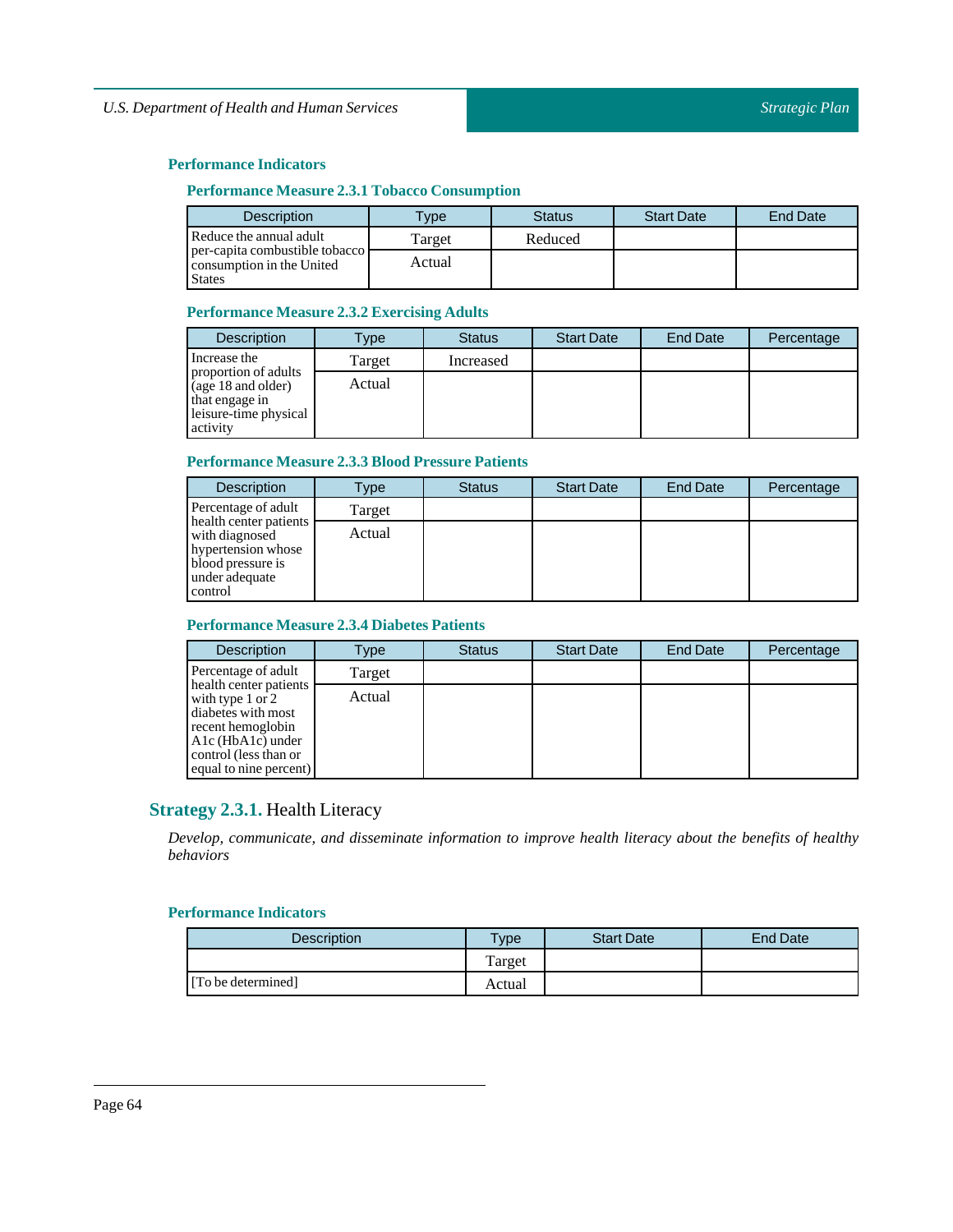### Performance Indicators

#### Performance Measure 2.3.1 Tobacco Consumption

| Description | Type | Status | Start Date | End Date |
|---|---|---|---|---|
| Reduce the annual adult per-capita combustible tobacco consumption in the United States | Target | Reduced | | |
| | Actual | | | |

#### Performance Measure 2.3.2 Exercising Adults

| Description | Type | Status | Start Date | End Date | Percentage |
|---|---|---|---|---|---|
| Increase the proportion of adults (age 18 and older) that engage in leisure-time physical activity | Target | Increased | | | |
| | Actual | | | | |

#### Performance Measure 2.3.3 Blood Pressure Patients

| Description | Type | Status | Start Date | End Date | Percentage |
|---|---|---|---|---|---|
| Percentage of adult health center patients with diagnosed hypertension whose blood pressure is under adequate control | Target | | | | |
| | Actual | | | | |

#### Performance Measure 2.3.4 Diabetes Patients

| Description | Type | Status | Start Date | End Date | Percentage |
|---|---|---|---|---|---|
| Percentage of adult health center patients with type 1 or 2 diabetes with most recent hemoglobin A1c (HbA1c) under control (less than or equal to nine percent) | Target | | | | |
| | Actual | | | | |

## Strategy 2.3.1. Health Literacy

*Develop, communicate, and disseminate information to improve health literacy about the benefits of healthy behaviors*

### Performance Indicators

| Description | Type | Start Date | End Date |
|---|---|---|---|
| | Target | | |
| [To be determined] | Actual | | |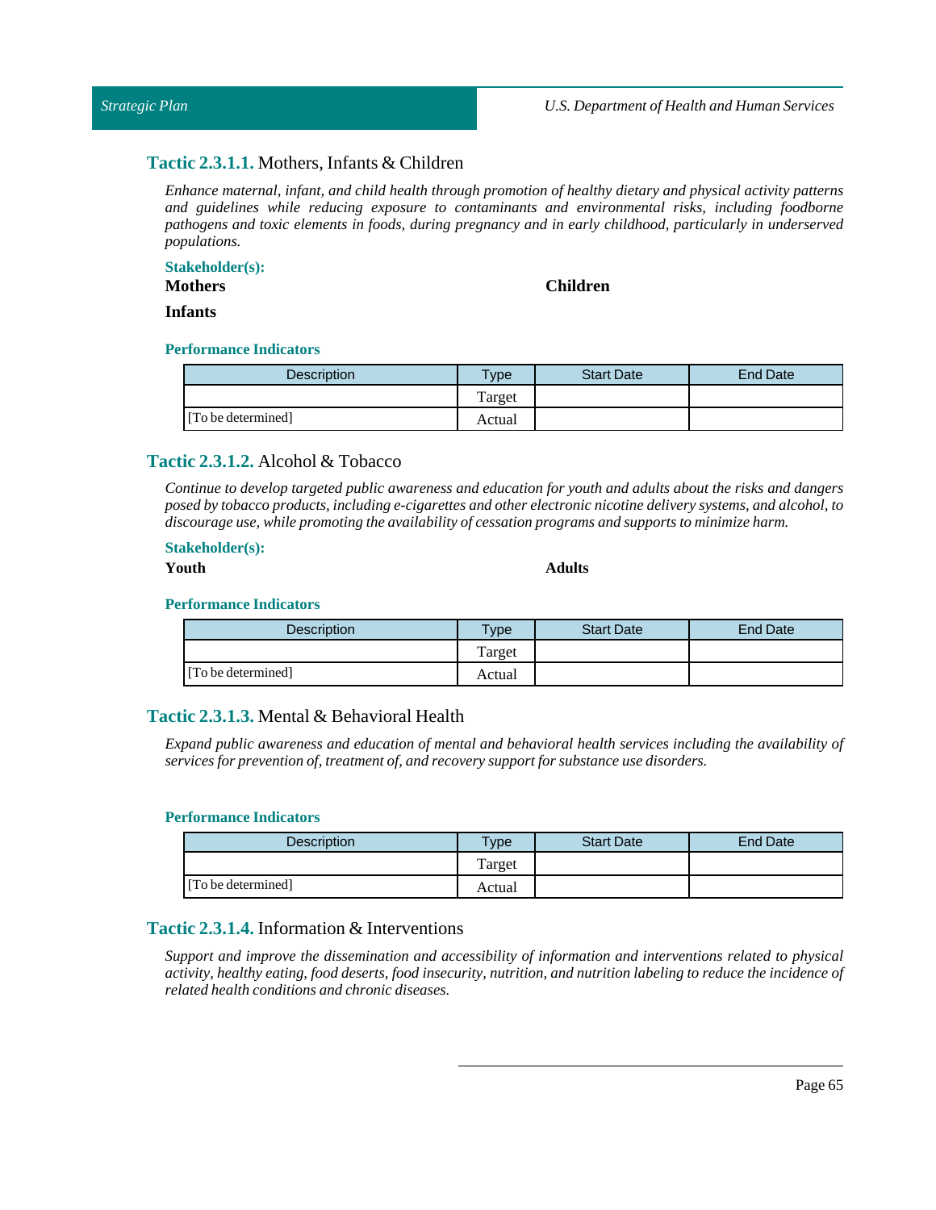### **Tactic 2.3.1.1.** Mothers, Infants & Children

*Enhance maternal, infant, and child health through promotion of healthy dietary and physical activity patterns and guidelines while reducing exposure to contaminants and environmental risks, including foodborne pathogens and toxic elements in foods, during pregnancy and in early childhood, particularly in underserved populations.*

**Stakeholder(s):**

**Mothers**

**Children**

**Infants**

**Performance Indicators**

| Description | Type | Start Date | End Date |
|---|---|---|---|
| [To be determined] | Target | | |
| | Actual | | |

### **Tactic 2.3.1.2.** Alcohol & Tobacco

*Continue to develop targeted public awareness and education for youth and adults about the risks and dangers posed by tobacco products, including e-cigarettes and other electronic nicotine delivery systems, and alcohol, to discourage use, while promoting the availability of cessation programs and supports to minimize harm.*

**Stakeholder(s):**

**Youth**

**Adults**

**Performance Indicators**

| Description | Type | Start Date | End Date |
|---|---|---|---|
| [To be determined] | Target | | |
| | Actual | | |

### **Tactic 2.3.1.3.** Mental & Behavioral Health

*Expand public awareness and education of mental and behavioral health services including the availability of services for prevention of, treatment of, and recovery support for substance use disorders.*

**Performance Indicators**

| Description | Type | Start Date | End Date |
|---|---|---|---|
| [To be determined] | Target | | |
| | Actual | | |

### **Tactic 2.3.1.4.** Information & Interventions

*Support and improve the dissemination and accessibility of information and interventions related to physical activity, healthy eating, food deserts, food insecurity, nutrition, and nutrition labeling to reduce the incidence of related health conditions and chronic diseases.*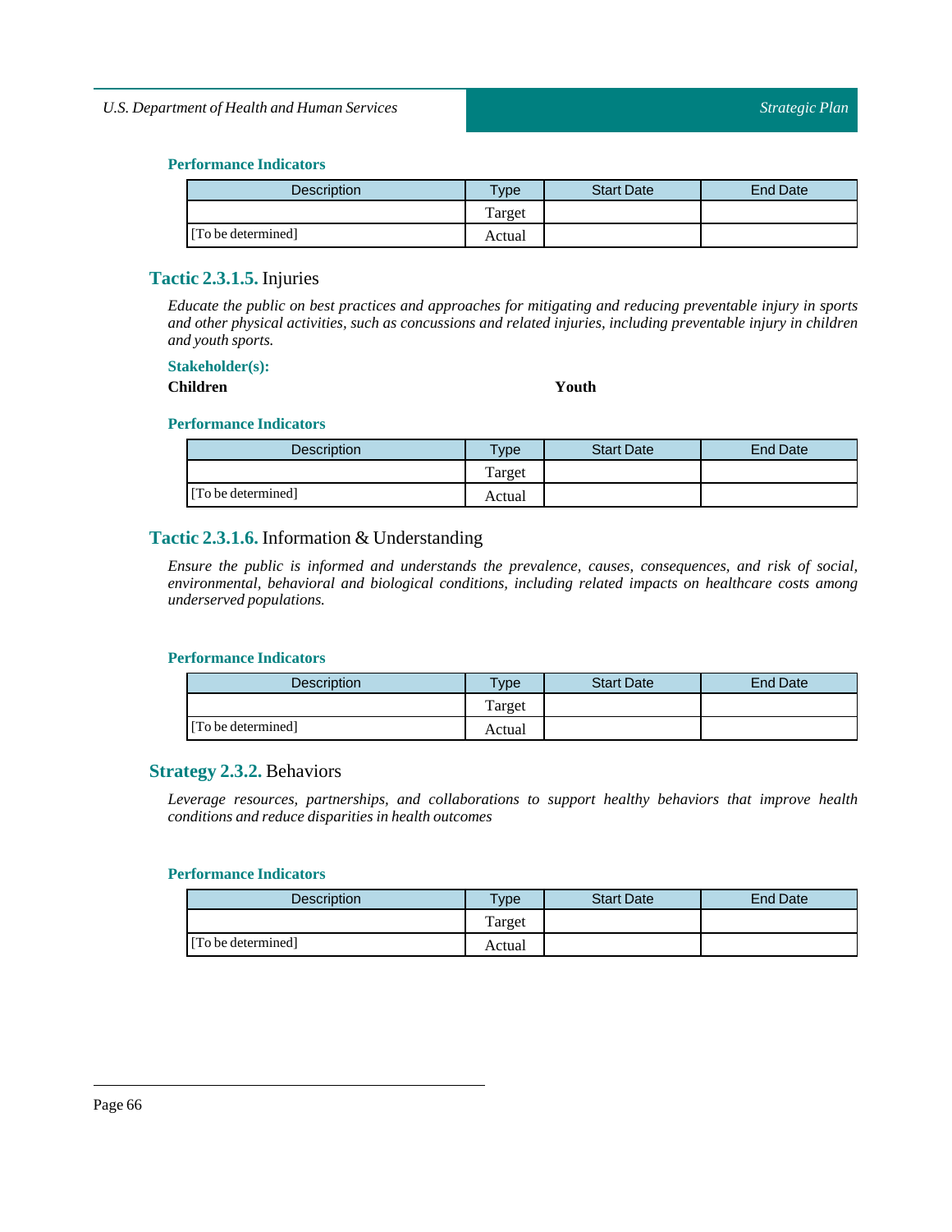#### Performance Indicators

| Description | Type | Start Date | End Date |
| --- | --- | --- | --- |
| | Target | | |
| [To be determined] | Actual | | |

### Tactic 2.3.1.5. Injuries

*Educate the public on best practices and approaches for mitigating and reducing preventable injury in sports and other physical activities, such as concussions and related injuries, including preventable injury in children and youth sports.*

#### Stakeholder(s):

**Children**

**Youth**

#### Performance Indicators

| Description | Type | Start Date | End Date |
| --- | --- | --- | --- |
| | Target | | |
| [To be determined] | Actual | | |

### Tactic 2.3.1.6. Information & Understanding

*Ensure the public is informed and understands the prevalence, causes, consequences, and risk of social, environmental, behavioral and biological conditions, including related impacts on healthcare costs among underserved populations.*

#### Performance Indicators

| Description | Type | Start Date | End Date |
| --- | --- | --- | --- |
| | Target | | |
| [To be determined] | Actual | | |

## Strategy 2.3.2. Behaviors

*Leverage resources, partnerships, and collaborations to support healthy behaviors that improve health conditions and reduce disparities in health outcomes*

#### Performance Indicators

| Description | Type | Start Date | End Date |
| --- | --- | --- | --- |
| | Target | | |
| [To be determined] | Actual | | |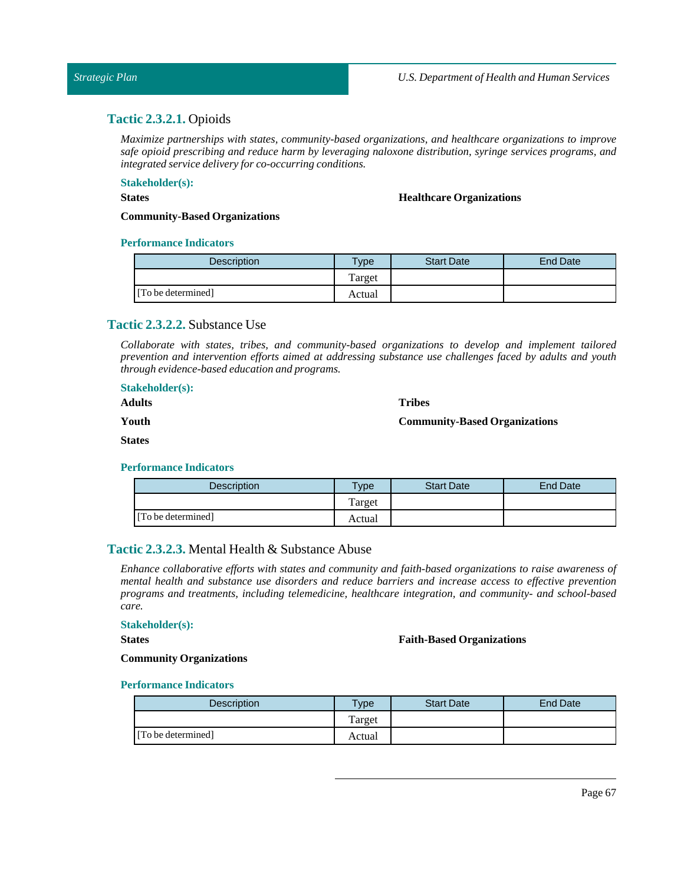### **Tactic 2.3.2.1.** Opioids

*Maximize partnerships with states, community-based organizations, and healthcare organizations to improve safe opioid prescribing and reduce harm by leveraging naloxone distribution, syringe services programs, and integrated service delivery for co-occurring conditions.*

**Stakeholder(s):**

**States**

**Healthcare Organizations**

**Community-Based Organizations**

**Performance Indicators**

| Description | Type | Start Date | End Date |
|---|---|---|---|
| [To be determined] | Target | | |
| | Actual | | |

### **Tactic 2.3.2.2.** Substance Use

*Collaborate with states, tribes, and community-based organizations to develop and implement tailored prevention and intervention efforts aimed at addressing substance use challenges faced by adults and youth through evidence-based education and programs.*

**Stakeholder(s):**

**Adults**

**Tribes**

**Youth**

**Community-Based Organizations**

**States**

**Performance Indicators**

| Description | Type | Start Date | End Date |
|---|---|---|---|
| [To be determined] | Target | | |
| | Actual | | |

### **Tactic 2.3.2.3.** Mental Health & Substance Abuse

*Enhance collaborative efforts with states and community and faith-based organizations to raise awareness of mental health and substance use disorders and reduce barriers and increase access to effective prevention programs and treatments, including telemedicine, healthcare integration, and community- and school-based care.*

**Stakeholder(s):**

**States**

**Faith-Based Organizations**

**Community Organizations**

**Performance Indicators**

| Description | Type | Start Date | End Date |
|---|---|---|---|
| [To be determined] | Target | | |
| | Actual | | |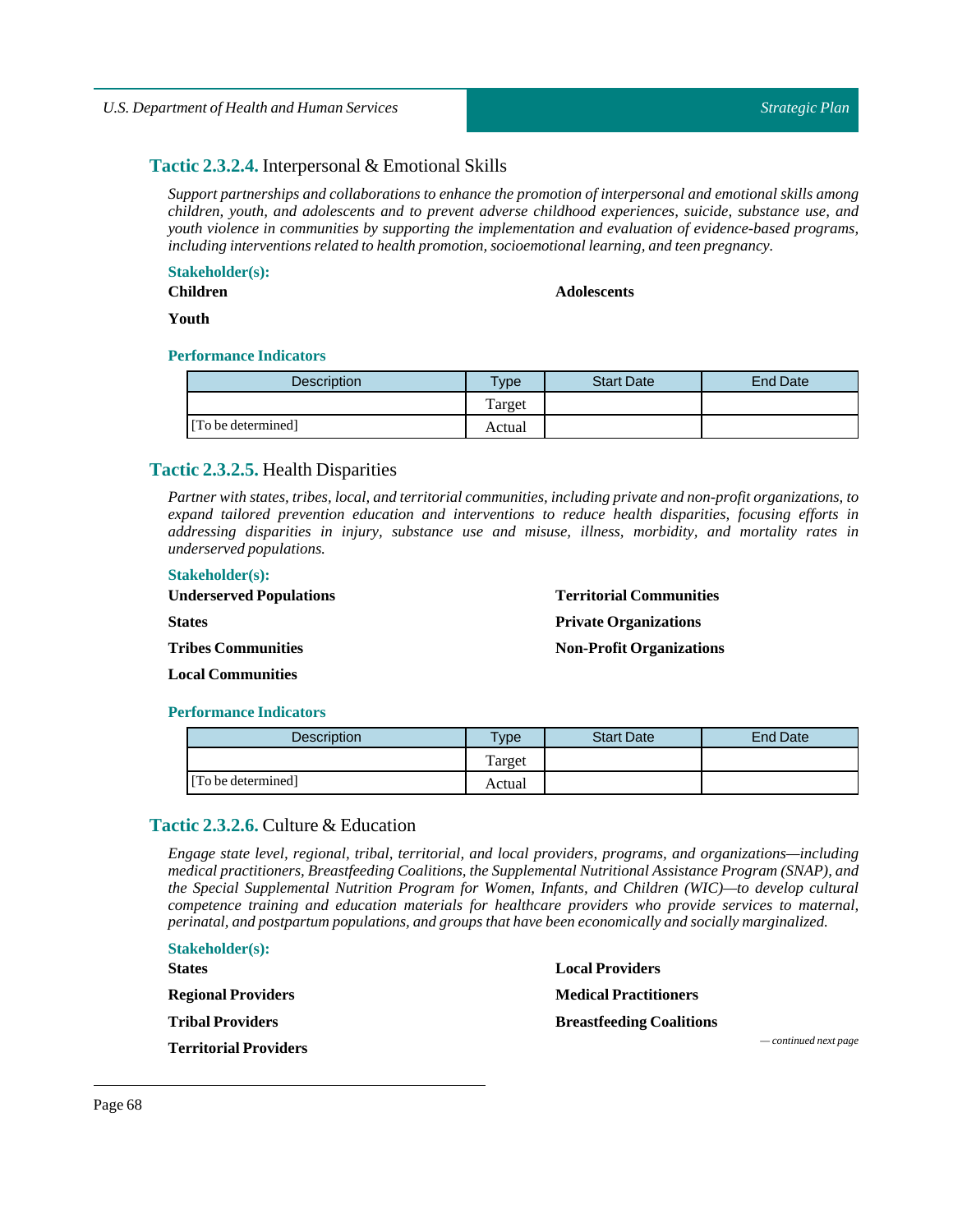### **Tactic 2.3.2.4.** Interpersonal & Emotional Skills

*Support partnerships and collaborations to enhance the promotion of interpersonal and emotional skills among children, youth, and adolescents and to prevent adverse childhood experiences, suicide, substance use, and youth violence in communities by supporting the implementation and evaluation of evidence-based programs, including interventions related to health promotion, socioemotional learning, and teen pregnancy.*

**Stakeholder(s):**

**Children**

**Adolescents**

**Youth**

**Performance Indicators**

| Description | Type | Start Date | End Date |
|---|---|---|---|
| | Target | | |
| [To be determined] | Actual | | |

### **Tactic 2.3.2.5.** Health Disparities

*Partner with states, tribes, local, and territorial communities, including private and non-profit organizations, to expand tailored prevention education and interventions to reduce health disparities, focusing efforts in addressing disparities in injury, substance use and misuse, illness, morbidity, and mortality rates in underserved populations.*

**Stakeholder(s):**

**Underserved Populations**

**States**

**Tribes Communities**

**Local Communities**

**Territorial Communities**

**Private Organizations**

**Non-Profit Organizations**

**Performance Indicators**

| Description | Type | Start Date | End Date |
|---|---|---|---|
| | Target | | |
| [To be determined] | Actual | | |

### **Tactic 2.3.2.6.** Culture & Education

*Engage state level, regional, tribal, territorial, and local providers, programs, and organizations—including medical practitioners, Breastfeeding Coalitions, the Supplemental Nutritional Assistance Program (SNAP), and the Special Supplemental Nutrition Program for Women, Infants, and Children (WIC)—to develop cultural competence training and education materials for healthcare providers who provide services to maternal, perinatal, and postpartum populations, and groups that have been economically and socially marginalized.*

**Stakeholder(s):**

**States**

**Regional Providers**

**Tribal Providers**

**Territorial Providers**

**Local Providers**

**Medical Practitioners**

**Breastfeeding Coalitions**

*— continued next page*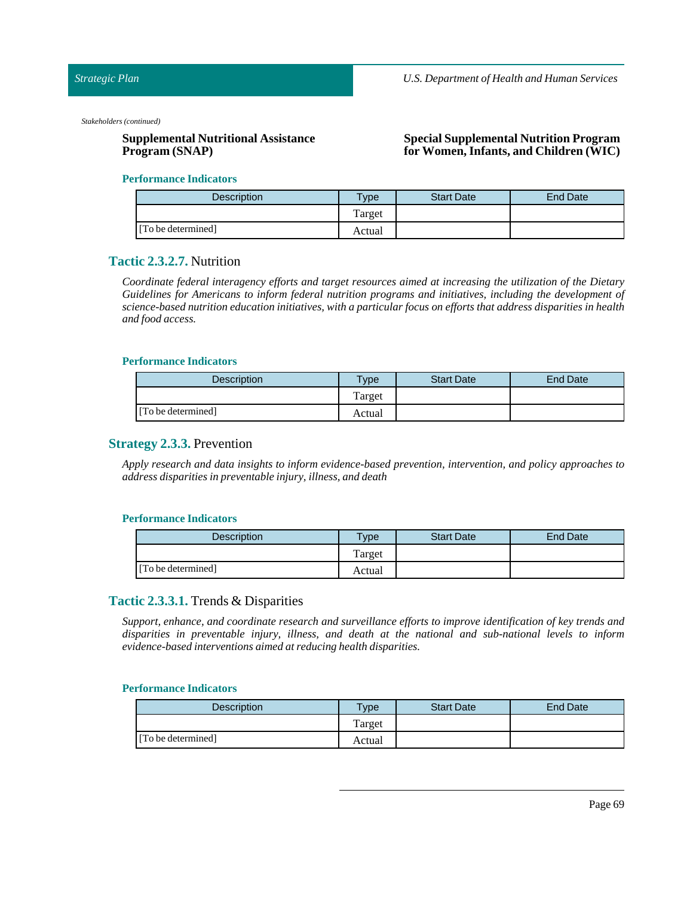*Stakeholders (continued)*

**Supplemental Nutritional Assistance Program (SNAP)**

**Special Supplemental Nutrition Program for Women, Infants, and Children (WIC)**

**Performance Indicators**

| Description | Type | Start Date | End Date |
|---|---|---|---|
| | Target | | |
| [To be determined] | Actual | | |

### Tactic 2.3.2.7. Nutrition

*Coordinate federal interagency efforts and target resources aimed at increasing the utilization of the Dietary Guidelines for Americans to inform federal nutrition programs and initiatives, including the development of science-based nutrition education initiatives, with a particular focus on efforts that address disparities in health and food access.*

**Performance Indicators**

| Description | Type | Start Date | End Date |
|---|---|---|---|
| | Target | | |
| [To be determined] | Actual | | |

## Strategy 2.3.3. Prevention

*Apply research and data insights to inform evidence-based prevention, intervention, and policy approaches to address disparities in preventable injury, illness, and death*

**Performance Indicators**

| Description | Type | Start Date | End Date |
|---|---|---|---|
| | Target | | |
| [To be determined] | Actual | | |

### Tactic 2.3.3.1. Trends & Disparities

*Support, enhance, and coordinate research and surveillance efforts to improve identification of key trends and disparities in preventable injury, illness, and death at the national and sub-national levels to inform evidence-based interventions aimed at reducing health disparities.*

**Performance Indicators**

| Description | Type | Start Date | End Date |
|---|---|---|---|
| | Target | | |
| [To be determined] | Actual | | |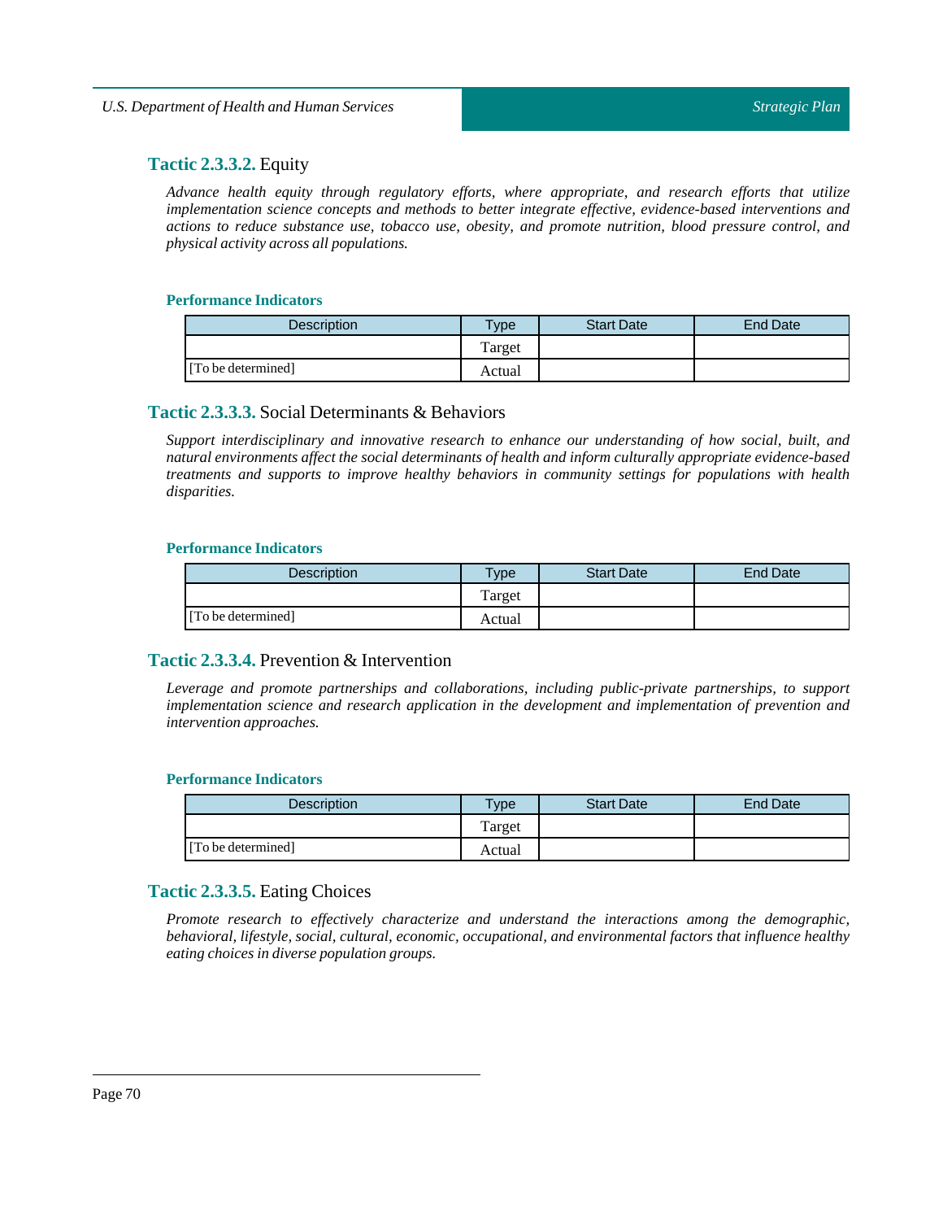### **Tactic 2.3.3.2.** Equity

*Advance health equity through regulatory efforts, where appropriate, and research efforts that utilize implementation science concepts and methods to better integrate effective, evidence-based interventions and actions to reduce substance use, tobacco use, obesity, and promote nutrition, blood pressure control, and physical activity across all populations.*

**Performance Indicators**

| Description | Type | Start Date | End Date |
|---|---|---|---|
| | Target | | |
| [To be determined] | Actual | | |

### **Tactic 2.3.3.3.** Social Determinants & Behaviors

*Support interdisciplinary and innovative research to enhance our understanding of how social, built, and natural environments affect the social determinants of health and inform culturally appropriate evidence-based treatments and supports to improve healthy behaviors in community settings for populations with health disparities.*

**Performance Indicators**

| Description | Type | Start Date | End Date |
|---|---|---|---|
| | Target | | |
| [To be determined] | Actual | | |

### **Tactic 2.3.3.4.** Prevention & Intervention

*Leverage and promote partnerships and collaborations, including public-private partnerships, to support implementation science and research application in the development and implementation of prevention and intervention approaches.*

**Performance Indicators**

| Description | Type | Start Date | End Date |
|---|---|---|---|
| | Target | | |
| [To be determined] | Actual | | |

### **Tactic 2.3.3.5.** Eating Choices

*Promote research to effectively characterize and understand the interactions among the demographic, behavioral, lifestyle, social, cultural, economic, occupational, and environmental factors that influence healthy eating choices in diverse population groups.*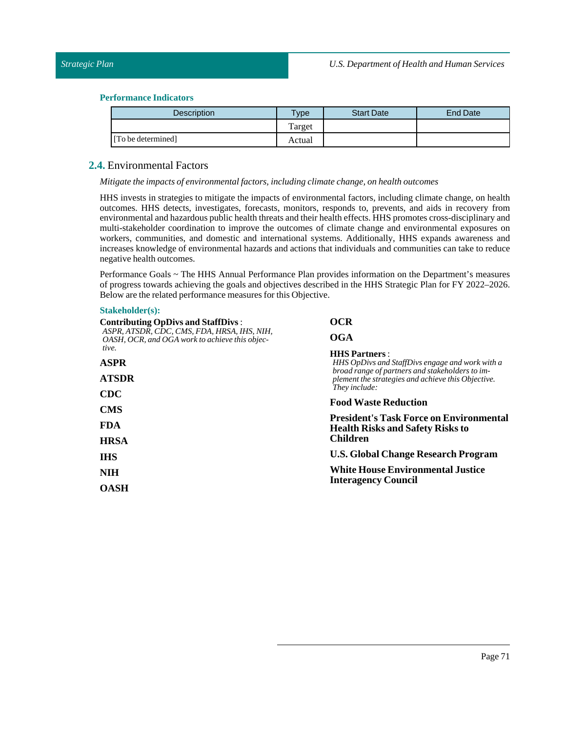#### Performance Indicators

| Description | Type | Start Date | End Date |
|---|---|---|---|
| | Target | | |
| [To be determined] | Actual | | |

## 2.4. Environmental Factors

*Mitigate the impacts of environmental factors, including climate change, on health outcomes*

HHS invests in strategies to mitigate the impacts of environmental factors, including climate change, on health outcomes. HHS detects, investigates, forecasts, monitors, responds to, prevents, and aids in recovery from environmental and hazardous public health threats and their health effects. HHS promotes cross-disciplinary and multi-stakeholder coordination to improve the outcomes of climate change and environmental exposures on workers, communities, and domestic and international systems. Additionally, HHS expands awareness and increases knowledge of environmental hazards and actions that individuals and communities can take to reduce negative health outcomes.

Performance Goals ~ The HHS Annual Performance Plan provides information on the Department's measures of progress towards achieving the goals and objectives described in the HHS Strategic Plan for FY 2022–2026. Below are the related performance measures for this Objective.

#### Stakeholder(s):

**Contributing OpDivs and StaffDivs** :
*ASPR, ATSDR, CDC, CMS, FDA, HRSA, IHS, NIH, OASH, OCR, and OGA work to achieve this objective.*

**ASPR**

**ATSDR**

**CDC**

**CMS**

**FDA**

**HRSA**

**IHS**

**NIH**

**OASH**

**OCR**

**OGA**

**HHS Partners** :
*HHS OpDivs and StaffDivs engage and work with a broad range of partners and stakeholders to implement the strategies and achieve this Objective. They include:*

**Food Waste Reduction**

**President's Task Force on Environmental Health Risks and Safety Risks to Children**

**U.S. Global Change Research Program**

**White House Environmental Justice Interagency Council**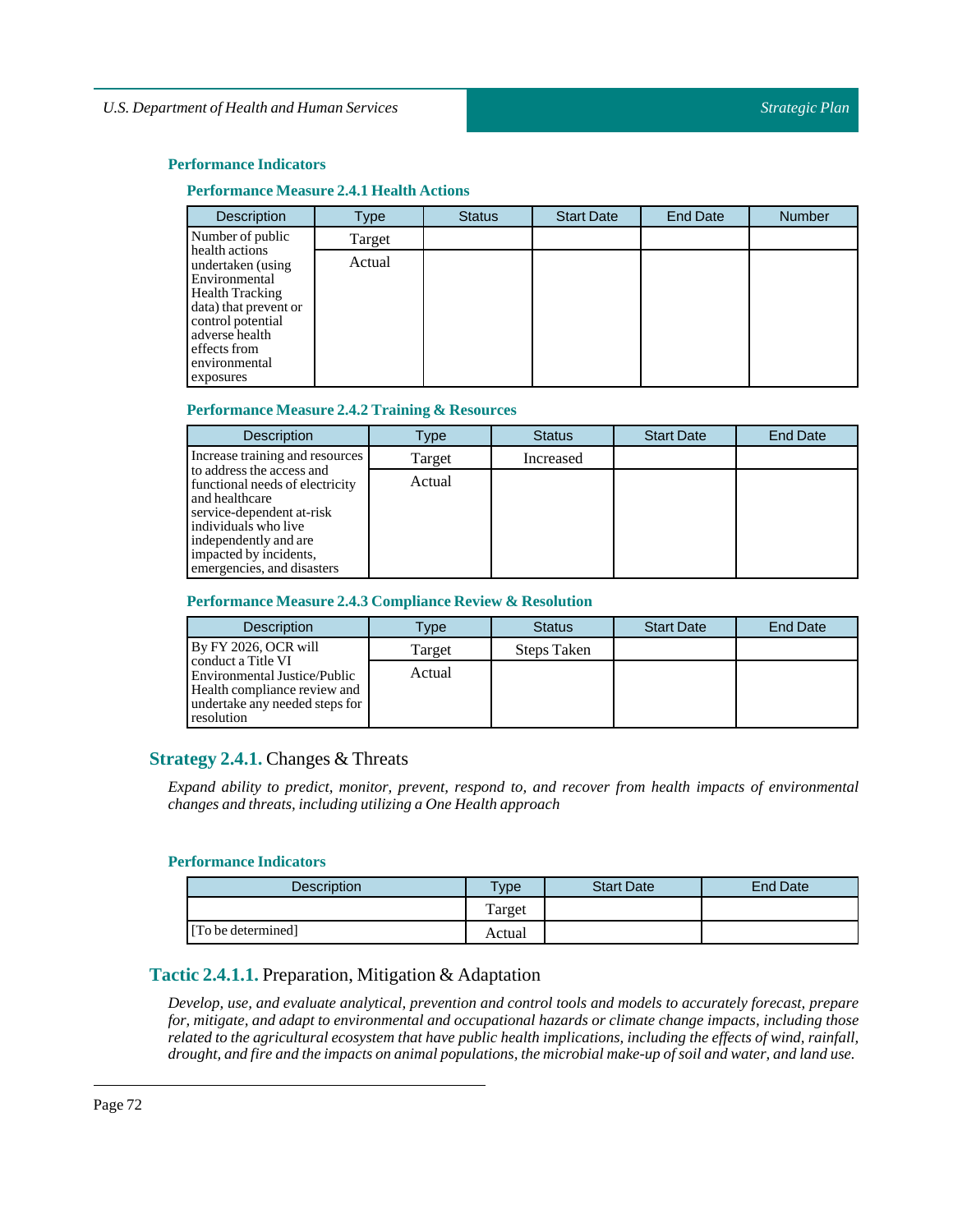#### Performance Indicators

##### Performance Measure 2.4.1 Health Actions

| Description | Type | Status | Start Date | End Date | Number |
|---|---|---|---|---|---|
| Number of public health actions undertaken (using Environmental Health Tracking data) that prevent or control potential adverse health effects from environmental exposures | Target | | | | |
| | Actual | | | | |

##### Performance Measure 2.4.2 Training & Resources

| Description | Type | Status | Start Date | End Date |
|---|---|---|---|---|
| Increase training and resources to address the access and functional needs of electricity and healthcare service-dependent at-risk individuals who live independently and are impacted by incidents, emergencies, and disasters | Target | Increased | | |
| | Actual | | | |

##### Performance Measure 2.4.3 Compliance Review & Resolution

| Description | Type | Status | Start Date | End Date |
|---|---|---|---|---|
| By FY 2026, OCR will conduct a Title VI Environmental Justice/Public Health compliance review and undertake any needed steps for resolution | Target | Steps Taken | | |
| | Actual | | | |

### Strategy 2.4.1. Changes & Threats

*Expand ability to predict, monitor, prevent, respond to, and recover from health impacts of environmental changes and threats, including utilizing a One Health approach*

#### Performance Indicators

| Description | Type | Start Date | End Date |
|---|---|---|---|
| | Target | | |
| [To be determined] | Actual | | |

### Tactic 2.4.1.1. Preparation, Mitigation & Adaptation

*Develop, use, and evaluate analytical, prevention and control tools and models to accurately forecast, prepare for, mitigate, and adapt to environmental and occupational hazards or climate change impacts, including those related to the agricultural ecosystem that have public health implications, including the effects of wind, rainfall, drought, and fire and the impacts on animal populations, the microbial make-up of soil and water, and land use.*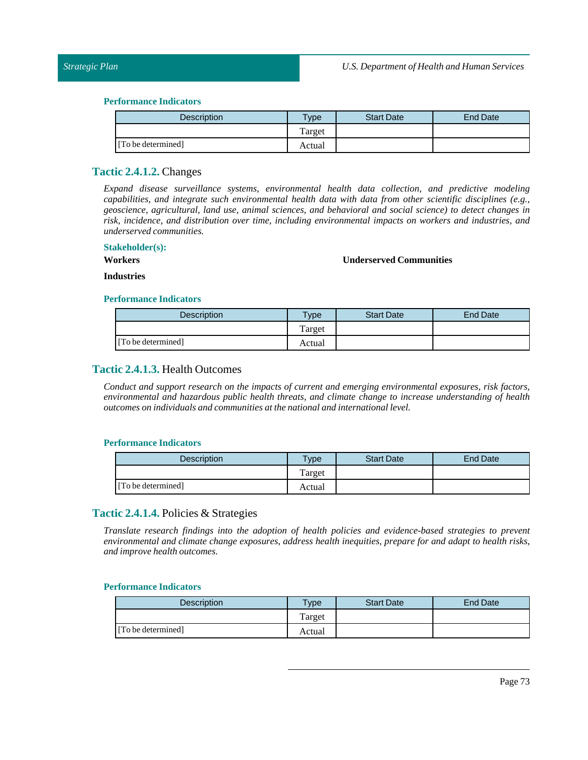#### Performance Indicators

| Description | Type | Start Date | End Date |
|---|---|---|---|
| | Target | | |
| [To be determined] | Actual | | |

### Tactic 2.4.1.2. Changes

*Expand disease surveillance systems, environmental health data collection, and predictive modeling capabilities, and integrate such environmental health data with data from other scientific disciplines (e.g., geoscience, agricultural, land use, animal sciences, and behavioral and social science) to detect changes in risk, incidence, and distribution over time, including environmental impacts on workers and industries, and underserved communities.*

#### Stakeholder(s):

**Workers**

**Underserved Communities**

**Industries**

#### Performance Indicators

| Description | Type | Start Date | End Date |
|---|---|---|---|
| | Target | | |
| [To be determined] | Actual | | |

### Tactic 2.4.1.3. Health Outcomes

*Conduct and support research on the impacts of current and emerging environmental exposures, risk factors, environmental and hazardous public health threats, and climate change to increase understanding of health outcomes on individuals and communities at the national and international level.*

#### Performance Indicators

| Description | Type | Start Date | End Date |
|---|---|---|---|
| | Target | | |
| [To be determined] | Actual | | |

### Tactic 2.4.1.4. Policies & Strategies

*Translate research findings into the adoption of health policies and evidence-based strategies to prevent environmental and climate change exposures, address health inequities, prepare for and adapt to health risks, and improve health outcomes.*

#### Performance Indicators

| Description | Type | Start Date | End Date |
|---|---|---|---|
| | Target | | |
| [To be determined] | Actual | | |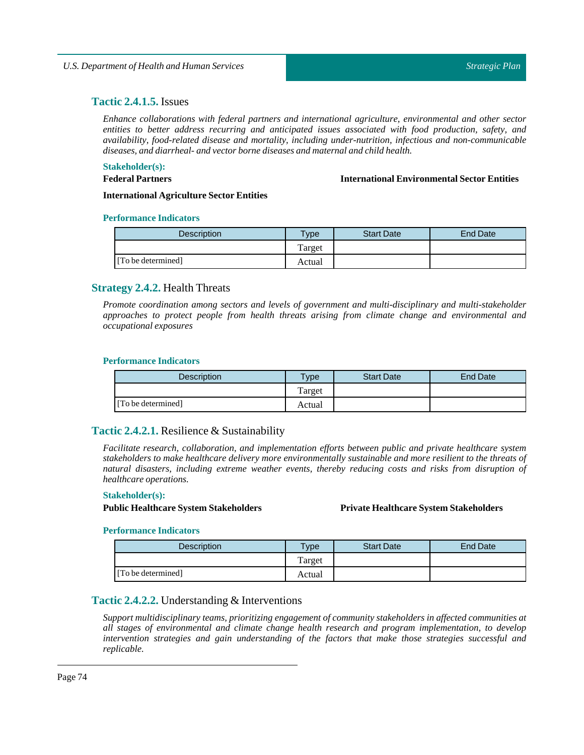### **Tactic 2.4.1.5.** Issues

*Enhance collaborations with federal partners and international agriculture, environmental and other sector entities to better address recurring and anticipated issues associated with food production, safety, and availability, food-related disease and mortality, including under-nutrition, infectious and non-communicable diseases, and diarrheal- and vector borne diseases and maternal and child health.*

**Stakeholder(s):**

**Federal Partners**

**International Environmental Sector Entities**

**International Agriculture Sector Entities**

**Performance Indicators**

| Description | Type | Start Date | End Date |
|---|---|---|---|
| | Target | | |
| [To be determined] | Actual | | |

## **Strategy 2.4.2.** Health Threats

*Promote coordination among sectors and levels of government and multi-disciplinary and multi-stakeholder approaches to protect people from health threats arising from climate change and environmental and occupational exposures*

**Performance Indicators**

| Description | Type | Start Date | End Date |
|---|---|---|---|
| | Target | | |
| [To be determined] | Actual | | |

### **Tactic 2.4.2.1.** Resilience & Sustainability

*Facilitate research, collaboration, and implementation efforts between public and private healthcare system stakeholders to make healthcare delivery more environmentally sustainable and more resilient to the threats of natural disasters, including extreme weather events, thereby reducing costs and risks from disruption of healthcare operations.*

**Stakeholder(s):**

**Public Healthcare System Stakeholders**

**Private Healthcare System Stakeholders**

**Performance Indicators**

| Description | Type | Start Date | End Date |
|---|---|---|---|
| | Target | | |
| [To be determined] | Actual | | |

### **Tactic 2.4.2.2.** Understanding & Interventions

*Support multidisciplinary teams, prioritizing engagement of community stakeholders in affected communities at all stages of environmental and climate change health research and program implementation, to develop intervention strategies and gain understanding of the factors that make those strategies successful and replicable.*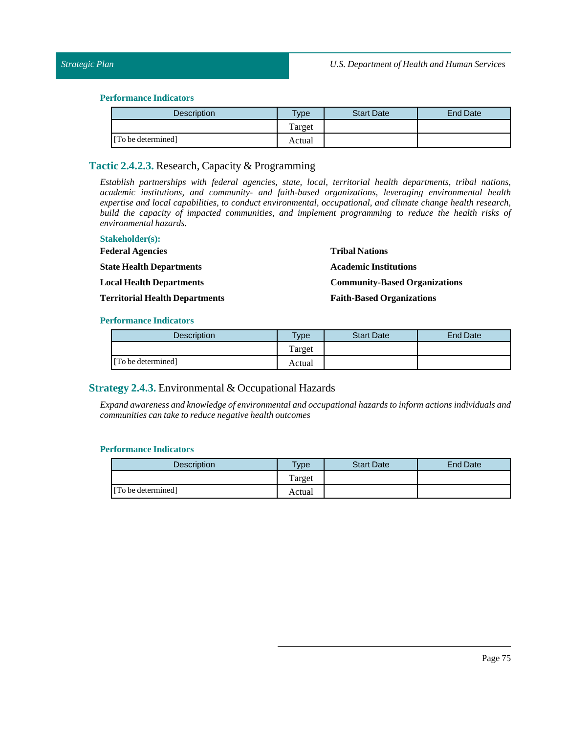#### Performance Indicators

| Description | Type | Start Date | End Date |
|---|---|---|---|
| | Target | | |
| [To be determined] | Actual | | |

### Tactic 2.4.2.3. Research, Capacity & Programming

*Establish partnerships with federal agencies, state, local, territorial health departments, tribal nations, academic institutions, and community- and faith-based organizations, leveraging environmental health expertise and local capabilities, to conduct environmental, occupational, and climate change health research, build the capacity of impacted communities, and implement programming to reduce the health risks of environmental hazards.*

#### Stakeholder(s):

**Federal Agencies**

**State Health Departments**

**Local Health Departments**

**Territorial Health Departments**

**Tribal Nations**

**Academic Institutions**

**Community-Based Organizations**

**Faith-Based Organizations**

#### Performance Indicators

| Description | Type | Start Date | End Date |
|---|---|---|---|
| | Target | | |
| [To be determined] | Actual | | |

### Strategy 2.4.3. Environmental & Occupational Hazards

*Expand awareness and knowledge of environmental and occupational hazards to inform actions individuals and communities can take to reduce negative health outcomes*

#### Performance Indicators

| Description | Type | Start Date | End Date |
|---|---|---|---|
| | Target | | |
| [To be determined] | Actual | | |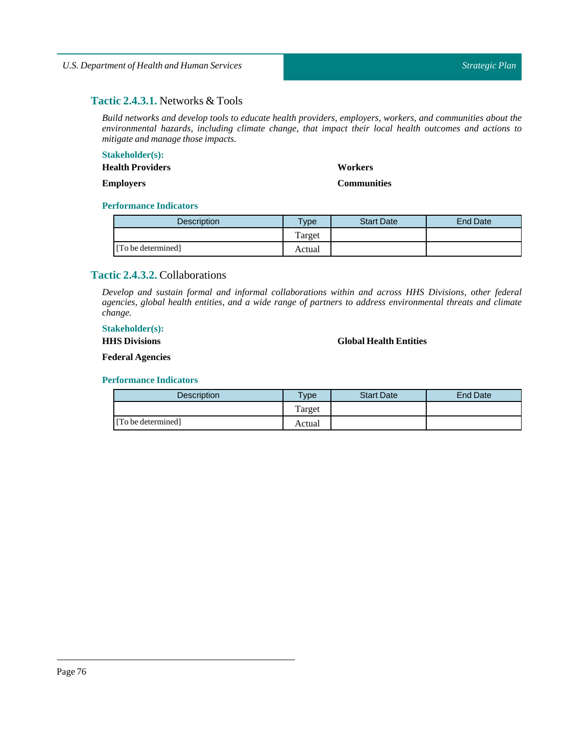### **Tactic 2.4.3.1.** Networks & Tools

*Build networks and develop tools to educate health providers, employers, workers, and communities about the environmental hazards, including climate change, that impact their local health outcomes and actions to mitigate and manage those impacts.*

**Stakeholder(s):**

**Health Providers**

**Workers**

**Employers**

**Communities**

**Performance Indicators**

| Description | Type | Start Date | End Date |
|---|---|---|---|
| | Target | | |
| [To be determined] | Actual | | |

### **Tactic 2.4.3.2.** Collaborations

*Develop and sustain formal and informal collaborations within and across HHS Divisions, other federal agencies, global health entities, and a wide range of partners to address environmental threats and climate change.*

**Stakeholder(s):**

**HHS Divisions**

**Global Health Entities**

**Federal Agencies**

**Performance Indicators**

| Description | Type | Start Date | End Date |
|---|---|---|---|
| | Target | | |
| [To be determined] | Actual | | |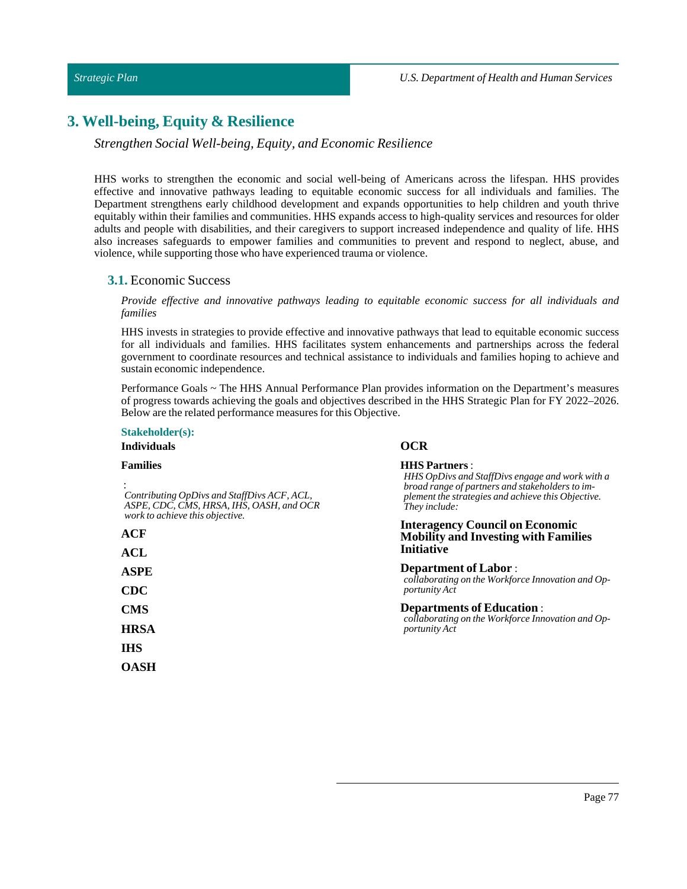# 3. Well-being, Equity & Resilience

*Strengthen Social Well-being, Equity, and Economic Resilience*

HHS works to strengthen the economic and social well-being of Americans across the lifespan. HHS provides effective and innovative pathways leading to equitable economic success for all individuals and families. The Department strengthens early childhood development and expands opportunities to help children and youth thrive equitably within their families and communities. HHS expands access to high-quality services and resources for older adults and people with disabilities, and their caregivers to support increased independence and quality of life. HHS also increases safeguards to empower families and communities to prevent and respond to neglect, abuse, and violence, while supporting those who have experienced trauma or violence.

## 3.1. Economic Success

*Provide effective and innovative pathways leading to equitable economic success for all individuals and families*

HHS invests in strategies to provide effective and innovative pathways that lead to equitable economic success for all individuals and families. HHS facilitates system enhancements and partnerships across the federal government to coordinate resources and technical assistance to individuals and families hoping to achieve and sustain economic independence.

Performance Goals ~ The HHS Annual Performance Plan provides information on the Department's measures of progress towards achieving the goals and objectives described in the HHS Strategic Plan for FY 2022–2026. Below are the related performance measures for this Objective.

**Stakeholder(s):**

**Individuals**

**Families**

:
*Contributing OpDivs and StaffDivs ACF, ACL, ASPE, CDC, CMS, HRSA, IHS, OASH, and OCR work to achieve this objective.*

**ACF**

**ACL**

**ASPE**

**CDC**

**CMS**

**HRSA**

**IHS**

**OASH**

**OCR**

**HHS Partners** :
*HHS OpDivs and StaffDivs engage and work with a broad range of partners and stakeholders to implement the strategies and achieve this Objective. They include:*

**Interagency Council on Economic Mobility and Investing with Families Initiative**

**Department of Labor** :
*collaborating on the Workforce Innovation and Opportunity Act*

**Departments of Education** :
*collaborating on the Workforce Innovation and Opportunity Act*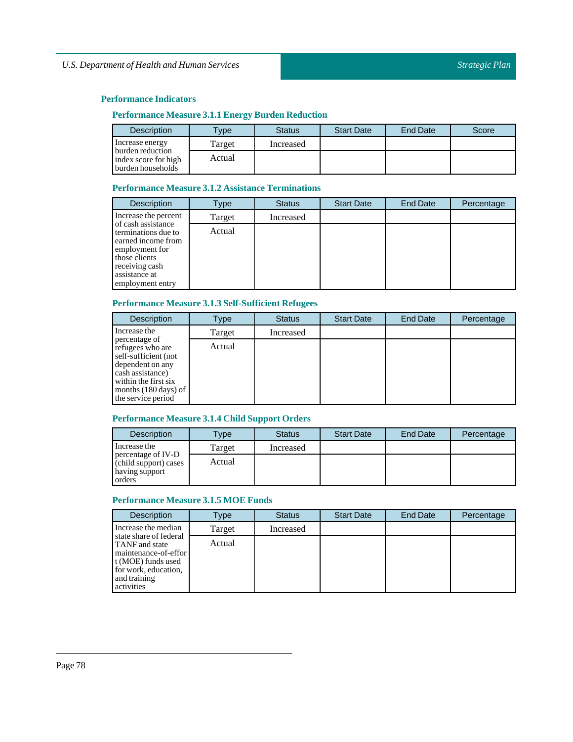## Performance Indicators

### Performance Measure 3.1.1 Energy Burden Reduction

| Description | Type | Status | Start Date | End Date | Score |
|---|---|---|---|---|---|
| Increase energy burden reduction index score for high burden households | Target | Increased | | | |
| | Actual | | | | |

### Performance Measure 3.1.2 Assistance Terminations

| Description | Type | Status | Start Date | End Date | Percentage |
|---|---|---|---|---|---|
| Increase the percent of cash assistance terminations due to earned income from employment for those clients receiving cash assistance at employment entry | Target | Increased | | | |
| | Actual | | | | |

### Performance Measure 3.1.3 Self-Sufficient Refugees

| Description | Type | Status | Start Date | End Date | Percentage |
|---|---|---|---|---|---|
| Increase the percentage of refugees who are self-sufficient (not dependent on any cash assistance) within the first six months (180 days) of the service period | Target | Increased | | | |
| | Actual | | | | |

### Performance Measure 3.1.4 Child Support Orders

| Description | Type | Status | Start Date | End Date | Percentage |
|---|---|---|---|---|---|
| Increase the percentage of IV-D (child support) cases having support orders | Target | Increased | | | |
| | Actual | | | | |

### Performance Measure 3.1.5 MOE Funds

| Description | Type | Status | Start Date | End Date | Percentage |
|---|---|---|---|---|---|
| Increase the median state share of federal TANF and state maintenance-of-effort (MOE) funds used for work, education, and training activities | Target | Increased | | | |
| | Actual | | | | |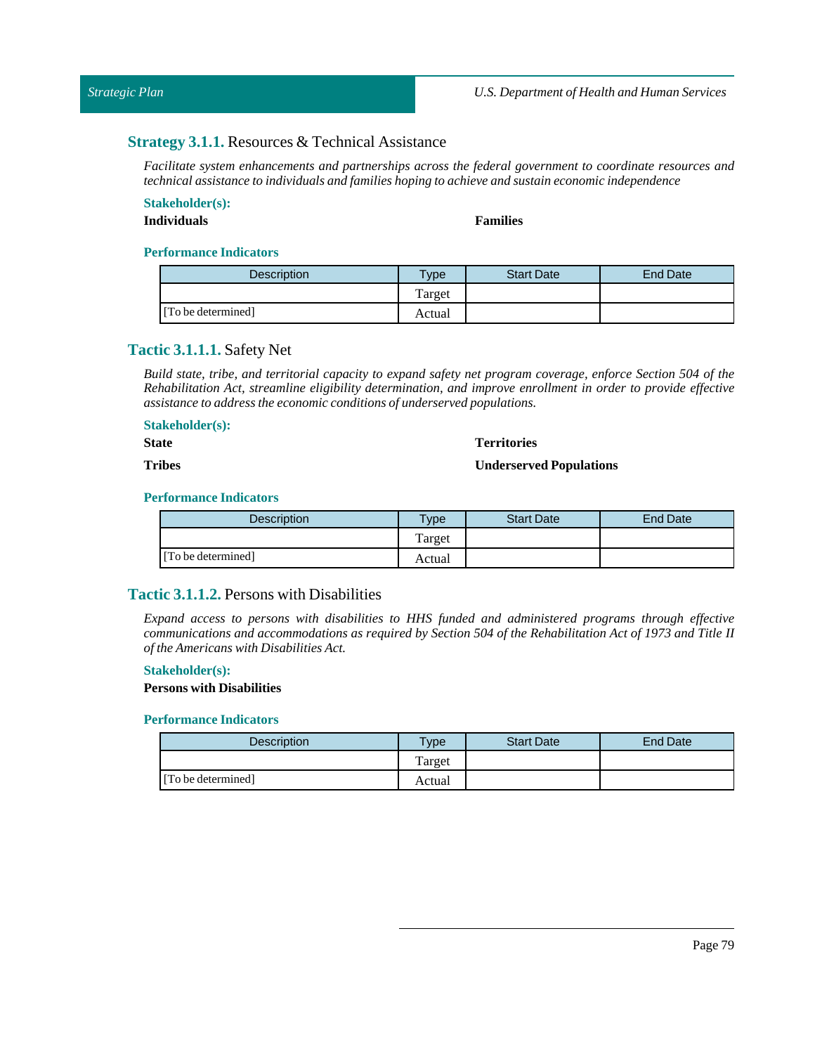### **Strategy 3.1.1.** Resources & Technical Assistance

*Facilitate system enhancements and partnerships across the federal government to coordinate resources and technical assistance to individuals and families hoping to achieve and sustain economic independence*

**Stakeholder(s):**

**Individuals**

**Families**

**Performance Indicators**

| Description | Type | Start Date | End Date |
|---|---|---|---|
| | Target | | |
| [To be determined] | Actual | | |

### **Tactic 3.1.1.1.** Safety Net

*Build state, tribe, and territorial capacity to expand safety net program coverage, enforce Section 504 of the Rehabilitation Act, streamline eligibility determination, and improve enrollment in order to provide effective assistance to address the economic conditions of underserved populations.*

**Stakeholder(s):**

**State**

**Tribes**

**Territories**

**Underserved Populations**

**Performance Indicators**

| Description | Type | Start Date | End Date |
|---|---|---|---|
| | Target | | |
| [To be determined] | Actual | | |

### **Tactic 3.1.1.2.** Persons with Disabilities

*Expand access to persons with disabilities to HHS funded and administered programs through effective communications and accommodations as required by Section 504 of the Rehabilitation Act of 1973 and Title II of the Americans with Disabilities Act.*

**Stakeholder(s):**

**Persons with Disabilities**

**Performance Indicators**

| Description | Type | Start Date | End Date |
|---|---|---|---|
| | Target | | |
| [To be determined] | Actual | | |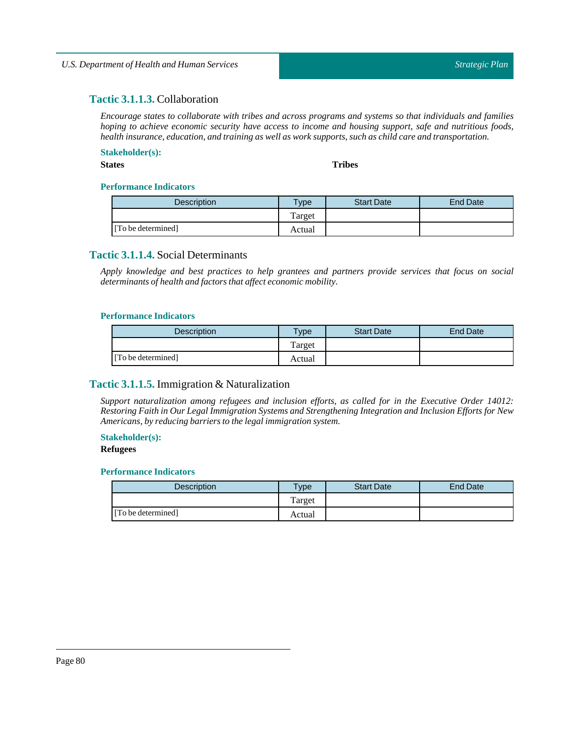### **Tactic 3.1.1.3.** Collaboration

*Encourage states to collaborate with tribes and across programs and systems so that individuals and families hoping to achieve economic security have access to income and housing support, safe and nutritious foods, health insurance, education, and training as well as work supports, such as child care and transportation.*

**Stakeholder(s):**

**States**

**Tribes**

**Performance Indicators**

| Description | Type | Start Date | End Date |
|---|---|---|---|
| [To be determined] | Target | | |
| | Actual | | |

### **Tactic 3.1.1.4.** Social Determinants

*Apply knowledge and best practices to help grantees and partners provide services that focus on social determinants of health and factors that affect economic mobility.*

**Performance Indicators**

| Description | Type | Start Date | End Date |
|---|---|---|---|
| [To be determined] | Target | | |
| | Actual | | |

### **Tactic 3.1.1.5.** Immigration & Naturalization

*Support naturalization among refugees and inclusion efforts, as called for in the Executive Order 14012: Restoring Faith in Our Legal Immigration Systems and Strengthening Integration and Inclusion Efforts for New Americans, by reducing barriers to the legal immigration system.*

**Stakeholder(s):**

**Refugees**

**Performance Indicators**

| Description | Type | Start Date | End Date |
|---|---|---|---|
| [To be determined] | Target | | |
| | Actual | | |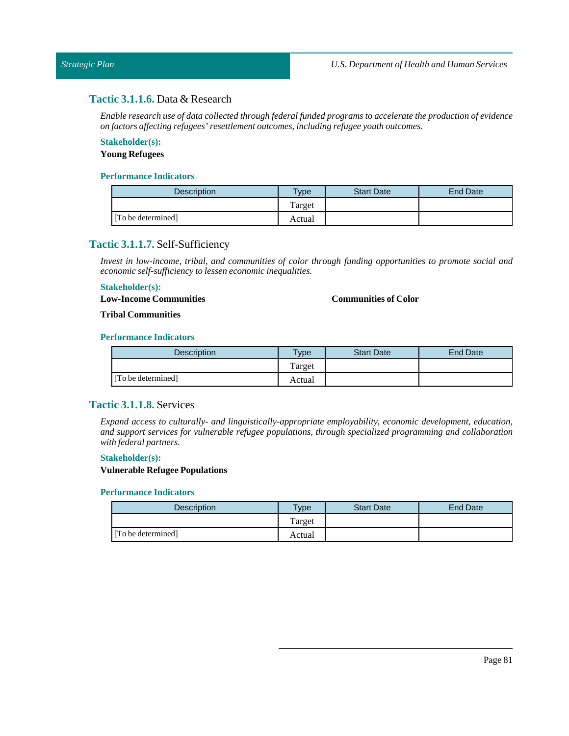### **Tactic 3.1.1.6.** Data & Research

*Enable research use of data collected through federal funded programs to accelerate the production of evidence on factors affecting refugees' resettlement outcomes, including refugee youth outcomes.*

**Stakeholder(s):**

**Young Refugees**

**Performance Indicators**

| Description | Type | Start Date | End Date |
|---|---|---|---|
| | Target | | |
| [To be determined] | Actual | | |

### **Tactic 3.1.1.7.** Self-Sufficiency

*Invest in low-income, tribal, and communities of color through funding opportunities to promote social and economic self-sufficiency to lessen economic inequalities.*

**Stakeholder(s):**

**Low-Income Communities**

**Communities of Color**

**Tribal Communities**

**Performance Indicators**

| Description | Type | Start Date | End Date |
|---|---|---|---|
| | Target | | |
| [To be determined] | Actual | | |

### **Tactic 3.1.1.8.** Services

*Expand access to culturally- and linguistically-appropriate employability, economic development, education, and support services for vulnerable refugee populations, through specialized programming and collaboration with federal partners.*

**Stakeholder(s):**

**Vulnerable Refugee Populations**

**Performance Indicators**

| Description | Type | Start Date | End Date |
|---|---|---|---|
| | Target | | |
| [To be determined] | Actual | | |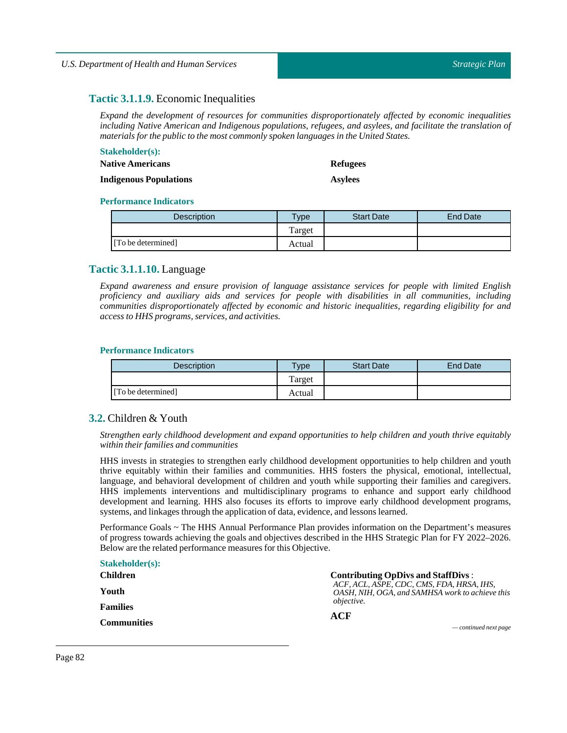### **Tactic 3.1.1.9.** Economic Inequalities

*Expand the development of resources for communities disproportionately affected by economic inequalities including Native American and Indigenous populations, refugees, and asylees, and facilitate the translation of materials for the public to the most commonly spoken languages in the United States.*

**Stakeholder(s):**

**Native Americans**

**Indigenous Populations**

**Refugees**

**Asylees**

**Performance Indicators**

| Description | Type | Start Date | End Date |
|---|---|---|---|
| | Target | | |
| [To be determined] | Actual | | |

### **Tactic 3.1.1.10.** Language

*Expand awareness and ensure provision of language assistance services for people with limited English proficiency and auxiliary aids and services for people with disabilities in all communities, including communities disproportionately affected by economic and historic inequalities, regarding eligibility for and access to HHS programs, services, and activities.*

**Performance Indicators**

| Description | Type | Start Date | End Date |
|---|---|---|---|
| | Target | | |
| [To be determined] | Actual | | |

## **3.2.** Children & Youth

*Strengthen early childhood development and expand opportunities to help children and youth thrive equitably within their families and communities*

HHS invests in strategies to strengthen early childhood development opportunities to help children and youth thrive equitably within their families and communities. HHS fosters the physical, emotional, intellectual, language, and behavioral development of children and youth while supporting their families and caregivers. HHS implements interventions and multidisciplinary programs to enhance and support early childhood development and learning. HHS also focuses its efforts to improve early childhood development programs, systems, and linkages through the application of data, evidence, and lessons learned.

Performance Goals ~ The HHS Annual Performance Plan provides information on the Department's measures of progress towards achieving the goals and objectives described in the HHS Strategic Plan for FY 2022–2026. Below are the related performance measures for this Objective.

**Stakeholder(s):**

**Children**

**Youth**

**Families**

**Communities**

**Contributing OpDivs and StaffDivs** :
*ACF, ACL, ASPE, CDC, CMS, FDA, HRSA, IHS, OASH, NIH, OGA, and SAMHSA work to achieve this objective.*

**ACF**

*— continued next page*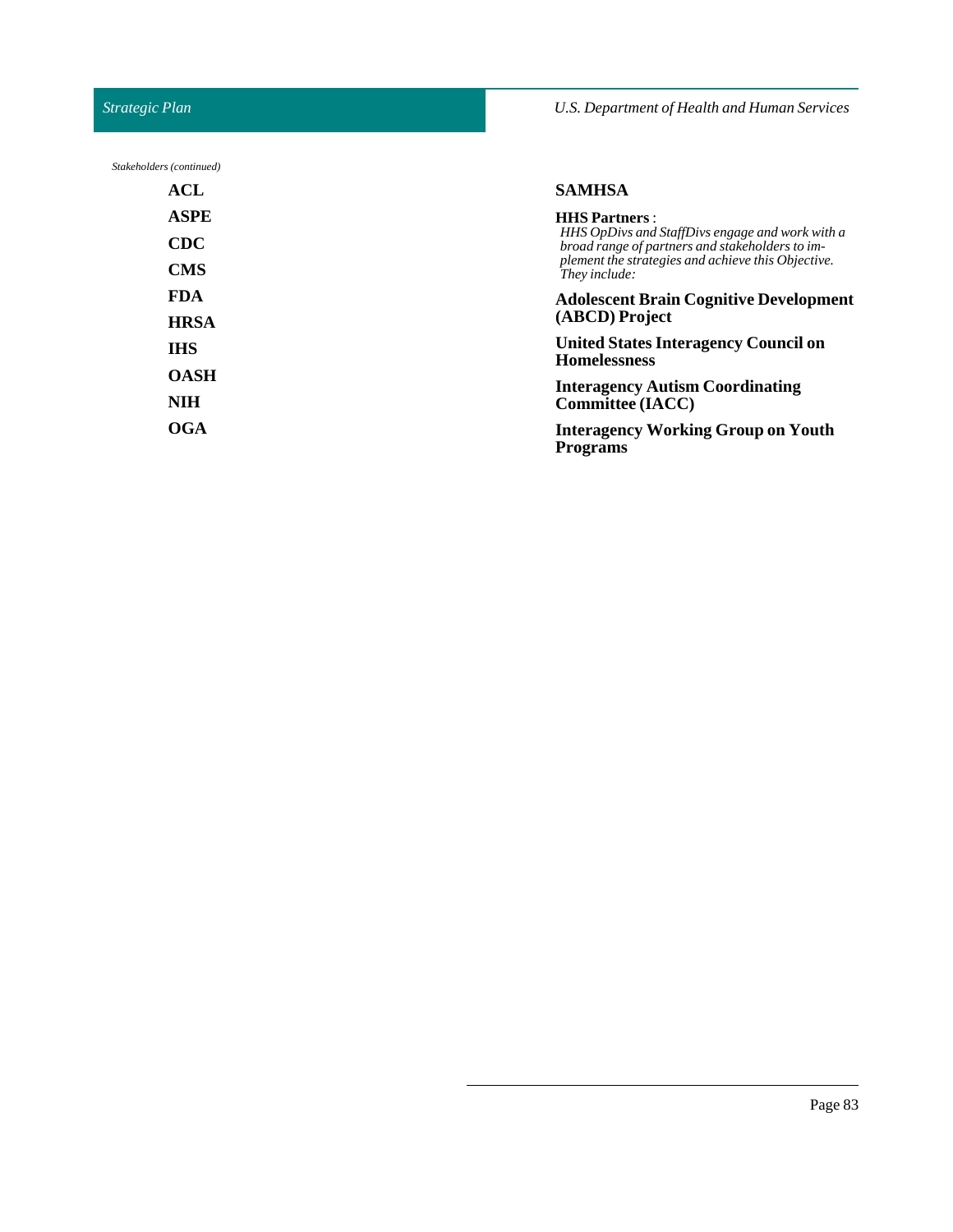*Stakeholders (continued)*

**ACL**

**ASPE**

**CDC**

**CMS**

**FDA**

**HRSA**

**IHS**

**OASH**

**NIH**

**OGA**

**SAMHSA**

**HHS Partners** :
*HHS OpDivs and StaffDivs engage and work with a broad range of partners and stakeholders to implement the strategies and achieve this Objective. They include:*

**Adolescent Brain Cognitive Development (ABCD) Project**

**United States Interagency Council on Homelessness**

**Interagency Autism Coordinating Committee (IACC)**

**Interagency Working Group on Youth Programs**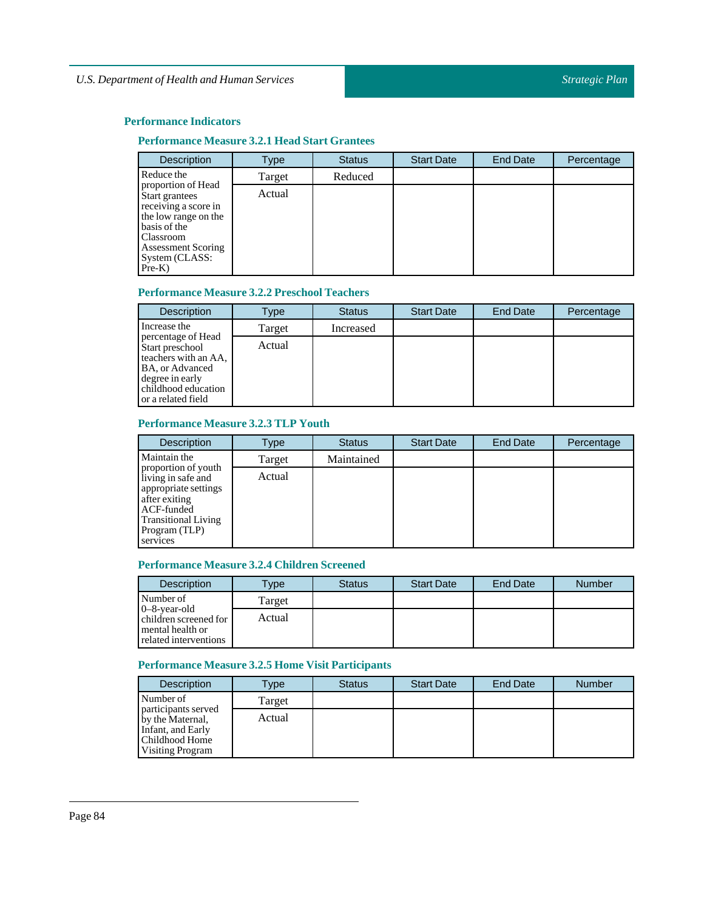### Performance Indicators

#### Performance Measure 3.2.1 Head Start Grantees

| Description | Type | Status | Start Date | End Date | Percentage |
|---|---|---|---|---|---|
| Reduce the proportion of Head Start grantees receiving a score in the low range on the basis of the Classroom Assessment Scoring System (CLASS: Pre-K) | Target | Reduced | | | |
| | Actual | | | | |

#### Performance Measure 3.2.2 Preschool Teachers

| Description | Type | Status | Start Date | End Date | Percentage |
|---|---|---|---|---|---|
| Increase the percentage of Head Start preschool teachers with an AA, BA, or Advanced degree in early childhood education or a related field | Target | Increased | | | |
| | Actual | | | | |

#### Performance Measure 3.2.3 TLP Youth

| Description | Type | Status | Start Date | End Date | Percentage |
|---|---|---|---|---|---|
| Maintain the proportion of youth living in safe and appropriate settings after exiting ACF-funded Transitional Living Program (TLP) services | Target | Maintained | | | |
| | Actual | | | | |

#### Performance Measure 3.2.4 Children Screened

| Description | Type | Status | Start Date | End Date | Number |
|---|---|---|---|---|---|
| Number of 0–8-year-old children screened for mental health or related interventions | Target | | | | |
| | Actual | | | | |

#### Performance Measure 3.2.5 Home Visit Participants

| Description | Type | Status | Start Date | End Date | Number |
|---|---|---|---|---|---|
| Number of participants served by the Maternal, Infant, and Early Childhood Home Visiting Program | Target | | | | |
| | Actual | | | | |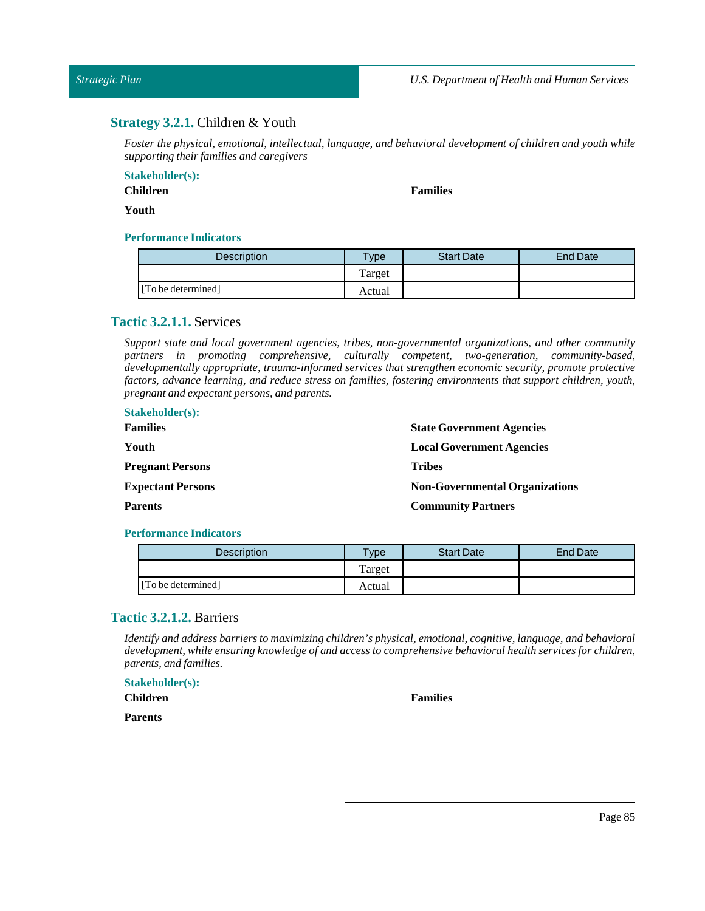## **Strategy 3.2.1.** Children & Youth

*Foster the physical, emotional, intellectual, language, and behavioral development of children and youth while supporting their families and caregivers*

**Stakeholder(s):**

**Children**

**Families**

**Youth**

**Performance Indicators**

| Description | Type | Start Date | End Date |
|---|---|---|---|
| | Target | | |
| [To be determined] | Actual | | |

## **Tactic 3.2.1.1.** Services

*Support state and local government agencies, tribes, non-governmental organizations, and other community partners in promoting comprehensive, culturally competent, two-generation, community-based, developmentally appropriate, trauma-informed services that strengthen economic security, promote protective factors, advance learning, and reduce stress on families, fostering environments that support children, youth, pregnant and expectant persons, and parents.*

**Stakeholder(s):**

**Families**

**Youth**

**Pregnant Persons**

**Expectant Persons**

**Parents**

**State Government Agencies**

**Local Government Agencies**

**Tribes**

**Non-Governmental Organizations**

**Community Partners**

**Performance Indicators**

| Description | Type | Start Date | End Date |
|---|---|---|---|
| | Target | | |
| [To be determined] | Actual | | |

## **Tactic 3.2.1.2.** Barriers

*Identify and address barriers to maximizing children's physical, emotional, cognitive, language, and behavioral development, while ensuring knowledge of and access to comprehensive behavioral health services for children, parents, and families.*

**Stakeholder(s):**

**Children**

**Families**

**Parents**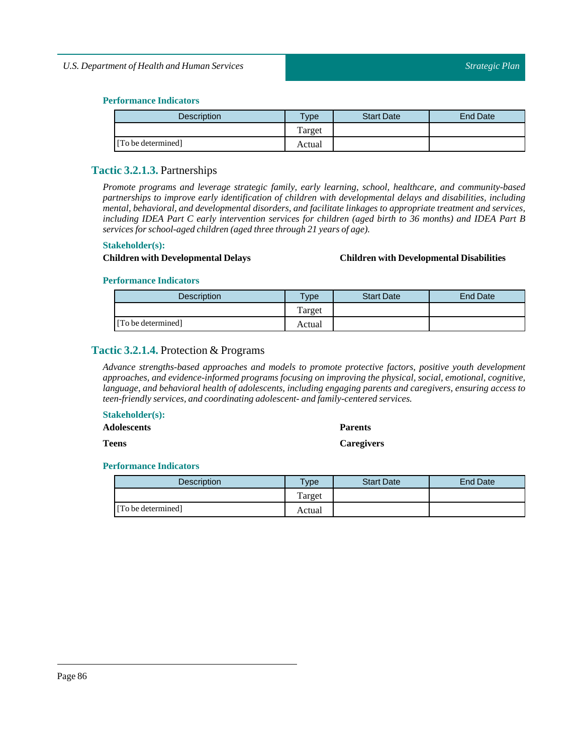#### Performance Indicators

| Description | Type | Start Date | End Date |
|---|---|---|---|
| | Target | | |
| [To be determined] | Actual | | |

### Tactic 3.2.1.3. Partnerships

*Promote programs and leverage strategic family, early learning, school, healthcare, and community-based partnerships to improve early identification of children with developmental delays and disabilities, including mental, behavioral, and developmental disorders, and facilitate linkages to appropriate treatment and services, including IDEA Part C early intervention services for children (aged birth to 36 months) and IDEA Part B services for school-aged children (aged three through 21 years of age).*

#### Stakeholder(s):

**Children with Developmental Delays**

**Children with Developmental Disabilities**

#### Performance Indicators

| Description | Type | Start Date | End Date |
|---|---|---|---|
| | Target | | |
| [To be determined] | Actual | | |

### Tactic 3.2.1.4. Protection & Programs

*Advance strengths-based approaches and models to promote protective factors, positive youth development approaches, and evidence-informed programs focusing on improving the physical, social, emotional, cognitive, language, and behavioral health of adolescents, including engaging parents and caregivers, ensuring access to teen-friendly services, and coordinating adolescent- and family-centered services.*

#### Stakeholder(s):

**Adolescents**

**Parents**

**Teens**

**Caregivers**

#### Performance Indicators

| Description | Type | Start Date | End Date |
|---|---|---|---|
| | Target | | |
| [To be determined] | Actual | | |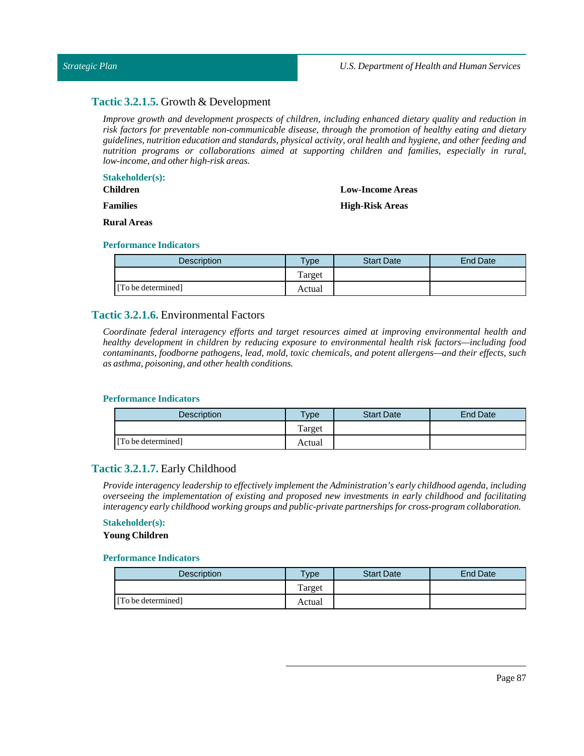### **Tactic 3.2.1.5.** Growth & Development

*Improve growth and development prospects of children, including enhanced dietary quality and reduction in risk factors for preventable non-communicable disease, through the promotion of healthy eating and dietary guidelines, nutrition education and standards, physical activity, oral health and hygiene, and other feeding and nutrition programs or collaborations aimed at supporting children and families, especially in rural, low-income, and other high-risk areas.*

**Stakeholder(s):**

**Children**

**Families**

**Rural Areas**

**Low-Income Areas**

**High-Risk Areas**

**Performance Indicators**

| Description | Type | Start Date | End Date |
|---|---|---|---|
| | Target | | |
| [To be determined] | Actual | | |

### **Tactic 3.2.1.6.** Environmental Factors

*Coordinate federal interagency efforts and target resources aimed at improving environmental health and healthy development in children by reducing exposure to environmental health risk factors—including food contaminants, foodborne pathogens, lead, mold, toxic chemicals, and potent allergens—and their effects, such as asthma, poisoning, and other health conditions.*

**Performance Indicators**

| Description | Type | Start Date | End Date |
|---|---|---|---|
| | Target | | |
| [To be determined] | Actual | | |

### **Tactic 3.2.1.7.** Early Childhood

*Provide interagency leadership to effectively implement the Administration's early childhood agenda, including overseeing the implementation of existing and proposed new investments in early childhood and facilitating interagency early childhood working groups and public-private partnerships for cross-program collaboration.*

**Stakeholder(s):**

**Young Children**

**Performance Indicators**

| Description | Type | Start Date | End Date |
|---|---|---|---|
| | Target | | |
| [To be determined] | Actual | | |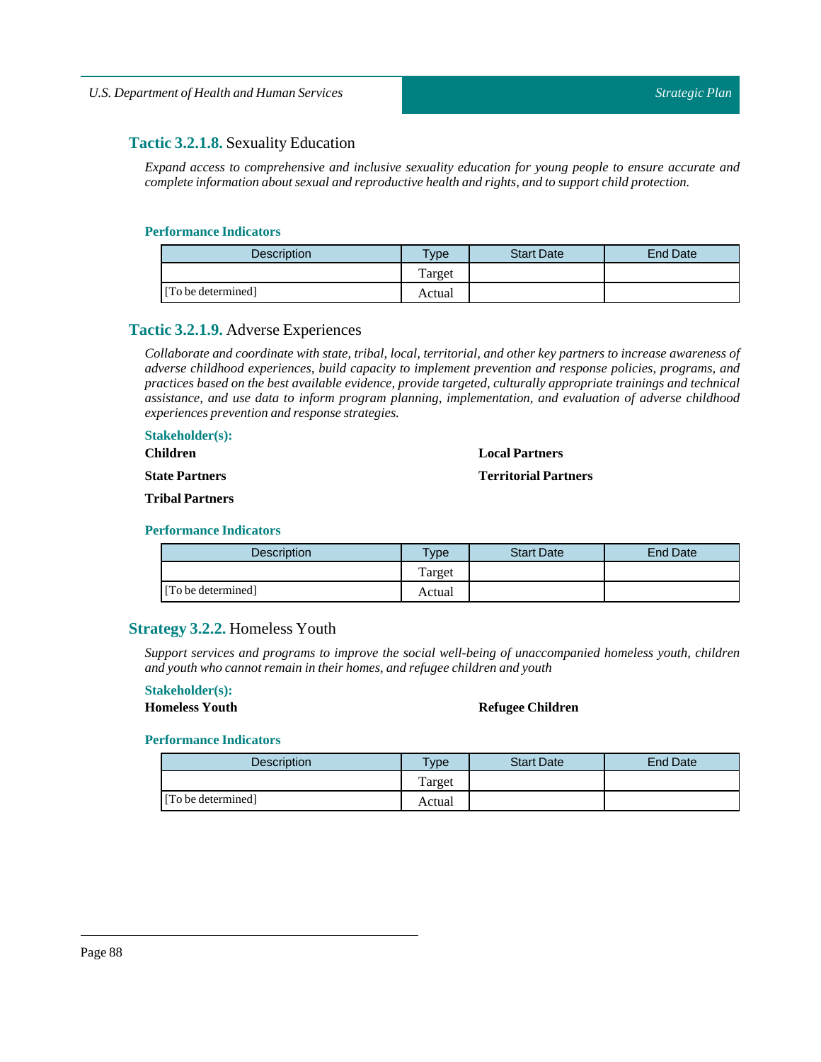### **Tactic 3.2.1.8.** Sexuality Education

*Expand access to comprehensive and inclusive sexuality education for young people to ensure accurate and complete information about sexual and reproductive health and rights, and to support child protection.*

#### Performance Indicators

| Description | Type | Start Date | End Date |
|---|---|---|---|
| | Target | | |
| [To be determined] | Actual | | |

### **Tactic 3.2.1.9.** Adverse Experiences

*Collaborate and coordinate with state, tribal, local, territorial, and other key partners to increase awareness of adverse childhood experiences, build capacity to implement prevention and response policies, programs, and practices based on the best available evidence, provide targeted, culturally appropriate trainings and technical assistance, and use data to inform program planning, implementation, and evaluation of adverse childhood experiences prevention and response strategies.*

#### Stakeholder(s):

**Children**

**Local Partners**

**State Partners**

**Territorial Partners**

**Tribal Partners**

#### Performance Indicators

| Description | Type | Start Date | End Date |
|---|---|---|---|
| | Target | | |
| [To be determined] | Actual | | |

### **Strategy 3.2.2.** Homeless Youth

*Support services and programs to improve the social well-being of unaccompanied homeless youth, children and youth who cannot remain in their homes, and refugee children and youth*

#### Stakeholder(s):

**Homeless Youth**

**Refugee Children**

#### Performance Indicators

| Description | Type | Start Date | End Date |
|---|---|---|---|
| | Target | | |
| [To be determined] | Actual | | |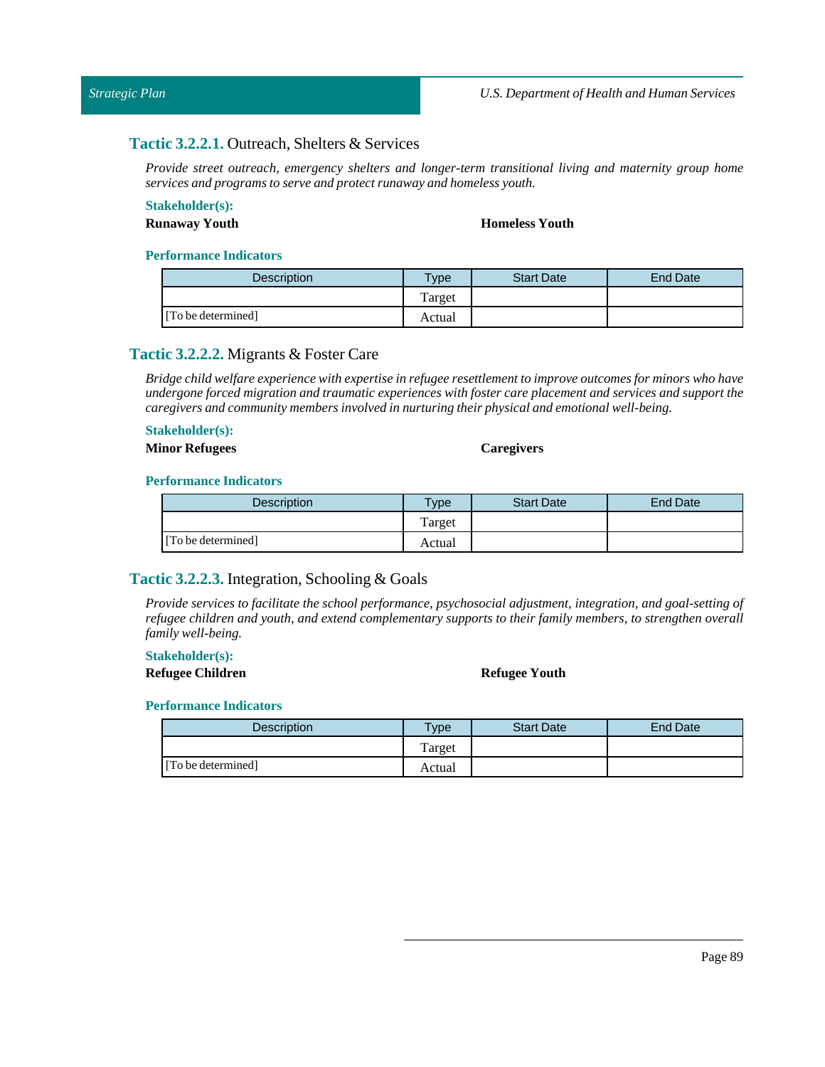### **Tactic 3.2.2.1.** Outreach, Shelters & Services

*Provide street outreach, emergency shelters and longer-term transitional living and maternity group home services and programs to serve and protect runaway and homeless youth.*

**Stakeholder(s):**

**Runaway Youth**

**Homeless Youth**

**Performance Indicators**

| Description | Type | Start Date | End Date |
|---|---|---|---|
| | Target | | |
| [To be determined] | Actual | | |

### **Tactic 3.2.2.2.** Migrants & Foster Care

*Bridge child welfare experience with expertise in refugee resettlement to improve outcomes for minors who have undergone forced migration and traumatic experiences with foster care placement and services and support the caregivers and community members involved in nurturing their physical and emotional well-being.*

**Stakeholder(s):**

**Minor Refugees**

**Caregivers**

**Performance Indicators**

| Description | Type | Start Date | End Date |
|---|---|---|---|
| | Target | | |
| [To be determined] | Actual | | |

### **Tactic 3.2.2.3.** Integration, Schooling & Goals

*Provide services to facilitate the school performance, psychosocial adjustment, integration, and goal-setting of refugee children and youth, and extend complementary supports to their family members, to strengthen overall family well-being.*

**Stakeholder(s):**

**Refugee Children**

**Refugee Youth**

**Performance Indicators**

| Description | Type | Start Date | End Date |
|---|---|---|---|
| | Target | | |
| [To be determined] | Actual | | |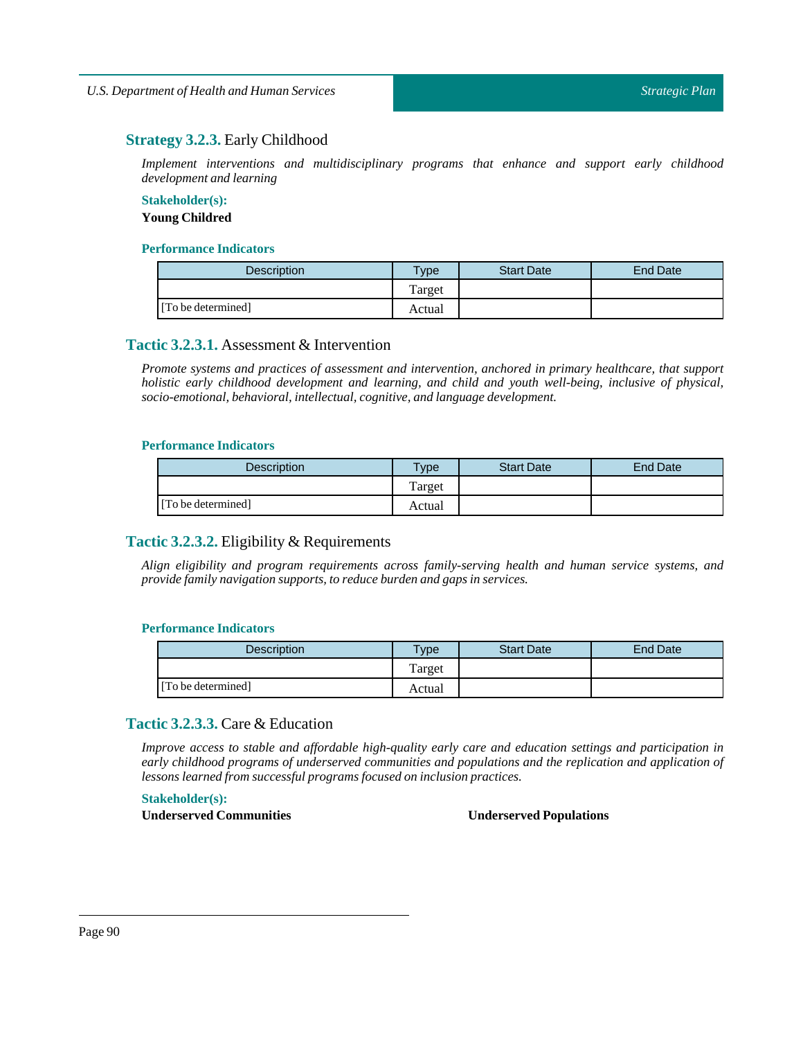## **Strategy 3.2.3.** Early Childhood

*Implement interventions and multidisciplinary programs that enhance and support early childhood development and learning*

**Stakeholder(s):**

**Young Childred**

**Performance Indicators**

| Description | Type | Start Date | End Date |
|---|---|---|---|
| | Target | | |
| [To be determined] | Actual | | |

## **Tactic 3.2.3.1.** Assessment & Intervention

*Promote systems and practices of assessment and intervention, anchored in primary healthcare, that support holistic early childhood development and learning, and child and youth well-being, inclusive of physical, socio-emotional, behavioral, intellectual, cognitive, and language development.*

**Performance Indicators**

| Description | Type | Start Date | End Date |
|---|---|---|---|
| | Target | | |
| [To be determined] | Actual | | |

## **Tactic 3.2.3.2.** Eligibility & Requirements

*Align eligibility and program requirements across family-serving health and human service systems, and provide family navigation supports, to reduce burden and gaps in services.*

**Performance Indicators**

| Description | Type | Start Date | End Date |
|---|---|---|---|
| | Target | | |
| [To be determined] | Actual | | |

## **Tactic 3.2.3.3.** Care & Education

*Improve access to stable and affordable high-quality early care and education settings and participation in early childhood programs of underserved communities and populations and the replication and application of lessons learned from successful programs focused on inclusion practices.*

**Stakeholder(s):**

**Underserved Communities**

**Underserved Populations**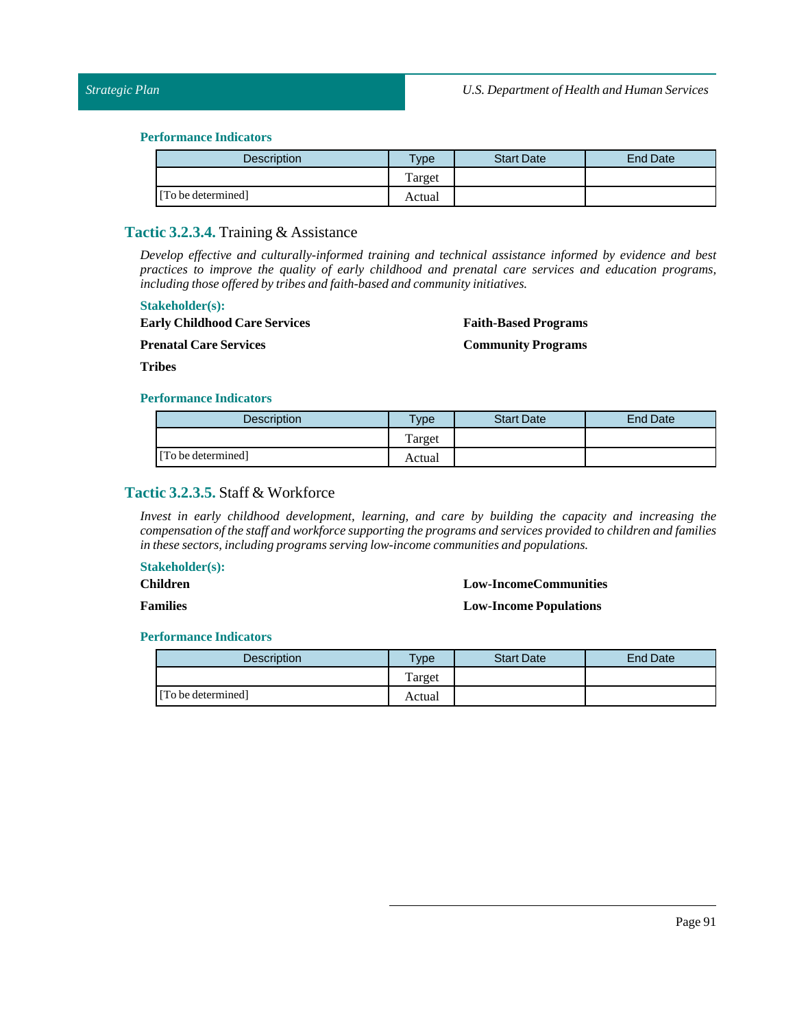#### Performance Indicators

| Description | Type | Start Date | End Date |
|---|---|---|---|
| | Target | | |
| [To be determined] | Actual | | |

### Tactic 3.2.3.4. Training & Assistance

*Develop effective and culturally-informed training and technical assistance informed by evidence and best practices to improve the quality of early childhood and prenatal care services and education programs, including those offered by tribes and faith-based and community initiatives.*

#### Stakeholder(s):

**Early Childhood Care Services**

**Prenatal Care Services**

**Tribes**

**Faith-Based Programs**

**Community Programs**

#### Performance Indicators

| Description | Type | Start Date | End Date |
|---|---|---|---|
| | Target | | |
| [To be determined] | Actual | | |

### Tactic 3.2.3.5. Staff & Workforce

*Invest in early childhood development, learning, and care by building the capacity and increasing the compensation of the staff and workforce supporting the programs and services provided to children and families in these sectors, including programs serving low-income communities and populations.*

#### Stakeholder(s):

**Children**

**Families**

**Low-IncomeCommunities**

**Low-Income Populations**

#### Performance Indicators

| Description | Type | Start Date | End Date |
|---|---|---|---|
| | Target | | |
| [To be determined] | Actual | | |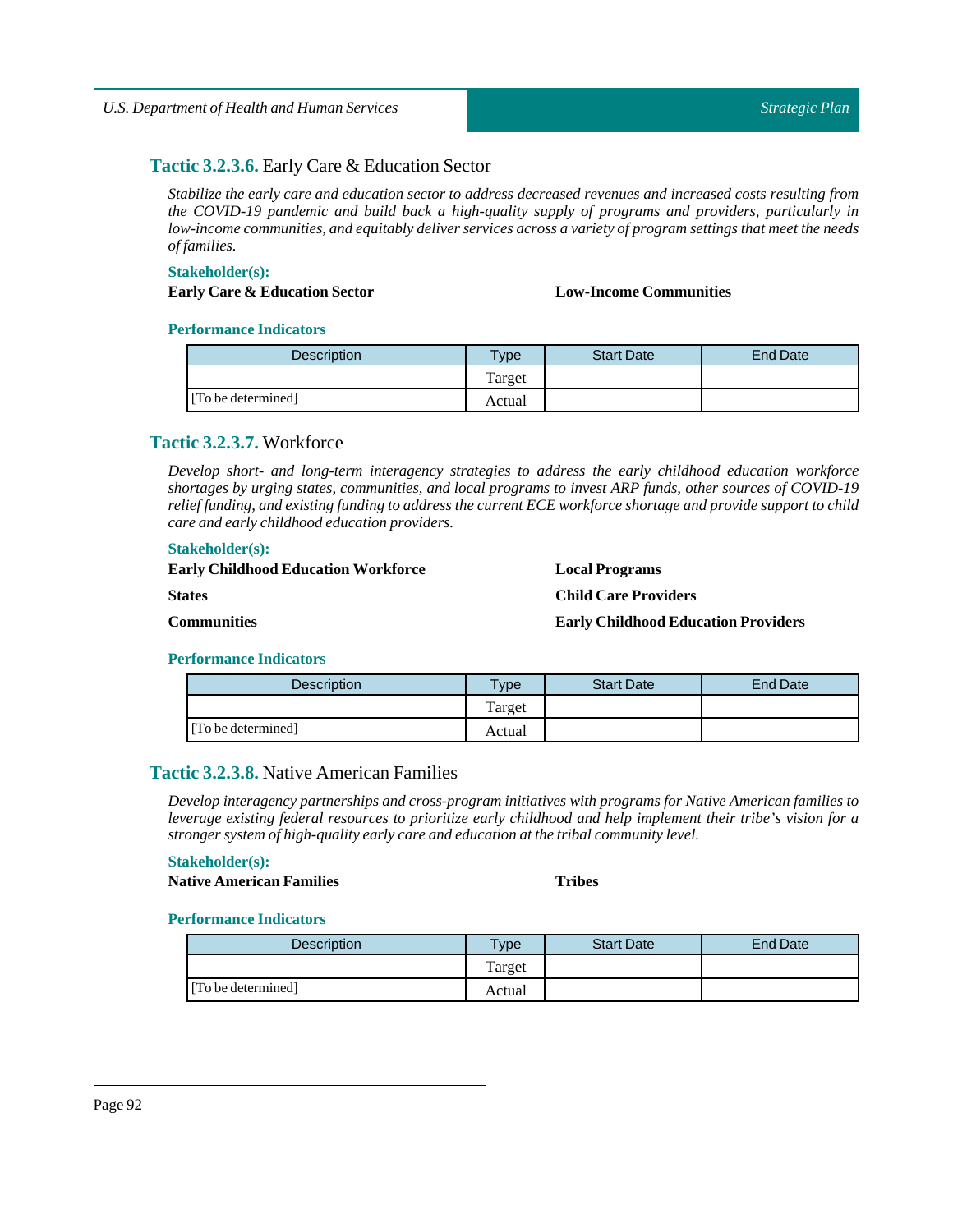### **Tactic 3.2.3.6.** Early Care & Education Sector

*Stabilize the early care and education sector to address decreased revenues and increased costs resulting from the COVID-19 pandemic and build back a high-quality supply of programs and providers, particularly in low-income communities, and equitably deliver services across a variety of program settings that meet the needs of families.*

**Stakeholder(s):**

**Early Care & Education Sector**

**Low-Income Communities**

**Performance Indicators**

| Description | Type | Start Date | End Date |
|---|---|---|---|
| | Target | | |
| [To be determined] | Actual | | |

### **Tactic 3.2.3.7.** Workforce

*Develop short- and long-term interagency strategies to address the early childhood education workforce shortages by urging states, communities, and local programs to invest ARP funds, other sources of COVID-19 relief funding, and existing funding to address the current ECE workforce shortage and provide support to child care and early childhood education providers.*

**Stakeholder(s):**

**Early Childhood Education Workforce**

**Local Programs**

**States**

**Child Care Providers**

**Communities**

**Early Childhood Education Providers**

**Performance Indicators**

| Description | Type | Start Date | End Date |
|---|---|---|---|
| | Target | | |
| [To be determined] | Actual | | |

### **Tactic 3.2.3.8.** Native American Families

*Develop interagency partnerships and cross-program initiatives with programs for Native American families to leverage existing federal resources to prioritize early childhood and help implement their tribe's vision for a stronger system of high-quality early care and education at the tribal community level.*

**Stakeholder(s):**

**Native American Families**

**Tribes**

**Performance Indicators**

| Description | Type | Start Date | End Date |
|---|---|---|---|
| | Target | | |
| [To be determined] | Actual | | |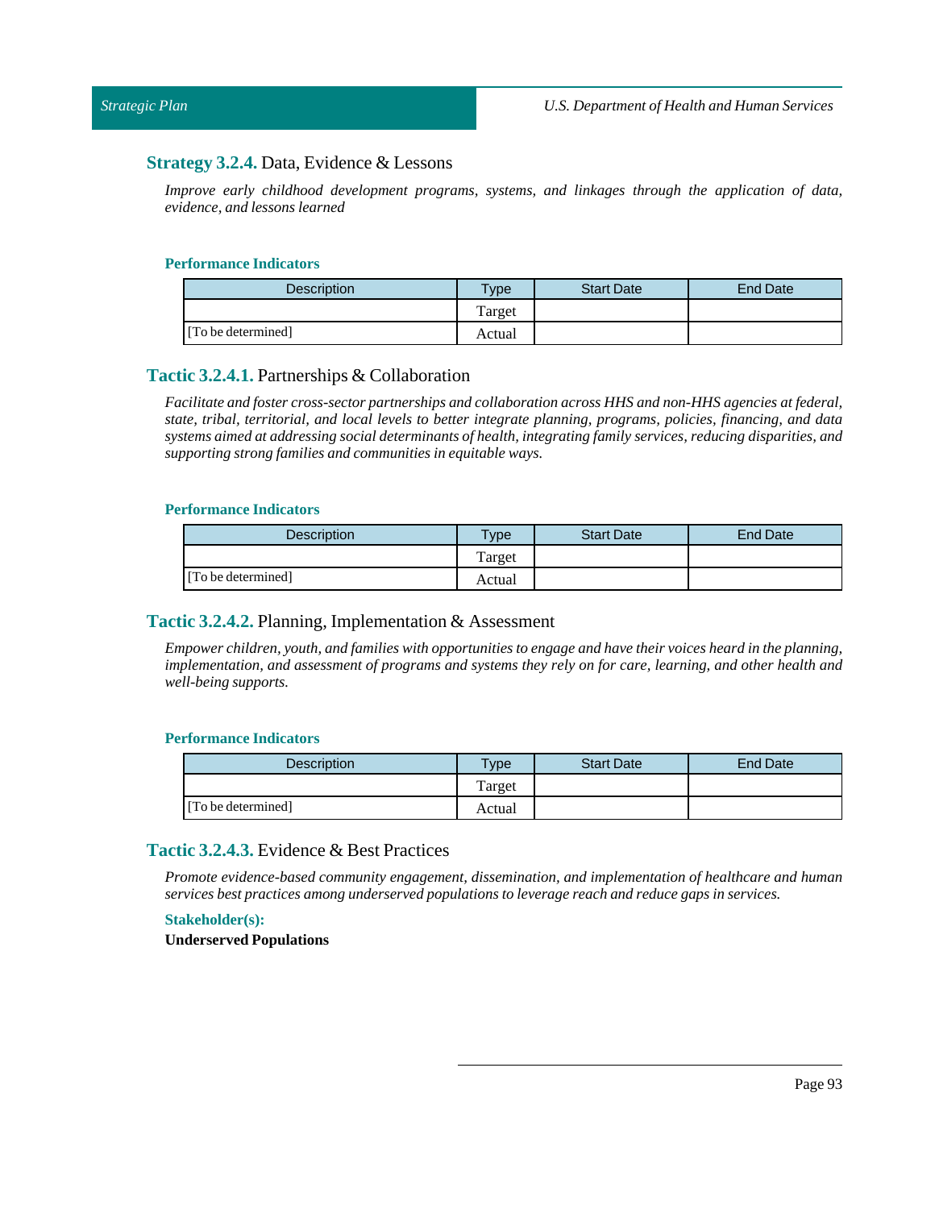### **Strategy 3.2.4.** Data, Evidence & Lessons

*Improve early childhood development programs, systems, and linkages through the application of data, evidence, and lessons learned*

#### Performance Indicators

| Description | Type | Start Date | End Date |
|---|---|---|---|
| [To be determined] | Target | | |
| | Actual | | |

### **Tactic 3.2.4.1.** Partnerships & Collaboration

*Facilitate and foster cross-sector partnerships and collaboration across HHS and non-HHS agencies at federal, state, tribal, territorial, and local levels to better integrate planning, programs, policies, financing, and data systems aimed at addressing social determinants of health, integrating family services, reducing disparities, and supporting strong families and communities in equitable ways.*

#### Performance Indicators

| Description | Type | Start Date | End Date |
|---|---|---|---|
| [To be determined] | Target | | |
| | Actual | | |

### **Tactic 3.2.4.2.** Planning, Implementation & Assessment

*Empower children, youth, and families with opportunities to engage and have their voices heard in the planning, implementation, and assessment of programs and systems they rely on for care, learning, and other health and well-being supports.*

#### Performance Indicators

| Description | Type | Start Date | End Date |
|---|---|---|---|
| [To be determined] | Target | | |
| | Actual | | |

### **Tactic 3.2.4.3.** Evidence & Best Practices

*Promote evidence-based community engagement, dissemination, and implementation of healthcare and human services best practices among underserved populations to leverage reach and reduce gaps in services.*

#### Stakeholder(s):

**Underserved Populations**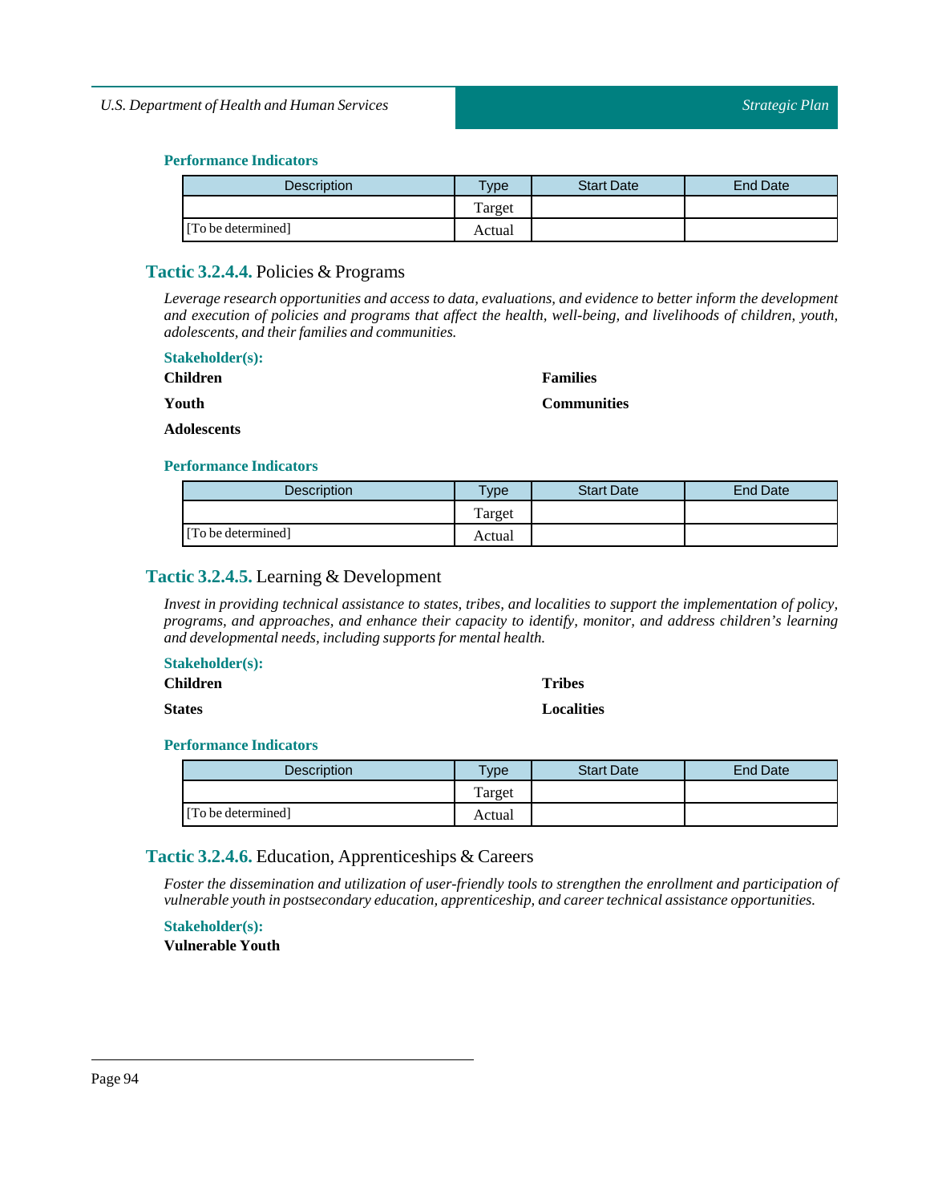#### Performance Indicators

| Description | Type | Start Date | End Date |
|---|---|---|---|
| | Target | | |
| [To be determined] | Actual | | |

### Tactic 3.2.4.4. Policies & Programs

*Leverage research opportunities and access to data, evaluations, and evidence to better inform the development and execution of policies and programs that affect the health, well-being, and livelihoods of children, youth, adolescents, and their families and communities.*

#### Stakeholder(s):

**Children**

**Youth**

**Adolescents**

**Families**

**Communities**

#### Performance Indicators

| Description | Type | Start Date | End Date |
|---|---|---|---|
| | Target | | |
| [To be determined] | Actual | | |

### Tactic 3.2.4.5. Learning & Development

*Invest in providing technical assistance to states, tribes, and localities to support the implementation of policy, programs, and approaches, and enhance their capacity to identify, monitor, and address children's learning and developmental needs, including supports for mental health.*

#### Stakeholder(s):

**Children**

**States**

**Tribes**

**Localities**

#### Performance Indicators

| Description | Type | Start Date | End Date |
|---|---|---|---|
| | Target | | |
| [To be determined] | Actual | | |

### Tactic 3.2.4.6. Education, Apprenticeships & Careers

*Foster the dissemination and utilization of user-friendly tools to strengthen the enrollment and participation of vulnerable youth in postsecondary education, apprenticeship, and career technical assistance opportunities.*

#### Stakeholder(s):

**Vulnerable Youth**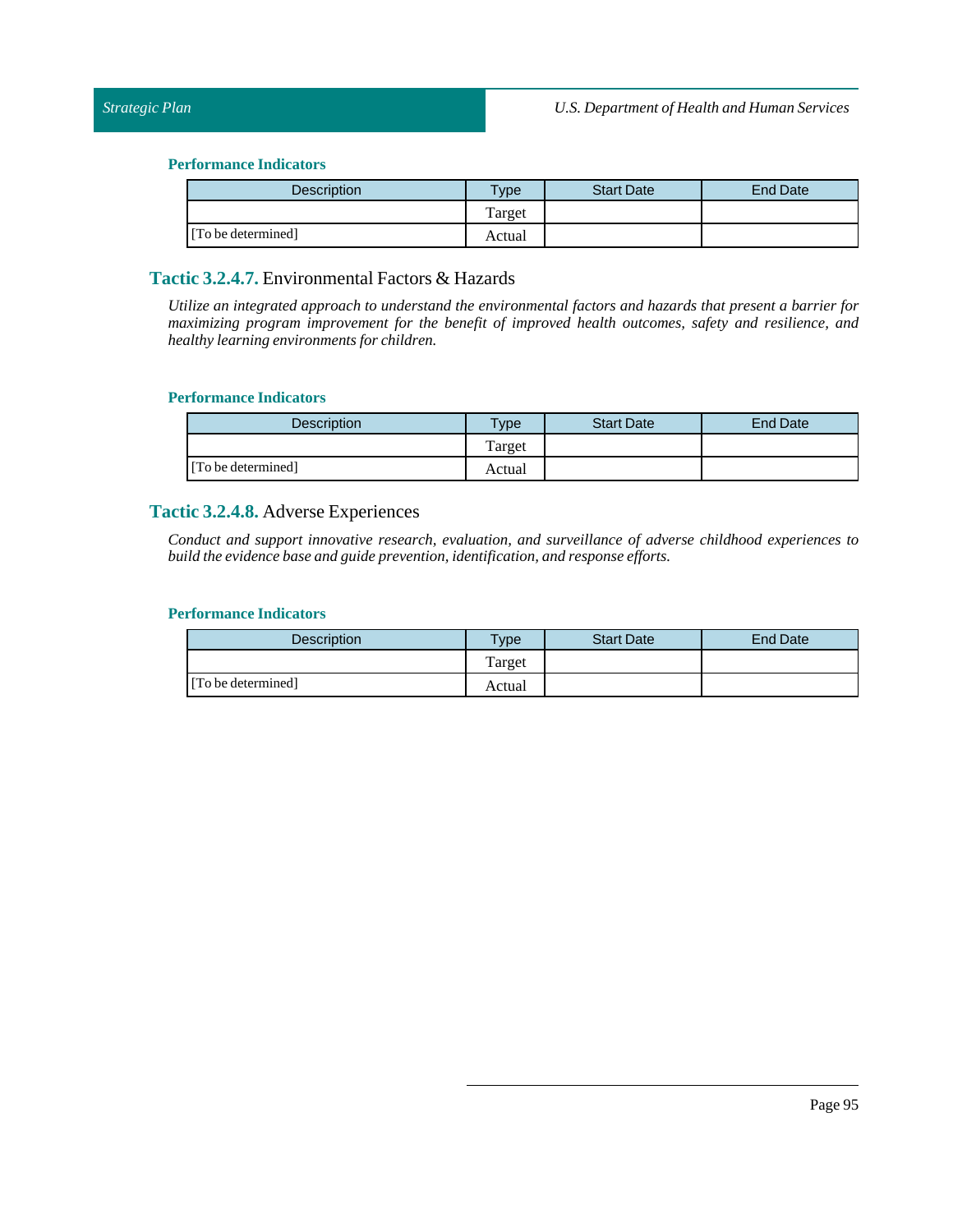#### Performance Indicators

| Description | Type | Start Date | End Date |
|---|---|---|---|
| | Target | | |
| [To be determined] | Actual | | |

### **Tactic 3.2.4.7.** Environmental Factors & Hazards

*Utilize an integrated approach to understand the environmental factors and hazards that present a barrier for maximizing program improvement for the benefit of improved health outcomes, safety and resilience, and healthy learning environments for children.*

#### Performance Indicators

| Description | Type | Start Date | End Date |
|---|---|---|---|
| | Target | | |
| [To be determined] | Actual | | |

### **Tactic 3.2.4.8.** Adverse Experiences

*Conduct and support innovative research, evaluation, and surveillance of adverse childhood experiences to build the evidence base and guide prevention, identification, and response efforts.*

#### Performance Indicators

| Description | Type | Start Date | End Date |
|---|---|---|---|
| | Target | | |
| [To be determined] | Actual | | |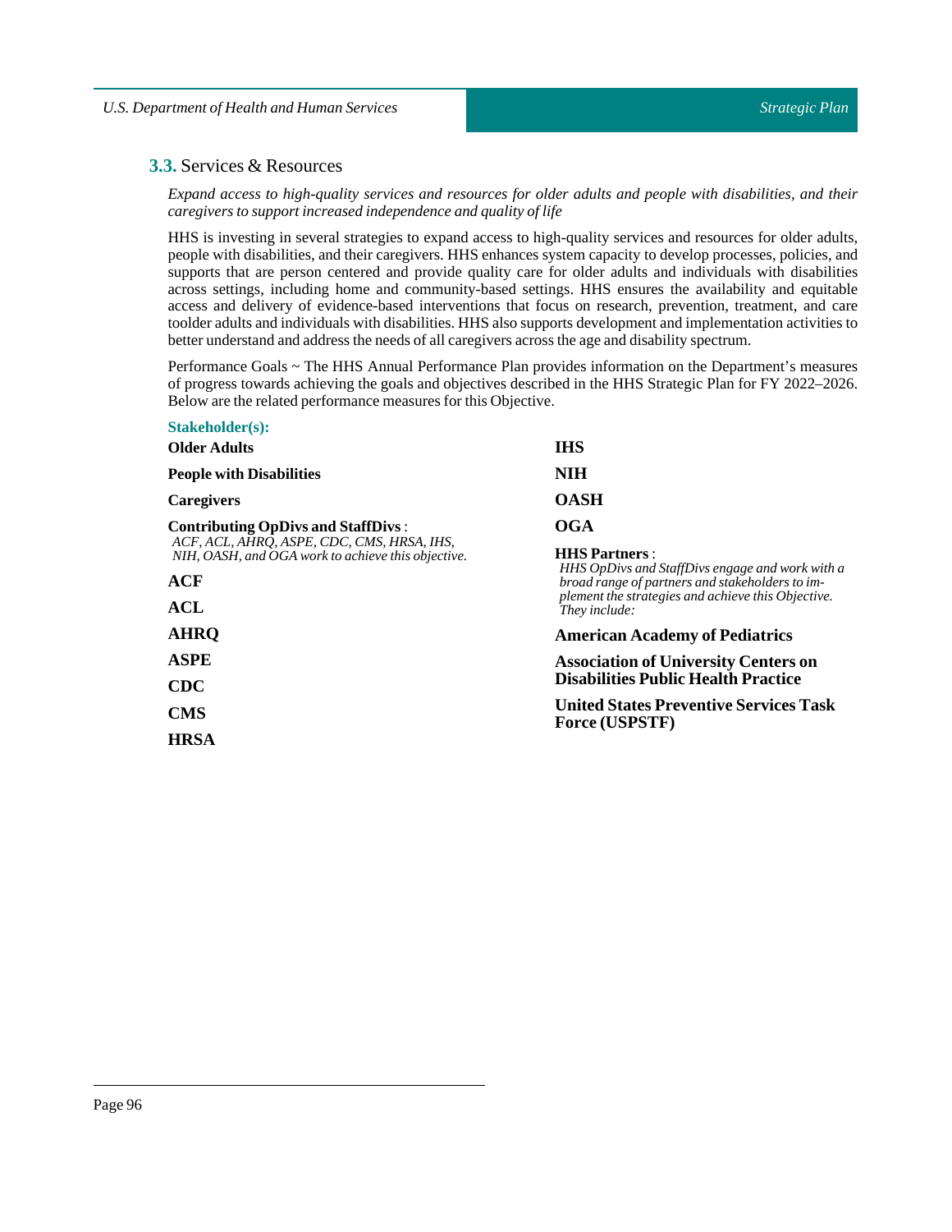## 3.3. Services & Resources

*Expand access to high-quality services and resources for older adults and people with disabilities, and their caregivers to support increased independence and quality of life*

HHS is investing in several strategies to expand access to high-quality services and resources for older adults, people with disabilities, and their caregivers. HHS enhances system capacity to develop processes, policies, and supports that are person centered and provide quality care for older adults and individuals with disabilities across settings, including home and community-based settings. HHS ensures the availability and equitable access and delivery of evidence-based interventions that focus on research, prevention, treatment, and care toolder adults and individuals with disabilities. HHS also supports development and implementation activities to better understand and address the needs of all caregivers across the age and disability spectrum.

Performance Goals ~ The HHS Annual Performance Plan provides information on the Department's measures of progress towards achieving the goals and objectives described in the HHS Strategic Plan for FY 2022–2026. Below are the related performance measures for this Objective.

**Stakeholder(s):**

**Older Adults**

**People with Disabilities**

**Caregivers**

**Contributing OpDivs and StaffDivs** :
*ACF, ACL, AHRQ, ASPE, CDC, CMS, HRSA, IHS, NIH, OASH, and OGA work to achieve this objective.*

**ACF**

**ACL**

**AHRQ**

**ASPE**

**CDC**

**CMS**

**HRSA**

**IHS**

**NIH**

**OASH**

**OGA**

**HHS Partners** :
*HHS OpDivs and StaffDivs engage and work with a broad range of partners and stakeholders to implement the strategies and achieve this Objective. They include:*

**American Academy of Pediatrics**

**Association of University Centers on Disabilities Public Health Practice**

**United States Preventive Services Task Force (USPSTF)**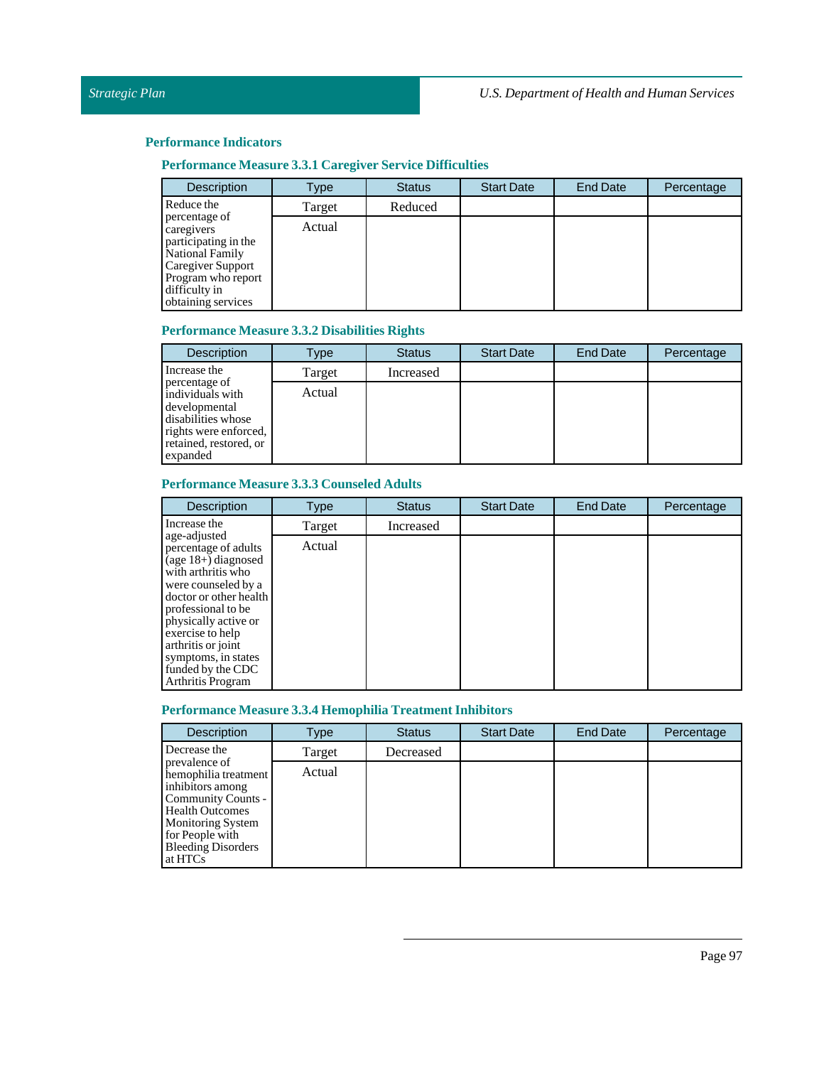## Performance Indicators

### Performance Measure 3.3.1 Caregiver Service Difficulties

| Description | Type | Status | Start Date | End Date | Percentage |
|---|---|---|---|---|---|
| Reduce the percentage of caregivers participating in the National Family Caregiver Support Program who report difficulty in obtaining services | Target | Reduced | | | |
| | Actual | | | | |

### Performance Measure 3.3.2 Disabilities Rights

| Description | Type | Status | Start Date | End Date | Percentage |
|---|---|---|---|---|---|
| Increase the percentage of individuals with developmental disabilities whose rights were enforced, retained, restored, or expanded | Target | Increased | | | |
| | Actual | | | | |

### Performance Measure 3.3.3 Counseled Adults

| Description | Type | Status | Start Date | End Date | Percentage |
|---|---|---|---|---|---|
| Increase the age-adjusted percentage of adults (age 18+) diagnosed with arthritis who were counseled by a doctor or other health professional to be physically active or exercise to help arthritis or joint symptoms, in states funded by the CDC Arthritis Program | Target | Increased | | | |
| | Actual | | | | |

### Performance Measure 3.3.4 Hemophilia Treatment Inhibitors

| Description | Type | Status | Start Date | End Date | Percentage |
|---|---|---|---|---|---|
| Decrease the prevalence of hemophilia treatment inhibitors among Community Counts - Health Outcomes Monitoring System for People with Bleeding Disorders at HTCs | Target | Decreased | | | |
| | Actual | | | | |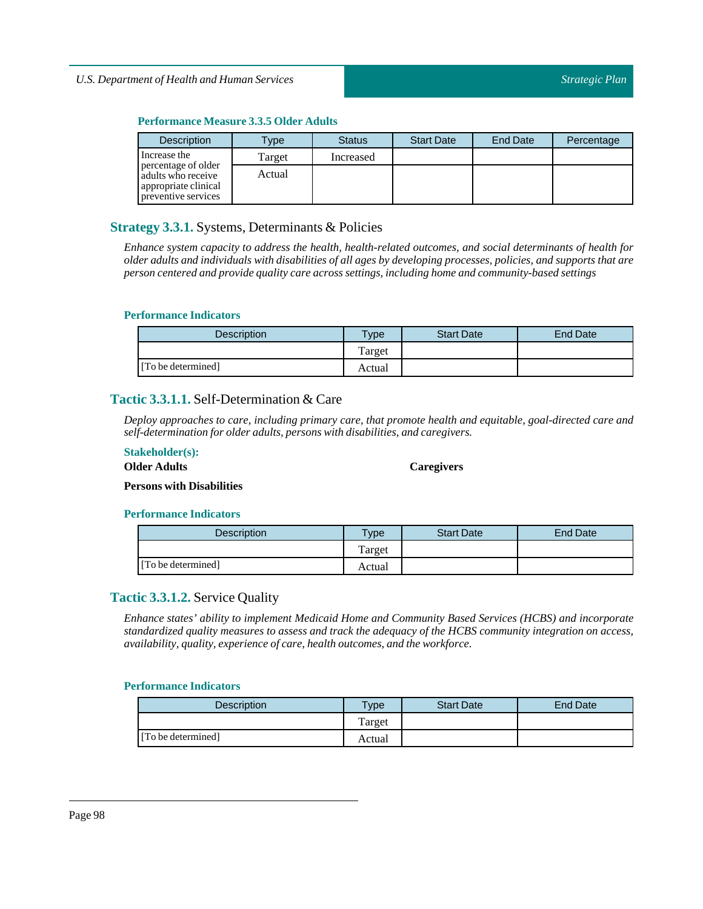#### Performance Measure 3.3.5 Older Adults

| Description | Type | Status | Start Date | End Date | Percentage |
|---|---|---|---|---|---|
| Increase the percentage of older adults who receive appropriate clinical preventive services | Target | Increased | | | |
| | Actual | | | | |

### Strategy 3.3.1. Systems, Determinants & Policies

*Enhance system capacity to address the health, health-related outcomes, and social determinants of health for older adults and individuals with disabilities of all ages by developing processes, policies, and supports that are person centered and provide quality care across settings, including home and community-based settings*

#### Performance Indicators

| Description | Type | Start Date | End Date |
|---|---|---|---|
| | Target | | |
| [To be determined] | Actual | | |

### Tactic 3.3.1.1. Self-Determination & Care

*Deploy approaches to care, including primary care, that promote health and equitable, goal-directed care and self-determination for older adults, persons with disabilities, and caregivers.*

#### Stakeholder(s):

**Older Adults**

**Caregivers**

**Persons with Disabilities**

#### Performance Indicators

| Description | Type | Start Date | End Date |
|---|---|---|---|
| | Target | | |
| [To be determined] | Actual | | |

### Tactic 3.3.1.2. Service Quality

*Enhance states' ability to implement Medicaid Home and Community Based Services (HCBS) and incorporate standardized quality measures to assess and track the adequacy of the HCBS community integration on access, availability, quality, experience of care, health outcomes, and the workforce.*

#### Performance Indicators

| Description | Type | Start Date | End Date |
|---|---|---|---|
| | Target | | |
| [To be determined] | Actual | | |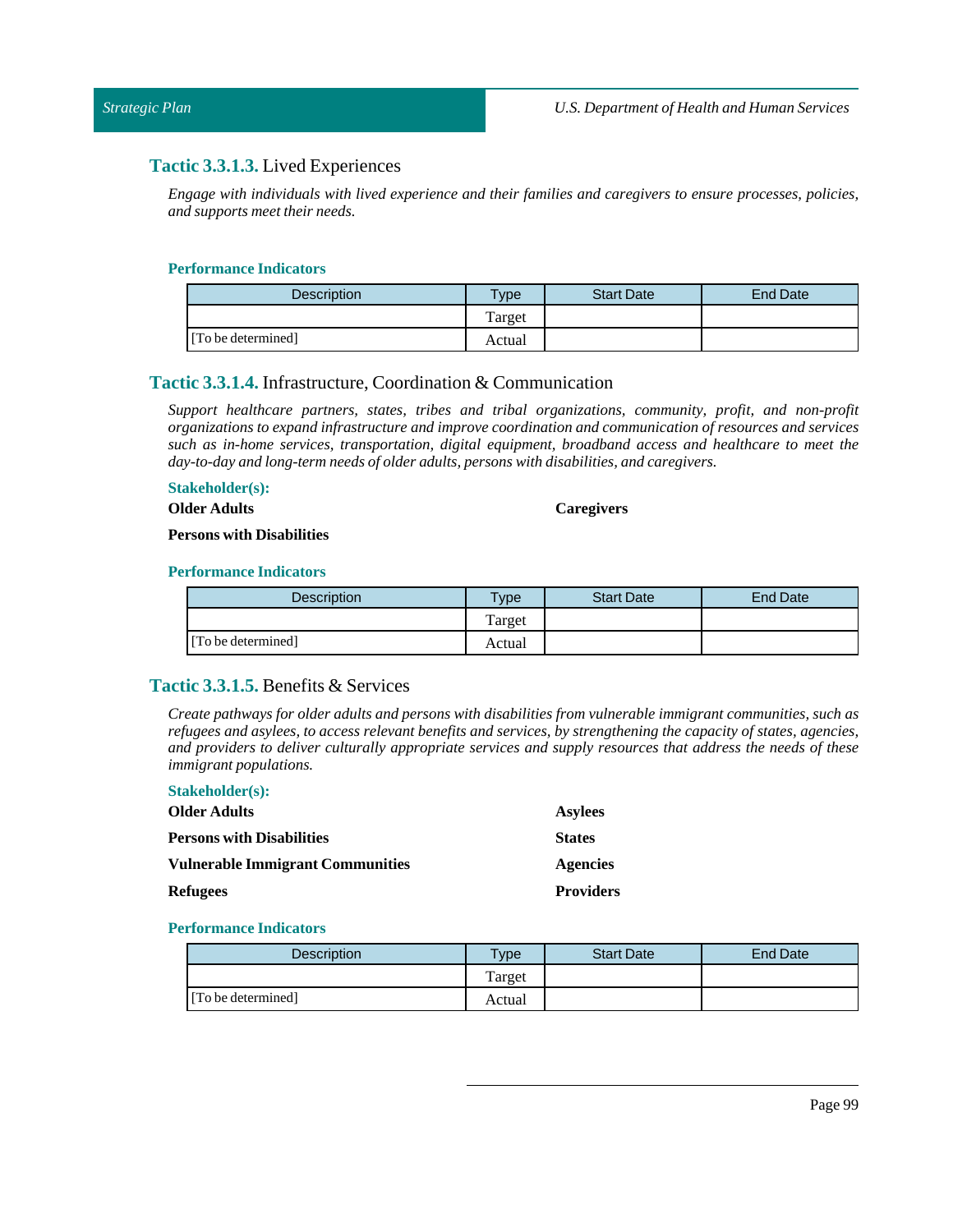### **Tactic 3.3.1.3.** Lived Experiences

*Engage with individuals with lived experience and their families and caregivers to ensure processes, policies, and supports meet their needs.*

**Performance Indicators**

| Description | Type | Start Date | End Date |
|---|---|---|---|
| | Target | | |
| [To be determined] | Actual | | |

### **Tactic 3.3.1.4.** Infrastructure, Coordination & Communication

*Support healthcare partners, states, tribes and tribal organizations, community, profit, and non-profit organizations to expand infrastructure and improve coordination and communication of resources and services such as in-home services, transportation, digital equipment, broadband access and healthcare to meet the day-to-day and long-term needs of older adults, persons with disabilities, and caregivers.*

**Stakeholder(s):**

**Older Adults**

**Caregivers**

**Persons with Disabilities**

**Performance Indicators**

| Description | Type | Start Date | End Date |
|---|---|---|---|
| | Target | | |
| [To be determined] | Actual | | |

### **Tactic 3.3.1.5.** Benefits & Services

*Create pathways for older adults and persons with disabilities from vulnerable immigrant communities, such as refugees and asylees, to access relevant benefits and services, by strengthening the capacity of states, agencies, and providers to deliver culturally appropriate services and supply resources that address the needs of these immigrant populations.*

**Stakeholder(s):**

**Older Adults**

**Persons with Disabilities**

**Vulnerable Immigrant Communities**

**Refugees**

**Asylees**

**States**

**Agencies**

**Providers**

**Performance Indicators**

| Description | Type | Start Date | End Date |
|---|---|---|---|
| | Target | | |
| [To be determined] | Actual | | |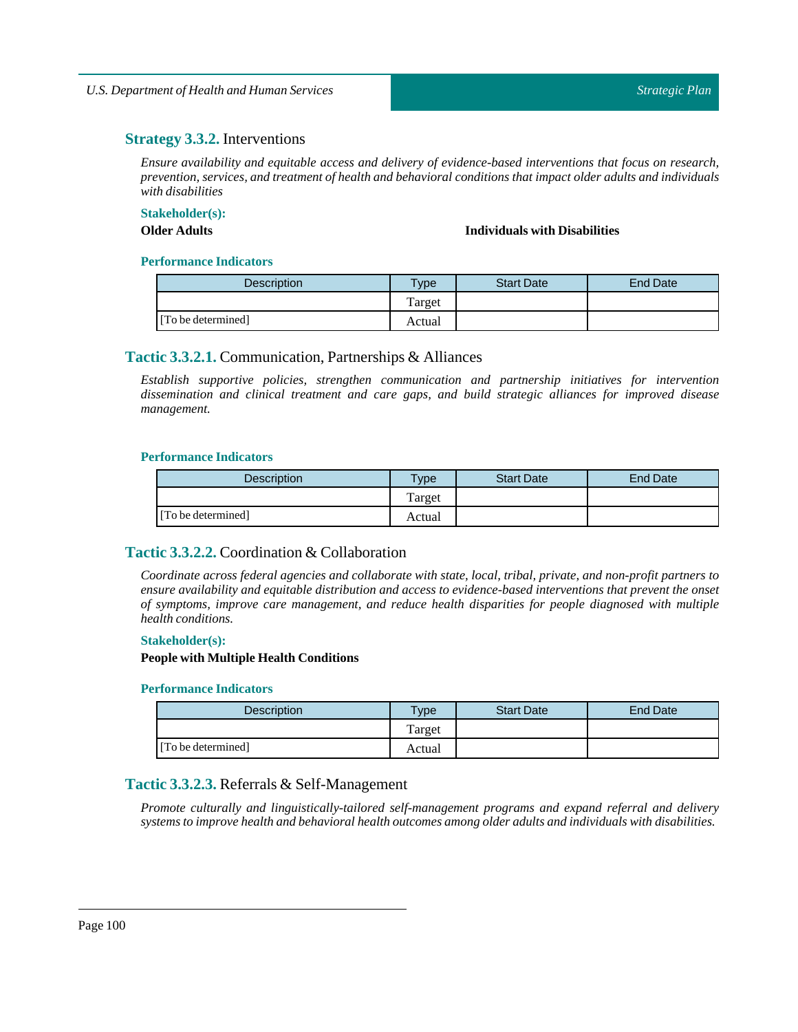## **Strategy 3.3.2.** Interventions

*Ensure availability and equitable access and delivery of evidence-based interventions that focus on research, prevention, services, and treatment of health and behavioral conditions that impact older adults and individuals with disabilities*

**Stakeholder(s):**

**Older Adults**

**Individuals with Disabilities**

**Performance Indicators**

| Description | Type | Start Date | End Date |
|---|---|---|---|
| | Target | | |
| [To be determined] | Actual | | |

### **Tactic 3.3.2.1.** Communication, Partnerships & Alliances

*Establish supportive policies, strengthen communication and partnership initiatives for intervention dissemination and clinical treatment and care gaps, and build strategic alliances for improved disease management.*

**Performance Indicators**

| Description | Type | Start Date | End Date |
|---|---|---|---|
| | Target | | |
| [To be determined] | Actual | | |

### **Tactic 3.3.2.2.** Coordination & Collaboration

*Coordinate across federal agencies and collaborate with state, local, tribal, private, and non-profit partners to ensure availability and equitable distribution and access to evidence-based interventions that prevent the onset of symptoms, improve care management, and reduce health disparities for people diagnosed with multiple health conditions.*

**Stakeholder(s):**

**People with Multiple Health Conditions**

**Performance Indicators**

| Description | Type | Start Date | End Date |
|---|---|---|---|
| | Target | | |
| [To be determined] | Actual | | |

### **Tactic 3.3.2.3.** Referrals & Self-Management

*Promote culturally and linguistically-tailored self-management programs and expand referral and delivery systems to improve health and behavioral health outcomes among older adults and individuals with disabilities.*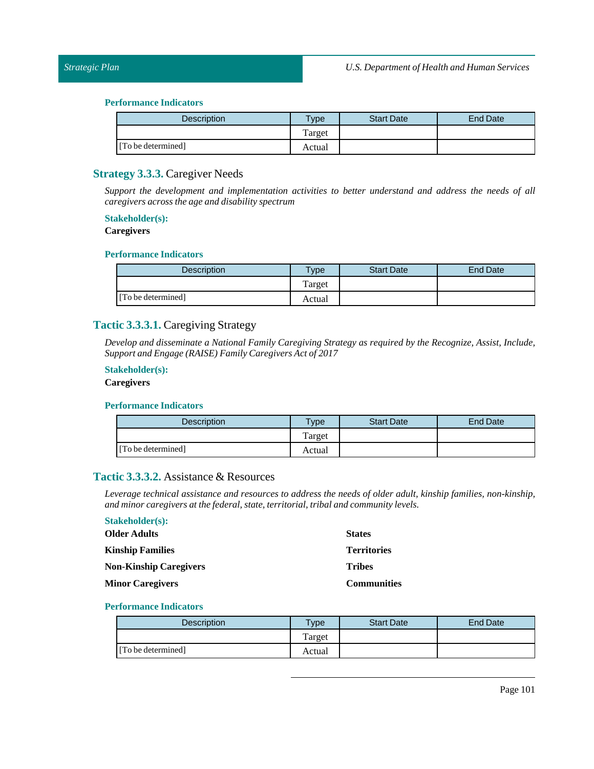#### Performance Indicators

| Description | Type | Start Date | End Date |
|---|---|---|---|
| | Target | | |
| [To be determined] | Actual | | |

### Strategy 3.3.3. Caregiver Needs

*Support the development and implementation activities to better understand and address the needs of all caregivers across the age and disability spectrum*

#### Stakeholder(s):

**Caregivers**

#### Performance Indicators

| Description | Type | Start Date | End Date |
|---|---|---|---|
| | Target | | |
| [To be determined] | Actual | | |

### Tactic 3.3.3.1. Caregiving Strategy

*Develop and disseminate a National Family Caregiving Strategy as required by the Recognize, Assist, Include, Support and Engage (RAISE) Family Caregivers Act of 2017*

#### Stakeholder(s):

**Caregivers**

#### Performance Indicators

| Description | Type | Start Date | End Date |
|---|---|---|---|
| | Target | | |
| [To be determined] | Actual | | |

### Tactic 3.3.3.2. Assistance & Resources

*Leverage technical assistance and resources to address the needs of older adult, kinship families, non-kinship, and minor caregivers at the federal, state, territorial, tribal and community levels.*

#### Stakeholder(s):

**Older Adults**

**Kinship Families**

**Non-Kinship Caregivers**

**Minor Caregivers**

**States**

**Territories**

**Tribes**

**Communities**

#### Performance Indicators

| Description | Type | Start Date | End Date |
|---|---|---|---|
| | Target | | |
| [To be determined] | Actual | | |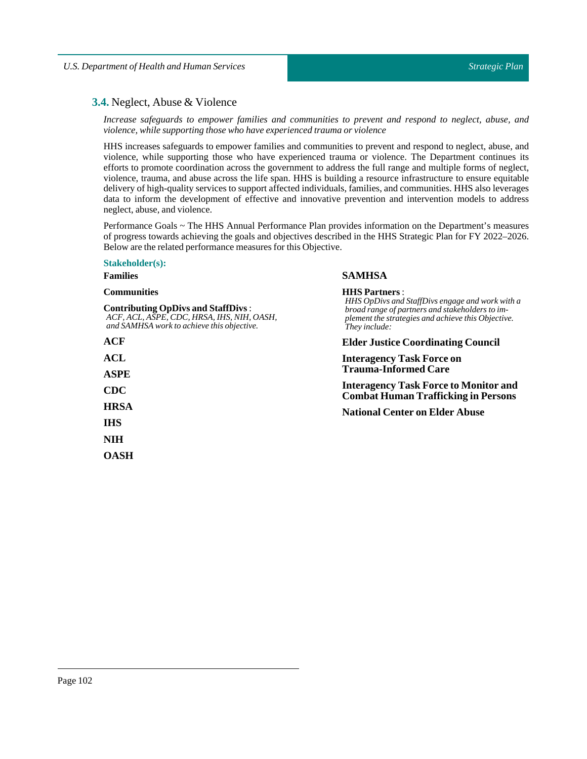## **3.4.** Neglect, Abuse & Violence

*Increase safeguards to empower families and communities to prevent and respond to neglect, abuse, and violence, while supporting those who have experienced trauma or violence*

HHS increases safeguards to empower families and communities to prevent and respond to neglect, abuse, and violence, while supporting those who have experienced trauma or violence. The Department continues its efforts to promote coordination across the government to address the full range and multiple forms of neglect, violence, trauma, and abuse across the life span. HHS is building a resource infrastructure to ensure equitable delivery of high-quality services to support affected individuals, families, and communities. HHS also leverages data to inform the development of effective and innovative prevention and intervention models to address neglect, abuse, and violence.

Performance Goals ~ The HHS Annual Performance Plan provides information on the Department's measures of progress towards achieving the goals and objectives described in the HHS Strategic Plan for FY 2022–2026. Below are the related performance measures for this Objective.

**Stakeholder(s):**

**Families**

**Communities**

**Contributing OpDivs and StaffDivs** :
*ACF, ACL, ASPE, CDC, HRSA, IHS, NIH, OASH, and SAMHSA work to achieve this objective.*

**ACF**

**ACL**

**ASPE**

**CDC**

**HRSA**

**IHS**

**NIH**

**OASH**

**SAMHSA**

**HHS Partners** :
*HHS OpDivs and StaffDivs engage and work with a broad range of partners and stakeholders to implement the strategies and achieve this Objective. They include:*

**Elder Justice Coordinating Council**

**Interagency Task Force on Trauma-Informed Care**

**Interagency Task Force to Monitor and Combat Human Trafficking in Persons**

**National Center on Elder Abuse**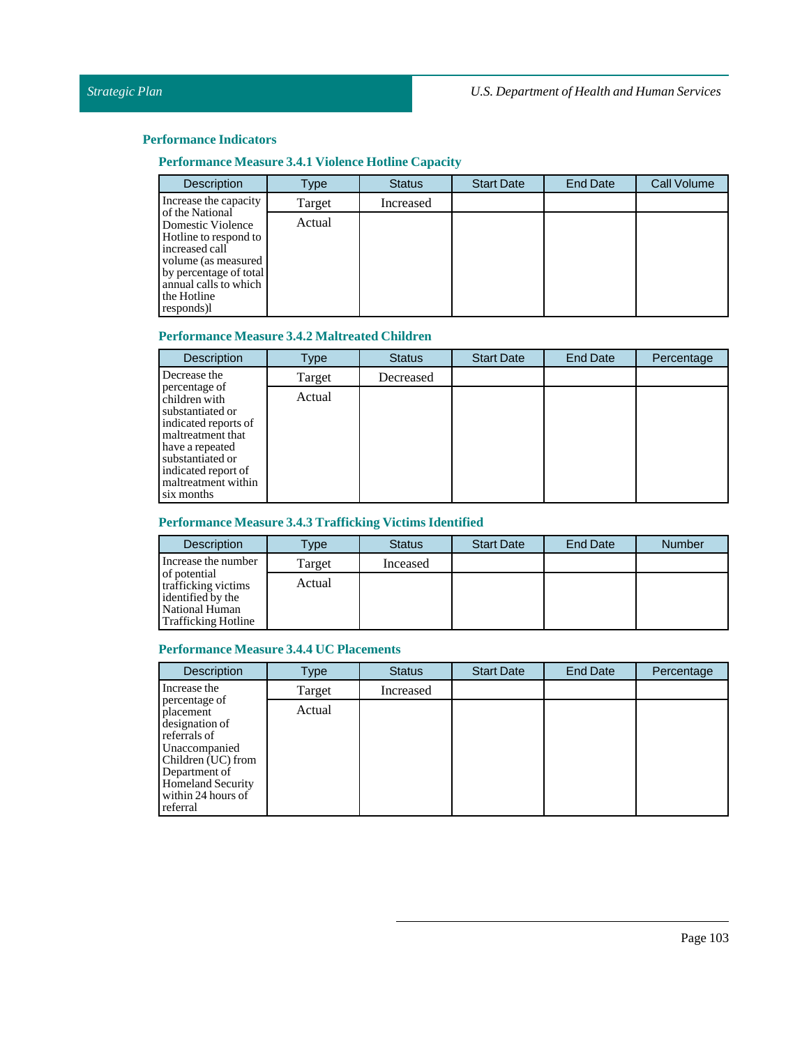## Performance Indicators

### Performance Measure 3.4.1 Violence Hotline Capacity

| Description | Type | Status | Start Date | End Date | Call Volume |
|---|---|---|---|---|---|
| Increase the capacity of the National Domestic Violence Hotline to respond to increased call volume (as measured by percentage of total annual calls to which the Hotline responds)l | Target | Increased | | | |
| | Actual | | | | |

### Performance Measure 3.4.2 Maltreated Children

| Description | Type | Status | Start Date | End Date | Percentage |
|---|---|---|---|---|---|
| Decrease the percentage of children with substantiated or indicated reports of maltreatment that have a repeated substantiated or indicated report of maltreatment within six months | Target | Decreased | | | |
| | Actual | | | | |

### Performance Measure 3.4.3 Trafficking Victims Identified

| Description | Type | Status | Start Date | End Date | Number |
|---|---|---|---|---|---|
| Increase the number of potential trafficking victims identified by the National Human Trafficking Hotline | Target | Inceased | | | |
| | Actual | | | | |

### Performance Measure 3.4.4 UC Placements

| Description | Type | Status | Start Date | End Date | Percentage |
|---|---|---|---|---|---|
| Increase the percentage of placement designation of referrals of Unaccompanied Children (UC) from Department of Homeland Security within 24 hours of referral | Target | Increased | | | |
| | Actual | | | | |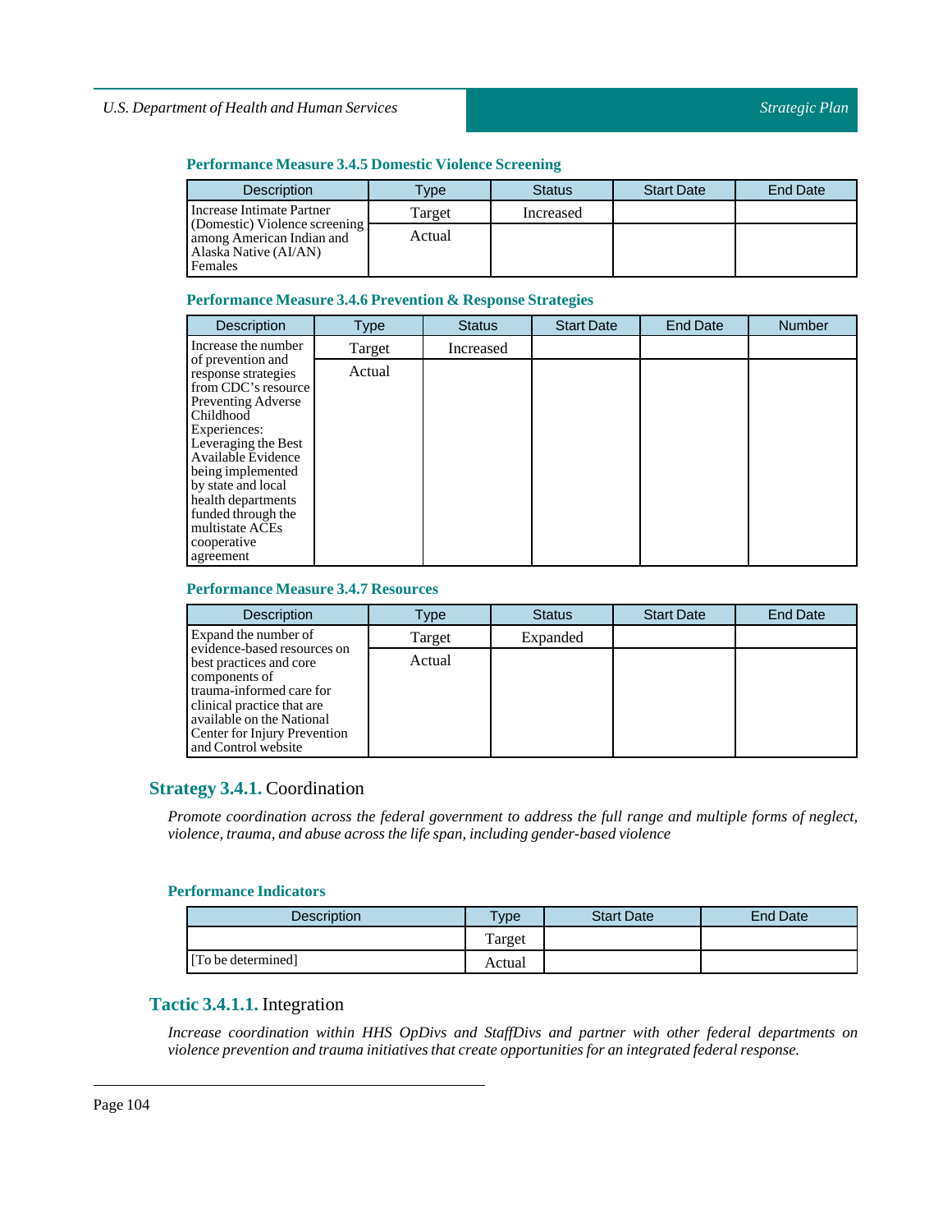#### Performance Measure 3.4.5 Domestic Violence Screening

| Description | Type | Status | Start Date | End Date |
|---|---|---|---|---|
| Increase Intimate Partner (Domestic) Violence screening among American Indian and Alaska Native (AI/AN) Females | Target | Increased | | |
| | Actual | | | |

#### Performance Measure 3.4.6 Prevention & Response Strategies

| Description | Type | Status | Start Date | End Date | Number |
|---|---|---|---|---|---|
| Increase the number of prevention and response strategies from CDC's resource Preventing Adverse Childhood Experiences: Leveraging the Best Available Evidence being implemented by state and local health departments funded through the multistate ACEs cooperative agreement | Target | Increased | | | |
| | Actual | | | | |

#### Performance Measure 3.4.7 Resources

| Description | Type | Status | Start Date | End Date |
|---|---|---|---|---|
| Expand the number of evidence-based resources on best practices and core components of trauma-informed care for clinical practice that are available on the National Center for Injury Prevention and Control website | Target | Expanded | | |
| | Actual | | | |

### Strategy 3.4.1. Coordination

*Promote coordination across the federal government to address the full range and multiple forms of neglect, violence, trauma, and abuse across the life span, including gender-based violence*

#### Performance Indicators

| Description | Type | Start Date | End Date |
|---|---|---|---|
| | Target | | |
| [To be determined] | Actual | | |

### Tactic 3.4.1.1. Integration

*Increase coordination within HHS OpDivs and StaffDivs and partner with other federal departments on violence prevention and trauma initiatives that create opportunities for an integrated federal response.*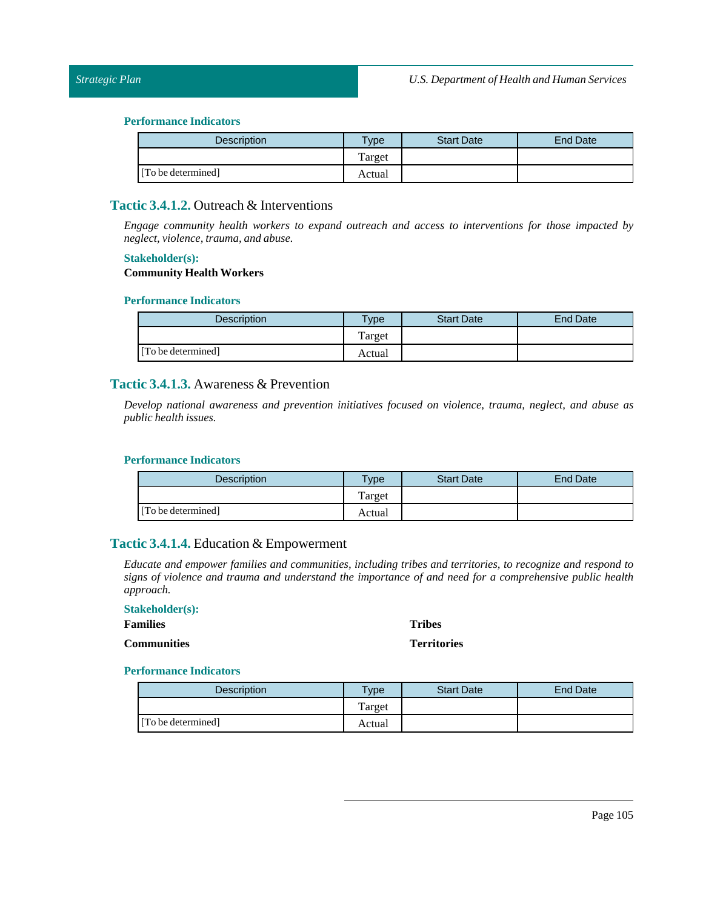#### Performance Indicators

| Description | Type | Start Date | End Date |
|---|---|---|---|
| | Target | | |
| [To be determined] | Actual | | |

### Tactic 3.4.1.2. Outreach & Interventions

*Engage community health workers to expand outreach and access to interventions for those impacted by neglect, violence, trauma, and abuse.*

#### Stakeholder(s):

**Community Health Workers**

#### Performance Indicators

| Description | Type | Start Date | End Date |
|---|---|---|---|
| | Target | | |
| [To be determined] | Actual | | |

### Tactic 3.4.1.3. Awareness & Prevention

*Develop national awareness and prevention initiatives focused on violence, trauma, neglect, and abuse as public health issues.*

#### Performance Indicators

| Description | Type | Start Date | End Date |
|---|---|---|---|
| | Target | | |
| [To be determined] | Actual | | |

### Tactic 3.4.1.4. Education & Empowerment

*Educate and empower families and communities, including tribes and territories, to recognize and respond to signs of violence and trauma and understand the importance of and need for a comprehensive public health approach.*

#### Stakeholder(s):

**Families**

**Communities**

**Tribes**

**Territories**

#### Performance Indicators

| Description | Type | Start Date | End Date |
|---|---|---|---|
| | Target | | |
| [To be determined] | Actual | | |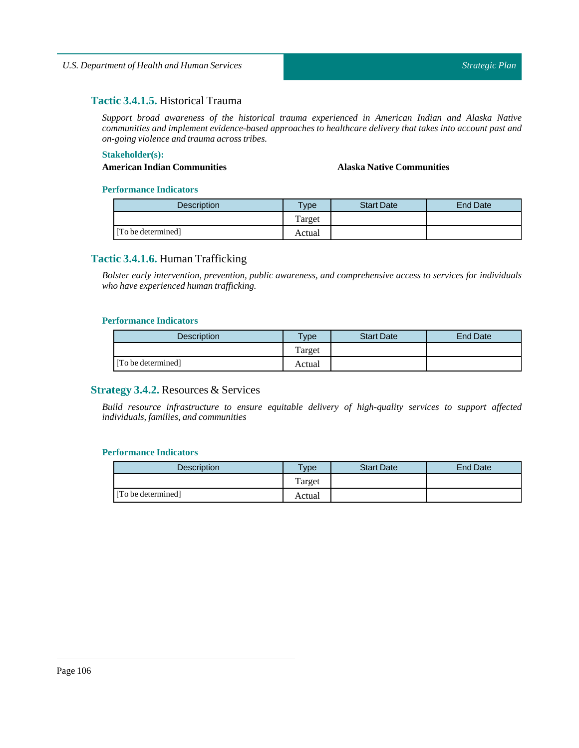### **Tactic 3.4.1.5.** Historical Trauma

*Support broad awareness of the historical trauma experienced in American Indian and Alaska Native communities and implement evidence-based approaches to healthcare delivery that takes into account past and on-going violence and trauma across tribes.*

**Stakeholder(s):**

**American Indian Communities**

**Alaska Native Communities**

**Performance Indicators**

| Description | Type | Start Date | End Date |
|---|---|---|---|
| [To be determined] | Target | | |
| | Actual | | |

### **Tactic 3.4.1.6.** Human Trafficking

*Bolster early intervention, prevention, public awareness, and comprehensive access to services for individuals who have experienced human trafficking.*

**Performance Indicators**

| Description | Type | Start Date | End Date |
|---|---|---|---|
| [To be determined] | Target | | |
| | Actual | | |

### **Strategy 3.4.2.** Resources & Services

*Build resource infrastructure to ensure equitable delivery of high-quality services to support affected individuals, families, and communities*

**Performance Indicators**

| Description | Type | Start Date | End Date |
|---|---|---|---|
| [To be determined] | Target | | |
| | Actual | | |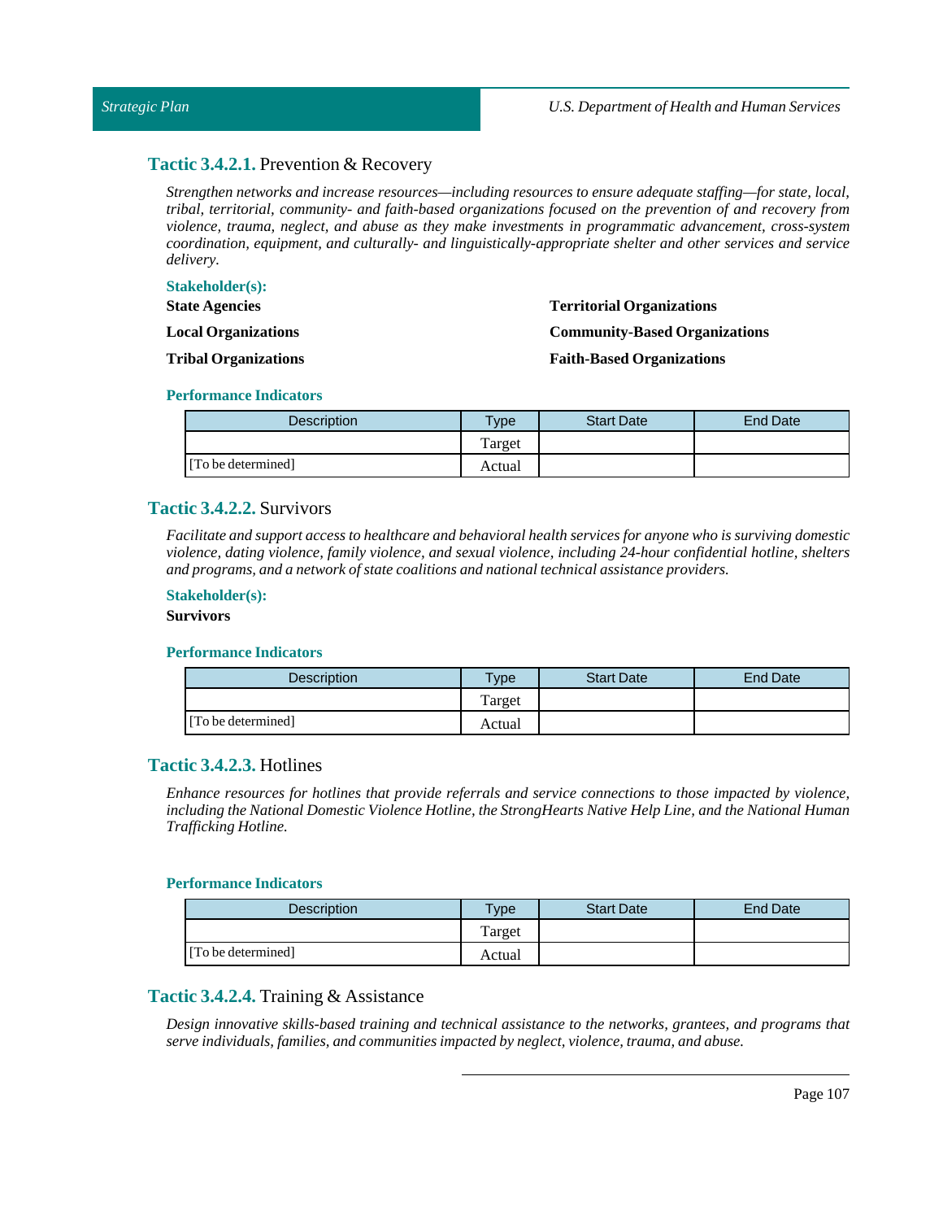### **Tactic 3.4.2.1.** Prevention & Recovery

*Strengthen networks and increase resources—including resources to ensure adequate staffing—for state, local, tribal, territorial, community- and faith-based organizations focused on the prevention of and recovery from violence, trauma, neglect, and abuse as they make investments in programmatic advancement, cross-system coordination, equipment, and culturally- and linguistically-appropriate shelter and other services and service delivery.*

**Stakeholder(s):**

**State Agencies**

**Local Organizations**

**Tribal Organizations**

**Territorial Organizations**

**Community-Based Organizations**

**Faith-Based Organizations**

**Performance Indicators**

| Description | Type | Start Date | End Date |
|---|---|---|---|
| | Target | | |
| [To be determined] | Actual | | |

### **Tactic 3.4.2.2.** Survivors

*Facilitate and support access to healthcare and behavioral health services for anyone who is surviving domestic violence, dating violence, family violence, and sexual violence, including 24-hour confidential hotline, shelters and programs, and a network of state coalitions and national technical assistance providers.*

**Stakeholder(s):**

**Survivors**

**Performance Indicators**

| Description | Type | Start Date | End Date |
|---|---|---|---|
| | Target | | |
| [To be determined] | Actual | | |

### **Tactic 3.4.2.3.** Hotlines

*Enhance resources for hotlines that provide referrals and service connections to those impacted by violence, including the National Domestic Violence Hotline, the StrongHearts Native Help Line, and the National Human Trafficking Hotline.*

**Performance Indicators**

| Description | Type | Start Date | End Date |
|---|---|---|---|
| | Target | | |
| [To be determined] | Actual | | |

### **Tactic 3.4.2.4.** Training & Assistance

*Design innovative skills-based training and technical assistance to the networks, grantees, and programs that serve individuals, families, and communities impacted by neglect, violence, trauma, and abuse.*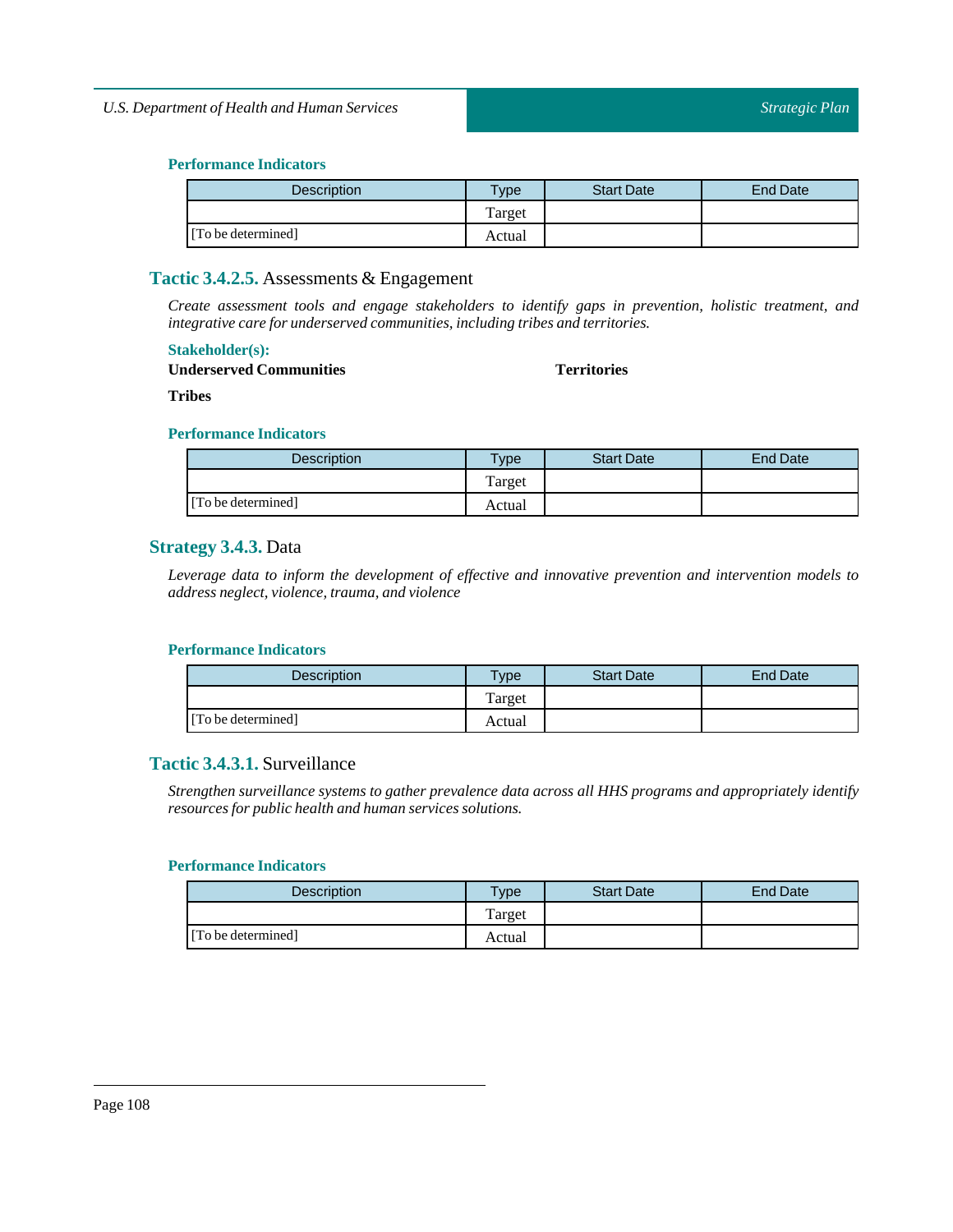#### Performance Indicators

| Description | Type | Start Date | End Date |
|---|---|---|---|
| | Target | | |
| [To be determined] | Actual | | |

### Tactic 3.4.2.5. Assessments & Engagement

*Create assessment tools and engage stakeholders to identify gaps in prevention, holistic treatment, and integrative care for underserved communities, including tribes and territories.*

#### Stakeholder(s):

**Underserved Communities**

**Territories**

**Tribes**

#### Performance Indicators

| Description | Type | Start Date | End Date |
|---|---|---|---|
| | Target | | |
| [To be determined] | Actual | | |

### Strategy 3.4.3. Data

*Leverage data to inform the development of effective and innovative prevention and intervention models to address neglect, violence, trauma, and violence*

#### Performance Indicators

| Description | Type | Start Date | End Date |
|---|---|---|---|
| | Target | | |
| [To be determined] | Actual | | |

### Tactic 3.4.3.1. Surveillance

*Strengthen surveillance systems to gather prevalence data across all HHS programs and appropriately identify resources for public health and human services solutions.*

#### Performance Indicators

| Description | Type | Start Date | End Date |
|---|---|---|---|
| | Target | | |
| [To be determined] | Actual | | |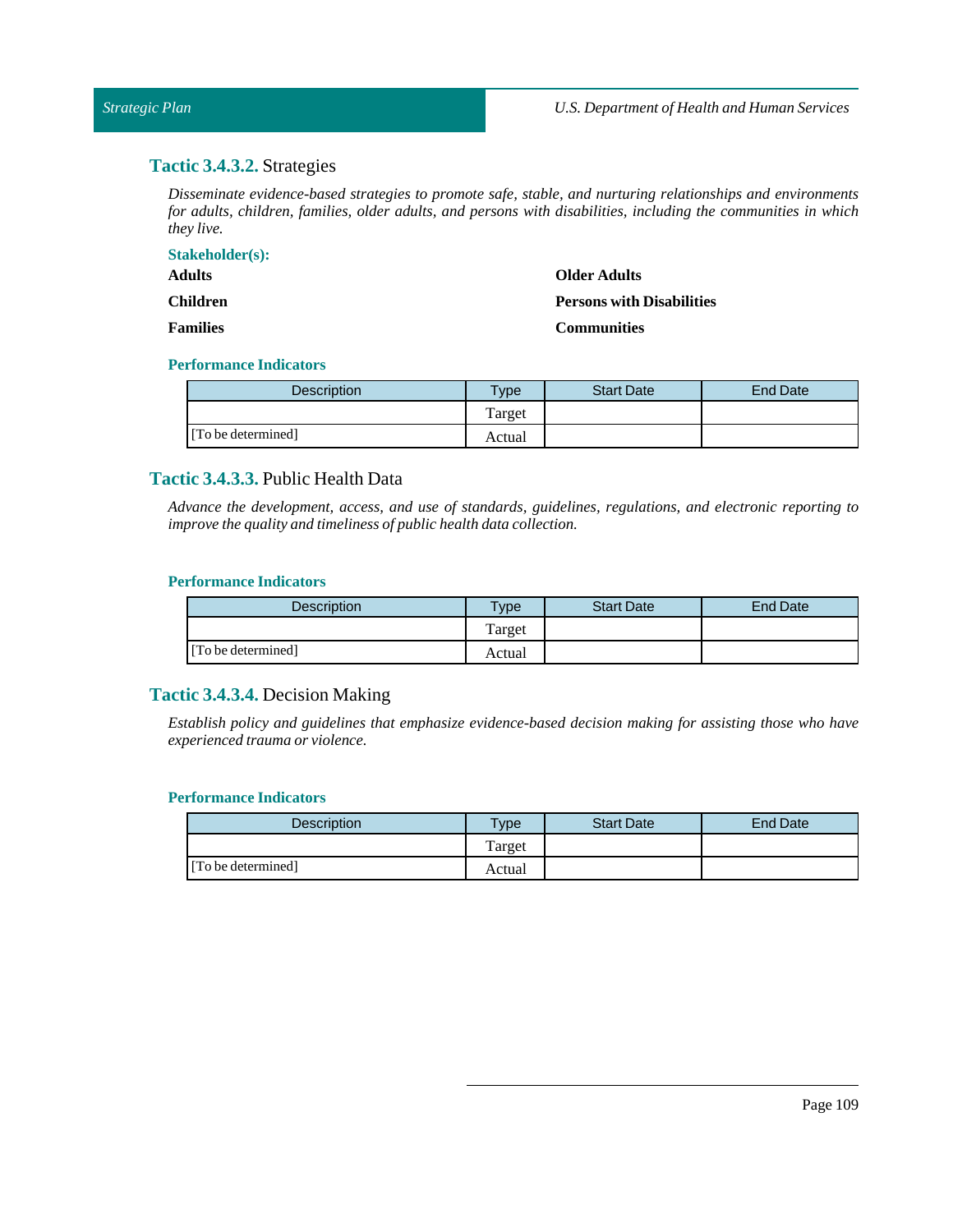### **Tactic 3.4.3.2.** Strategies

*Disseminate evidence-based strategies to promote safe, stable, and nurturing relationships and environments for adults, children, families, older adults, and persons with disabilities, including the communities in which they live.*

**Stakeholder(s):**

**Adults**

**Children**

**Families**

**Older Adults**

**Persons with Disabilities**

**Communities**

**Performance Indicators**

| Description | Type | Start Date | End Date |
|---|---|---|---|
| | Target | | |
| [To be determined] | Actual | | |

### **Tactic 3.4.3.3.** Public Health Data

*Advance the development, access, and use of standards, guidelines, regulations, and electronic reporting to improve the quality and timeliness of public health data collection.*

**Performance Indicators**

| Description | Type | Start Date | End Date |
|---|---|---|---|
| | Target | | |
| [To be determined] | Actual | | |

### **Tactic 3.4.3.4.** Decision Making

*Establish policy and guidelines that emphasize evidence-based decision making for assisting those who have experienced trauma or violence.*

**Performance Indicators**

| Description | Type | Start Date | End Date |
|---|---|---|---|
| | Target | | |
| [To be determined] | Actual | | |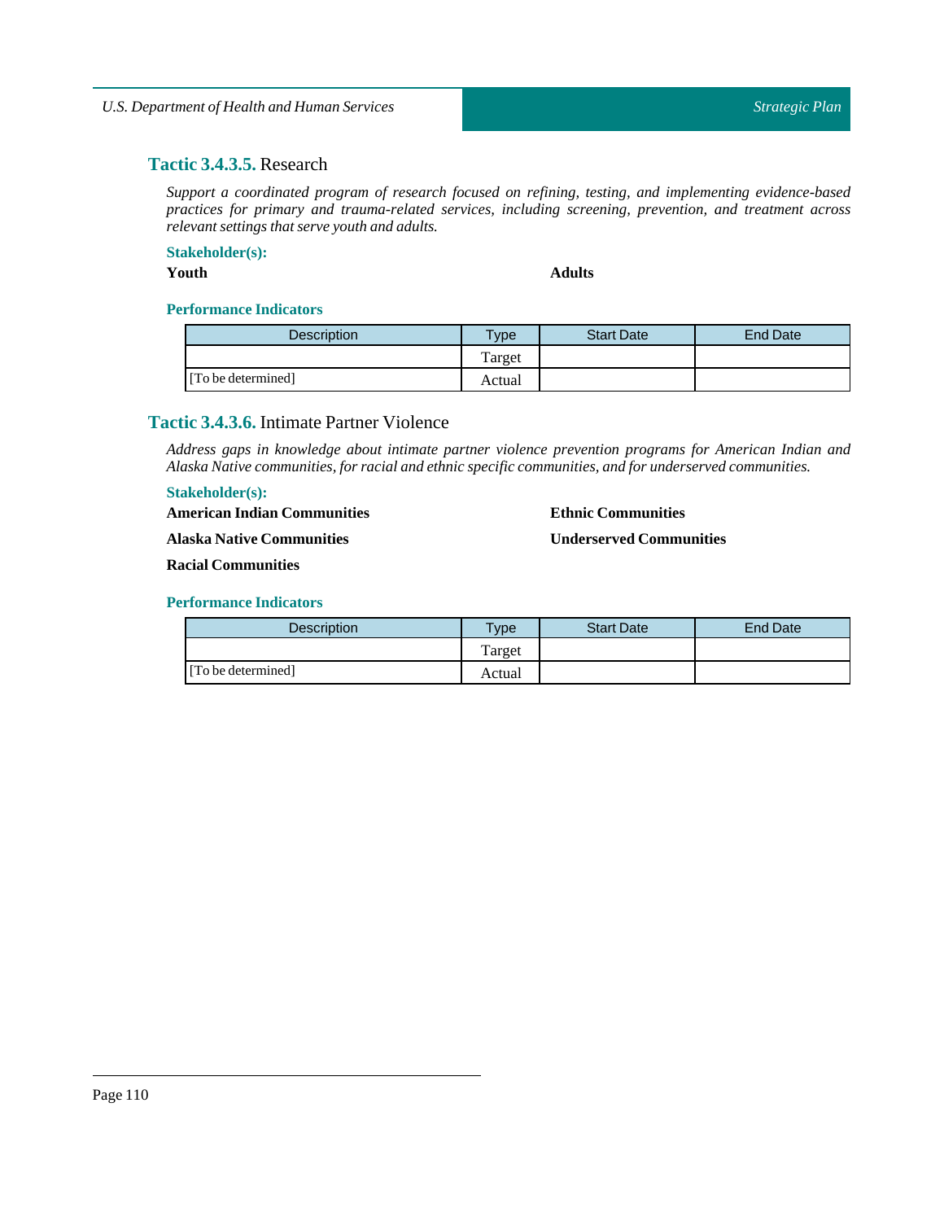### Tactic 3.4.3.5. Research

*Support a coordinated program of research focused on refining, testing, and implementing evidence-based practices for primary and trauma-related services, including screening, prevention, and treatment across relevant settings that serve youth and adults.*

**Stakeholder(s):**

**Youth**

**Adults**

**Performance Indicators**

| Description | Type | Start Date | End Date |
|---|---|---|---|
| | Target | | |
| [To be determined] | Actual | | |

### Tactic 3.4.3.6. Intimate Partner Violence

*Address gaps in knowledge about intimate partner violence prevention programs for American Indian and Alaska Native communities, for racial and ethnic specific communities, and for underserved communities.*

**Stakeholder(s):**

**American Indian Communities**

**Alaska Native Communities**

**Racial Communities**

**Ethnic Communities**

**Underserved Communities**

**Performance Indicators**

| Description | Type | Start Date | End Date |
|---|---|---|---|
| | Target | | |
| [To be determined] | Actual | | |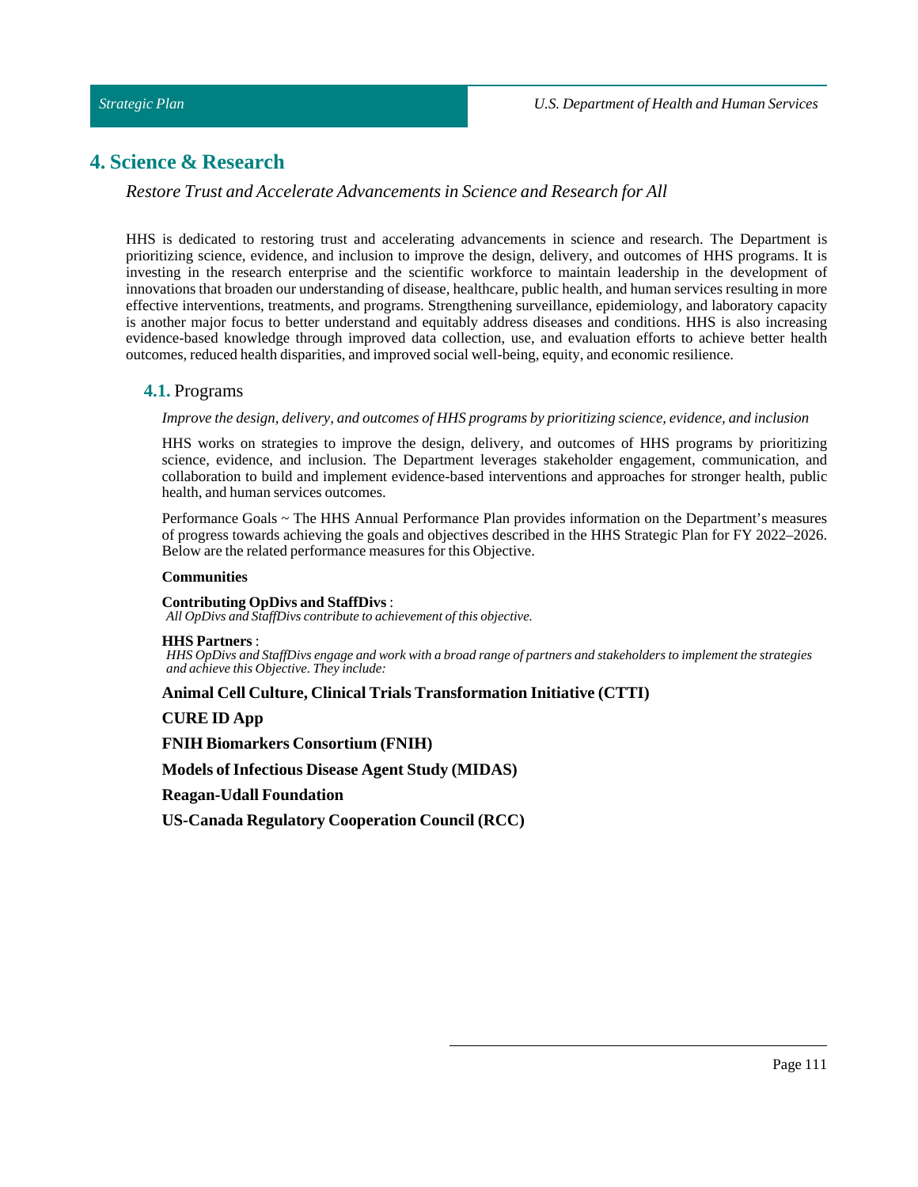# 4. Science & Research

*Restore Trust and Accelerate Advancements in Science and Research for All*

HHS is dedicated to restoring trust and accelerating advancements in science and research. The Department is prioritizing science, evidence, and inclusion to improve the design, delivery, and outcomes of HHS programs. It is investing in the research enterprise and the scientific workforce to maintain leadership in the development of innovations that broaden our understanding of disease, healthcare, public health, and human services resulting in more effective interventions, treatments, and programs. Strengthening surveillance, epidemiology, and laboratory capacity is another major focus to better understand and equitably address diseases and conditions. HHS is also increasing evidence-based knowledge through improved data collection, use, and evaluation efforts to achieve better health outcomes, reduced health disparities, and improved social well-being, equity, and economic resilience.

## 4.1. Programs

*Improve the design, delivery, and outcomes of HHS programs by prioritizing science, evidence, and inclusion*

HHS works on strategies to improve the design, delivery, and outcomes of HHS programs by prioritizing science, evidence, and inclusion. The Department leverages stakeholder engagement, communication, and collaboration to build and implement evidence-based interventions and approaches for stronger health, public health, and human services outcomes.

Performance Goals ~ The HHS Annual Performance Plan provides information on the Department's measures of progress towards achieving the goals and objectives described in the HHS Strategic Plan for FY 2022–2026. Below are the related performance measures for this Objective.

**Communities**

**Contributing OpDivs and StaffDivs** :
*All OpDivs and StaffDivs contribute to achievement of this objective.*

**HHS Partners** :
*HHS OpDivs and StaffDivs engage and work with a broad range of partners and stakeholders to implement the strategies and achieve this Objective. They include:*

**Animal Cell Culture, Clinical Trials Transformation Initiative (CTTI)**

**CURE ID App**

**FNIH Biomarkers Consortium (FNIH)**

**Models of Infectious Disease Agent Study (MIDAS)**

**Reagan-Udall Foundation**

**US-Canada Regulatory Cooperation Council (RCC)**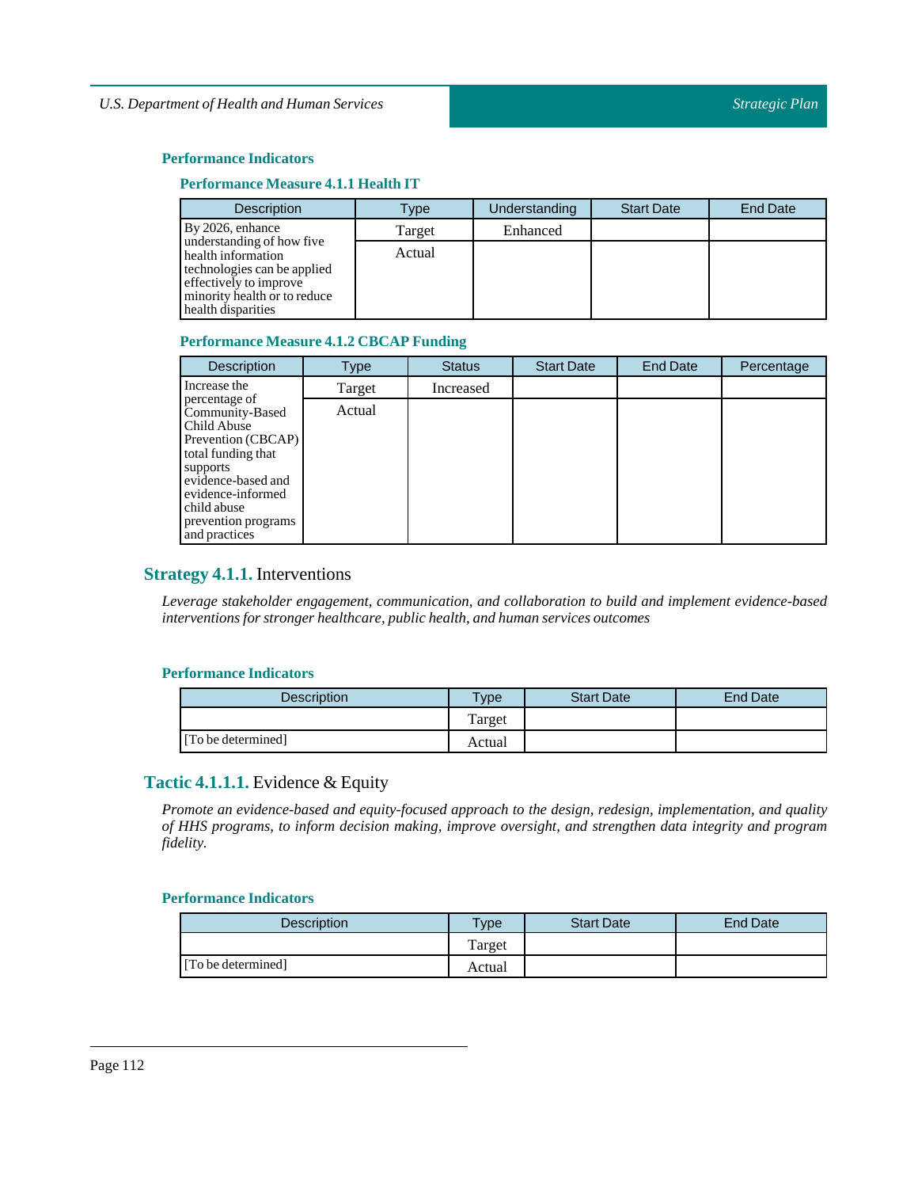#### Performance Indicators

##### Performance Measure 4.1.1 Health IT

| Description | Type | Understanding | Start Date | End Date |
|---|---|---|---|---|
| By 2026, enhance understanding of how five health information technologies can be applied effectively to improve minority health or to reduce health disparities | Target | Enhanced | | |
| | Actual | | | |

##### Performance Measure 4.1.2 CBCAP Funding

| Description | Type | Status | Start Date | End Date | Percentage |
|---|---|---|---|---|---|
| Increase the percentage of Community-Based Child Abuse Prevention (CBCAP) total funding that supports evidence-based and evidence-informed child abuse prevention programs and practices | Target | Increased | | | |
| | Actual | | | | |

### Strategy 4.1.1. Interventions

*Leverage stakeholder engagement, communication, and collaboration to build and implement evidence-based interventions for stronger healthcare, public health, and human services outcomes*

#### Performance Indicators

| Description | Type | Start Date | End Date |
|---|---|---|---|
| | Target | | |
| [To be determined] | Actual | | |

### Tactic 4.1.1.1. Evidence & Equity

*Promote an evidence-based and equity-focused approach to the design, redesign, implementation, and quality of HHS programs, to inform decision making, improve oversight, and strengthen data integrity and program fidelity.*

#### Performance Indicators

| Description | Type | Start Date | End Date |
|---|---|---|---|
| | Target | | |
| [To be determined] | Actual | | |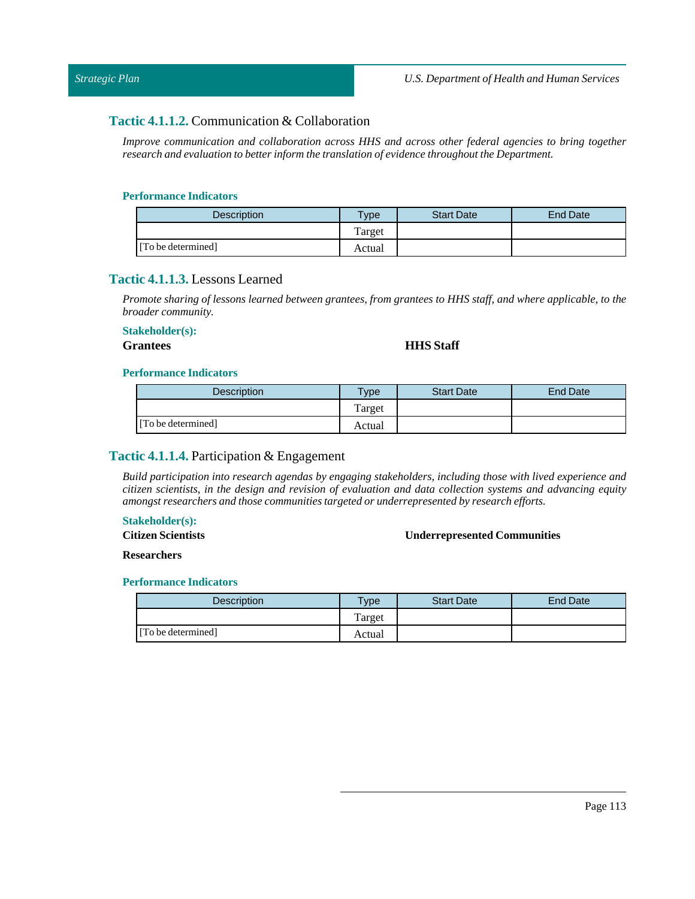### **Tactic 4.1.1.2.** Communication & Collaboration

*Improve communication and collaboration across HHS and across other federal agencies to bring together research and evaluation to better inform the translation of evidence throughout the Department.*

**Performance Indicators**

| Description | Type | Start Date | End Date |
|---|---|---|---|
| [To be determined] | Target | | |
| | Actual | | |

### **Tactic 4.1.1.3.** Lessons Learned

*Promote sharing of lessons learned between grantees, from grantees to HHS staff, and where applicable, to the broader community.*

**Stakeholder(s):**

**Grantees**

**HHS Staff**

**Performance Indicators**

| Description | Type | Start Date | End Date |
|---|---|---|---|
| [To be determined] | Target | | |
| | Actual | | |

### **Tactic 4.1.1.4.** Participation & Engagement

*Build participation into research agendas by engaging stakeholders, including those with lived experience and citizen scientists, in the design and revision of evaluation and data collection systems and advancing equity amongst researchers and those communities targeted or underrepresented by research efforts.*

**Stakeholder(s):**

**Citizen Scientists**

**Underrepresented Communities**

**Researchers**

**Performance Indicators**

| Description | Type | Start Date | End Date |
|---|---|---|---|
| [To be determined] | Target | | |
| | Actual | | |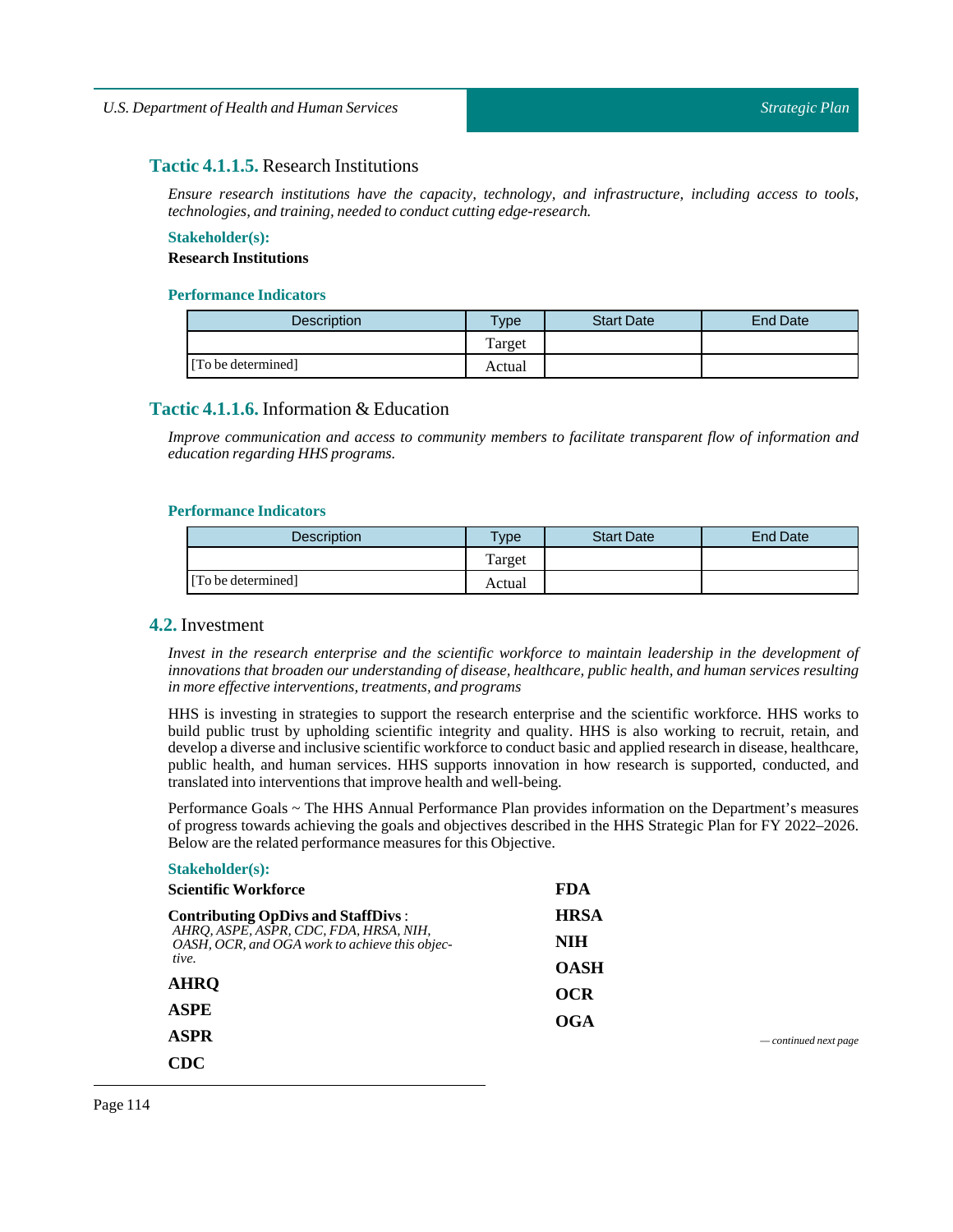### **Tactic 4.1.1.5.** Research Institutions

*Ensure research institutions have the capacity, technology, and infrastructure, including access to tools, technologies, and training, needed to conduct cutting edge-research.*

**Stakeholder(s):**

**Research Institutions**

**Performance Indicators**

| Description | Type | Start Date | End Date |
|---|---|---|---|
| | Target | | |
| [To be determined] | Actual | | |

### **Tactic 4.1.1.6.** Information & Education

*Improve communication and access to community members to facilitate transparent flow of information and education regarding HHS programs.*

**Performance Indicators**

| Description | Type | Start Date | End Date |
|---|---|---|---|
| | Target | | |
| [To be determined] | Actual | | |

## **4.2.** Investment

*Invest in the research enterprise and the scientific workforce to maintain leadership in the development of innovations that broaden our understanding of disease, healthcare, public health, and human services resulting in more effective interventions, treatments, and programs*

HHS is investing in strategies to support the research enterprise and the scientific workforce. HHS works to build public trust by upholding scientific integrity and quality. HHS is also working to recruit, retain, and develop a diverse and inclusive scientific workforce to conduct basic and applied research in disease, healthcare, public health, and human services. HHS supports innovation in how research is supported, conducted, and translated into interventions that improve health and well-being.

Performance Goals ~ The HHS Annual Performance Plan provides information on the Department's measures of progress towards achieving the goals and objectives described in the HHS Strategic Plan for FY 2022–2026. Below are the related performance measures for this Objective.

**Stakeholder(s):**

**Scientific Workforce**

**Contributing OpDivs and StaffDivs** :
*AHRQ, ASPE, ASPR, CDC, FDA, HRSA, NIH, OASH, OCR, and OGA work to achieve this objective.*

**AHRQ**

**ASPE**

**ASPR**

**CDC**

**FDA**

**HRSA**

**NIH**

**OASH**

**OCR**

**OGA**

*— continued next page*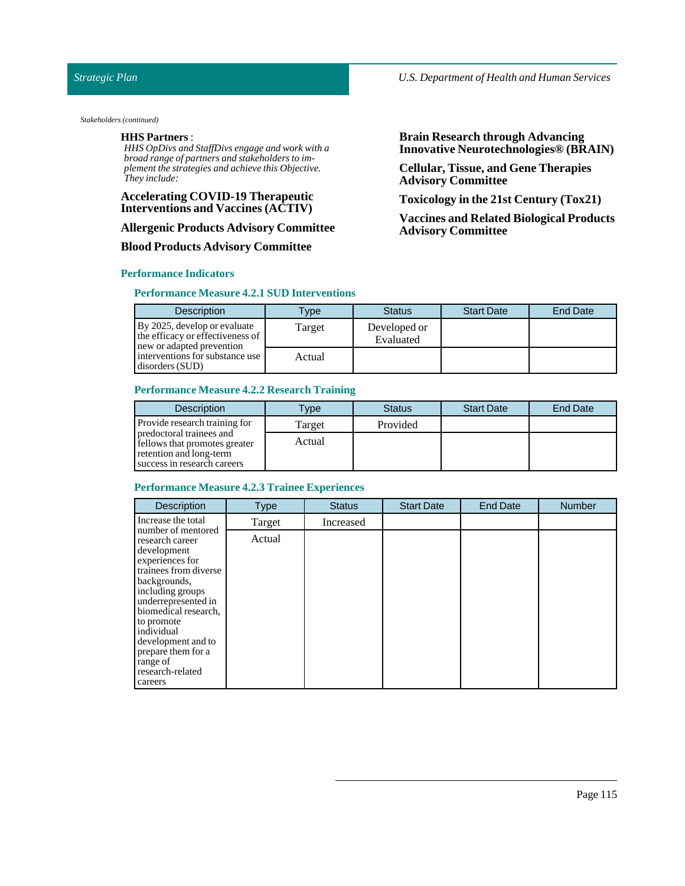*Stakeholders (continued)*

**HHS Partners** :
*HHS OpDivs and StaffDivs engage and work with a broad range of partners and stakeholders to implement the strategies and achieve this Objective. They include:*

**Accelerating COVID-19 Therapeutic Interventions and Vaccines (ACTIV)**

**Allergenic Products Advisory Committee**

**Blood Products Advisory Committee**

**Brain Research through Advancing Innovative Neurotechnologies® (BRAIN)**

**Cellular, Tissue, and Gene Therapies Advisory Committee**

**Toxicology in the 21st Century (Tox21)**

**Vaccines and Related Biological Products Advisory Committee**

## Performance Indicators

### Performance Measure 4.2.1 SUD Interventions

| Description | Type | Status | Start Date | End Date |
|---|---|---|---|---|
| By 2025, develop or evaluate the efficacy or effectiveness of new or adapted prevention interventions for substance use disorders (SUD) | Target | Developed or Evaluated | | |
| | Actual | | | |

### Performance Measure 4.2.2 Research Training

| Description | Type | Status | Start Date | End Date |
|---|---|---|---|---|
| Provide research training for predoctoral trainees and fellows that promotes greater retention and long-term success in research careers | Target | Provided | | |
| | Actual | | | |

### Performance Measure 4.2.3 Trainee Experiences

| Description | Type | Status | Start Date | End Date | Number |
|---|---|---|---|---|---|
| Increase the total number of mentored research career development experiences for trainees from diverse backgrounds, including groups underrepresented in biomedical research, to promote individual development and to prepare them for a range of research-related careers | Target | Increased | | | |
| | Actual | | | | |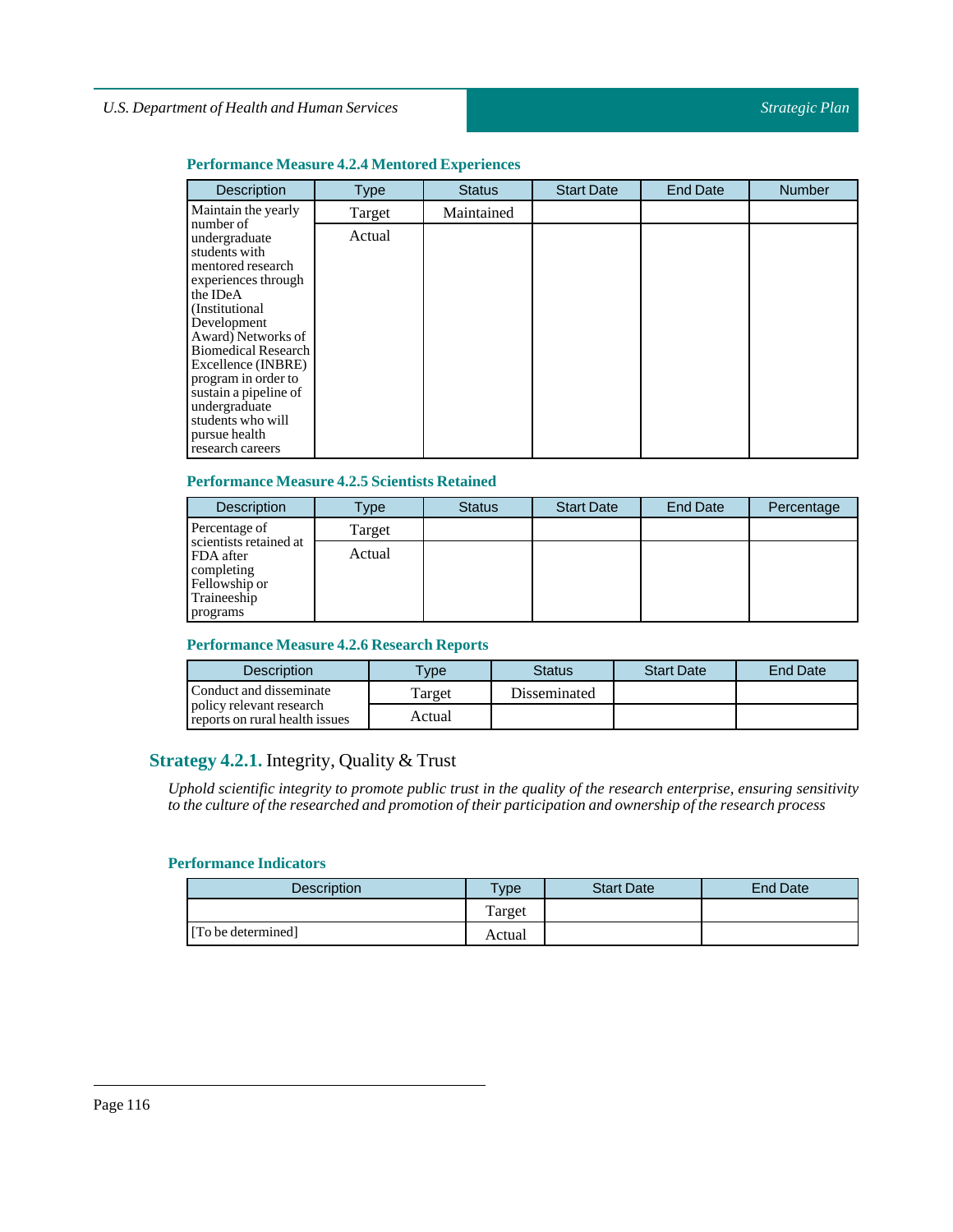### Performance Measure 4.2.4 Mentored Experiences

| Description | Type | Status | Start Date | End Date | Number |
|---|---|---|---|---|---|
| Maintain the yearly number of undergraduate students with mentored research experiences through the IDeA (Institutional Development Award) Networks of Biomedical Research Excellence (INBRE) program in order to sustain a pipeline of undergraduate students who will pursue health research careers | Target | Maintained | | | |
| | Actual | | | | |

### Performance Measure 4.2.5 Scientists Retained

| Description | Type | Status | Start Date | End Date | Percentage |
|---|---|---|---|---|---|
| Percentage of scientists retained at FDA after completing Fellowship or Traineeship programs | Target | | | | |
| | Actual | | | | |

### Performance Measure 4.2.6 Research Reports

| Description | Type | Status | Start Date | End Date |
|---|---|---|---|---|
| Conduct and disseminate policy relevant research reports on rural health issues | Target | Disseminated | | |
| | Actual | | | |

## Strategy 4.2.1. Integrity, Quality & Trust

*Uphold scientific integrity to promote public trust in the quality of the research enterprise, ensuring sensitivity to the culture of the researched and promotion of their participation and ownership of the research process*

### Performance Indicators

| Description | Type | Start Date | End Date |
|---|---|---|---|
| | Target | | |
| [To be determined] | Actual | | |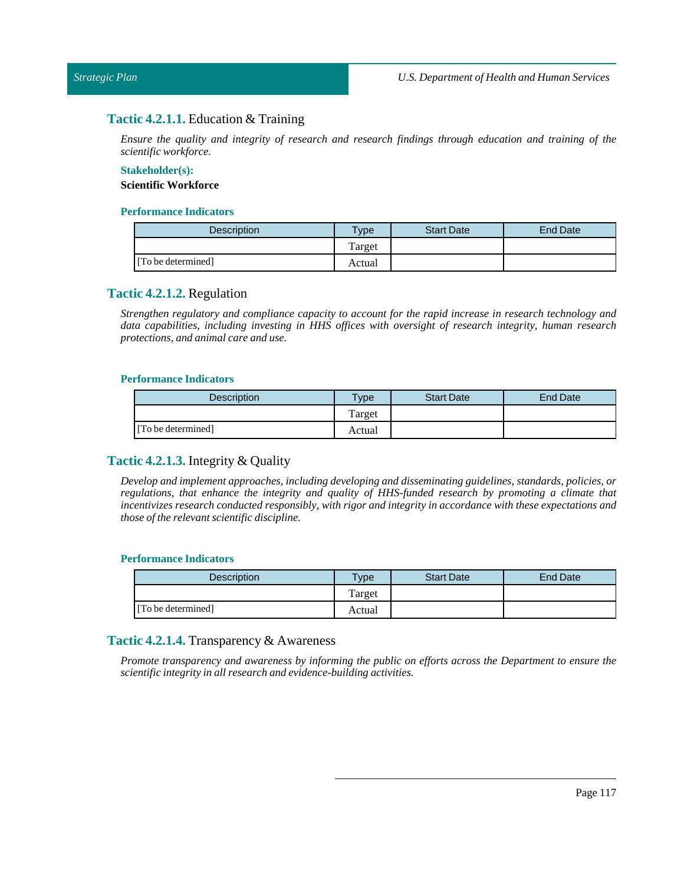### Tactic 4.2.1.1. Education & Training

*Ensure the quality and integrity of research and research findings through education and training of the scientific workforce.*

**Stakeholder(s):**

**Scientific Workforce**

**Performance Indicators**

| Description | Type | Start Date | End Date |
|---|---|---|---|
| | Target | | |
| [To be determined] | Actual | | |

### Tactic 4.2.1.2. Regulation

*Strengthen regulatory and compliance capacity to account for the rapid increase in research technology and data capabilities, including investing in HHS offices with oversight of research integrity, human research protections, and animal care and use.*

**Performance Indicators**

| Description | Type | Start Date | End Date |
|---|---|---|---|
| | Target | | |
| [To be determined] | Actual | | |

### Tactic 4.2.1.3. Integrity & Quality

*Develop and implement approaches, including developing and disseminating guidelines, standards, policies, or regulations, that enhance the integrity and quality of HHS-funded research by promoting a climate that incentivizes research conducted responsibly, with rigor and integrity in accordance with these expectations and those of the relevant scientific discipline.*

**Performance Indicators**

| Description | Type | Start Date | End Date |
|---|---|---|---|
| | Target | | |
| [To be determined] | Actual | | |

### Tactic 4.2.1.4. Transparency & Awareness

*Promote transparency and awareness by informing the public on efforts across the Department to ensure the scientific integrity in all research and evidence-building activities.*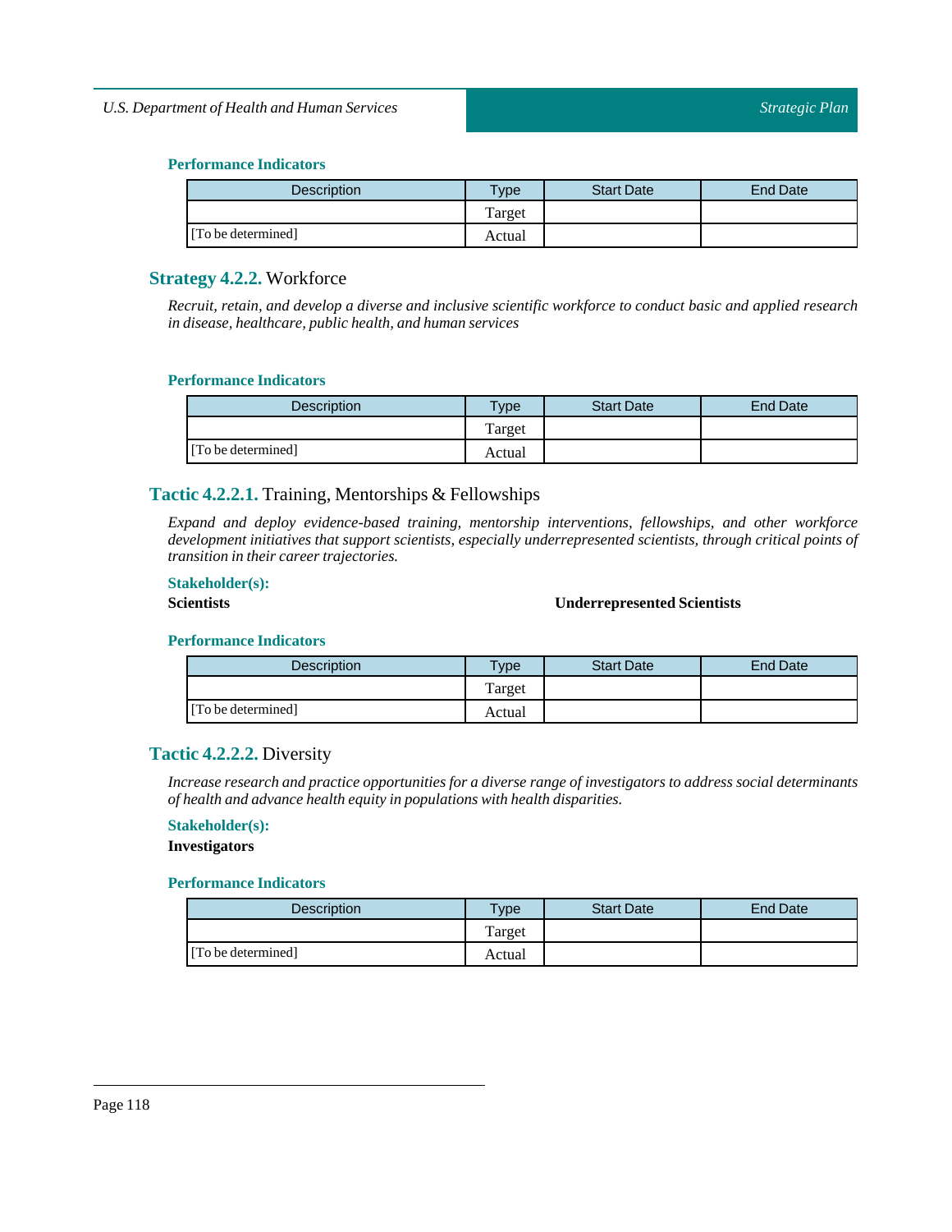#### Performance Indicators

| Description | Type | Start Date | End Date |
|---|---|---|---|
| | Target | | |
| [To be determined] | Actual | | |

### Strategy 4.2.2. Workforce

*Recruit, retain, and develop a diverse and inclusive scientific workforce to conduct basic and applied research in disease, healthcare, public health, and human services*

#### Performance Indicators

| Description | Type | Start Date | End Date |
|---|---|---|---|
| | Target | | |
| [To be determined] | Actual | | |

### Tactic 4.2.2.1. Training, Mentorships & Fellowships

*Expand and deploy evidence-based training, mentorship interventions, fellowships, and other workforce development initiatives that support scientists, especially underrepresented scientists, through critical points of transition in their career trajectories.*

#### Stakeholder(s):

**Scientists**

**Underrepresented Scientists**

#### Performance Indicators

| Description | Type | Start Date | End Date |
|---|---|---|---|
| | Target | | |
| [To be determined] | Actual | | |

### Tactic 4.2.2.2. Diversity

*Increase research and practice opportunities for a diverse range of investigators to address social determinants of health and advance health equity in populations with health disparities.*

#### Stakeholder(s):

**Investigators**

#### Performance Indicators

| Description | Type | Start Date | End Date |
|---|---|---|---|
| | Target | | |
| [To be determined] | Actual | | |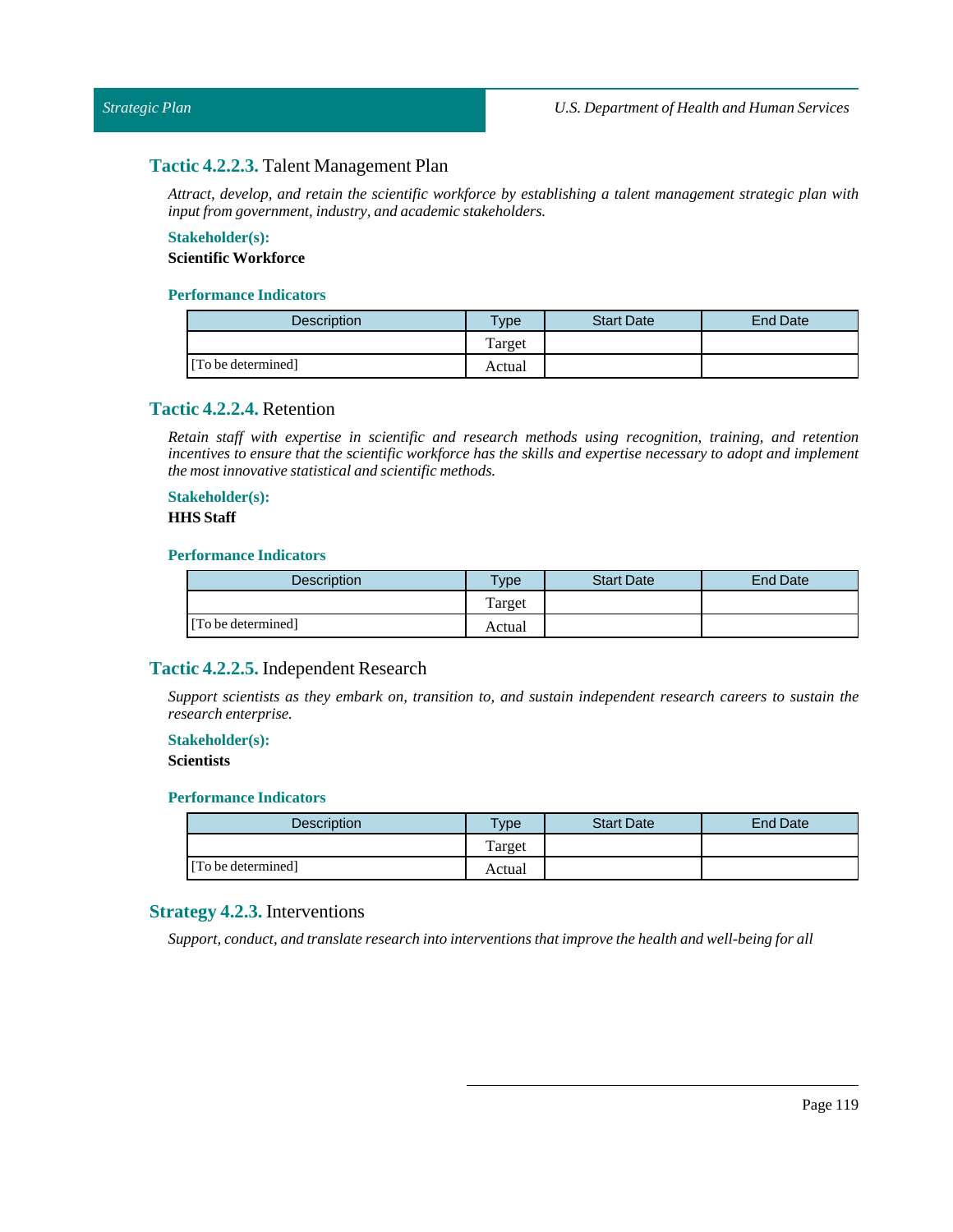### Tactic 4.2.2.3. Talent Management Plan

*Attract, develop, and retain the scientific workforce by establishing a talent management strategic plan with input from government, industry, and academic stakeholders.*

**Stakeholder(s):**

**Scientific Workforce**

**Performance Indicators**

| Description | Type | Start Date | End Date |
|---|---|---|---|
| | Target | | |
| [To be determined] | Actual | | |

### Tactic 4.2.2.4. Retention

*Retain staff with expertise in scientific and research methods using recognition, training, and retention incentives to ensure that the scientific workforce has the skills and expertise necessary to adopt and implement the most innovative statistical and scientific methods.*

**Stakeholder(s):**

**HHS Staff**

**Performance Indicators**

| Description | Type | Start Date | End Date |
|---|---|---|---|
| | Target | | |
| [To be determined] | Actual | | |

### Tactic 4.2.2.5. Independent Research

*Support scientists as they embark on, transition to, and sustain independent research careers to sustain the research enterprise.*

**Stakeholder(s):**

**Scientists**

**Performance Indicators**

| Description | Type | Start Date | End Date |
|---|---|---|---|
| | Target | | |
| [To be determined] | Actual | | |

## Strategy 4.2.3. Interventions

*Support, conduct, and translate research into interventions that improve the health and well-being for all*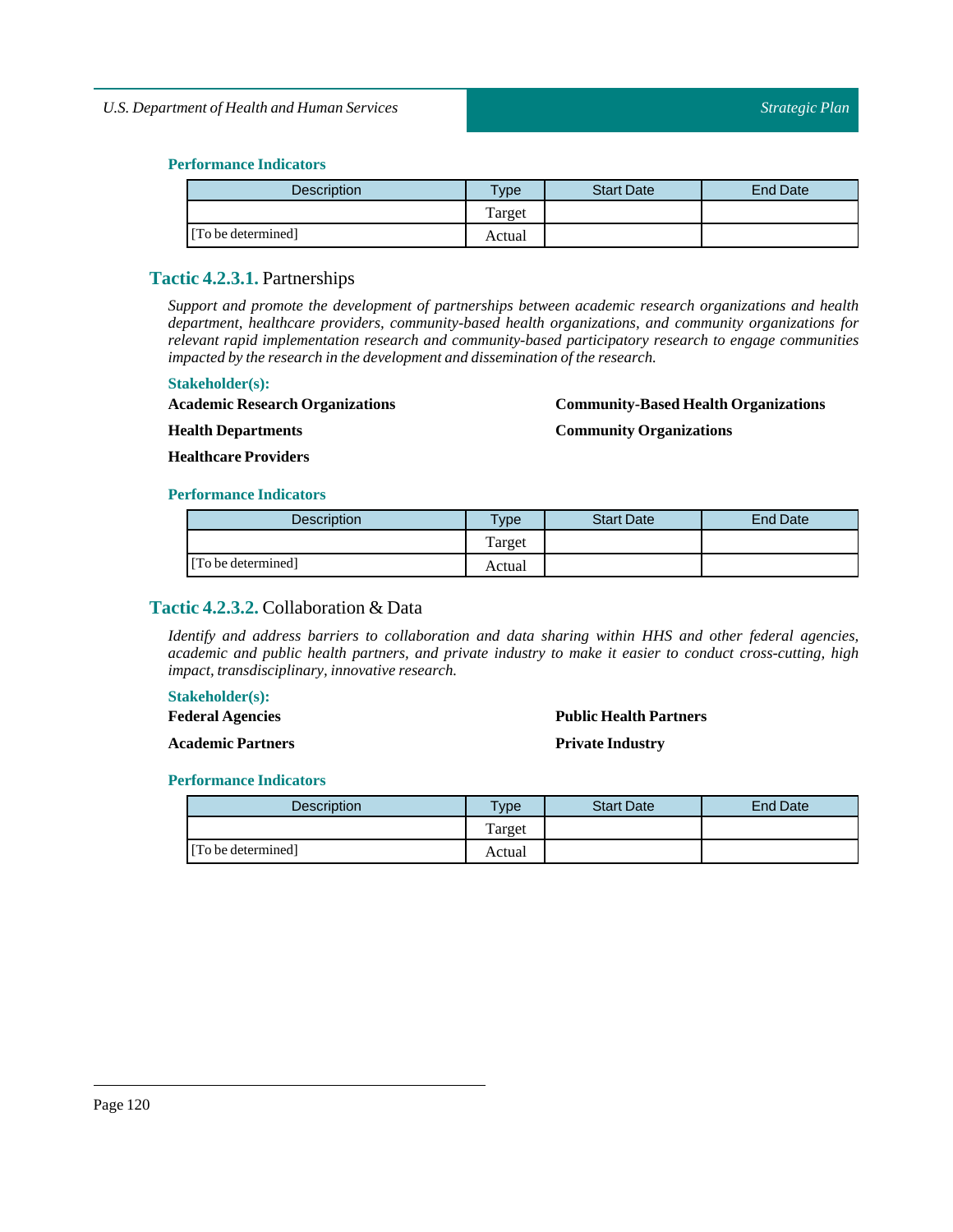### Performance Indicators

| Description | Type | Start Date | End Date |
| --- | --- | --- | --- |
| | Target | | |
| [To be determined] | Actual | | |

## Tactic 4.2.3.1. Partnerships

*Support and promote the development of partnerships between academic research organizations and health department, healthcare providers, community-based health organizations, and community organizations for relevant rapid implementation research and community-based participatory research to engage communities impacted by the research in the development and dissemination of the research.*

### Stakeholder(s):

**Academic Research Organizations**

**Health Departments**

**Healthcare Providers**

**Community-Based Health Organizations**

**Community Organizations**

### Performance Indicators

| Description | Type | Start Date | End Date |
| --- | --- | --- | --- |
| | Target | | |
| [To be determined] | Actual | | |

## Tactic 4.2.3.2. Collaboration & Data

*Identify and address barriers to collaboration and data sharing within HHS and other federal agencies, academic and public health partners, and private industry to make it easier to conduct cross-cutting, high impact, transdisciplinary, innovative research.*

### Stakeholder(s):

**Federal Agencies**

**Academic Partners**

**Public Health Partners**

**Private Industry**

### Performance Indicators

| Description | Type | Start Date | End Date |
| --- | --- | --- | --- |
| | Target | | |
| [To be determined] | Actual | | |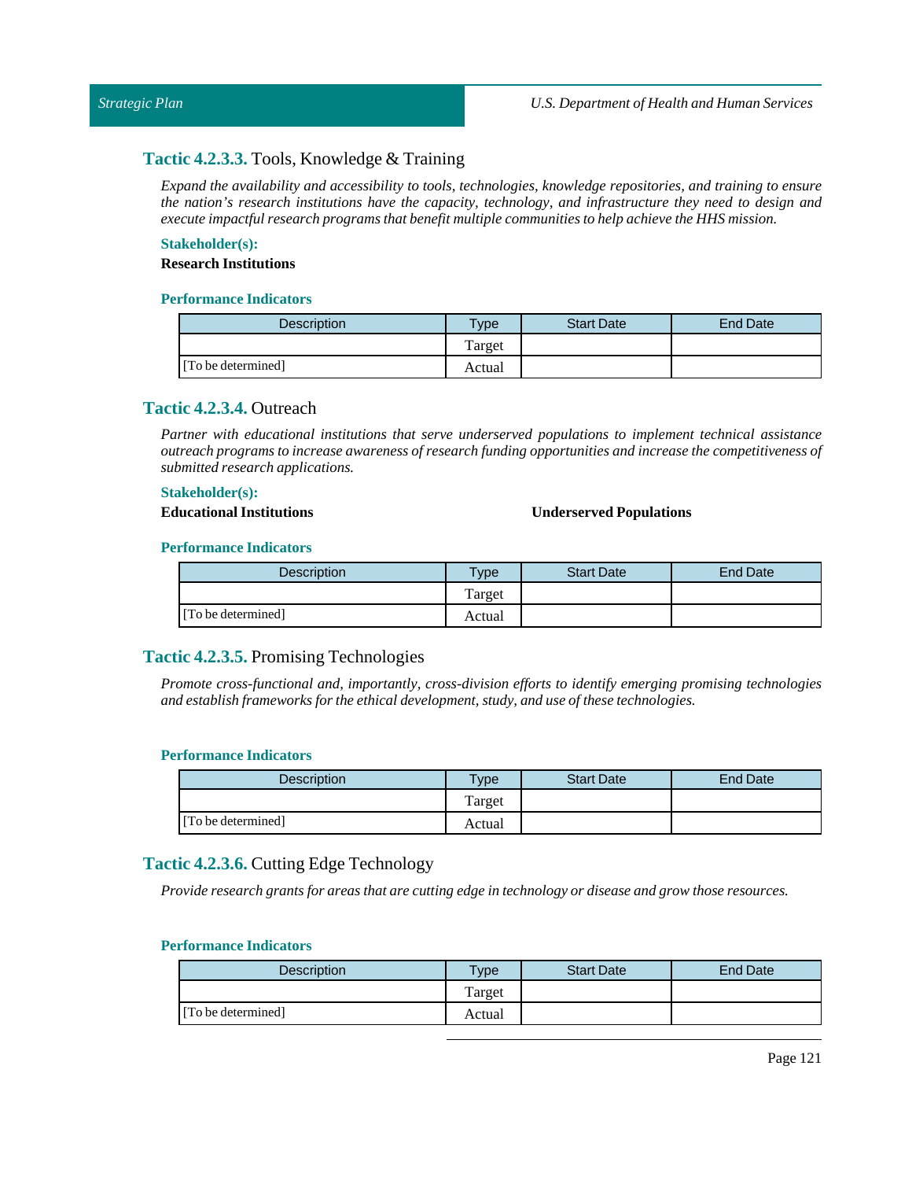### Tactic 4.2.3.3. Tools, Knowledge & Training

*Expand the availability and accessibility to tools, technologies, knowledge repositories, and training to ensure the nation's research institutions have the capacity, technology, and infrastructure they need to design and execute impactful research programs that benefit multiple communities to help achieve the HHS mission.*

**Stakeholder(s):**

**Research Institutions**

**Performance Indicators**

| Description | Type | Start Date | End Date |
|---|---|---|---|
| [To be determined] | Target | | |
| | Actual | | |

### Tactic 4.2.3.4. Outreach

*Partner with educational institutions that serve underserved populations to implement technical assistance outreach programs to increase awareness of research funding opportunities and increase the competitiveness of submitted research applications.*

**Stakeholder(s):**

**Educational Institutions**

**Underserved Populations**

**Performance Indicators**

| Description | Type | Start Date | End Date |
|---|---|---|---|
| [To be determined] | Target | | |
| | Actual | | |

### Tactic 4.2.3.5. Promising Technologies

*Promote cross-functional and, importantly, cross-division efforts to identify emerging promising technologies and establish frameworks for the ethical development, study, and use of these technologies.*

**Performance Indicators**

| Description | Type | Start Date | End Date |
|---|---|---|---|
| [To be determined] | Target | | |
| | Actual | | |

### Tactic 4.2.3.6. Cutting Edge Technology

*Provide research grants for areas that are cutting edge in technology or disease and grow those resources.*

**Performance Indicators**

| Description | Type | Start Date | End Date |
|---|---|---|---|
| [To be determined] | Target | | |
| | Actual | | |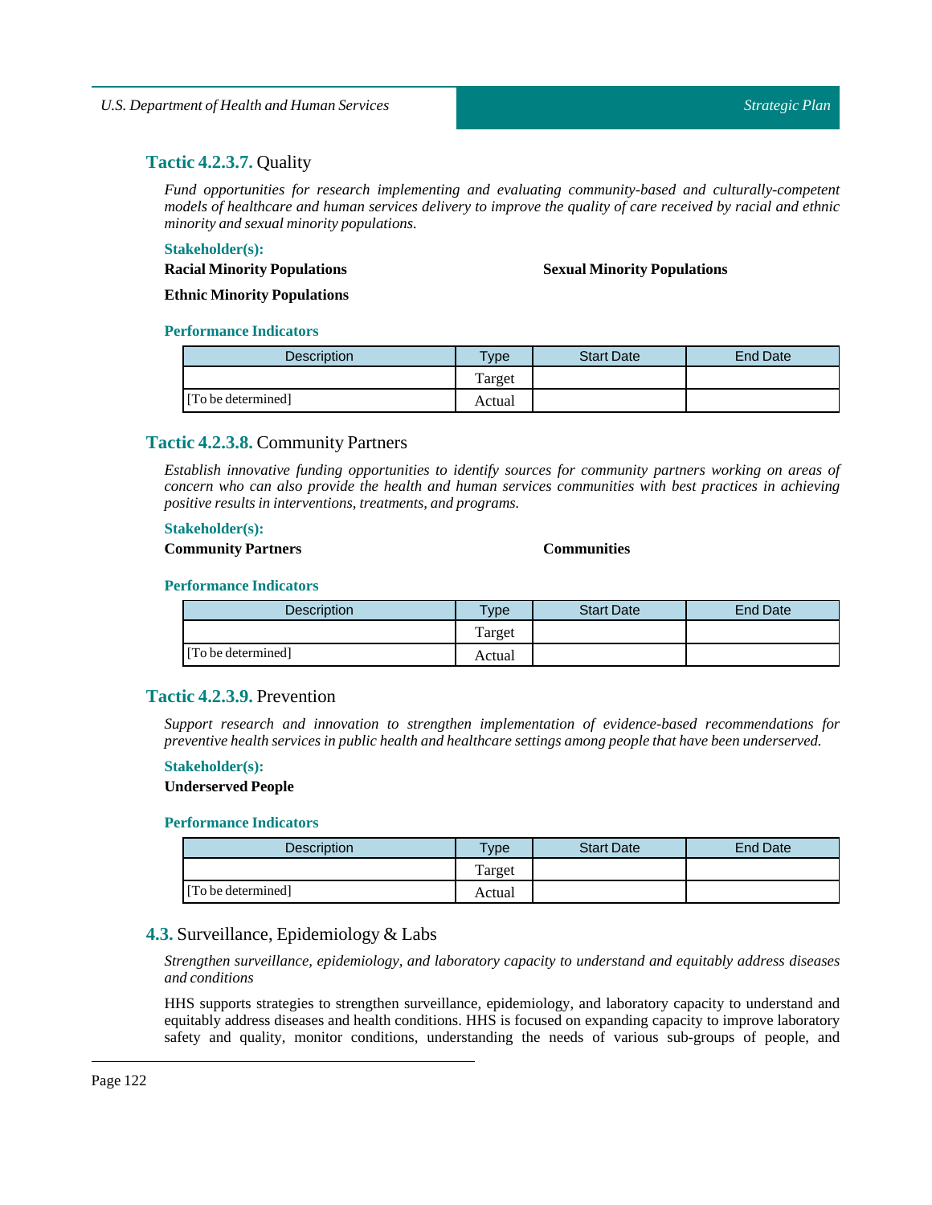### **Tactic 4.2.3.7.** Quality

*Fund opportunities for research implementing and evaluating community-based and culturally-competent models of healthcare and human services delivery to improve the quality of care received by racial and ethnic minority and sexual minority populations.*

**Stakeholder(s):**

**Racial Minority Populations**

**Sexual Minority Populations**

**Ethnic Minority Populations**

**Performance Indicators**

| Description | Type | Start Date | End Date |
|---|---|---|---|
| | Target | | |
| [To be determined] | Actual | | |

### **Tactic 4.2.3.8.** Community Partners

*Establish innovative funding opportunities to identify sources for community partners working on areas of concern who can also provide the health and human services communities with best practices in achieving positive results in interventions, treatments, and programs.*

**Stakeholder(s):**

**Community Partners**

**Communities**

**Performance Indicators**

| Description | Type | Start Date | End Date |
|---|---|---|---|
| | Target | | |
| [To be determined] | Actual | | |

### **Tactic 4.2.3.9.** Prevention

*Support research and innovation to strengthen implementation of evidence-based recommendations for preventive health services in public health and healthcare settings among people that have been underserved.*

**Stakeholder(s):**

**Underserved People**

**Performance Indicators**

| Description | Type | Start Date | End Date |
|---|---|---|---|
| | Target | | |
| [To be determined] | Actual | | |

## **4.3.** Surveillance, Epidemiology & Labs

*Strengthen surveillance, epidemiology, and laboratory capacity to understand and equitably address diseases and conditions*

HHS supports strategies to strengthen surveillance, epidemiology, and laboratory capacity to understand and equitably address diseases and health conditions. HHS is focused on expanding capacity to improve laboratory safety and quality, monitor conditions, understanding the needs of various sub-groups of people, and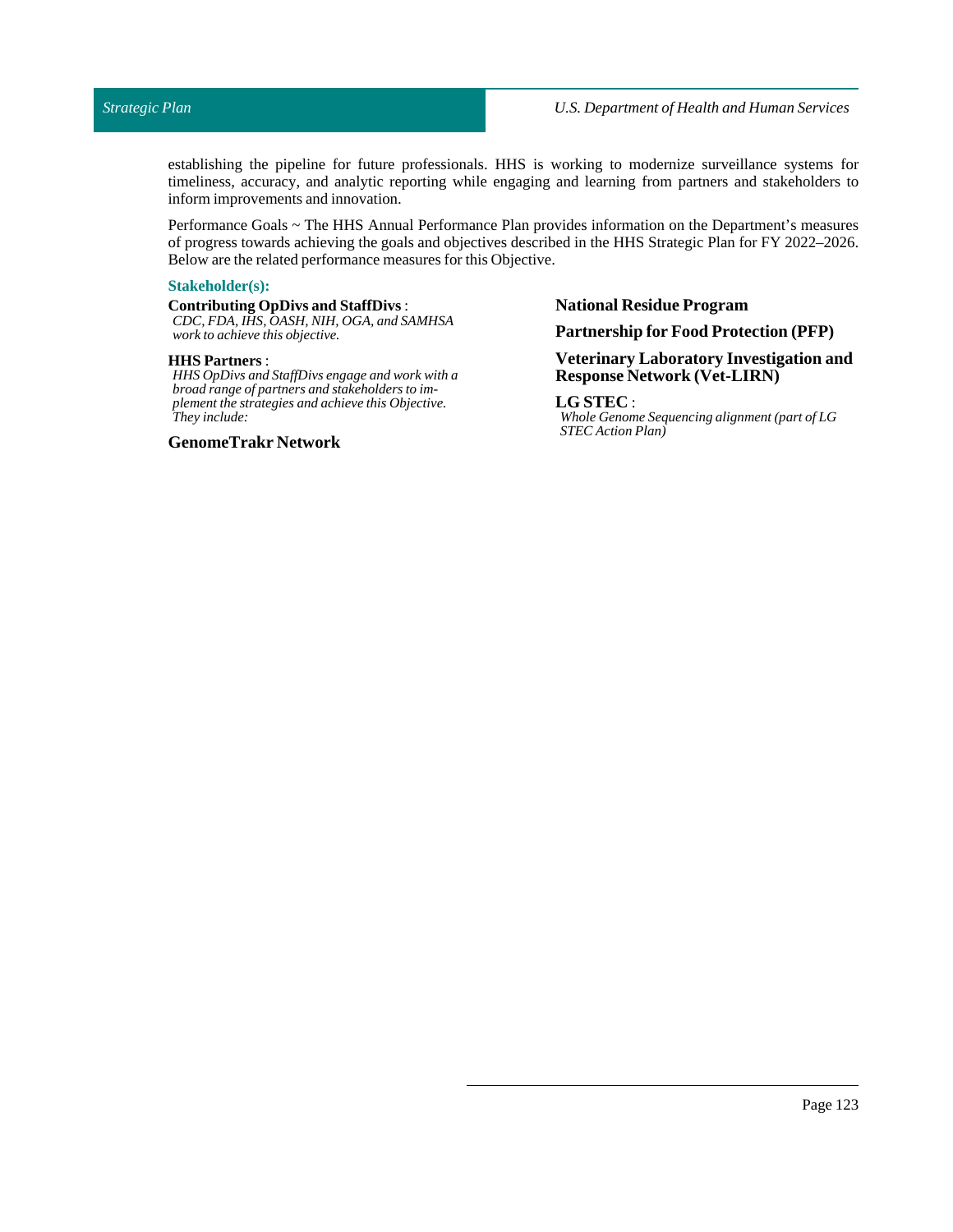establishing the pipeline for future professionals. HHS is working to modernize surveillance systems for timeliness, accuracy, and analytic reporting while engaging and learning from partners and stakeholders to inform improvements and innovation.

Performance Goals ~ The HHS Annual Performance Plan provides information on the Department's measures of progress towards achieving the goals and objectives described in the HHS Strategic Plan for FY 2022–2026. Below are the related performance measures for this Objective.

### Stakeholder(s):

**Contributing OpDivs and StaffDivs** :
*CDC, FDA, IHS, OASH, NIH, OGA, and SAMHSA work to achieve this objective.*

**HHS Partners** :
*HHS OpDivs and StaffDivs engage and work with a broad range of partners and stakeholders to implement the strategies and achieve this Objective. They include:*

**GenomeTrakr Network**

**National Residue Program**

**Partnership for Food Protection (PFP)**

**Veterinary Laboratory Investigation and Response Network (Vet-LIRN)**

**LG STEC** :
*Whole Genome Sequencing alignment (part of LG STEC Action Plan)*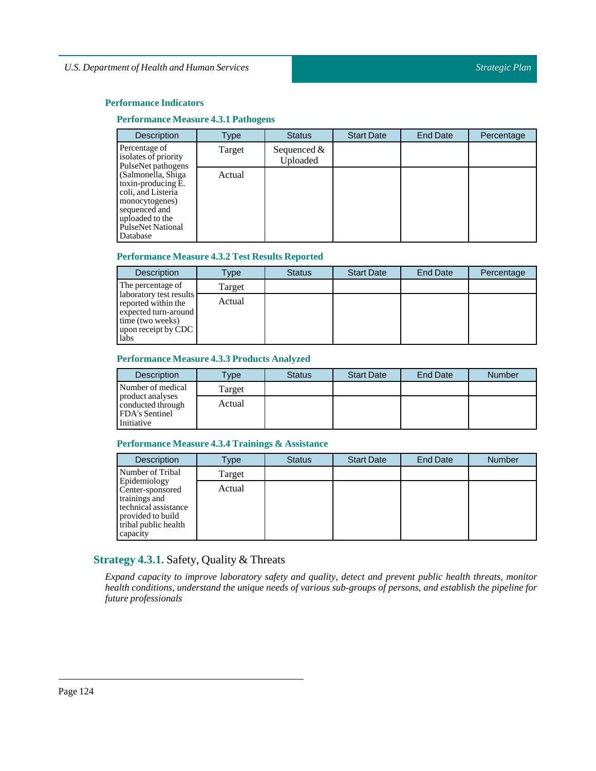### Performance Indicators

#### Performance Measure 4.3.1 Pathogens

| Description | Type | Status | Start Date | End Date | Percentage |
|---|---|---|---|---|---|
| Percentage of isolates of priority PulseNet pathogens (Salmonella, Shiga toxin-producing E. coli, and Listeria monocytogenes) sequenced and uploaded to the PulseNet National Database | Target | Sequenced & Uploaded | | | |
| | Actual | | | | |

#### Performance Measure 4.3.2 Test Results Reported

| Description | Type | Status | Start Date | End Date | Percentage |
|---|---|---|---|---|---|
| The percentage of laboratory test results reported within the expected turn-around time (two weeks) upon receipt by CDC labs | Target | | | | |
| | Actual | | | | |

#### Performance Measure 4.3.3 Products Analyzed

| Description | Type | Status | Start Date | End Date | Number |
|---|---|---|---|---|---|
| Number of medical product analyses conducted through FDA's Sentinel Initiative | Target | | | | |
| | Actual | | | | |

#### Performance Measure 4.3.4 Trainings & Assistance

| Description | Type | Status | Start Date | End Date | Number |
|---|---|---|---|---|---|
| Number of Tribal Epidemiology Center-sponsored trainings and technical assistance provided to build tribal public health capacity | Target | | | | |
| | Actual | | | | |

## **Strategy 4.3.1.** Safety, Quality & Threats

*Expand capacity to improve laboratory safety and quality, detect and prevent public health threats, monitor health conditions, understand the unique needs of various sub-groups of persons, and establish the pipeline for future professionals*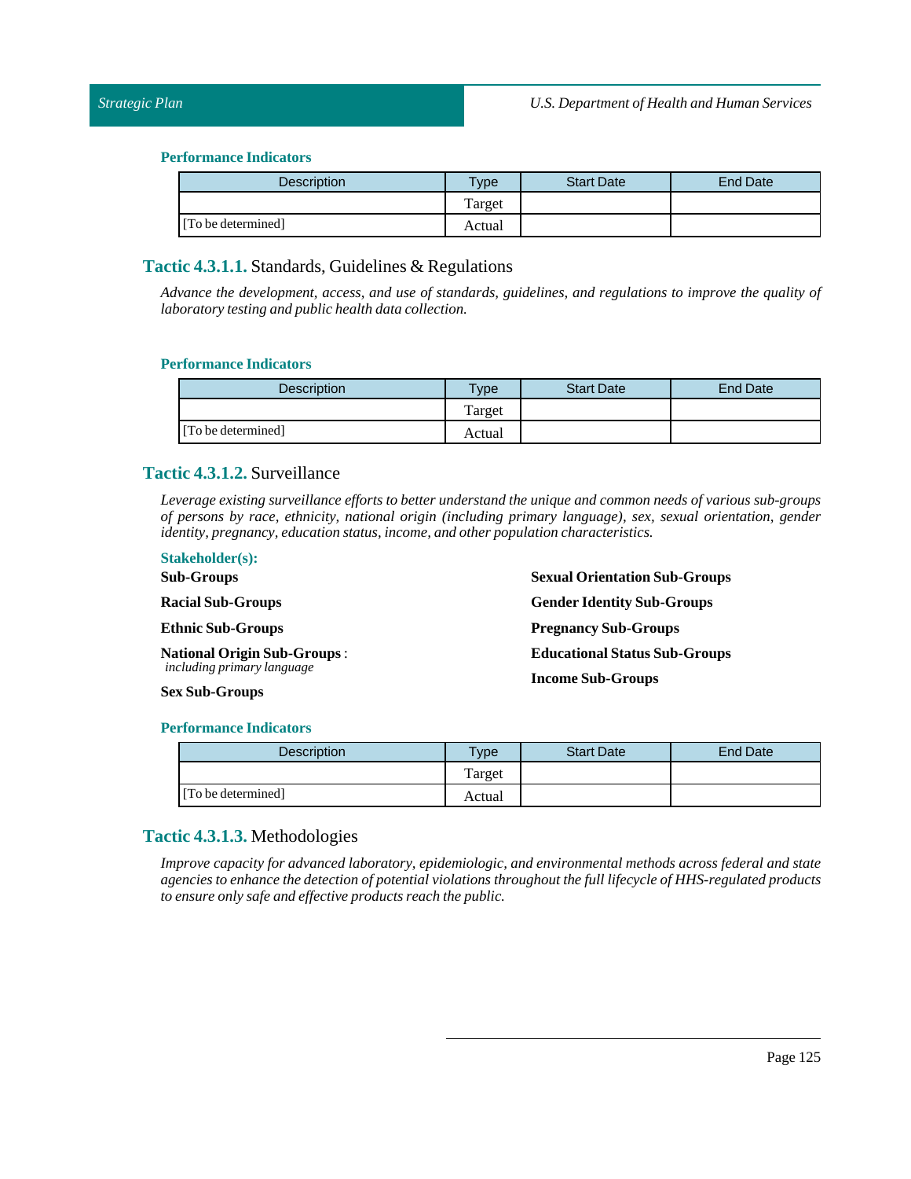#### Performance Indicators

| Description | Type | Start Date | End Date |
|---|---|---|---|
| | Target | | |
| [To be determined] | Actual | | |

### Tactic 4.3.1.1. Standards, Guidelines & Regulations

*Advance the development, access, and use of standards, guidelines, and regulations to improve the quality of laboratory testing and public health data collection.*

#### Performance Indicators

| Description | Type | Start Date | End Date |
|---|---|---|---|
| | Target | | |
| [To be determined] | Actual | | |

### Tactic 4.3.1.2. Surveillance

*Leverage existing surveillance efforts to better understand the unique and common needs of various sub-groups of persons by race, ethnicity, national origin (including primary language), sex, sexual orientation, gender identity, pregnancy, education status, income, and other population characteristics.*

#### Stakeholder(s):

**Sub-Groups**

**Racial Sub-Groups**

**Ethnic Sub-Groups**

**National Origin Sub-Groups** : *including primary language*

**Sex Sub-Groups**

**Sexual Orientation Sub-Groups**

**Gender Identity Sub-Groups**

**Pregnancy Sub-Groups**

**Educational Status Sub-Groups**

**Income Sub-Groups**

#### Performance Indicators

| Description | Type | Start Date | End Date |
|---|---|---|---|
| | Target | | |
| [To be determined] | Actual | | |

### Tactic 4.3.1.3. Methodologies

*Improve capacity for advanced laboratory, epidemiologic, and environmental methods across federal and state agencies to enhance the detection of potential violations throughout the full lifecycle of HHS-regulated products to ensure only safe and effective products reach the public.*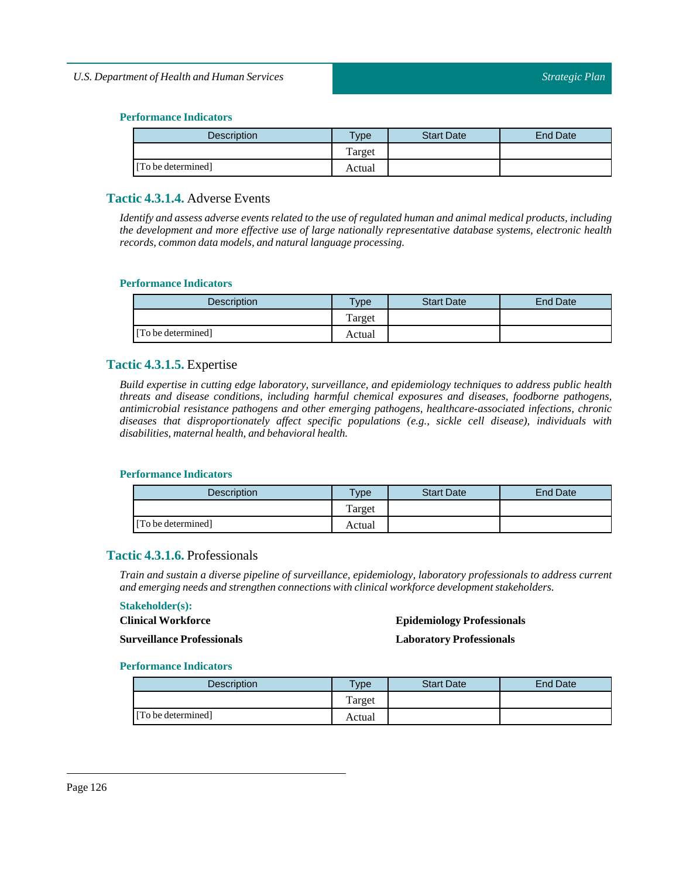### Performance Indicators

| Description | Type | Start Date | End Date |
|---|---|---|---|
| | Target | | |
| [To be determined] | Actual | | |

## Tactic 4.3.1.4. Adverse Events

*Identify and assess adverse events related to the use of regulated human and animal medical products, including the development and more effective use of large nationally representative database systems, electronic health records, common data models, and natural language processing.*

### Performance Indicators

| Description | Type | Start Date | End Date |
|---|---|---|---|
| | Target | | |
| [To be determined] | Actual | | |

## Tactic 4.3.1.5. Expertise

*Build expertise in cutting edge laboratory, surveillance, and epidemiology techniques to address public health threats and disease conditions, including harmful chemical exposures and diseases, foodborne pathogens, antimicrobial resistance pathogens and other emerging pathogens, healthcare-associated infections, chronic diseases that disproportionately affect specific populations (e.g., sickle cell disease), individuals with disabilities, maternal health, and behavioral health.*

### Performance Indicators

| Description | Type | Start Date | End Date |
|---|---|---|---|
| | Target | | |
| [To be determined] | Actual | | |

## Tactic 4.3.1.6. Professionals

*Train and sustain a diverse pipeline of surveillance, epidemiology, laboratory professionals to address current and emerging needs and strengthen connections with clinical workforce development stakeholders.*

### Stakeholder(s):

**Clinical Workforce**

**Epidemiology Professionals**

**Surveillance Professionals**

**Laboratory Professionals**

### Performance Indicators

| Description | Type | Start Date | End Date |
|---|---|---|---|
| | Target | | |
| [To be determined] | Actual | | |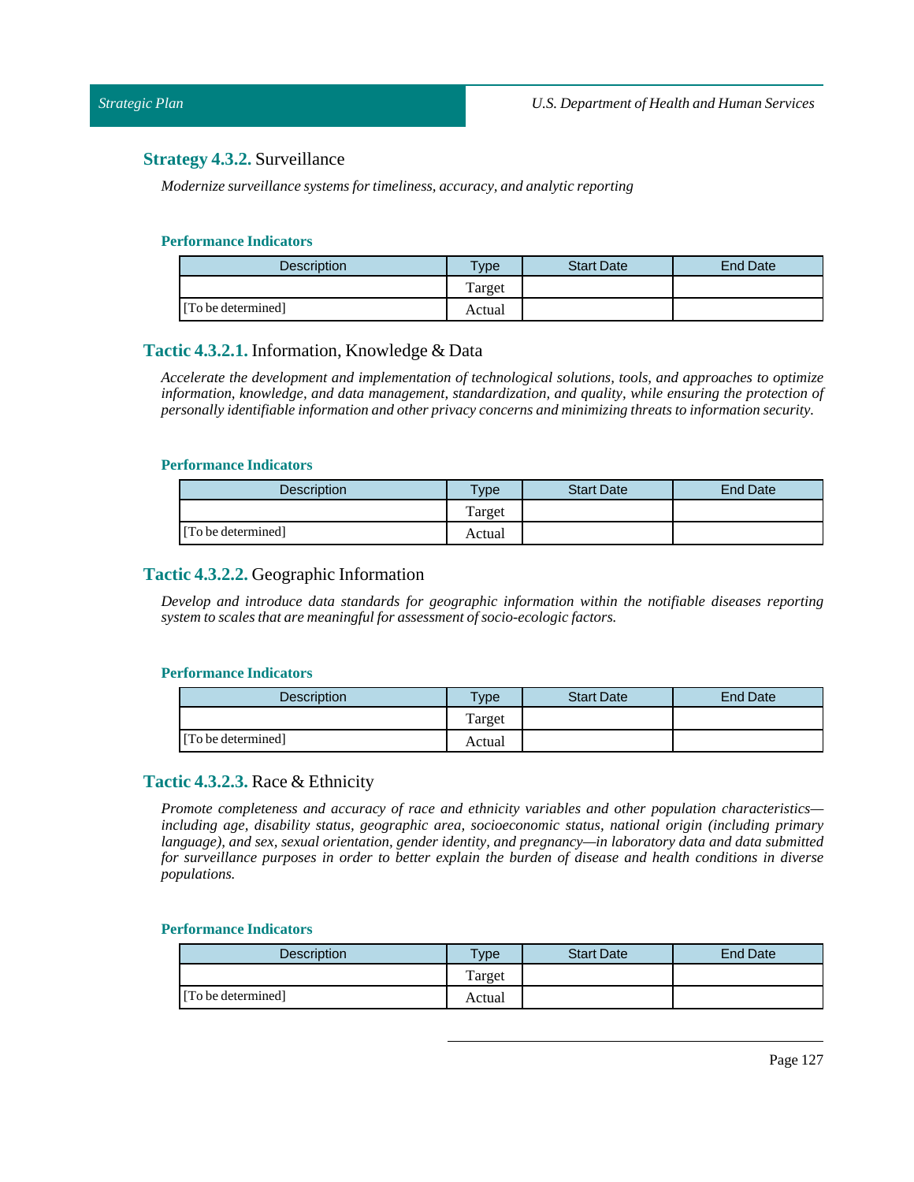### **Strategy 4.3.2.** Surveillance

*Modernize surveillance systems for timeliness, accuracy, and analytic reporting*

#### Performance Indicators

| Description | Type | Start Date | End Date |
|---|---|---|---|
| | Target | | |
| [To be determined] | Actual | | |

### **Tactic 4.3.2.1.** Information, Knowledge & Data

*Accelerate the development and implementation of technological solutions, tools, and approaches to optimize information, knowledge, and data management, standardization, and quality, while ensuring the protection of personally identifiable information and other privacy concerns and minimizing threats to information security.*

#### Performance Indicators

| Description | Type | Start Date | End Date |
|---|---|---|---|
| | Target | | |
| [To be determined] | Actual | | |

### **Tactic 4.3.2.2.** Geographic Information

*Develop and introduce data standards for geographic information within the notifiable diseases reporting system to scales that are meaningful for assessment of socio-ecologic factors.*

#### Performance Indicators

| Description | Type | Start Date | End Date |
|---|---|---|---|
| | Target | | |
| [To be determined] | Actual | | |

### **Tactic 4.3.2.3.** Race & Ethnicity

*Promote completeness and accuracy of race and ethnicity variables and other population characteristics—including age, disability status, geographic area, socioeconomic status, national origin (including primary language), and sex, sexual orientation, gender identity, and pregnancy—in laboratory data and data submitted for surveillance purposes in order to better explain the burden of disease and health conditions in diverse populations.*

#### Performance Indicators

| Description | Type | Start Date | End Date |
|---|---|---|---|
| | Target | | |
| [To be determined] | Actual | | |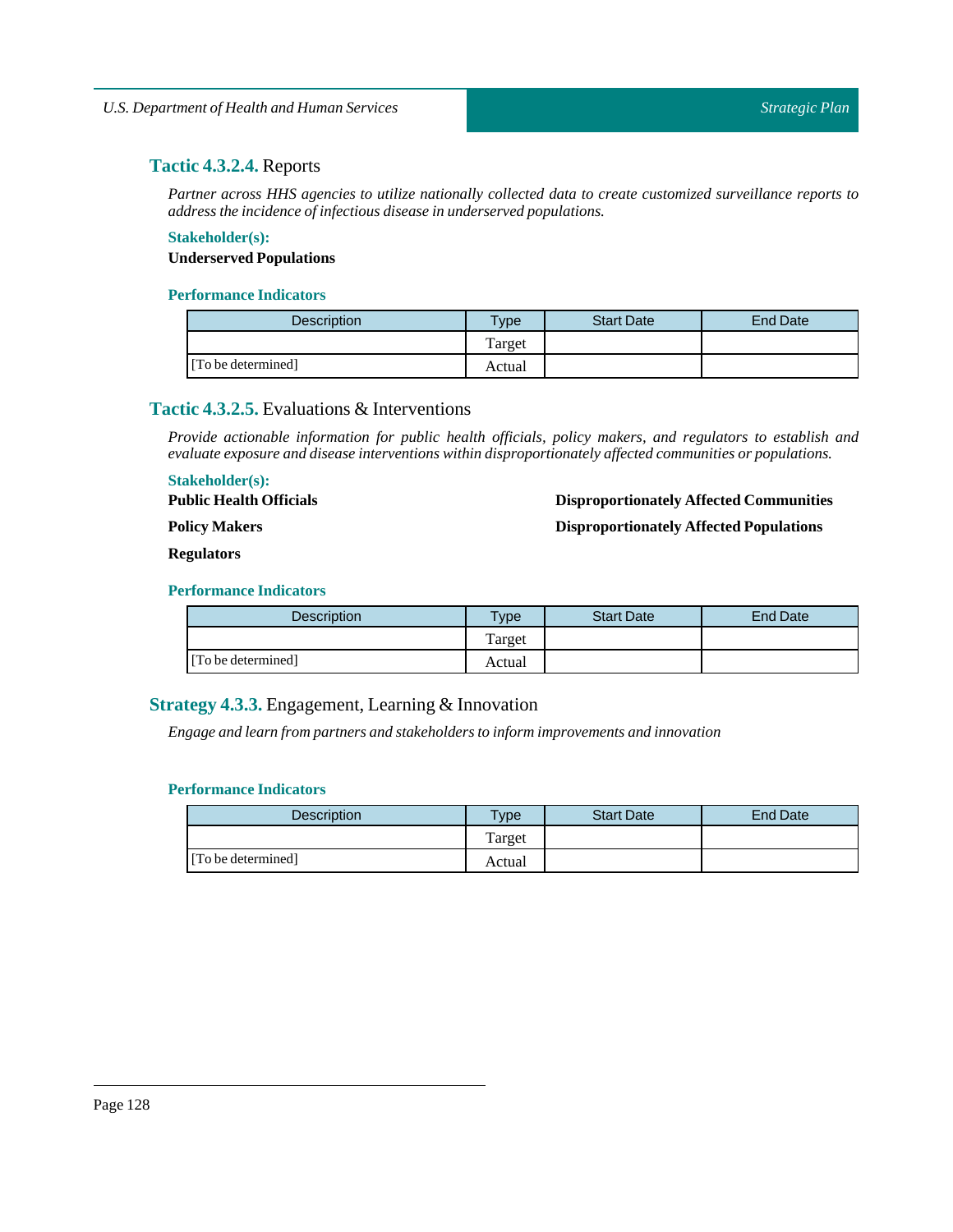### **Tactic 4.3.2.4.** Reports

*Partner across HHS agencies to utilize nationally collected data to create customized surveillance reports to address the incidence of infectious disease in underserved populations.*

**Stakeholder(s):**

**Underserved Populations**

**Performance Indicators**

| Description | Type | Start Date | End Date |
|---|---|---|---|
| [To be determined] | Target | | |
| | Actual | | |

### **Tactic 4.3.2.5.** Evaluations & Interventions

*Provide actionable information for public health officials, policy makers, and regulators to establish and evaluate exposure and disease interventions within disproportionately affected communities or populations.*

**Stakeholder(s):**

**Public Health Officials**

**Policy Makers**

**Regulators**

**Disproportionately Affected Communities**

**Disproportionately Affected Populations**

**Performance Indicators**

| Description | Type | Start Date | End Date |
|---|---|---|---|
| [To be determined] | Target | | |
| | Actual | | |

## **Strategy 4.3.3.** Engagement, Learning & Innovation

*Engage and learn from partners and stakeholders to inform improvements and innovation*

**Performance Indicators**

| Description | Type | Start Date | End Date |
|---|---|---|---|
| [To be determined] | Target | | |
| | Actual | | |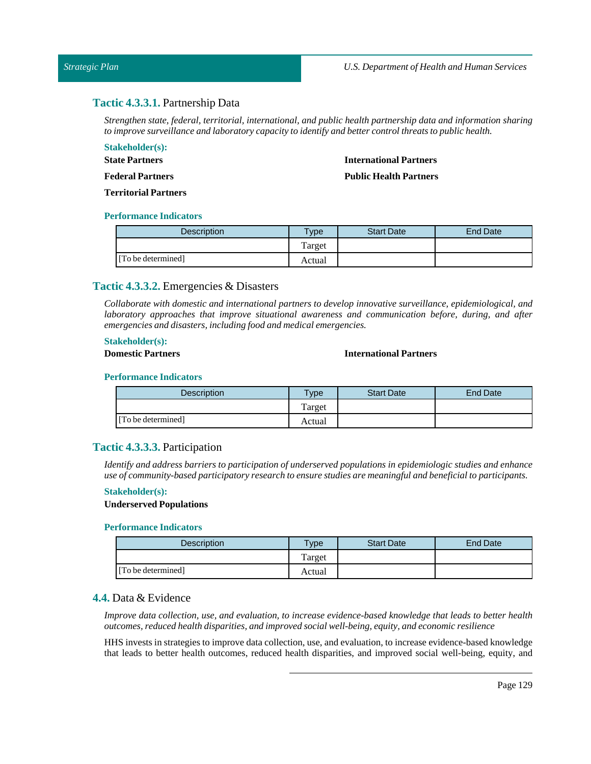### **Tactic 4.3.3.1.** Partnership Data

*Strengthen state, federal, territorial, international, and public health partnership data and information sharing to improve surveillance and laboratory capacity to identify and better control threats to public health.*

**Stakeholder(s):**

**State Partners**

**Federal Partners**

**Territorial Partners**

**International Partners**

**Public Health Partners**

**Performance Indicators**

| Description | Type | Start Date | End Date |
|---|---|---|---|
| [To be determined] | Target | | |
| | Actual | | |

### **Tactic 4.3.3.2.** Emergencies & Disasters

*Collaborate with domestic and international partners to develop innovative surveillance, epidemiological, and laboratory approaches that improve situational awareness and communication before, during, and after emergencies and disasters, including food and medical emergencies.*

**Stakeholder(s):**

**Domestic Partners**

**International Partners**

**Performance Indicators**

| Description | Type | Start Date | End Date |
|---|---|---|---|
| [To be determined] | Target | | |
| | Actual | | |

### **Tactic 4.3.3.3.** Participation

*Identify and address barriers to participation of underserved populations in epidemiologic studies and enhance use of community-based participatory research to ensure studies are meaningful and beneficial to participants.*

**Stakeholder(s):**

**Underserved Populations**

**Performance Indicators**

| Description | Type | Start Date | End Date |
|---|---|---|---|
| [To be determined] | Target | | |
| | Actual | | |

## **4.4.** Data & Evidence

*Improve data collection, use, and evaluation, to increase evidence-based knowledge that leads to better health outcomes, reduced health disparities, and improved social well-being, equity, and economic resilience*

HHS invests in strategies to improve data collection, use, and evaluation, to increase evidence-based knowledge that leads to better health outcomes, reduced health disparities, and improved social well-being, equity, and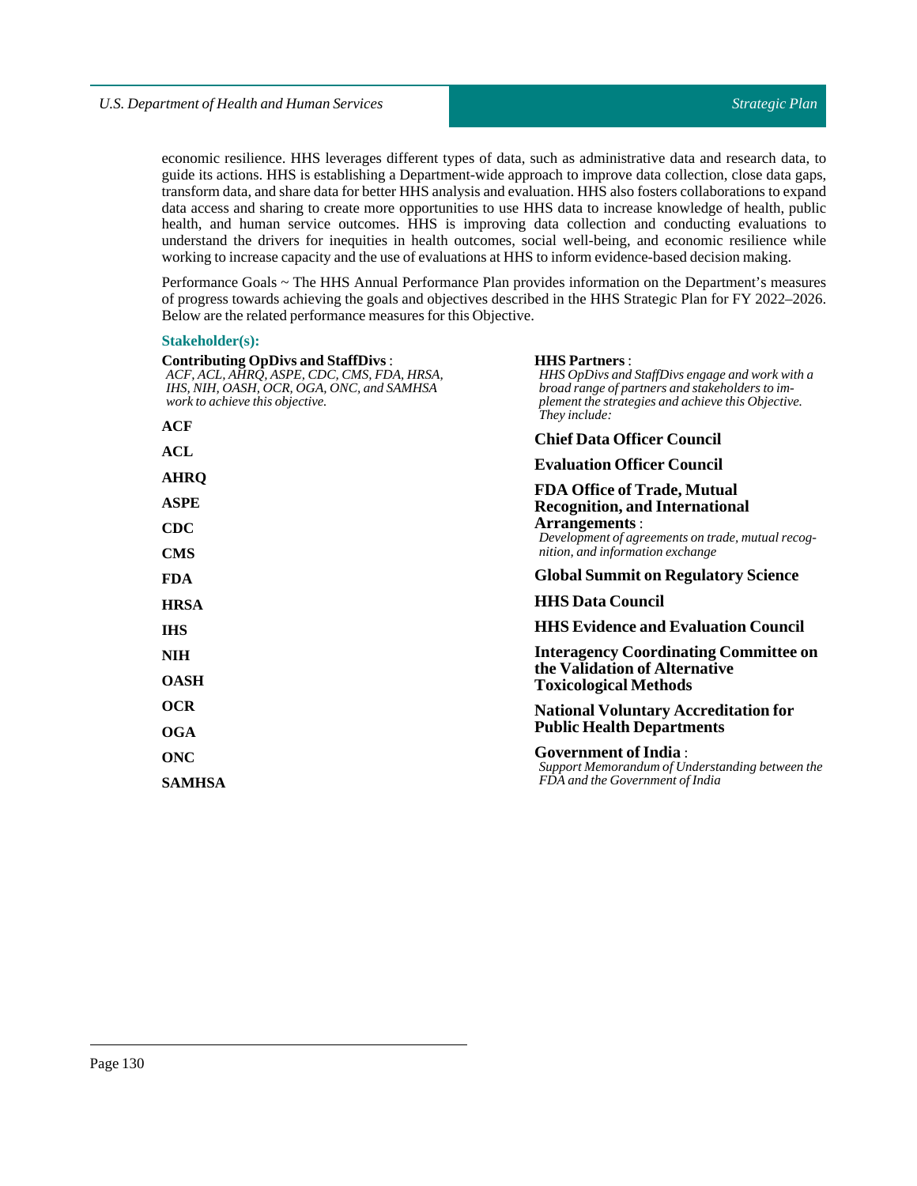economic resilience. HHS leverages different types of data, such as administrative data and research data, to guide its actions. HHS is establishing a Department-wide approach to improve data collection, close data gaps, transform data, and share data for better HHS analysis and evaluation. HHS also fosters collaborations to expand data access and sharing to create more opportunities to use HHS data to increase knowledge of health, public health, and human service outcomes. HHS is improving data collection and conducting evaluations to understand the drivers for inequities in health outcomes, social well-being, and economic resilience while working to increase capacity and the use of evaluations at HHS to inform evidence-based decision making.

Performance Goals ~ The HHS Annual Performance Plan provides information on the Department's measures of progress towards achieving the goals and objectives described in the HHS Strategic Plan for FY 2022–2026. Below are the related performance measures for this Objective.

**Stakeholder(s):**

**Contributing OpDivs and StaffDivs** :
*ACF, ACL, AHRQ, ASPE, CDC, CMS, FDA, HRSA, IHS, NIH, OASH, OCR, OGA, ONC, and SAMHSA work to achieve this objective.*

**ACF**

**ACL**

**AHRQ**

**ASPE**

**CDC**

**CMS**

**FDA**

**HRSA**

**IHS**

**NIH**

**OASH**

**OCR**

**OGA**

**ONC**

**SAMHSA**

**HHS Partners** :
*HHS OpDivs and StaffDivs engage and work with a broad range of partners and stakeholders to implement the strategies and achieve this Objective. They include:*

**Chief Data Officer Council**

**Evaluation Officer Council**

**FDA Office of Trade, Mutual Recognition, and International Arrangements** :
*Development of agreements on trade, mutual recognition, and information exchange*

**Global Summit on Regulatory Science**

**HHS Data Council**

**HHS Evidence and Evaluation Council**

**Interagency Coordinating Committee on the Validation of Alternative Toxicological Methods**

**National Voluntary Accreditation for Public Health Departments**

**Government of India** :
*Support Memorandum of Understanding between the FDA and the Government of India*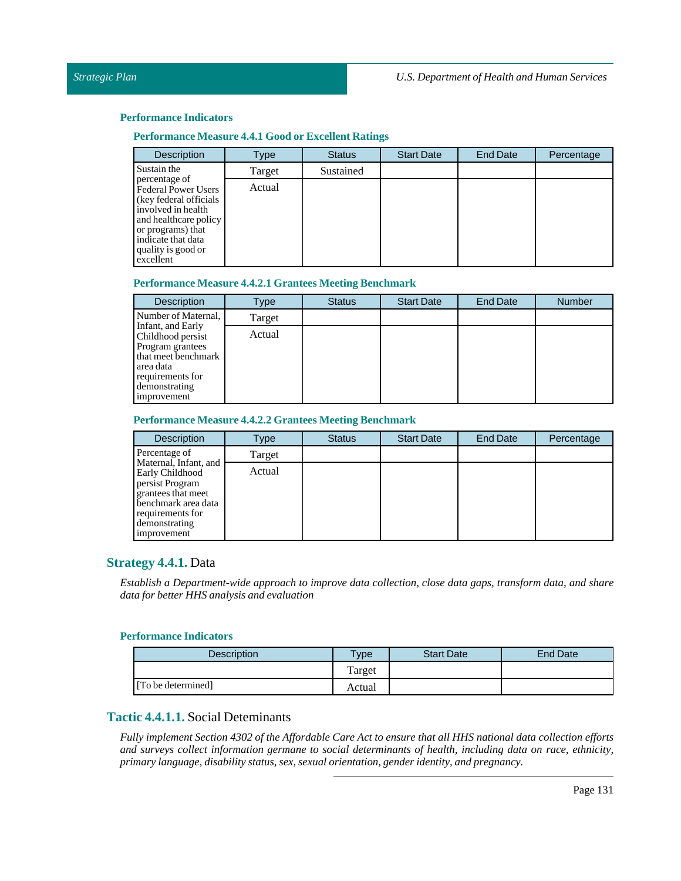### Performance Indicators

#### Performance Measure 4.4.1 Good or Excellent Ratings

| Description | Type | Status | Start Date | End Date | Percentage |
|---|---|---|---|---|---|
| Sustain the percentage of Federal Power Users (key federal officials involved in health and healthcare policy or programs) that indicate that data quality is good or excellent | Target | Sustained | | | |
| | Actual | | | | |

#### Performance Measure 4.4.2.1 Grantees Meeting Benchmark

| Description | Type | Status | Start Date | End Date | Number |
|---|---|---|---|---|---|
| Number of Maternal, Infant, and Early Childhood persist Program grantees that meet benchmark area data requirements for demonstrating improvement | Target | | | | |
| | Actual | | | | |

#### Performance Measure 4.4.2.2 Grantees Meeting Benchmark

| Description | Type | Status | Start Date | End Date | Percentage |
|---|---|---|---|---|---|
| Percentage of Maternal, Infant, and Early Childhood persist Program grantees that meet benchmark area data requirements for demonstrating improvement | Target | | | | |
| | Actual | | | | |

## **Strategy 4.4.1.** Data

*Establish a Department-wide approach to improve data collection, close data gaps, transform data, and share data for better HHS analysis and evaluation*

### Performance Indicators

| Description | Type | Start Date | End Date |
|---|---|---|---|
| | Target | | |
| [To be determined] | Actual | | |

## **Tactic 4.4.1.1.** Social Deteminants

*Fully implement Section 4302 of the Affordable Care Act to ensure that all HHS national data collection efforts and surveys collect information germane to social determinants of health, including data on race, ethnicity, primary language, disability status, sex, sexual orientation, gender identity, and pregnancy.*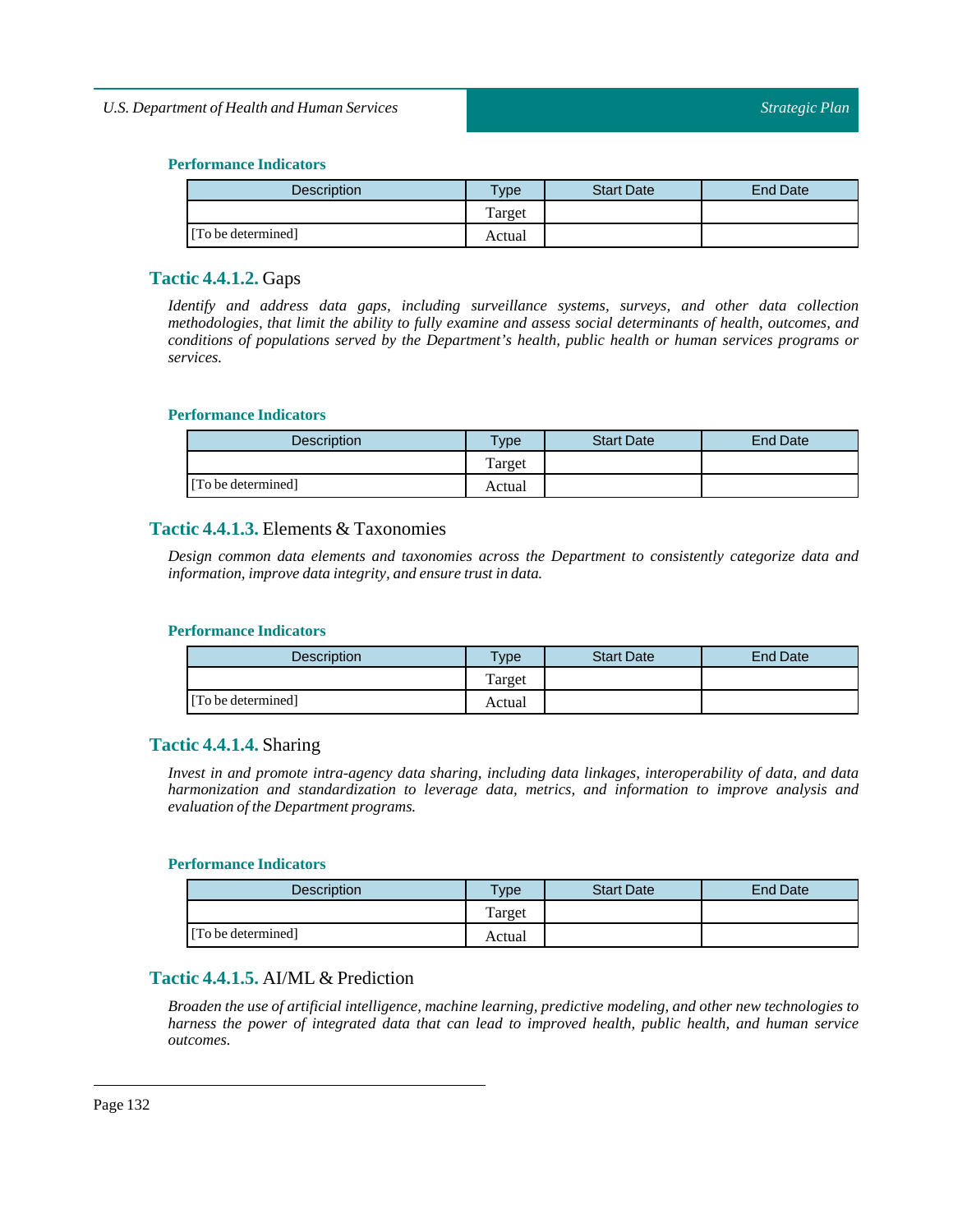#### Performance Indicators

| Description | Type | Start Date | End Date |
|---|---|---|---|
| | Target | | |
| [To be determined] | Actual | | |

### **Tactic 4.4.1.2.** Gaps

*Identify and address data gaps, including surveillance systems, surveys, and other data collection methodologies, that limit the ability to fully examine and assess social determinants of health, outcomes, and conditions of populations served by the Department's health, public health or human services programs or services.*

#### Performance Indicators

| Description | Type | Start Date | End Date |
|---|---|---|---|
| | Target | | |
| [To be determined] | Actual | | |

### **Tactic 4.4.1.3.** Elements & Taxonomies

*Design common data elements and taxonomies across the Department to consistently categorize data and information, improve data integrity, and ensure trust in data.*

#### Performance Indicators

| Description | Type | Start Date | End Date |
|---|---|---|---|
| | Target | | |
| [To be determined] | Actual | | |

### **Tactic 4.4.1.4.** Sharing

*Invest in and promote intra-agency data sharing, including data linkages, interoperability of data, and data harmonization and standardization to leverage data, metrics, and information to improve analysis and evaluation of the Department programs.*

#### Performance Indicators

| Description | Type | Start Date | End Date |
|---|---|---|---|
| | Target | | |
| [To be determined] | Actual | | |

### **Tactic 4.4.1.5.** AI/ML & Prediction

*Broaden the use of artificial intelligence, machine learning, predictive modeling, and other new technologies to harness the power of integrated data that can lead to improved health, public health, and human service outcomes.*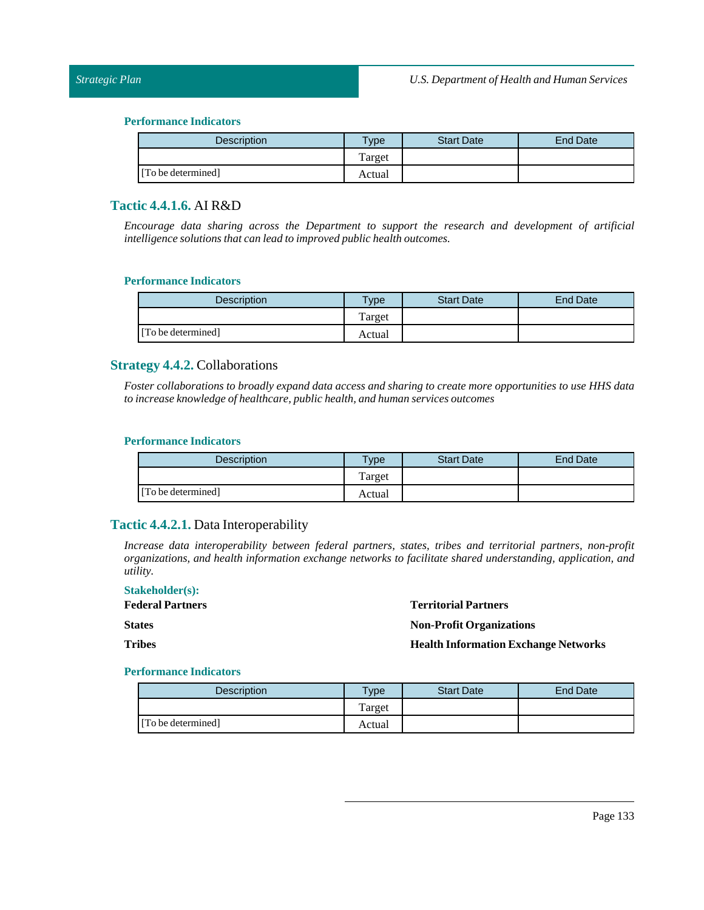#### Performance Indicators

| Description | Type | Start Date | End Date |
|---|---|---|---|
| | Target | | |
| [To be determined] | Actual | | |

### **Tactic 4.4.1.6.** AI R&D

*Encourage data sharing across the Department to support the research and development of artificial intelligence solutions that can lead to improved public health outcomes.*

#### Performance Indicators

| Description | Type | Start Date | End Date |
|---|---|---|---|
| | Target | | |
| [To be determined] | Actual | | |

### **Strategy 4.4.2.** Collaborations

*Foster collaborations to broadly expand data access and sharing to create more opportunities to use HHS data to increase knowledge of healthcare, public health, and human services outcomes*

#### Performance Indicators

| Description | Type | Start Date | End Date |
|---|---|---|---|
| | Target | | |
| [To be determined] | Actual | | |

### **Tactic 4.4.2.1.** Data Interoperability

*Increase data interoperability between federal partners, states, tribes and territorial partners, non-profit organizations, and health information exchange networks to facilitate shared understanding, application, and utility.*

#### Stakeholder(s):

**Federal Partners**

**States**

**Tribes**

**Territorial Partners**

**Non-Profit Organizations**

**Health Information Exchange Networks**

#### Performance Indicators

| Description | Type | Start Date | End Date |
|---|---|---|---|
| | Target | | |
| [To be determined] | Actual | | |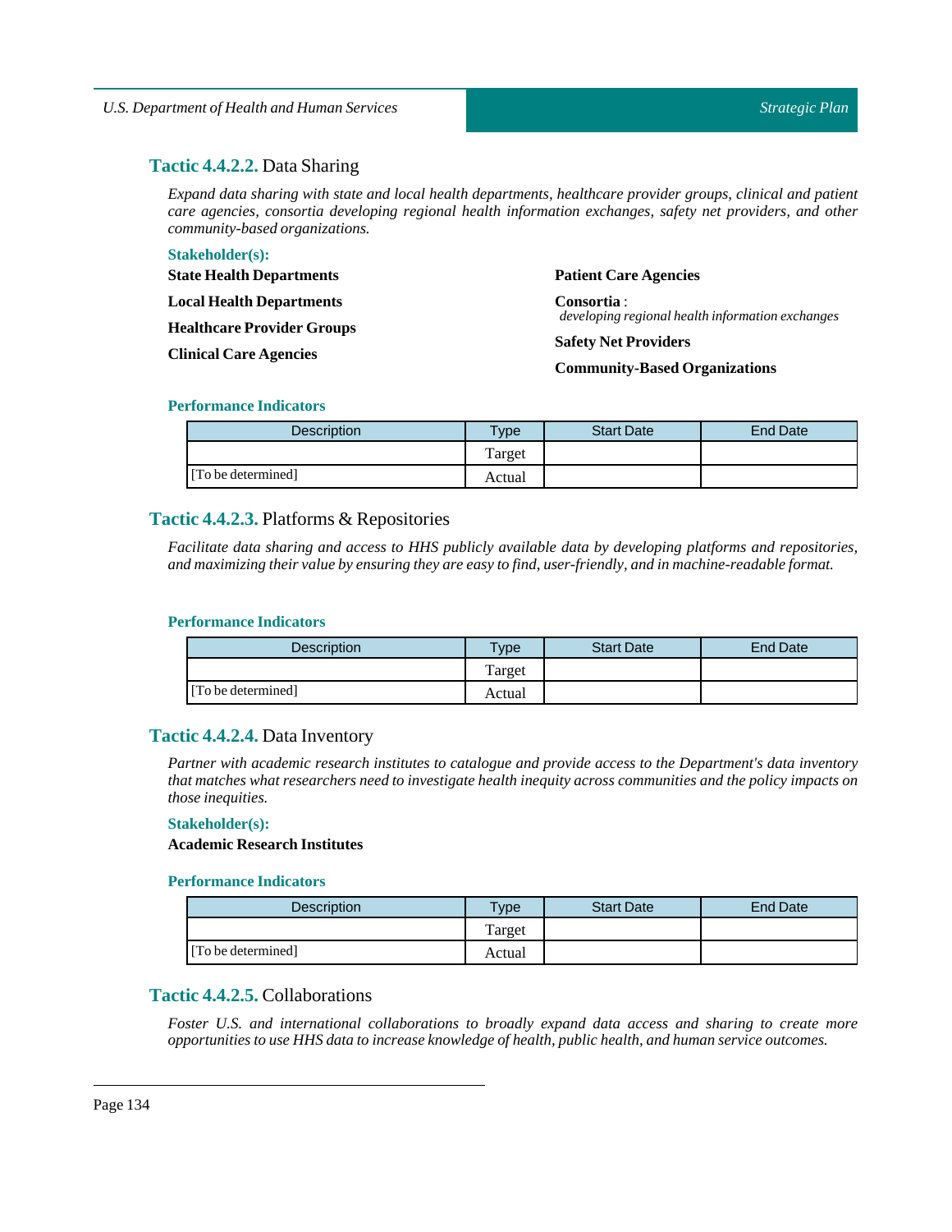### **Tactic 4.4.2.2.** Data Sharing

*Expand data sharing with state and local health departments, healthcare provider groups, clinical and patient care agencies, consortia developing regional health information exchanges, safety net providers, and other community-based organizations.*

**Stakeholder(s):**

**State Health Departments**

**Local Health Departments**

**Healthcare Provider Groups**

**Clinical Care Agencies**

**Patient Care Agencies**

**Consortia** :
*developing regional health information exchanges*

**Safety Net Providers**

**Community-Based Organizations**

**Performance Indicators**

| Description | Type | Start Date | End Date |
|---|---|---|---|
| | Target | | |
| [To be determined] | Actual | | |

### **Tactic 4.4.2.3.** Platforms & Repositories

*Facilitate data sharing and access to HHS publicly available data by developing platforms and repositories, and maximizing their value by ensuring they are easy to find, user-friendly, and in machine-readable format.*

**Performance Indicators**

| Description | Type | Start Date | End Date |
|---|---|---|---|
| | Target | | |
| [To be determined] | Actual | | |

### **Tactic 4.4.2.4.** Data Inventory

*Partner with academic research institutes to catalogue and provide access to the Department's data inventory that matches what researchers need to investigate health inequity across communities and the policy impacts on those inequities.*

**Stakeholder(s):**

**Academic Research Institutes**

**Performance Indicators**

| Description | Type | Start Date | End Date |
|---|---|---|---|
| | Target | | |
| [To be determined] | Actual | | |

### **Tactic 4.4.2.5.** Collaborations

*Foster U.S. and international collaborations to broadly expand data access and sharing to create more opportunities to use HHS data to increase knowledge of health, public health, and human service outcomes.*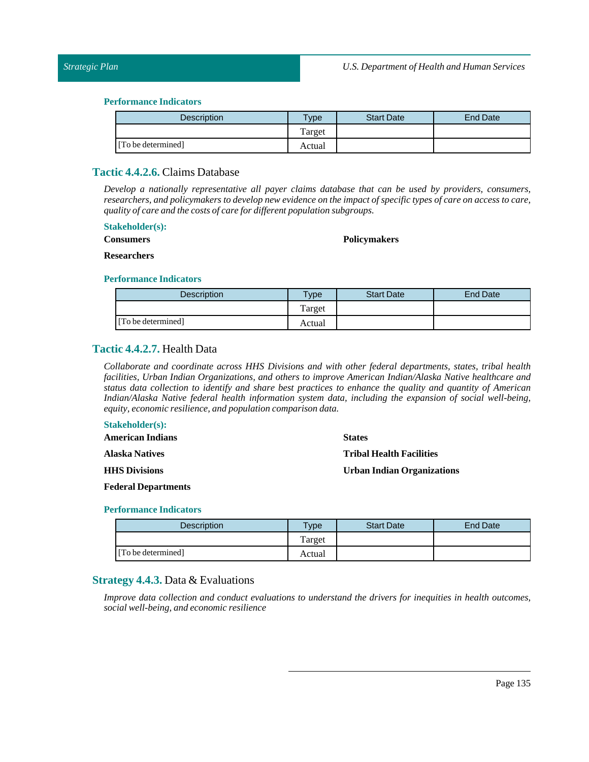#### Performance Indicators

| Description | Type | Start Date | End Date |
|---|---|---|---|
| | Target | | |
| [To be determined] | Actual | | |

### Tactic 4.4.2.6. Claims Database

*Develop a nationally representative all payer claims database that can be used by providers, consumers, researchers, and policymakers to develop new evidence on the impact of specific types of care on access to care, quality of care and the costs of care for different population subgroups.*

#### Stakeholder(s):

**Consumers**

**Policymakers**

**Researchers**

#### Performance Indicators

| Description | Type | Start Date | End Date |
|---|---|---|---|
| | Target | | |
| [To be determined] | Actual | | |

### Tactic 4.4.2.7. Health Data

*Collaborate and coordinate across HHS Divisions and with other federal departments, states, tribal health facilities, Urban Indian Organizations, and others to improve American Indian/Alaska Native healthcare and status data collection to identify and share best practices to enhance the quality and quantity of American Indian/Alaska Native federal health information system data, including the expansion of social well-being, equity, economic resilience, and population comparison data.*

#### Stakeholder(s):

**American Indians**

**Alaska Natives**

**HHS Divisions**

**Federal Departments**

**States**

**Tribal Health Facilities**

**Urban Indian Organizations**

#### Performance Indicators

| Description | Type | Start Date | End Date |
|---|---|---|---|
| | Target | | |
| [To be determined] | Actual | | |

### Strategy 4.4.3. Data & Evaluations

*Improve data collection and conduct evaluations to understand the drivers for inequities in health outcomes, social well-being, and economic resilience*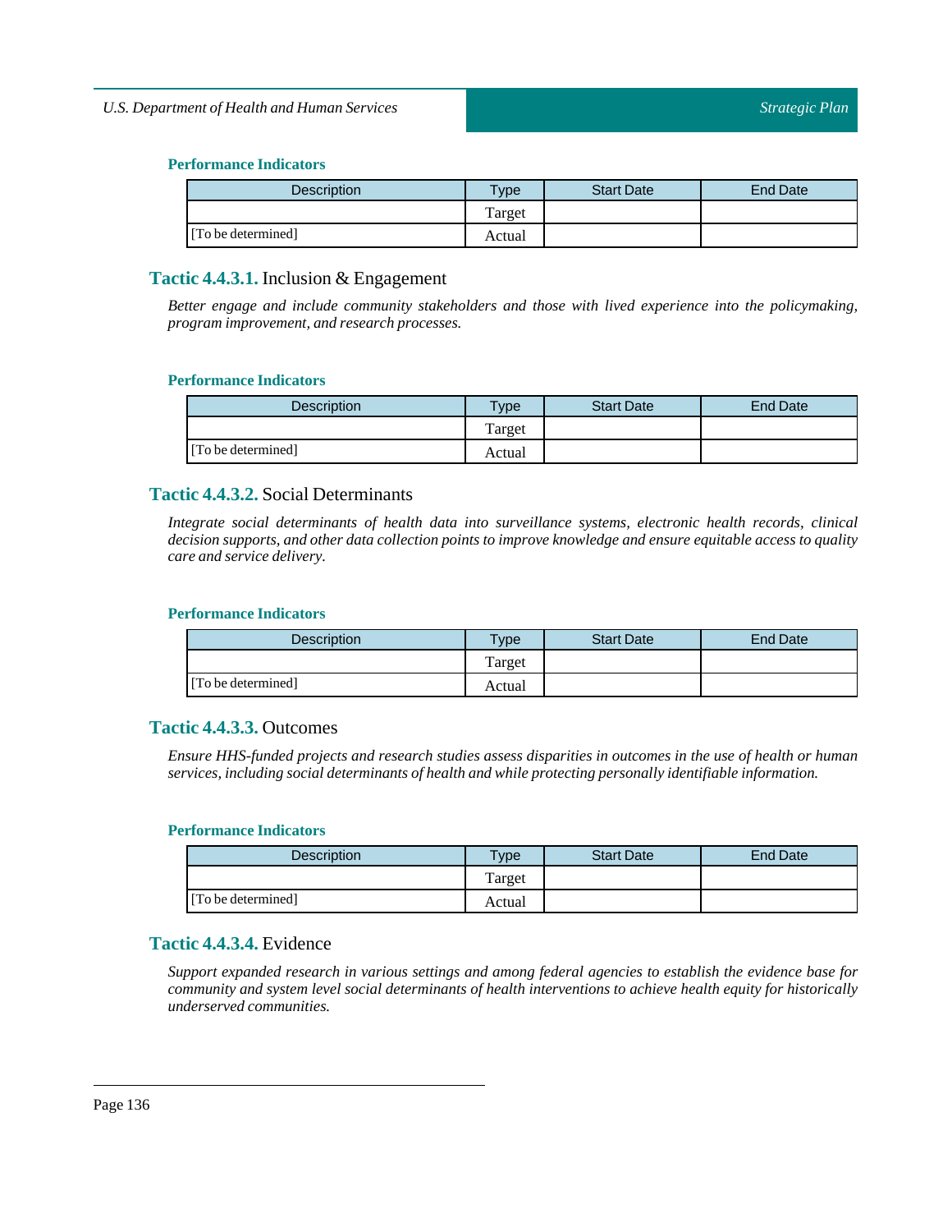#### Performance Indicators

| Description | Type | Start Date | End Date |
| --- | --- | --- | --- |
| | Target | | |
| [To be determined] | Actual | | |

### **Tactic 4.4.3.1.** Inclusion & Engagement

*Better engage and include community stakeholders and those with lived experience into the policymaking, program improvement, and research processes.*

#### Performance Indicators

| Description | Type | Start Date | End Date |
| --- | --- | --- | --- |
| | Target | | |
| [To be determined] | Actual | | |

### **Tactic 4.4.3.2.** Social Determinants

*Integrate social determinants of health data into surveillance systems, electronic health records, clinical decision supports, and other data collection points to improve knowledge and ensure equitable access to quality care and service delivery.*

#### Performance Indicators

| Description | Type | Start Date | End Date |
| --- | --- | --- | --- |
| | Target | | |
| [To be determined] | Actual | | |

### **Tactic 4.4.3.3.** Outcomes

*Ensure HHS-funded projects and research studies assess disparities in outcomes in the use of health or human services, including social determinants of health and while protecting personally identifiable information.*

#### Performance Indicators

| Description | Type | Start Date | End Date |
| --- | --- | --- | --- |
| | Target | | |
| [To be determined] | Actual | | |

### **Tactic 4.4.3.4.** Evidence

*Support expanded research in various settings and among federal agencies to establish the evidence base for community and system level social determinants of health interventions to achieve health equity for historically underserved communities.*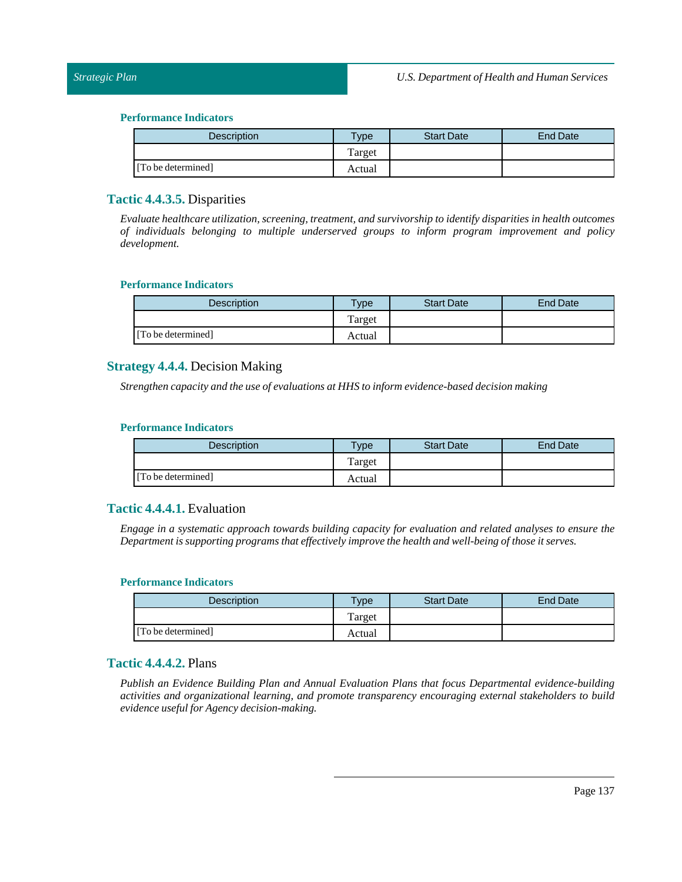#### Performance Indicators

| Description | Type | Start Date | End Date |
| --- | --- | --- | --- |
|  | Target |  |  |
| [To be determined] | Actual |  |  |

### Tactic 4.4.3.5. Disparities

*Evaluate healthcare utilization, screening, treatment, and survivorship to identify disparities in health outcomes of individuals belonging to multiple underserved groups to inform program improvement and policy development.*

#### Performance Indicators

| Description | Type | Start Date | End Date |
| --- | --- | --- | --- |
|  | Target |  |  |
| [To be determined] | Actual |  |  |

### Strategy 4.4.4. Decision Making

*Strengthen capacity and the use of evaluations at HHS to inform evidence-based decision making*

#### Performance Indicators

| Description | Type | Start Date | End Date |
| --- | --- | --- | --- |
|  | Target |  |  |
| [To be determined] | Actual |  |  |

### Tactic 4.4.4.1. Evaluation

*Engage in a systematic approach towards building capacity for evaluation and related analyses to ensure the Department is supporting programs that effectively improve the health and well-being of those it serves.*

#### Performance Indicators

| Description | Type | Start Date | End Date |
| --- | --- | --- | --- |
|  | Target |  |  |
| [To be determined] | Actual |  |  |

### Tactic 4.4.4.2. Plans

*Publish an Evidence Building Plan and Annual Evaluation Plans that focus Departmental evidence-building activities and organizational learning, and promote transparency encouraging external stakeholders to build evidence useful for Agency decision-making.*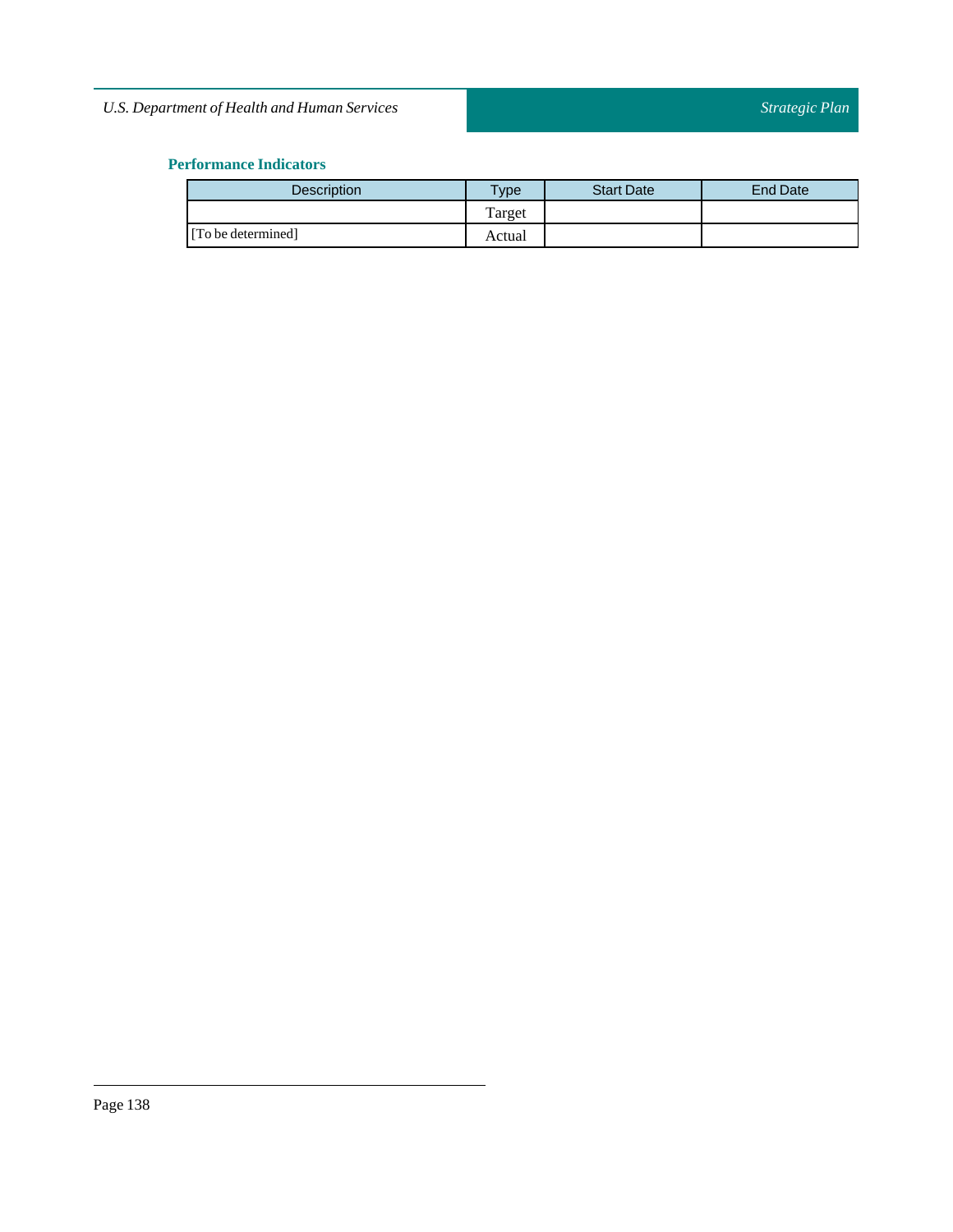### Performance Indicators

| Description | Type | Start Date | End Date |
| --- | --- | --- | --- |
| | Target | | |
| [To be determined] | Actual | | |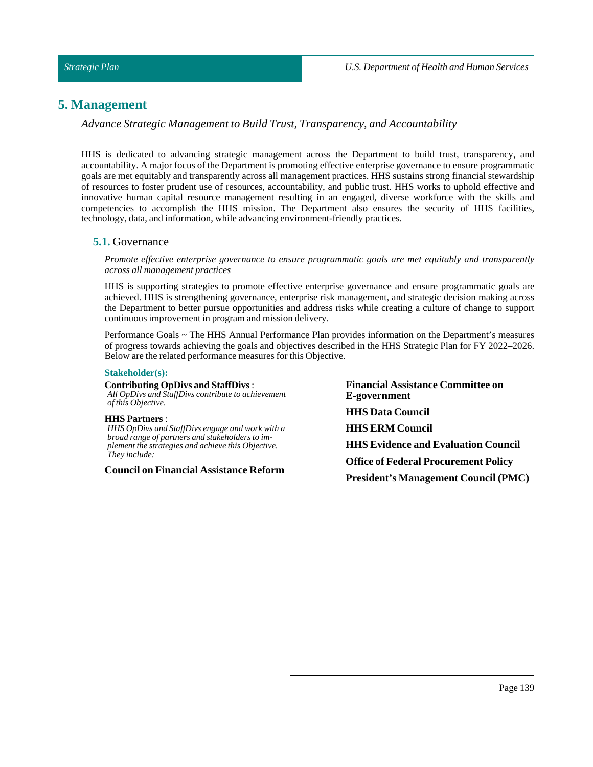# 5. Management

*Advance Strategic Management to Build Trust, Transparency, and Accountability*

HHS is dedicated to advancing strategic management across the Department to build trust, transparency, and accountability. A major focus of the Department is promoting effective enterprise governance to ensure programmatic goals are met equitably and transparently across all management practices. HHS sustains strong financial stewardship of resources to foster prudent use of resources, accountability, and public trust. HHS works to uphold effective and innovative human capital resource management resulting in an engaged, diverse workforce with the skills and competencies to accomplish the HHS mission. The Department also ensures the security of HHS facilities, technology, data, and information, while advancing environment-friendly practices.

## 5.1. Governance

*Promote effective enterprise governance to ensure programmatic goals are met equitably and transparently across all management practices*

HHS is supporting strategies to promote effective enterprise governance and ensure programmatic goals are achieved. HHS is strengthening governance, enterprise risk management, and strategic decision making across the Department to better pursue opportunities and address risks while creating a culture of change to support continuous improvement in program and mission delivery.

Performance Goals ~ The HHS Annual Performance Plan provides information on the Department's measures of progress towards achieving the goals and objectives described in the HHS Strategic Plan for FY 2022–2026. Below are the related performance measures for this Objective.

**Stakeholder(s):**

**Contributing OpDivs and StaffDivs** :
*All OpDivs and StaffDivs contribute to achievement of this Objective.*

**HHS Partners** :
*HHS OpDivs and StaffDivs engage and work with a broad range of partners and stakeholders to implement the strategies and achieve this Objective. They include:*

**Council on Financial Assistance Reform**

**Financial Assistance Committee on E-government**

**HHS Data Council**

**HHS ERM Council**

**HHS Evidence and Evaluation Council**

**Office of Federal Procurement Policy**

**President's Management Council (PMC)**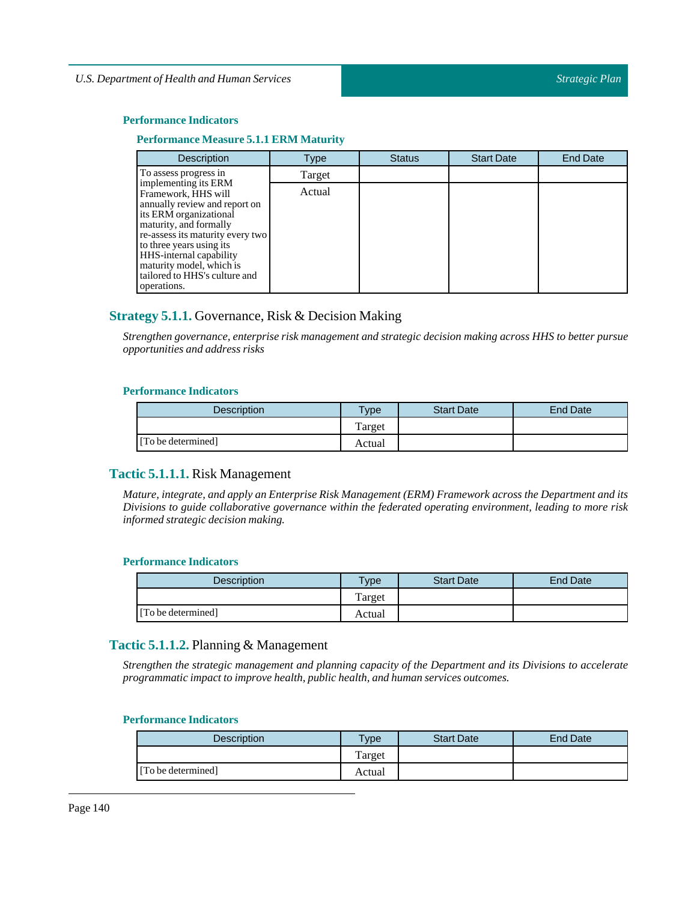#### Performance Indicators

##### Performance Measure 5.1.1 ERM Maturity

| Description | Type | Status | Start Date | End Date |
| --- | --- | --- | --- | --- |
| To assess progress in implementing its ERM Framework, HHS will annually review and report on its ERM organizational maturity, and formally re-assess its maturity every two to three years using its HHS-internal capability maturity model, which is tailored to HHS's culture and operations. | Target | | | |
| | Actual | | | |

### Strategy 5.1.1. Governance, Risk & Decision Making

*Strengthen governance, enterprise risk management and strategic decision making across HHS to better pursue opportunities and address risks*

#### Performance Indicators

| Description | Type | Start Date | End Date |
| --- | --- | --- | --- |
| | Target | | |
| [To be determined] | Actual | | |

### Tactic 5.1.1.1. Risk Management

*Mature, integrate, and apply an Enterprise Risk Management (ERM) Framework across the Department and its Divisions to guide collaborative governance within the federated operating environment, leading to more risk informed strategic decision making.*

#### Performance Indicators

| Description | Type | Start Date | End Date |
| --- | --- | --- | --- |
| | Target | | |
| [To be determined] | Actual | | |

### Tactic 5.1.1.2. Planning & Management

*Strengthen the strategic management and planning capacity of the Department and its Divisions to accelerate programmatic impact to improve health, public health, and human services outcomes.*

#### Performance Indicators

| Description | Type | Start Date | End Date |
| --- | --- | --- | --- |
| | Target | | |
| [To be determined] | Actual | | |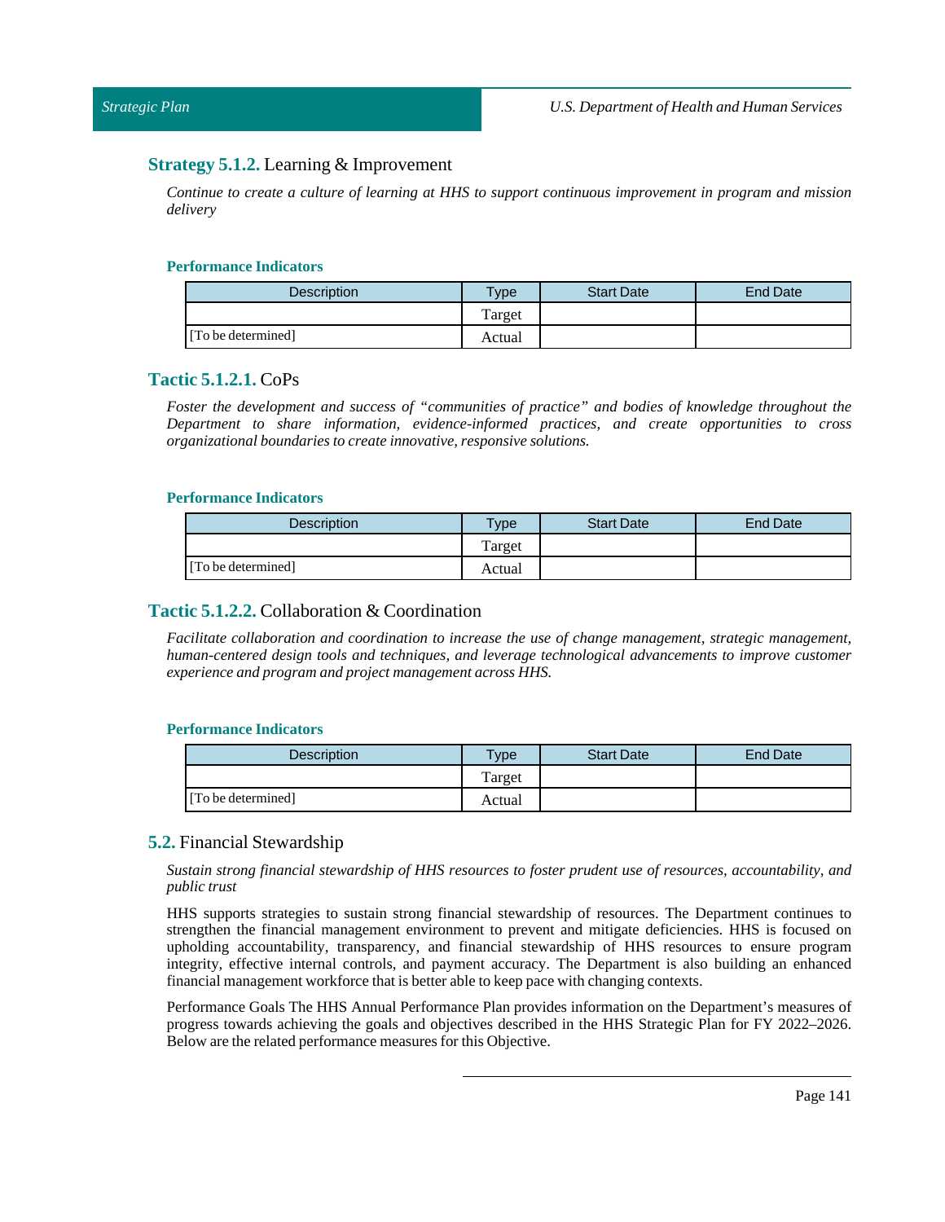### **Strategy 5.1.2.** Learning & Improvement

*Continue to create a culture of learning at HHS to support continuous improvement in program and mission delivery*

**Performance Indicators**

| Description | Type | Start Date | End Date |
|---|---|---|---|
| | Target | | |
| [To be determined] | Actual | | |

### **Tactic 5.1.2.1.** CoPs

*Foster the development and success of "communities of practice" and bodies of knowledge throughout the Department to share information, evidence-informed practices, and create opportunities to cross organizational boundaries to create innovative, responsive solutions.*

**Performance Indicators**

| Description | Type | Start Date | End Date |
|---|---|---|---|
| | Target | | |
| [To be determined] | Actual | | |

### **Tactic 5.1.2.2.** Collaboration & Coordination

*Facilitate collaboration and coordination to increase the use of change management, strategic management, human-centered design tools and techniques, and leverage technological advancements to improve customer experience and program and project management across HHS.*

**Performance Indicators**

| Description | Type | Start Date | End Date |
|---|---|---|---|
| | Target | | |
| [To be determined] | Actual | | |

## **5.2.** Financial Stewardship

*Sustain strong financial stewardship of HHS resources to foster prudent use of resources, accountability, and public trust*

HHS supports strategies to sustain strong financial stewardship of resources. The Department continues to strengthen the financial management environment to prevent and mitigate deficiencies. HHS is focused on upholding accountability, transparency, and financial stewardship of HHS resources to ensure program integrity, effective internal controls, and payment accuracy. The Department is also building an enhanced financial management workforce that is better able to keep pace with changing contexts.

Performance Goals The HHS Annual Performance Plan provides information on the Department's measures of progress towards achieving the goals and objectives described in the HHS Strategic Plan for FY 2022–2026. Below are the related performance measures for this Objective.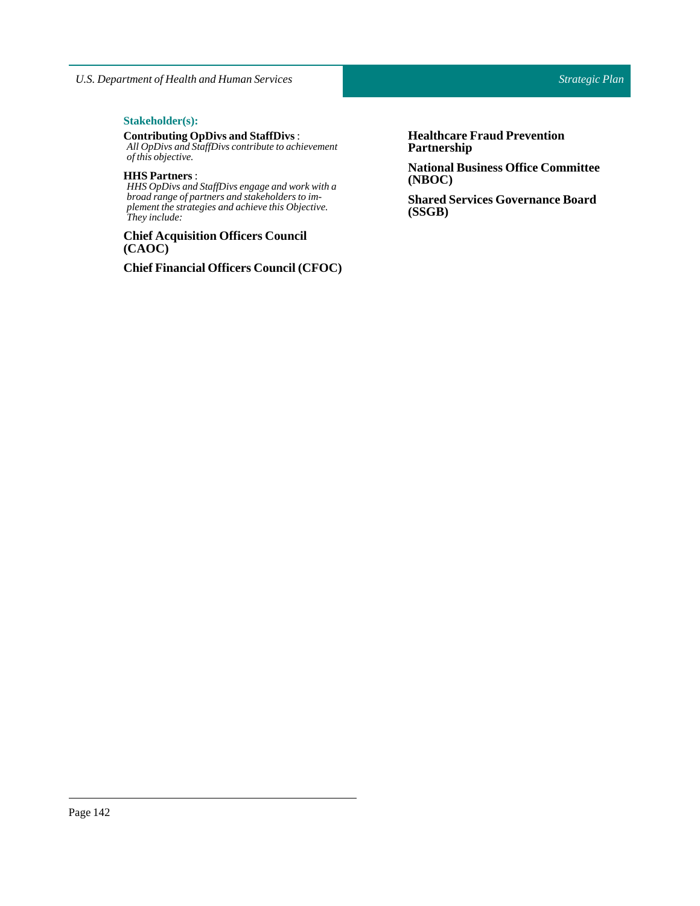**Stakeholder(s):**

**Contributing OpDivs and StaffDivs** :
*All OpDivs and StaffDivs contribute to achievement of this objective.*

**HHS Partners** :
*HHS OpDivs and StaffDivs engage and work with a broad range of partners and stakeholders to implement the strategies and achieve this Objective. They include:*

**Chief Acquisition Officers Council (CAOC)**

**Chief Financial Officers Council (CFOC)**

**Healthcare Fraud Prevention Partnership**

**National Business Office Committee (NBOC)**

**Shared Services Governance Board (SSGB)**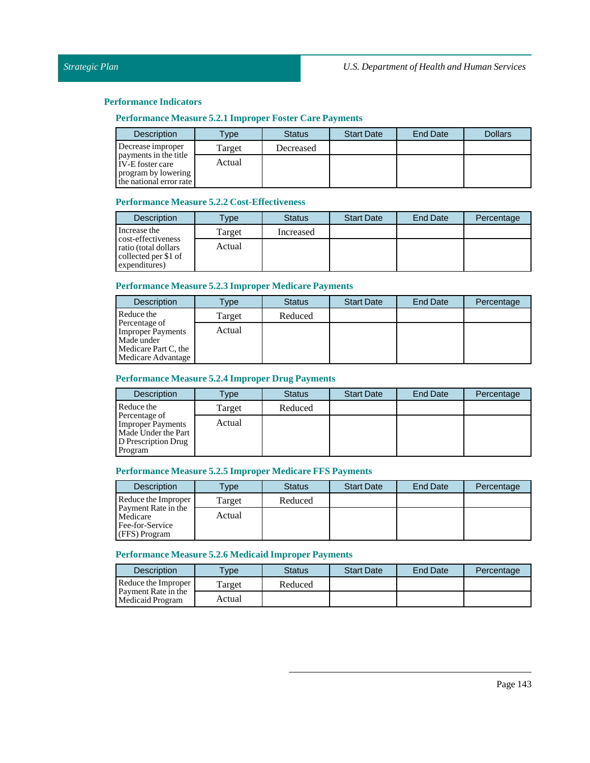## Performance Indicators

### Performance Measure 5.2.1 Improper Foster Care Payments

| Description | Type | Status | Start Date | End Date | Dollars |
|---|---|---|---|---|---|
| Decrease improper payments in the title IV-E foster care program by lowering the national error rate | Target | Decreased | | | |
| | Actual | | | | |

### Performance Measure 5.2.2 Cost-Effectiveness

| Description | Type | Status | Start Date | End Date | Percentage |
|---|---|---|---|---|---|
| Increase the cost-effectiveness ratio (total dollars collected per $1 of expenditures) | Target | Increased | | | |
| | Actual | | | | |

### Performance Measure 5.2.3 Improper Medicare Payments

| Description | Type | Status | Start Date | End Date | Percentage |
|---|---|---|---|---|---|
| Reduce the Percentage of Improper Payments Made under Medicare Part C, the Medicare Advantage | Target | Reduced | | | |
| | Actual | | | | |

### Performance Measure 5.2.4 Improper Drug Payments

| Description | Type | Status | Start Date | End Date | Percentage |
|---|---|---|---|---|---|
| Reduce the Percentage of Improper Payments Made Under the Part D Prescription Drug Program | Target | Reduced | | | |
| | Actual | | | | |

### Performance Measure 5.2.5 Improper Medicare FFS Payments

| Description | Type | Status | Start Date | End Date | Percentage |
|---|---|---|---|---|---|
| Reduce the Improper Payment Rate in the Medicare Fee-for-Service (FFS) Program | Target | Reduced | | | |
| | Actual | | | | |

### Performance Measure 5.2.6 Medicaid Improper Payments

| Description | Type | Status | Start Date | End Date | Percentage |
|---|---|---|---|---|---|
| Reduce the Improper Payment Rate in the Medicaid Program | Target | Reduced | | | |
| | Actual | | | | |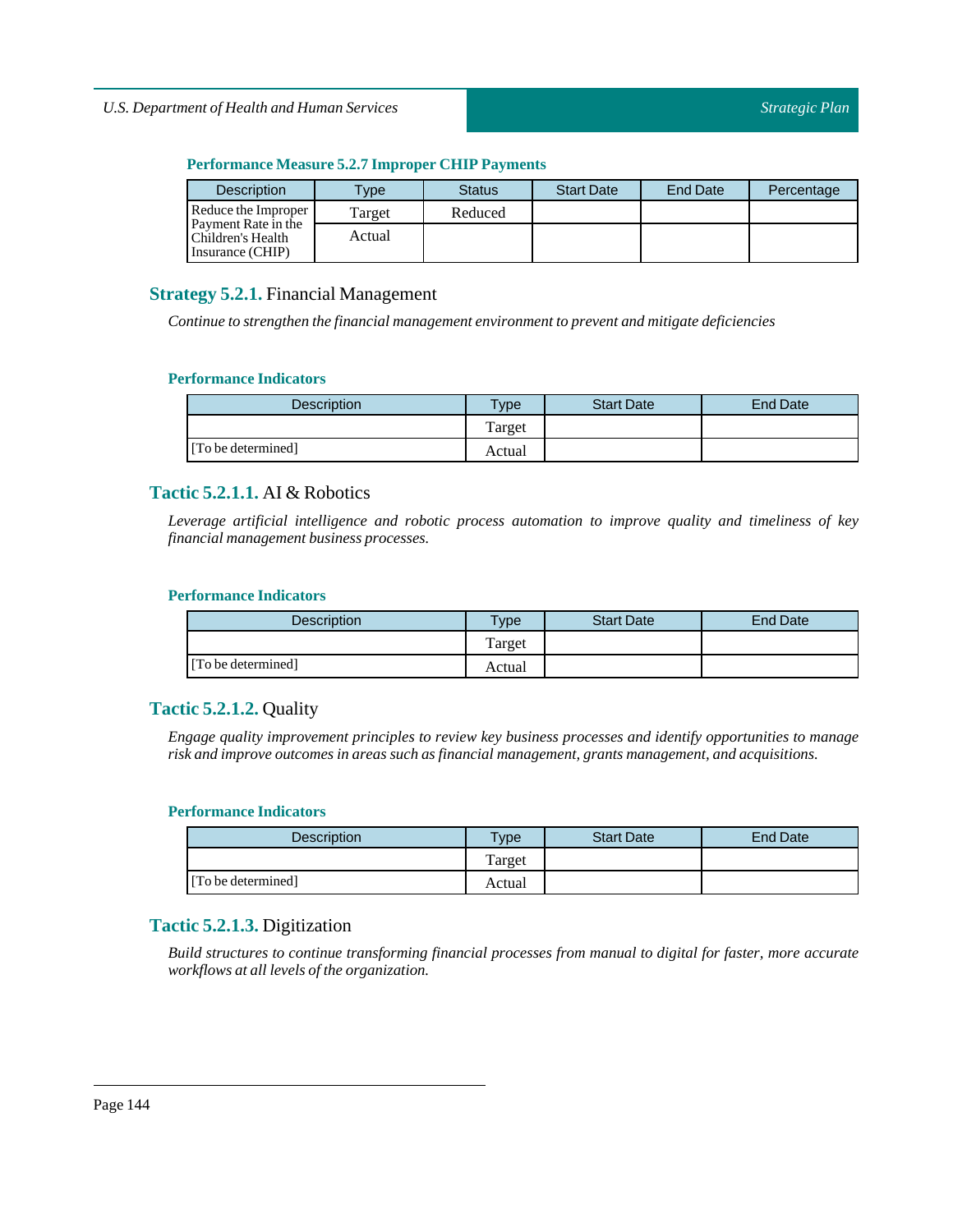#### Performance Measure 5.2.7 Improper CHIP Payments

| Description | Type | Status | Start Date | End Date | Percentage |
|---|---|---|---|---|---|
| Reduce the Improper Payment Rate in the Children's Health Insurance (CHIP) | Target | Reduced | | | |
| | Actual | | | | |

### Strategy 5.2.1. Financial Management

*Continue to strengthen the financial management environment to prevent and mitigate deficiencies*

#### Performance Indicators

| Description | Type | Start Date | End Date |
|---|---|---|---|
| [To be determined] | Target | | |
| | Actual | | |

### Tactic 5.2.1.1. AI & Robotics

*Leverage artificial intelligence and robotic process automation to improve quality and timeliness of key financial management business processes.*

#### Performance Indicators

| Description | Type | Start Date | End Date |
|---|---|---|---|
| [To be determined] | Target | | |
| | Actual | | |

### Tactic 5.2.1.2. Quality

*Engage quality improvement principles to review key business processes and identify opportunities to manage risk and improve outcomes in areas such as financial management, grants management, and acquisitions.*

#### Performance Indicators

| Description | Type | Start Date | End Date |
|---|---|---|---|
| [To be determined] | Target | | |
| | Actual | | |

### Tactic 5.2.1.3. Digitization

*Build structures to continue transforming financial processes from manual to digital for faster, more accurate workflows at all levels of the organization.*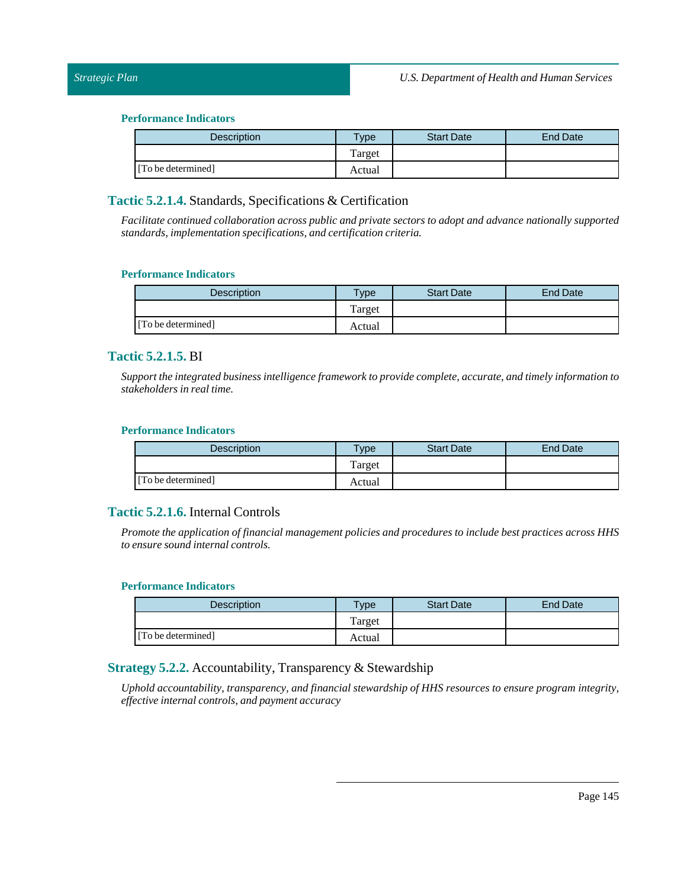#### Performance Indicators

| Description | Type | Start Date | End Date |
|---|---|---|---|
| | Target | | |
| [To be determined] | Actual | | |

### Tactic 5.2.1.4. Standards, Specifications & Certification

*Facilitate continued collaboration across public and private sectors to adopt and advance nationally supported standards, implementation specifications, and certification criteria.*

#### Performance Indicators

| Description | Type | Start Date | End Date |
|---|---|---|---|
| | Target | | |
| [To be determined] | Actual | | |

### Tactic 5.2.1.5. BI

*Support the integrated business intelligence framework to provide complete, accurate, and timely information to stakeholders in real time.*

#### Performance Indicators

| Description | Type | Start Date | End Date |
|---|---|---|---|
| | Target | | |
| [To be determined] | Actual | | |

### Tactic 5.2.1.6. Internal Controls

*Promote the application of financial management policies and procedures to include best practices across HHS to ensure sound internal controls.*

#### Performance Indicators

| Description | Type | Start Date | End Date |
|---|---|---|---|
| | Target | | |
| [To be determined] | Actual | | |

### Strategy 5.2.2. Accountability, Transparency & Stewardship

*Uphold accountability, transparency, and financial stewardship of HHS resources to ensure program integrity, effective internal controls, and payment accuracy*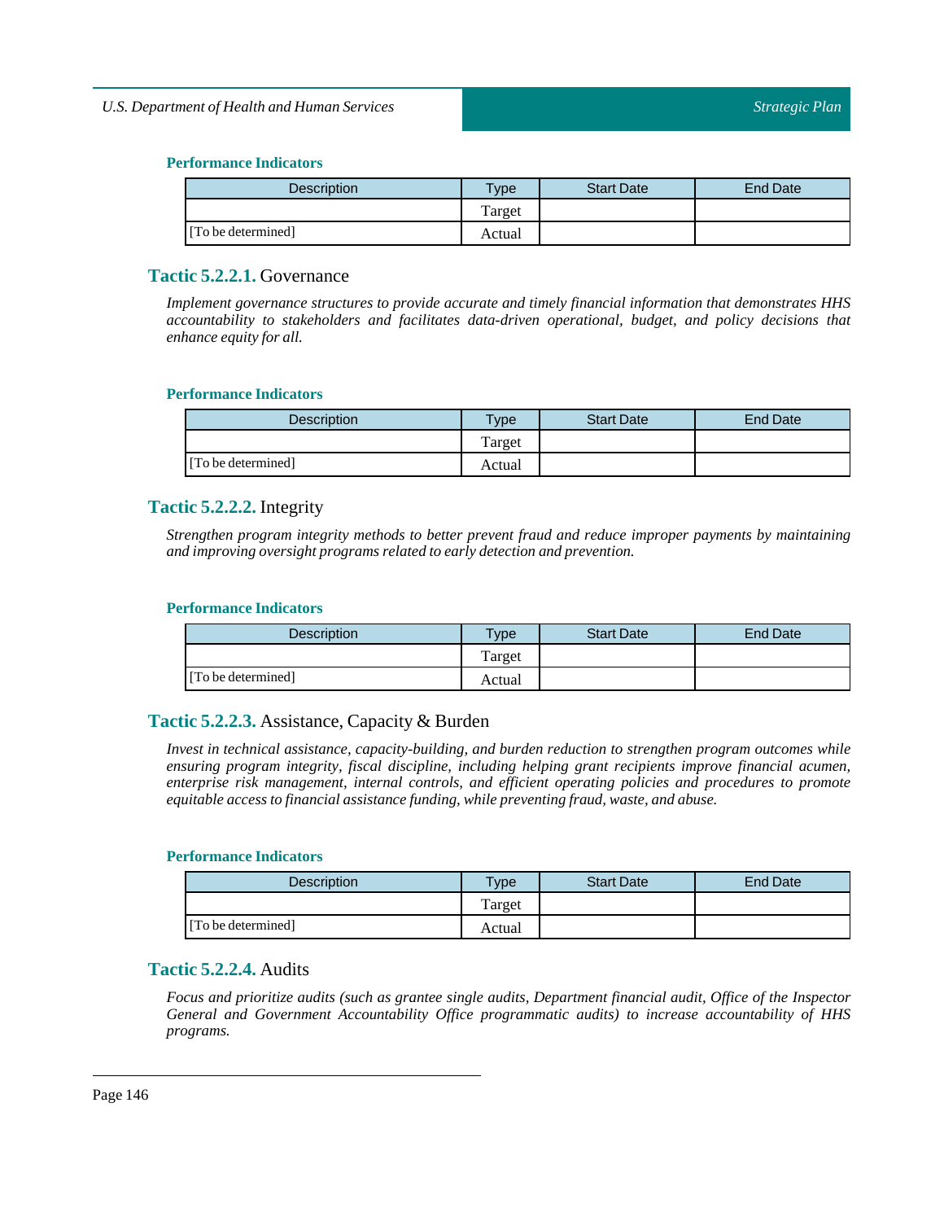#### Performance Indicators

| Description | Type | Start Date | End Date |
|---|---|---|---|
| | Target | | |
| [To be determined] | Actual | | |

### Tactic 5.2.2.1. Governance

*Implement governance structures to provide accurate and timely financial information that demonstrates HHS accountability to stakeholders and facilitates data-driven operational, budget, and policy decisions that enhance equity for all.*

#### Performance Indicators

| Description | Type | Start Date | End Date |
|---|---|---|---|
| | Target | | |
| [To be determined] | Actual | | |

### Tactic 5.2.2.2. Integrity

*Strengthen program integrity methods to better prevent fraud and reduce improper payments by maintaining and improving oversight programs related to early detection and prevention.*

#### Performance Indicators

| Description | Type | Start Date | End Date |
|---|---|---|---|
| | Target | | |
| [To be determined] | Actual | | |

### Tactic 5.2.2.3. Assistance, Capacity & Burden

*Invest in technical assistance, capacity-building, and burden reduction to strengthen program outcomes while ensuring program integrity, fiscal discipline, including helping grant recipients improve financial acumen, enterprise risk management, internal controls, and efficient operating policies and procedures to promote equitable access to financial assistance funding, while preventing fraud, waste, and abuse.*

#### Performance Indicators

| Description | Type | Start Date | End Date |
|---|---|---|---|
| | Target | | |
| [To be determined] | Actual | | |

### Tactic 5.2.2.4. Audits

*Focus and prioritize audits (such as grantee single audits, Department financial audit, Office of the Inspector General and Government Accountability Office programmatic audits) to increase accountability of HHS programs.*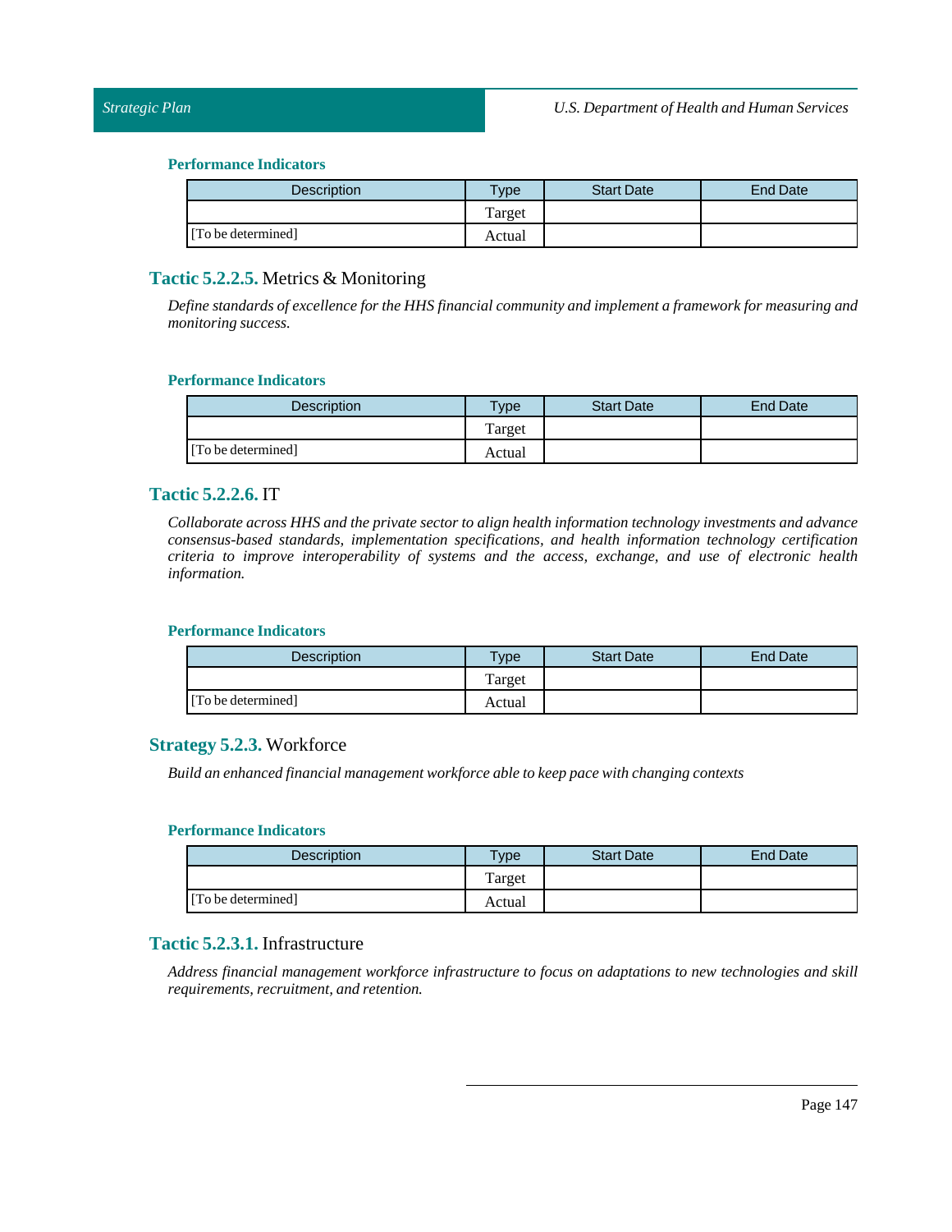#### Performance Indicators

| Description | Type | Start Date | End Date |
| --- | --- | --- | --- |
| | Target | | |
| [To be determined] | Actual | | |

### Tactic 5.2.2.5. Metrics & Monitoring

*Define standards of excellence for the HHS financial community and implement a framework for measuring and monitoring success.*

#### Performance Indicators

| Description | Type | Start Date | End Date |
| --- | --- | --- | --- |
| | Target | | |
| [To be determined] | Actual | | |

### Tactic 5.2.2.6. IT

*Collaborate across HHS and the private sector to align health information technology investments and advance consensus-based standards, implementation specifications, and health information technology certification criteria to improve interoperability of systems and the access, exchange, and use of electronic health information.*

#### Performance Indicators

| Description | Type | Start Date | End Date |
| --- | --- | --- | --- |
| | Target | | |
| [To be determined] | Actual | | |

### Strategy 5.2.3. Workforce

*Build an enhanced financial management workforce able to keep pace with changing contexts*

#### Performance Indicators

| Description | Type | Start Date | End Date |
| --- | --- | --- | --- |
| | Target | | |
| [To be determined] | Actual | | |

### Tactic 5.2.3.1. Infrastructure

*Address financial management workforce infrastructure to focus on adaptations to new technologies and skill requirements, recruitment, and retention.*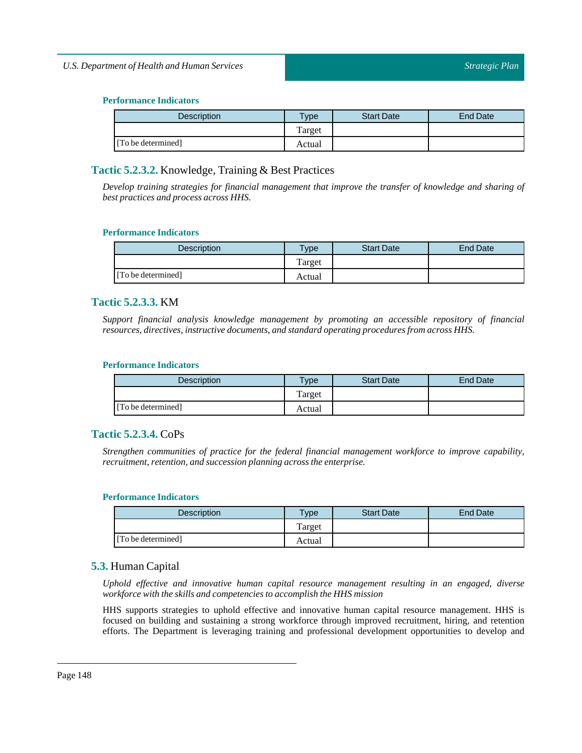#### Performance Indicators

| Description | Type | Start Date | End Date |
|---|---|---|---|
|  | Target |  |  |
| [To be determined] | Actual |  |  |

### Tactic 5.2.3.2. Knowledge, Training & Best Practices

*Develop training strategies for financial management that improve the transfer of knowledge and sharing of best practices and process across HHS.*

#### Performance Indicators

| Description | Type | Start Date | End Date |
|---|---|---|---|
|  | Target |  |  |
| [To be determined] | Actual |  |  |

### Tactic 5.2.3.3. KM

*Support financial analysis knowledge management by promoting an accessible repository of financial resources, directives, instructive documents, and standard operating procedures from across HHS.*

#### Performance Indicators

| Description | Type | Start Date | End Date |
|---|---|---|---|
|  | Target |  |  |
| [To be determined] | Actual |  |  |

### Tactic 5.2.3.4. CoPs

*Strengthen communities of practice for the federal financial management workforce to improve capability, recruitment, retention, and succession planning across the enterprise.*

#### Performance Indicators

| Description | Type | Start Date | End Date |
|---|---|---|---|
|  | Target |  |  |
| [To be determined] | Actual |  |  |

## 5.3. Human Capital

*Uphold effective and innovative human capital resource management resulting in an engaged, diverse workforce with the skills and competencies to accomplish the HHS mission*

HHS supports strategies to uphold effective and innovative human capital resource management. HHS is focused on building and sustaining a strong workforce through improved recruitment, hiring, and retention efforts. The Department is leveraging training and professional development opportunities to develop and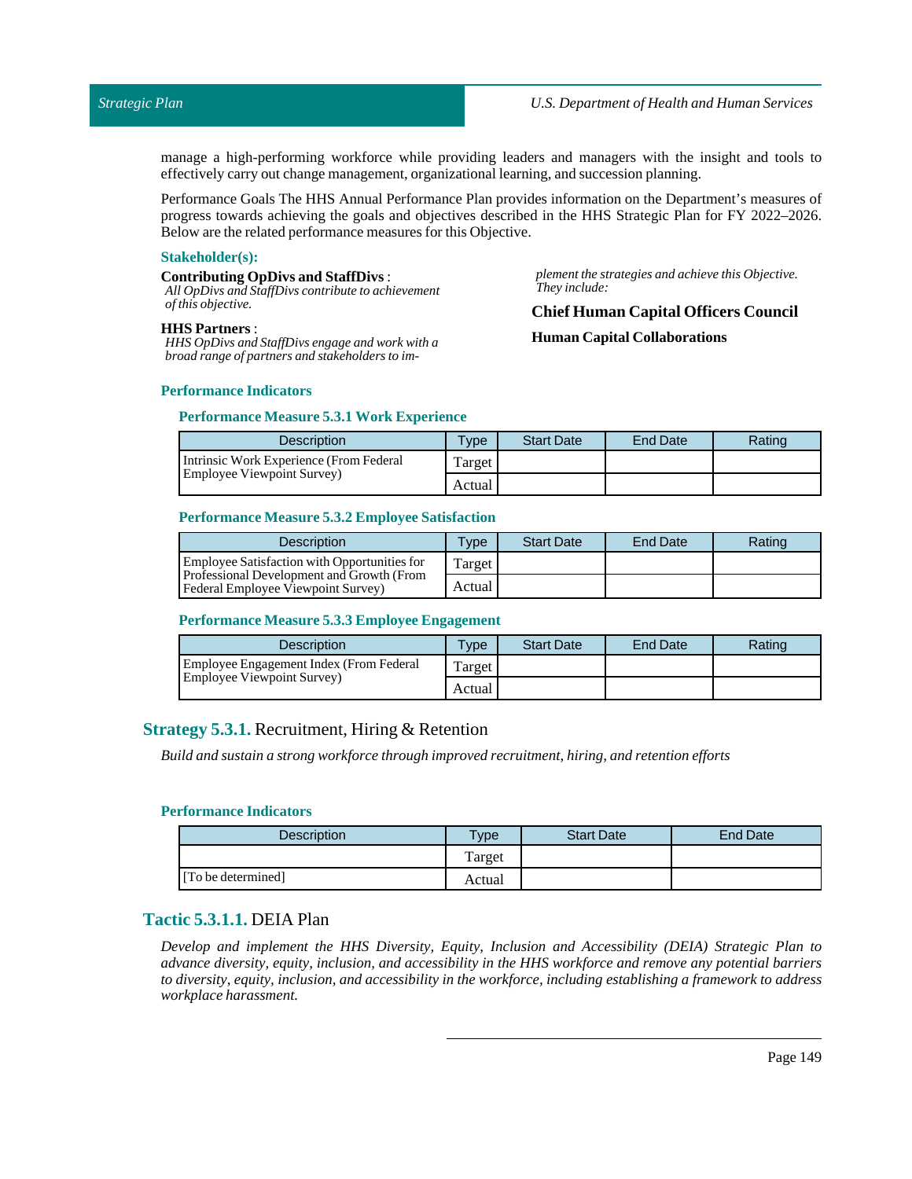manage a high-performing workforce while providing leaders and managers with the insight and tools to effectively carry out change management, organizational learning, and succession planning.

Performance Goals The HHS Annual Performance Plan provides information on the Department's measures of progress towards achieving the goals and objectives described in the HHS Strategic Plan for FY 2022–2026. Below are the related performance measures for this Objective.

### Stakeholder(s):

**Contributing OpDivs and StaffDivs** :
*All OpDivs and StaffDivs contribute to achievement of this objective.*

**HHS Partners** :
*HHS OpDivs and StaffDivs engage and work with a broad range of partners and stakeholders to implement the strategies and achieve this Objective. They include:*

**Chief Human Capital Officers Council**

**Human Capital Collaborations**

### Performance Indicators

#### Performance Measure 5.3.1 Work Experience

| Description | Type | Start Date | End Date | Rating |
|---|---|---|---|---|
| Intrinsic Work Experience (From Federal Employee Viewpoint Survey) | Target | | | |
| | Actual | | | |

#### Performance Measure 5.3.2 Employee Satisfaction

| Description | Type | Start Date | End Date | Rating |
|---|---|---|---|---|
| Employee Satisfaction with Opportunities for Professional Development and Growth (From Federal Employee Viewpoint Survey) | Target | | | |
| | Actual | | | |

#### Performance Measure 5.3.3 Employee Engagement

| Description | Type | Start Date | End Date | Rating |
|---|---|---|---|---|
| Employee Engagement Index (From Federal Employee Viewpoint Survey) | Target | | | |
| | Actual | | | |

## Strategy 5.3.1. Recruitment, Hiring & Retention

*Build and sustain a strong workforce through improved recruitment, hiring, and retention efforts*

### Performance Indicators

| Description | Type | Start Date | End Date |
|---|---|---|---|
| | Target | | |
| [To be determined] | Actual | | |

## Tactic 5.3.1.1. DEIA Plan

*Develop and implement the HHS Diversity, Equity, Inclusion and Accessibility (DEIA) Strategic Plan to advance diversity, equity, inclusion, and accessibility in the HHS workforce and remove any potential barriers to diversity, equity, inclusion, and accessibility in the workforce, including establishing a framework to address workplace harassment.*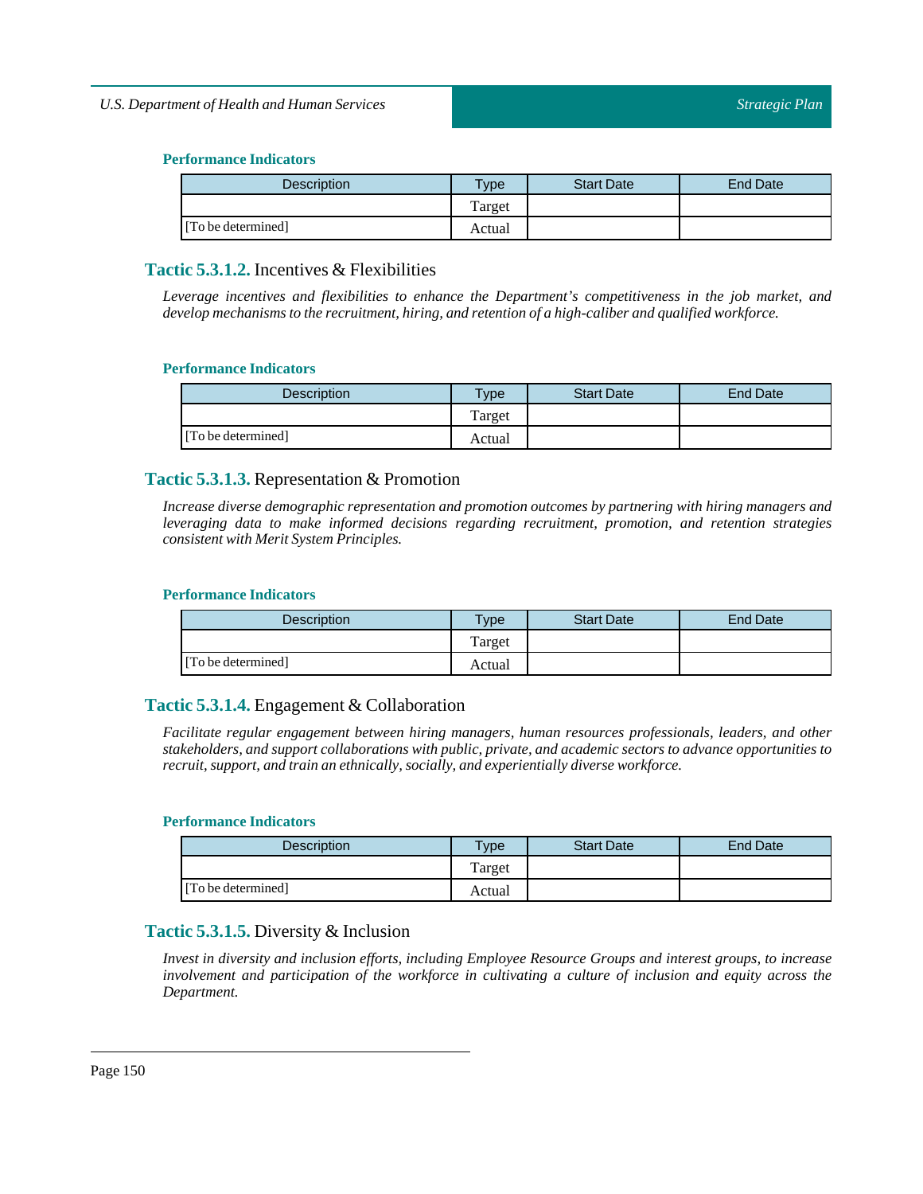#### Performance Indicators

| Description | Type | Start Date | End Date |
|---|---|---|---|
| | Target | | |
| [To be determined] | Actual | | |

### Tactic 5.3.1.2. Incentives & Flexibilities

*Leverage incentives and flexibilities to enhance the Department's competitiveness in the job market, and develop mechanisms to the recruitment, hiring, and retention of a high-caliber and qualified workforce.*

#### Performance Indicators

| Description | Type | Start Date | End Date |
|---|---|---|---|
| | Target | | |
| [To be determined] | Actual | | |

### Tactic 5.3.1.3. Representation & Promotion

*Increase diverse demographic representation and promotion outcomes by partnering with hiring managers and leveraging data to make informed decisions regarding recruitment, promotion, and retention strategies consistent with Merit System Principles.*

#### Performance Indicators

| Description | Type | Start Date | End Date |
|---|---|---|---|
| | Target | | |
| [To be determined] | Actual | | |

### Tactic 5.3.1.4. Engagement & Collaboration

*Facilitate regular engagement between hiring managers, human resources professionals, leaders, and other stakeholders, and support collaborations with public, private, and academic sectors to advance opportunities to recruit, support, and train an ethnically, socially, and experientially diverse workforce.*

#### Performance Indicators

| Description | Type | Start Date | End Date |
|---|---|---|---|
| | Target | | |
| [To be determined] | Actual | | |

### Tactic 5.3.1.5. Diversity & Inclusion

*Invest in diversity and inclusion efforts, including Employee Resource Groups and interest groups, to increase involvement and participation of the workforce in cultivating a culture of inclusion and equity across the Department.*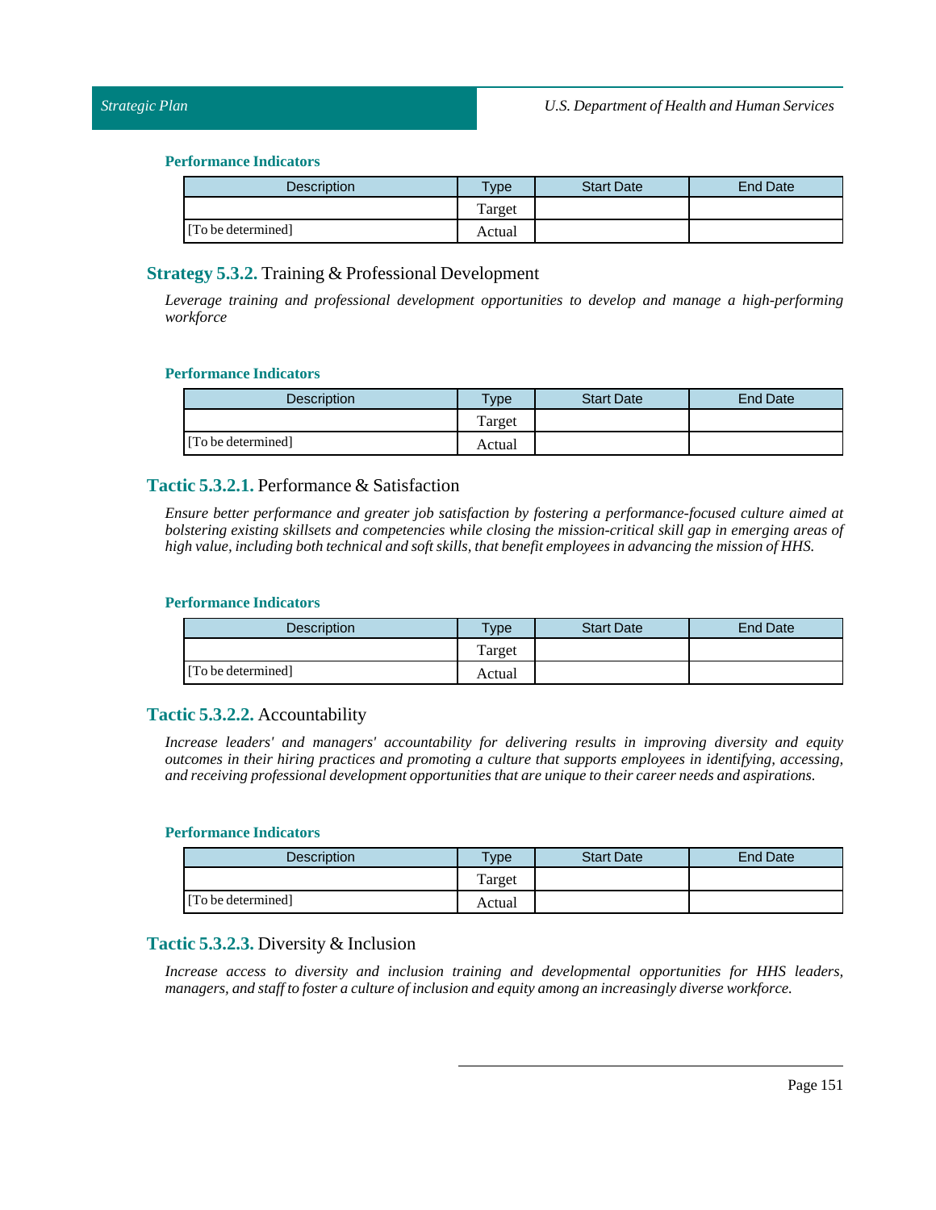#### Performance Indicators

| Description | Type | Start Date | End Date |
|---|---|---|---|
| | Target | | |
| [To be determined] | Actual | | |

### Strategy 5.3.2. Training & Professional Development

*Leverage training and professional development opportunities to develop and manage a high-performing workforce*

#### Performance Indicators

| Description | Type | Start Date | End Date |
|---|---|---|---|
| | Target | | |
| [To be determined] | Actual | | |

### Tactic 5.3.2.1. Performance & Satisfaction

*Ensure better performance and greater job satisfaction by fostering a performance-focused culture aimed at bolstering existing skillsets and competencies while closing the mission-critical skill gap in emerging areas of high value, including both technical and soft skills, that benefit employees in advancing the mission of HHS.*

#### Performance Indicators

| Description | Type | Start Date | End Date |
|---|---|---|---|
| | Target | | |
| [To be determined] | Actual | | |

### Tactic 5.3.2.2. Accountability

*Increase leaders' and managers' accountability for delivering results in improving diversity and equity outcomes in their hiring practices and promoting a culture that supports employees in identifying, accessing, and receiving professional development opportunities that are unique to their career needs and aspirations.*

#### Performance Indicators

| Description | Type | Start Date | End Date |
|---|---|---|---|
| | Target | | |
| [To be determined] | Actual | | |

### Tactic 5.3.2.3. Diversity & Inclusion

*Increase access to diversity and inclusion training and developmental opportunities for HHS leaders, managers, and staff to foster a culture of inclusion and equity among an increasingly diverse workforce.*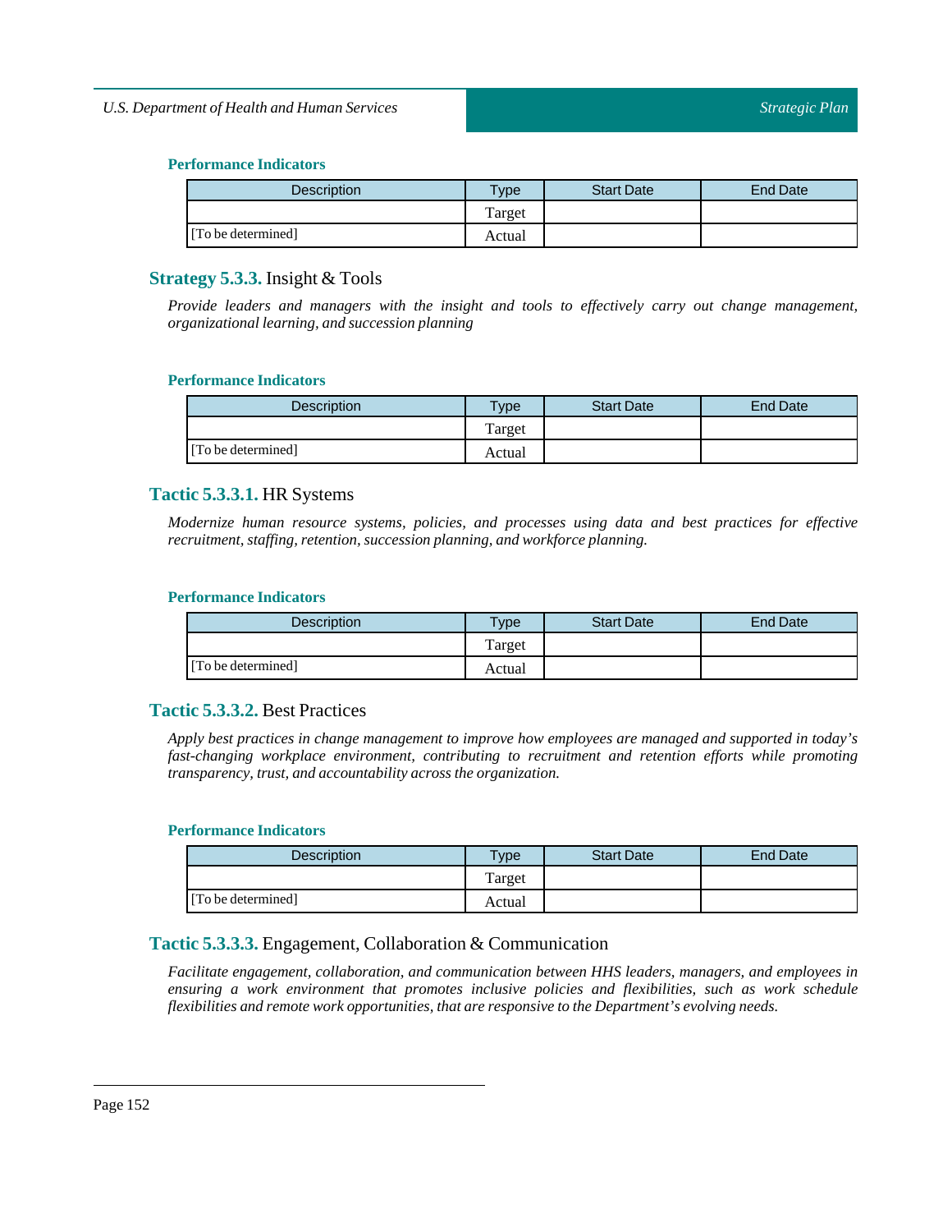#### Performance Indicators

| Description | Type | Start Date | End Date |
|---|---|---|---|
| | Target | | |
| [To be determined] | Actual | | |

### **Strategy 5.3.3.** Insight & Tools

*Provide leaders and managers with the insight and tools to effectively carry out change management, organizational learning, and succession planning*

#### Performance Indicators

| Description | Type | Start Date | End Date |
|---|---|---|---|
| | Target | | |
| [To be determined] | Actual | | |

### **Tactic 5.3.3.1.** HR Systems

*Modernize human resource systems, policies, and processes using data and best practices for effective recruitment, staffing, retention, succession planning, and workforce planning.*

#### Performance Indicators

| Description | Type | Start Date | End Date |
|---|---|---|---|
| | Target | | |
| [To be determined] | Actual | | |

### **Tactic 5.3.3.2.** Best Practices

*Apply best practices in change management to improve how employees are managed and supported in today's fast-changing workplace environment, contributing to recruitment and retention efforts while promoting transparency, trust, and accountability across the organization.*

#### Performance Indicators

| Description | Type | Start Date | End Date |
|---|---|---|---|
| | Target | | |
| [To be determined] | Actual | | |

### **Tactic 5.3.3.3.** Engagement, Collaboration & Communication

*Facilitate engagement, collaboration, and communication between HHS leaders, managers, and employees in ensuring a work environment that promotes inclusive policies and flexibilities, such as work schedule flexibilities and remote work opportunities, that are responsive to the Department's evolving needs.*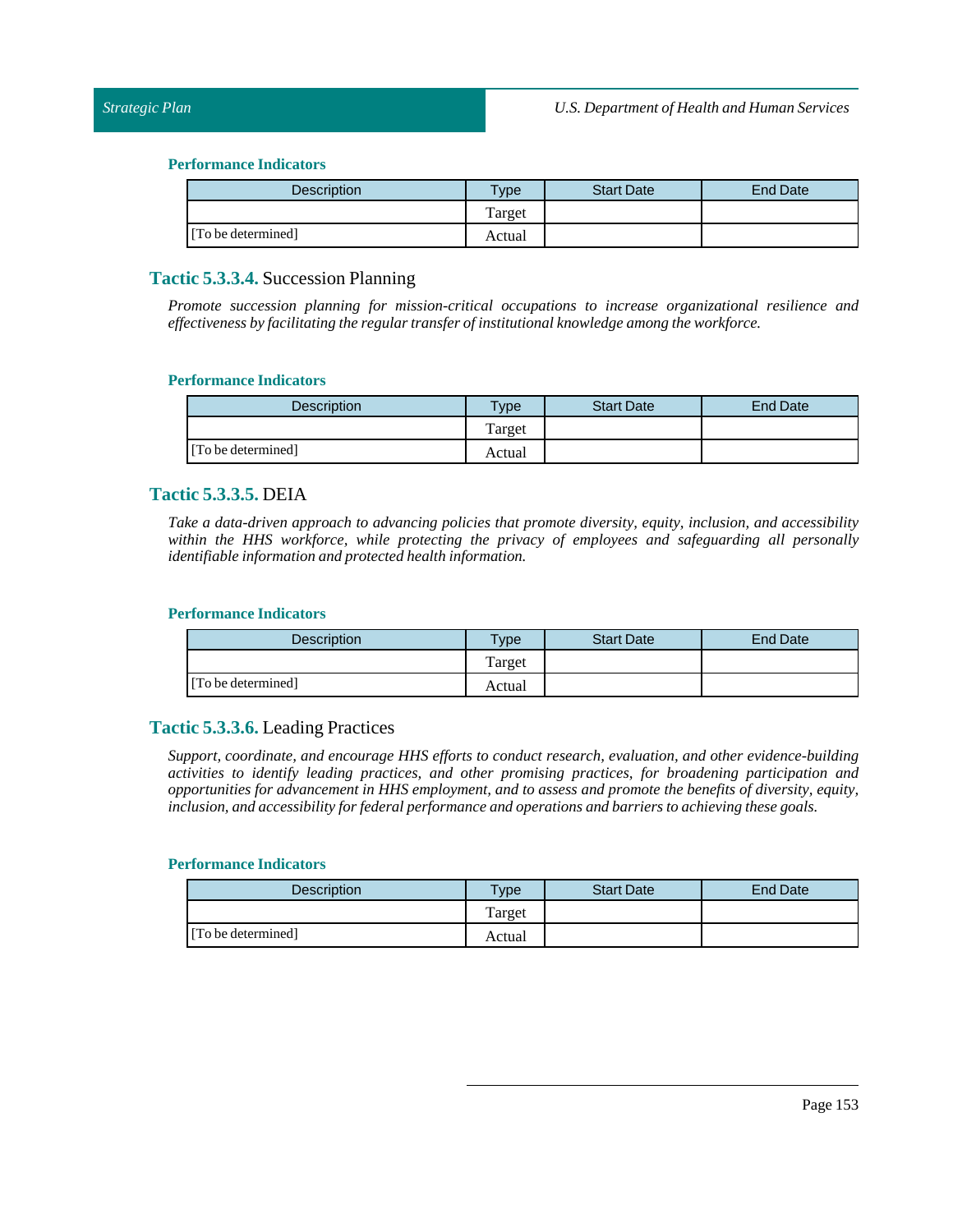#### Performance Indicators

| Description | Type | Start Date | End Date |
|---|---|---|---|
| | Target | | |
| [To be determined] | Actual | | |

### Tactic 5.3.3.4. Succession Planning

*Promote succession planning for mission-critical occupations to increase organizational resilience and effectiveness by facilitating the regular transfer of institutional knowledge among the workforce.*

#### Performance Indicators

| Description | Type | Start Date | End Date |
|---|---|---|---|
| | Target | | |
| [To be determined] | Actual | | |

### Tactic 5.3.3.5. DEIA

*Take a data-driven approach to advancing policies that promote diversity, equity, inclusion, and accessibility within the HHS workforce, while protecting the privacy of employees and safeguarding all personally identifiable information and protected health information.*

#### Performance Indicators

| Description | Type | Start Date | End Date |
|---|---|---|---|
| | Target | | |
| [To be determined] | Actual | | |

### Tactic 5.3.3.6. Leading Practices

*Support, coordinate, and encourage HHS efforts to conduct research, evaluation, and other evidence-building activities to identify leading practices, and other promising practices, for broadening participation and opportunities for advancement in HHS employment, and to assess and promote the benefits of diversity, equity, inclusion, and accessibility for federal performance and operations and barriers to achieving these goals.*

#### Performance Indicators

| Description | Type | Start Date | End Date |
|---|---|---|---|
| | Target | | |
| [To be determined] | Actual | | |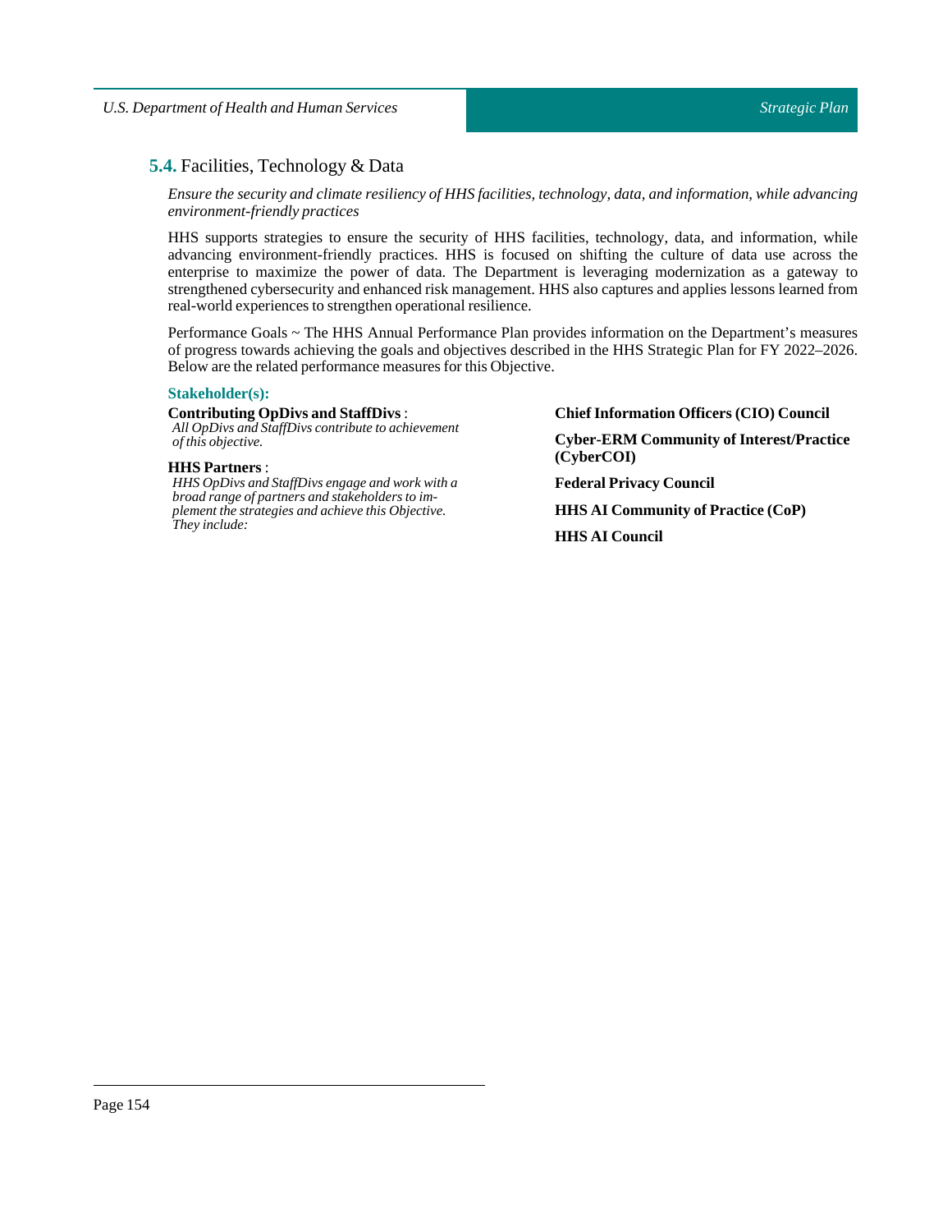## 5.4. Facilities, Technology & Data

*Ensure the security and climate resiliency of HHS facilities, technology, data, and information, while advancing environment-friendly practices*

HHS supports strategies to ensure the security of HHS facilities, technology, data, and information, while advancing environment-friendly practices. HHS is focused on shifting the culture of data use across the enterprise to maximize the power of data. The Department is leveraging modernization as a gateway to strengthened cybersecurity and enhanced risk management. HHS also captures and applies lessons learned from real-world experiences to strengthen operational resilience.

Performance Goals ~ The HHS Annual Performance Plan provides information on the Department's measures of progress towards achieving the goals and objectives described in the HHS Strategic Plan for FY 2022–2026. Below are the related performance measures for this Objective.

### Stakeholder(s):

**Contributing OpDivs and StaffDivs** :
*All OpDivs and StaffDivs contribute to achievement of this objective.*

**HHS Partners** :
*HHS OpDivs and StaffDivs engage and work with a broad range of partners and stakeholders to implement the strategies and achieve this Objective. They include:*

**Chief Information Officers (CIO) Council**

**Cyber-ERM Community of Interest/Practice (CyberCOI)**

**Federal Privacy Council**

**HHS AI Community of Practice (CoP)**

**HHS AI Council**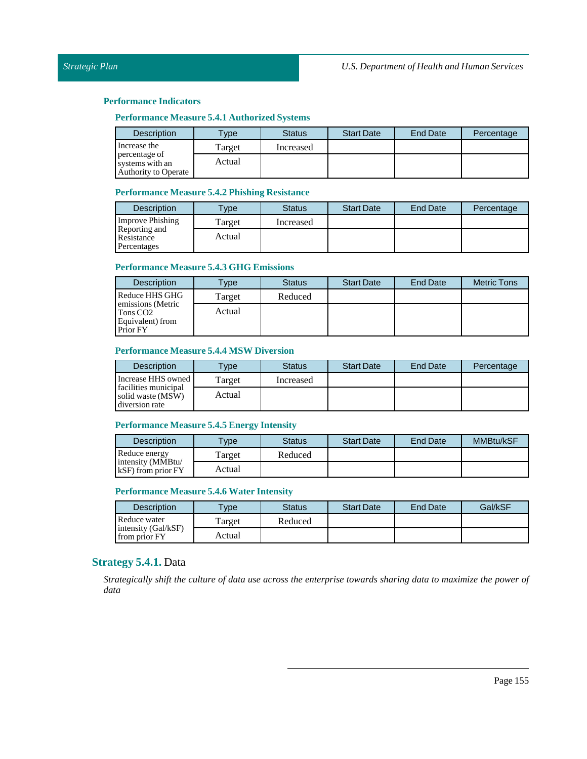### Performance Indicators

#### Performance Measure 5.4.1 Authorized Systems

| Description | Type | Status | Start Date | End Date | Percentage |
|---|---|---|---|---|---|
| Increase the percentage of systems with an Authority to Operate | Target | Increased | | | |
| | Actual | | | | |

#### Performance Measure 5.4.2 Phishing Resistance

| Description | Type | Status | Start Date | End Date | Percentage |
|---|---|---|---|---|---|
| Improve Phishing Reporting and Resistance Percentages | Target | Increased | | | |
| | Actual | | | | |

#### Performance Measure 5.4.3 GHG Emissions

| Description | Type | Status | Start Date | End Date | Metric Tons |
|---|---|---|---|---|---|
| Reduce HHS GHG emissions (Metric Tons CO2 Equivalent) from Prior FY | Target | Reduced | | | |
| | Actual | | | | |

#### Performance Measure 5.4.4 MSW Diversion

| Description | Type | Status | Start Date | End Date | Percentage |
|---|---|---|---|---|---|
| Increase HHS owned facilities municipal solid waste (MSW) diversion rate | Target | Increased | | | |
| | Actual | | | | |

#### Performance Measure 5.4.5 Energy Intensity

| Description | Type | Status | Start Date | End Date | MMBtu/kSF |
|---|---|---|---|---|---|
| Reduce energy intensity (MMBtu/ kSF) from prior FY | Target | Reduced | | | |
| | Actual | | | | |

#### Performance Measure 5.4.6 Water Intensity

| Description | Type | Status | Start Date | End Date | Gal/kSF |
|---|---|---|---|---|---|
| Reduce water intensity (Gal/kSF) from prior FY | Target | Reduced | | | |
| | Actual | | | | |

## Strategy 5.4.1. Data

*Strategically shift the culture of data use across the enterprise towards sharing data to maximize the power of data*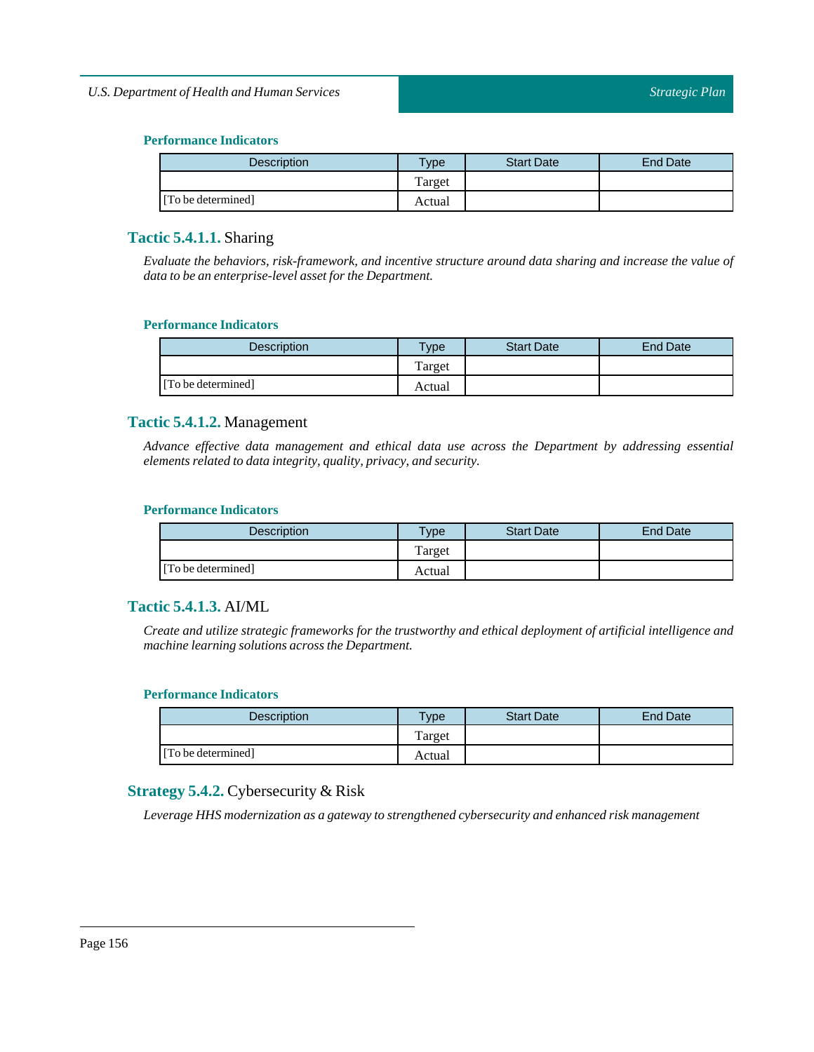**Performance Indicators**

| Description | Type | Start Date | End Date |
|---|---|---|---|
| | Target | | |
| [To be determined] | Actual | | |

### Tactic 5.4.1.1. Sharing

*Evaluate the behaviors, risk-framework, and incentive structure around data sharing and increase the value of data to be an enterprise-level asset for the Department.*

**Performance Indicators**

| Description | Type | Start Date | End Date |
|---|---|---|---|
| | Target | | |
| [To be determined] | Actual | | |

### Tactic 5.4.1.2. Management

*Advance effective data management and ethical data use across the Department by addressing essential elements related to data integrity, quality, privacy, and security.*

**Performance Indicators**

| Description | Type | Start Date | End Date |
|---|---|---|---|
| | Target | | |
| [To be determined] | Actual | | |

### Tactic 5.4.1.3. AI/ML

*Create and utilize strategic frameworks for the trustworthy and ethical deployment of artificial intelligence and machine learning solutions across the Department.*

**Performance Indicators**

| Description | Type | Start Date | End Date |
|---|---|---|---|
| | Target | | |
| [To be determined] | Actual | | |

## Strategy 5.4.2. Cybersecurity & Risk

*Leverage HHS modernization as a gateway to strengthened cybersecurity and enhanced risk management*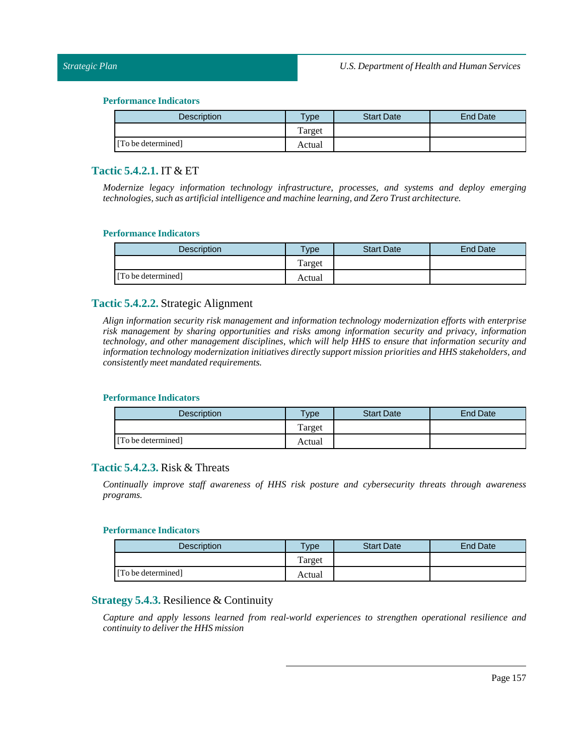#### Performance Indicators

| Description | Type | Start Date | End Date |
|---|---|---|---|
| | Target | | |
| [To be determined] | Actual | | |

### Tactic 5.4.2.1. IT & ET

*Modernize legacy information technology infrastructure, processes, and systems and deploy emerging technologies, such as artificial intelligence and machine learning, and Zero Trust architecture.*

#### Performance Indicators

| Description | Type | Start Date | End Date |
|---|---|---|---|
| | Target | | |
| [To be determined] | Actual | | |

### Tactic 5.4.2.2. Strategic Alignment

*Align information security risk management and information technology modernization efforts with enterprise risk management by sharing opportunities and risks among information security and privacy, information technology, and other management disciplines, which will help HHS to ensure that information security and information technology modernization initiatives directly support mission priorities and HHS stakeholders, and consistently meet mandated requirements.*

#### Performance Indicators

| Description | Type | Start Date | End Date |
|---|---|---|---|
| | Target | | |
| [To be determined] | Actual | | |

### Tactic 5.4.2.3. Risk & Threats

*Continually improve staff awareness of HHS risk posture and cybersecurity threats through awareness programs.*

#### Performance Indicators

| Description | Type | Start Date | End Date |
|---|---|---|---|
| | Target | | |
| [To be determined] | Actual | | |

### Strategy 5.4.3. Resilience & Continuity

*Capture and apply lessons learned from real-world experiences to strengthen operational resilience and continuity to deliver the HHS mission*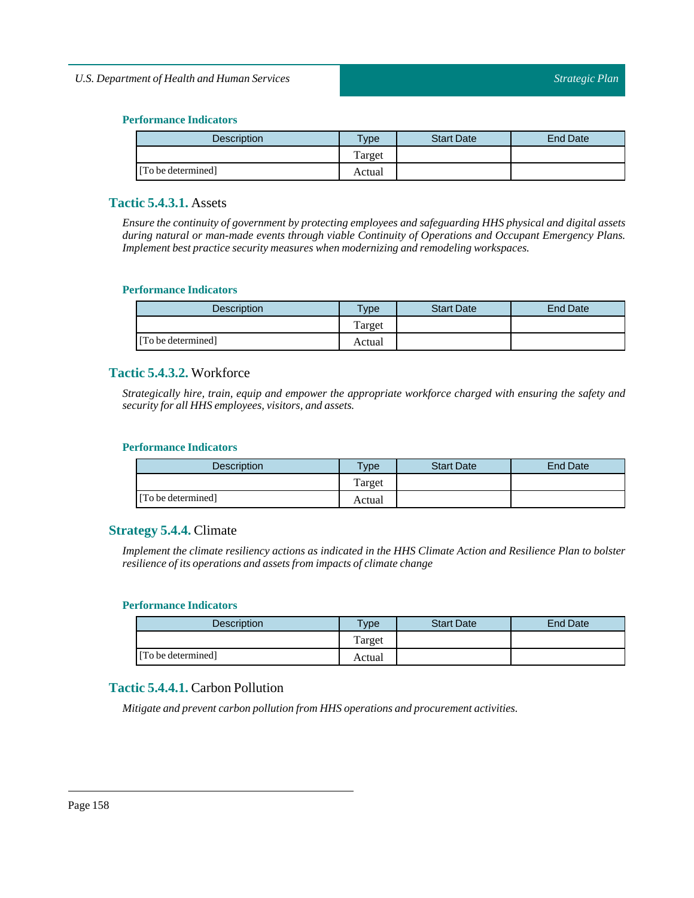**Performance Indicators**

| Description | Type | Start Date | End Date |
|---|---|---|---|
| | Target | | |
| [To be determined] | Actual | | |

### **Tactic 5.4.3.1.** Assets

*Ensure the continuity of government by protecting employees and safeguarding HHS physical and digital assets during natural or man-made events through viable Continuity of Operations and Occupant Emergency Plans. Implement best practice security measures when modernizing and remodeling workspaces.*

**Performance Indicators**

| Description | Type | Start Date | End Date |
|---|---|---|---|
| | Target | | |
| [To be determined] | Actual | | |

### **Tactic 5.4.3.2.** Workforce

*Strategically hire, train, equip and empower the appropriate workforce charged with ensuring the safety and security for all HHS employees, visitors, and assets.*

**Performance Indicators**

| Description | Type | Start Date | End Date |
|---|---|---|---|
| | Target | | |
| [To be determined] | Actual | | |

### **Strategy 5.4.4.** Climate

*Implement the climate resiliency actions as indicated in the HHS Climate Action and Resilience Plan to bolster resilience of its operations and assets from impacts of climate change*

**Performance Indicators**

| Description | Type | Start Date | End Date |
|---|---|---|---|
| | Target | | |
| [To be determined] | Actual | | |

### **Tactic 5.4.4.1.** Carbon Pollution

*Mitigate and prevent carbon pollution from HHS operations and procurement activities.*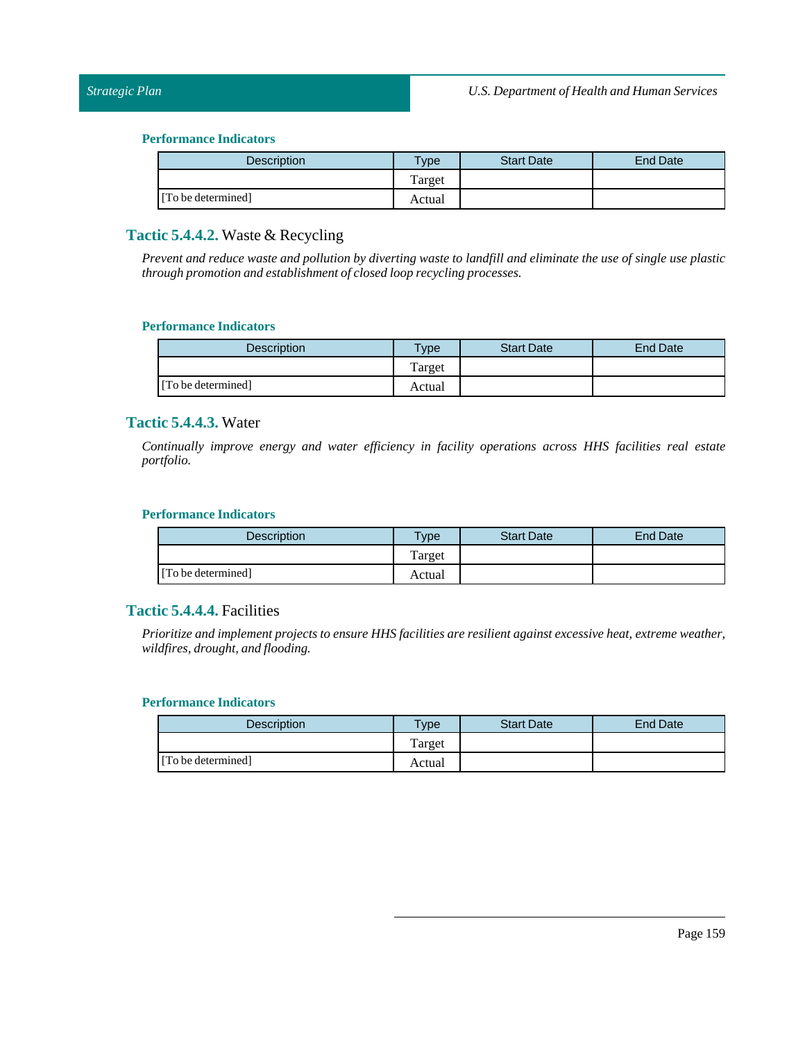#### Performance Indicators

| Description | Type | Start Date | End Date |
|---|---|---|---|
| | Target | | |
| [To be determined] | Actual | | |

### Tactic 5.4.4.2. Waste & Recycling

*Prevent and reduce waste and pollution by diverting waste to landfill and eliminate the use of single use plastic through promotion and establishment of closed loop recycling processes.*

#### Performance Indicators

| Description | Type | Start Date | End Date |
|---|---|---|---|
| | Target | | |
| [To be determined] | Actual | | |

### Tactic 5.4.4.3. Water

*Continually improve energy and water efficiency in facility operations across HHS facilities real estate portfolio.*

#### Performance Indicators

| Description | Type | Start Date | End Date |
|---|---|---|---|
| | Target | | |
| [To be determined] | Actual | | |

### Tactic 5.4.4.4. Facilities

*Prioritize and implement projects to ensure HHS facilities are resilient against excessive heat, extreme weather, wildfires, drought, and flooding.*

#### Performance Indicators

| Description | Type | Start Date | End Date |
|---|---|---|---|
| | Target | | |
| [To be determined] | Actual | | |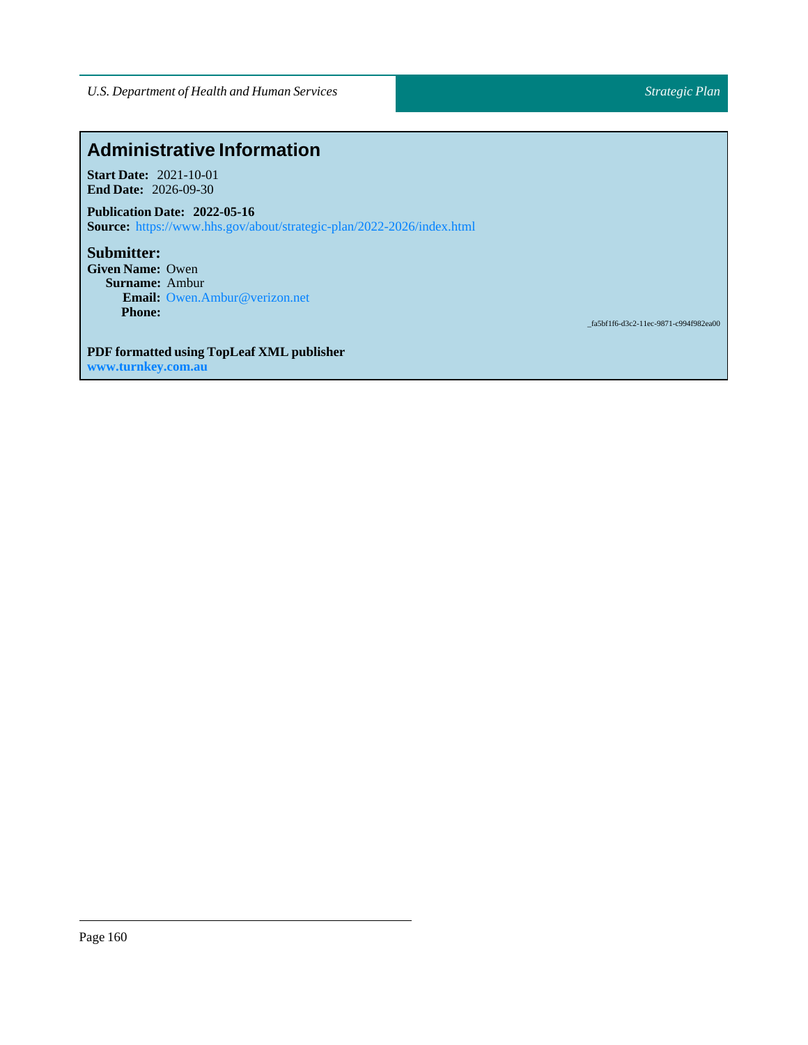## Administrative Information

**Start Date:** 2021-10-01
**End Date:** 2026-09-30

**Publication Date:** 2022-05-16
**Source:** https://www.hhs.gov/about/strategic-plan/2022-2026/index.html

### Submitter:

**Given Name:** Owen
**Surname:** Ambur
**Email:** Owen.Ambur@verizon.net
**Phone:**

_fa5bf1f6-d3c2-11ec-9871-c994f982ea00

**PDF formatted using TopLeaf XML publisher**
**www.turnkey.com.au**